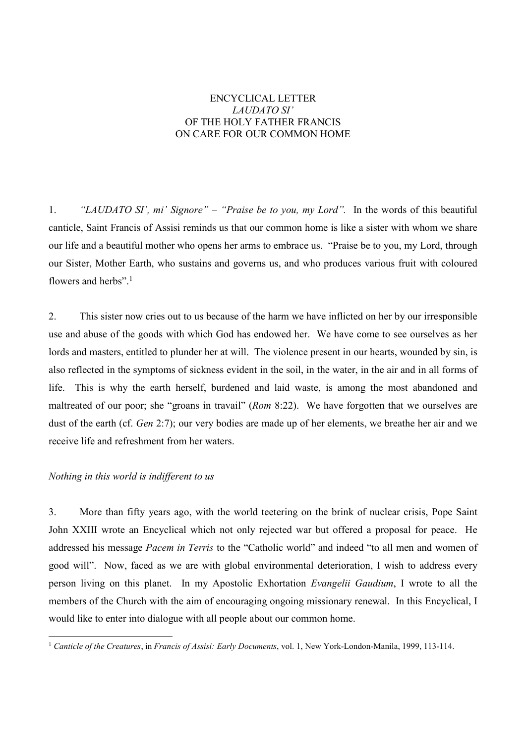# ENCYCLICAL LETTER
# *LAUDATO SI'*
# OF THE HOLY FATHER FRANCIS
# ON CARE FOR OUR COMMON HOME

1. *"LAUDATO SI', mi' Signore" – "Praise be to you, my Lord".* In the words of this beautiful canticle, Saint Francis of Assisi reminds us that our common home is like a sister with whom we share our life and a beautiful mother who opens her arms to embrace us. "Praise be to you, my Lord, through our Sister, Mother Earth, who sustains and governs us, and who produces various fruit with coloured flowers and herbs".[1]

2. This sister now cries out to us because of the harm we have inflicted on her by our irresponsible use and abuse of the goods with which God has endowed her. We have come to see ourselves as her lords and masters, entitled to plunder her at will. The violence present in our hearts, wounded by sin, is also reflected in the symptoms of sickness evident in the soil, in the water, in the air and in all forms of life. This is why the earth herself, burdened and laid waste, is among the most abandoned and maltreated of our poor; she "groans in travail" (*Rom* 8:22). We have forgotten that we ourselves are dust of the earth (cf. *Gen* 2:7); our very bodies are made up of her elements, we breathe her air and we receive life and refreshment from her waters.

*Nothing in this world is indifferent to us*

3. More than fifty years ago, with the world teetering on the brink of nuclear crisis, Pope Saint John XXIII wrote an Encyclical which not only rejected war but offered a proposal for peace. He addressed his message *Pacem in Terris* to the "Catholic world" and indeed "to all men and women of good will". Now, faced as we are with global environmental deterioration, I wish to address every person living on this planet. In my Apostolic Exhortation *Evangelii Gaudium*, I wrote to all the members of the Church with the aim of encouraging ongoing missionary renewal. In this Encyclical, I would like to enter into dialogue with all people about our common home.

[1] *Canticle of the Creatures*, in *Francis of Assisi: Early Documents*, vol. 1, New York-London-Manila, 1999, 113-114.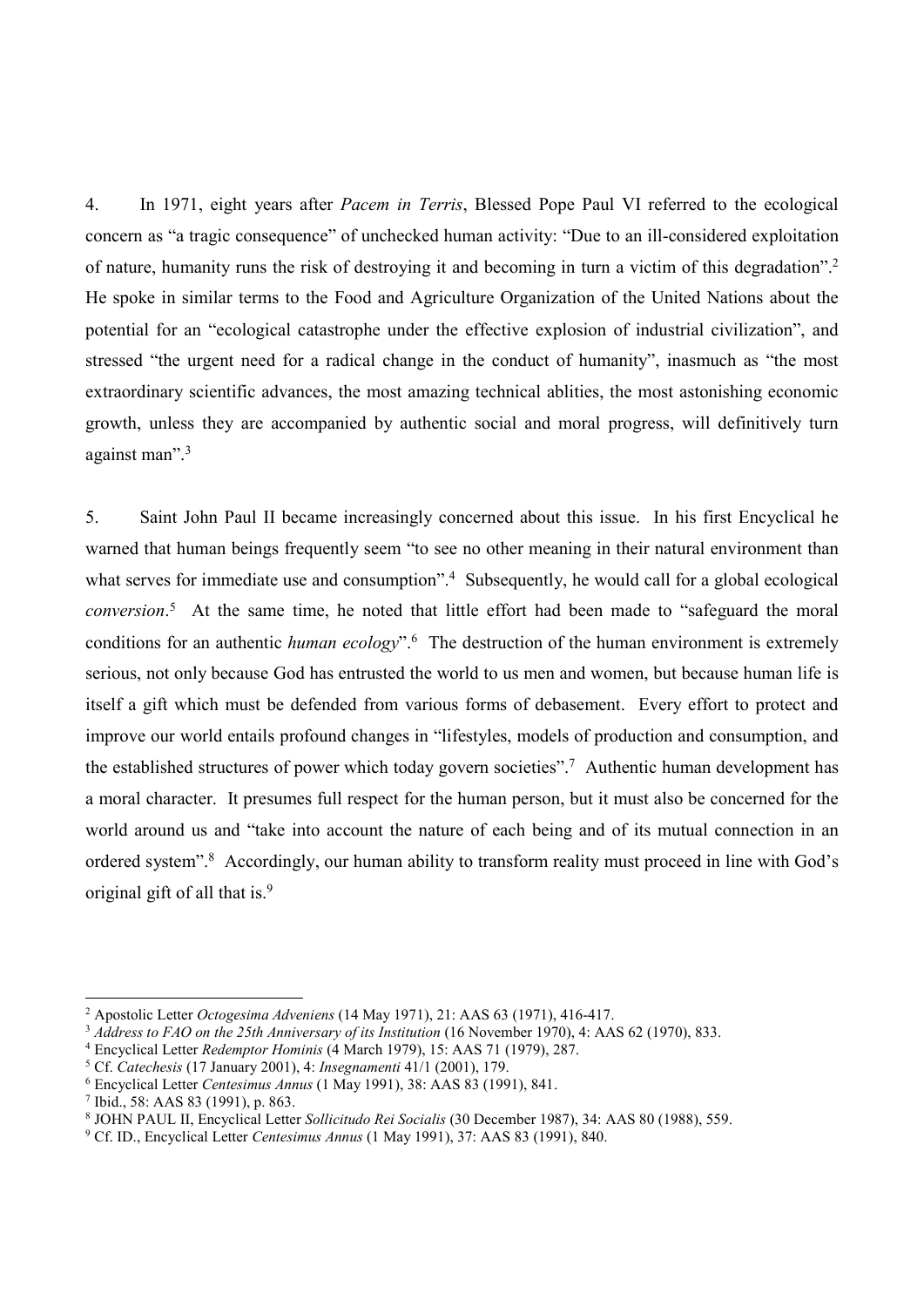4. In 1971, eight years after *Pacem in Terris*, Blessed Pope Paul VI referred to the ecological concern as "a tragic consequence" of unchecked human activity: "Due to an ill-considered exploitation of nature, humanity runs the risk of destroying it and becoming in turn a victim of this degradation".[2] He spoke in similar terms to the Food and Agriculture Organization of the United Nations about the potential for an "ecological catastrophe under the effective explosion of industrial civilization", and stressed "the urgent need for a radical change in the conduct of humanity", inasmuch as "the most extraordinary scientific advances, the most amazing technical ablities, the most astonishing economic growth, unless they are accompanied by authentic social and moral progress, will definitively turn against man".[3]

5. Saint John Paul II became increasingly concerned about this issue. In his first Encyclical he warned that human beings frequently seem "to see no other meaning in their natural environment than what serves for immediate use and consumption".[4] Subsequently, he would call for a global ecological *conversion*.[5] At the same time, he noted that little effort had been made to "safeguard the moral conditions for an authentic *human ecology*".[6] The destruction of the human environment is extremely serious, not only because God has entrusted the world to us men and women, but because human life is itself a gift which must be defended from various forms of debasement. Every effort to protect and improve our world entails profound changes in "lifestyles, models of production and consumption, and the established structures of power which today govern societies".[7] Authentic human development has a moral character. It presumes full respect for the human person, but it must also be concerned for the world around us and "take into account the nature of each being and of its mutual connection in an ordered system".[8] Accordingly, our human ability to transform reality must proceed in line with God's original gift of all that is.[9]

---

[2] Apostolic Letter *Octogesima Adveniens* (14 May 1971), 21: AAS 63 (1971), 416-417.

[3] *Address to FAO on the 25th Anniversary of its Institution* (16 November 1970), 4: AAS 62 (1970), 833.

[4] Encyclical Letter *Redemptor Hominis* (4 March 1979), 15: AAS 71 (1979), 287.

[5] Cf. *Catechesis* (17 January 2001), 4: *Insegnamenti* 41/1 (2001), 179.

[6] Encyclical Letter *Centesimus Annus* (1 May 1991), 38: AAS 83 (1991), 841.

[7] Ibid., 58: AAS 83 (1991), p. 863.

[8] JOHN PAUL II, Encyclical Letter *Sollicitudo Rei Socialis* (30 December 1987), 34: AAS 80 (1988), 559.

[9] Cf. ID., Encyclical Letter *Centesimus Annus* (1 May 1991), 37: AAS 83 (1991), 840.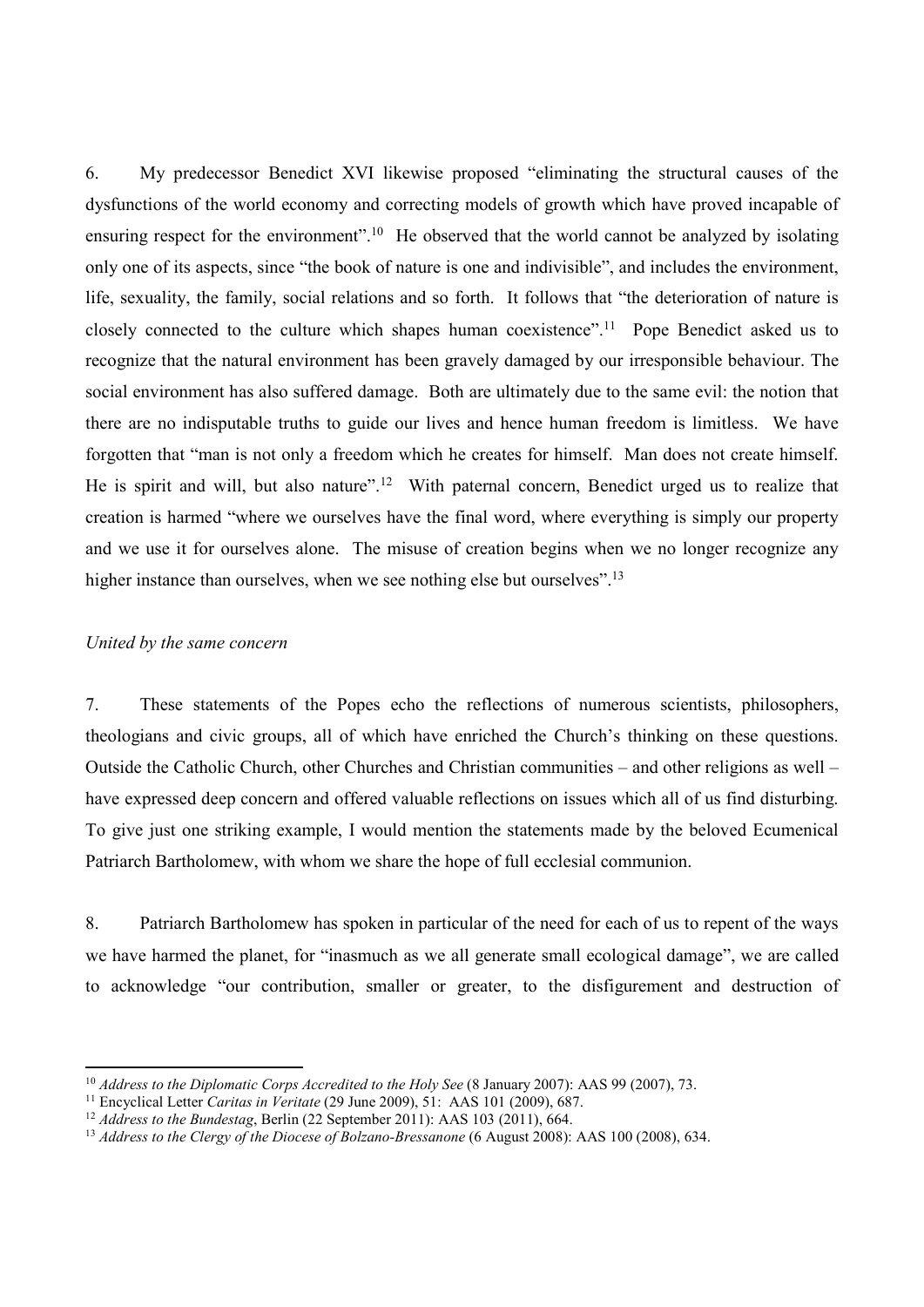6. My predecessor Benedict XVI likewise proposed "eliminating the structural causes of the dysfunctions of the world economy and correcting models of growth which have proved incapable of ensuring respect for the environment".[10] He observed that the world cannot be analyzed by isolating only one of its aspects, since "the book of nature is one and indivisible", and includes the environment, life, sexuality, the family, social relations and so forth. It follows that "the deterioration of nature is closely connected to the culture which shapes human coexistence".[11] Pope Benedict asked us to recognize that the natural environment has been gravely damaged by our irresponsible behaviour. The social environment has also suffered damage. Both are ultimately due to the same evil: the notion that there are no indisputable truths to guide our lives and hence human freedom is limitless. We have forgotten that "man is not only a freedom which he creates for himself. Man does not create himself. He is spirit and will, but also nature".[12] With paternal concern, Benedict urged us to realize that creation is harmed "where we ourselves have the final word, where everything is simply our property and we use it for ourselves alone. The misuse of creation begins when we no longer recognize any higher instance than ourselves, when we see nothing else but ourselves".[13]

*United by the same concern*

7. These statements of the Popes echo the reflections of numerous scientists, philosophers, theologians and civic groups, all of which have enriched the Church's thinking on these questions. Outside the Catholic Church, other Churches and Christian communities – and other religions as well – have expressed deep concern and offered valuable reflections on issues which all of us find disturbing. To give just one striking example, I would mention the statements made by the beloved Ecumenical Patriarch Bartholomew, with whom we share the hope of full ecclesial communion.

8. Patriarch Bartholomew has spoken in particular of the need for each of us to repent of the ways we have harmed the planet, for "inasmuch as we all generate small ecological damage", we are called to acknowledge "our contribution, smaller or greater, to the disfigurement and destruction of

---

[10] *Address to the Diplomatic Corps Accredited to the Holy See* (8 January 2007): AAS 99 (2007), 73.

[11] Encyclical Letter *Caritas in Veritate* (29 June 2009), 51: AAS 101 (2009), 687.

[12] *Address to the Bundestag*, Berlin (22 September 2011): AAS 103 (2011), 664.

[13] *Address to the Clergy of the Diocese of Bolzano-Bressanone* (6 August 2008): AAS 100 (2008), 634.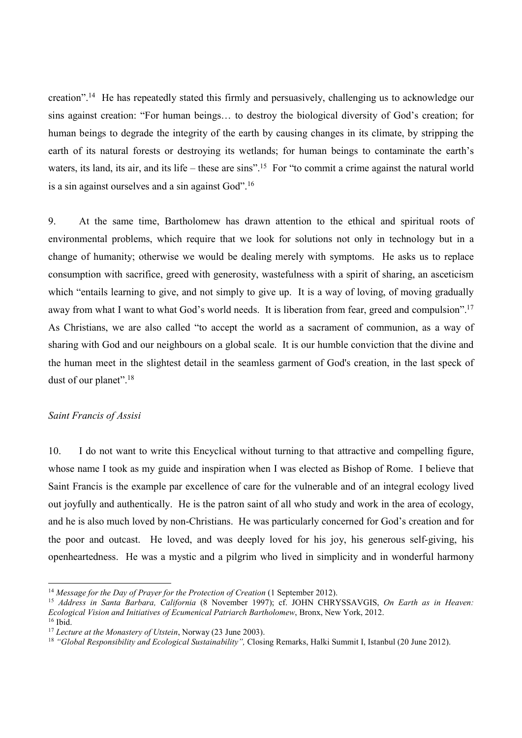creation”.[14] He has repeatedly stated this firmly and persuasively, challenging us to acknowledge our sins against creation: “For human beings… to destroy the biological diversity of God’s creation; for human beings to degrade the integrity of the earth by causing changes in its climate, by stripping the earth of its natural forests or destroying its wetlands; for human beings to contaminate the earth’s waters, its land, its air, and its life – these are sins”.[15] For “to commit a crime against the natural world is a sin against ourselves and a sin against God”.[16]

9. At the same time, Bartholomew has drawn attention to the ethical and spiritual roots of environmental problems, which require that we look for solutions not only in technology but in a change of humanity; otherwise we would be dealing merely with symptoms. He asks us to replace consumption with sacrifice, greed with generosity, wastefulness with a spirit of sharing, an asceticism which “entails learning to give, and not simply to give up. It is a way of loving, of moving gradually away from what I want to what God’s world needs. It is liberation from fear, greed and compulsion”.[17] As Christians, we are also called “to accept the world as a sacrament of communion, as a way of sharing with God and our neighbours on a global scale. It is our humble conviction that the divine and the human meet in the slightest detail in the seamless garment of God's creation, in the last speck of dust of our planet”.[18]

*Saint Francis of Assisi*

10. I do not want to write this Encyclical without turning to that attractive and compelling figure, whose name I took as my guide and inspiration when I was elected as Bishop of Rome. I believe that Saint Francis is the example par excellence of care for the vulnerable and of an integral ecology lived out joyfully and authentically. He is the patron saint of all who study and work in the area of ecology, and he is also much loved by non-Christians. He was particularly concerned for God’s creation and for the poor and outcast. He loved, and was deeply loved for his joy, his generous self-giving, his openheartedness. He was a mystic and a pilgrim who lived in simplicity and in wonderful harmony

---

[14] *Message for the Day of Prayer for the Protection of Creation* (1 September 2012).

[15] *Address in Santa Barbara, California* (8 November 1997); cf. JOHN CHRYSSAVGIS, *On Earth as in Heaven: Ecological Vision and Initiatives of Ecumenical Patriarch Bartholomew*, Bronx, New York, 2012.

[16] Ibid.

[17] *Lecture at the Monastery of Utstein*, Norway (23 June 2003).

[18] *“Global Responsibility and Ecological Sustainability”,* Closing Remarks, Halki Summit I, Istanbul (20 June 2012).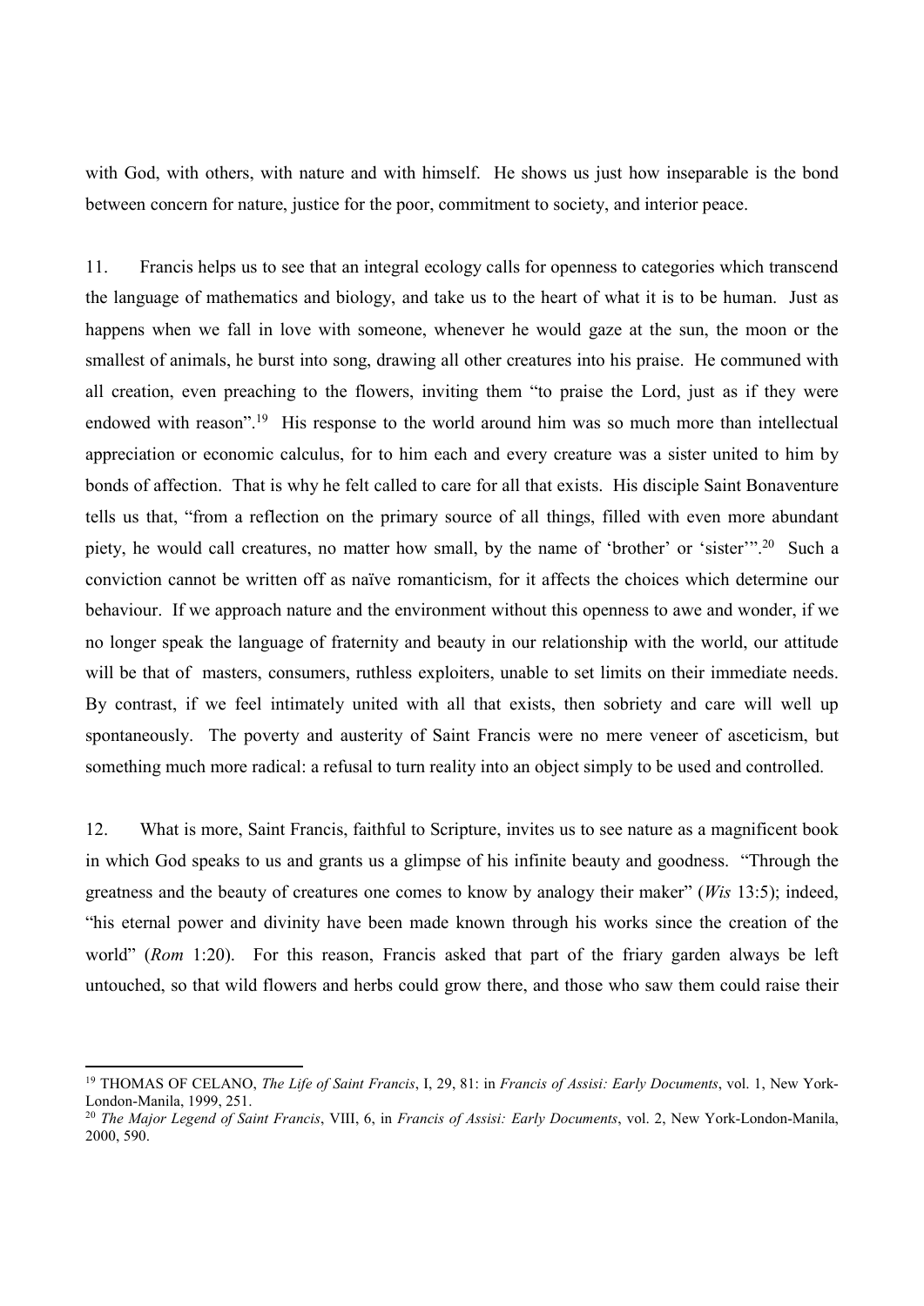with God, with others, with nature and with himself. He shows us just how inseparable is the bond between concern for nature, justice for the poor, commitment to society, and interior peace.

11. Francis helps us to see that an integral ecology calls for openness to categories which transcend the language of mathematics and biology, and take us to the heart of what it is to be human. Just as happens when we fall in love with someone, whenever he would gaze at the sun, the moon or the smallest of animals, he burst into song, drawing all other creatures into his praise. He communed with all creation, even preaching to the flowers, inviting them "to praise the Lord, just as if they were endowed with reason".[19] His response to the world around him was so much more than intellectual appreciation or economic calculus, for to him each and every creature was a sister united to him by bonds of affection. That is why he felt called to care for all that exists. His disciple Saint Bonaventure tells us that, "from a reflection on the primary source of all things, filled with even more abundant piety, he would call creatures, no matter how small, by the name of 'brother' or 'sister'".[20] Such a conviction cannot be written off as naïve romanticism, for it affects the choices which determine our behaviour. If we approach nature and the environment without this openness to awe and wonder, if we no longer speak the language of fraternity and beauty in our relationship with the world, our attitude will be that of masters, consumers, ruthless exploiters, unable to set limits on their immediate needs. By contrast, if we feel intimately united with all that exists, then sobriety and care will well up spontaneously. The poverty and austerity of Saint Francis were no mere veneer of asceticism, but something much more radical: a refusal to turn reality into an object simply to be used and controlled.

12. What is more, Saint Francis, faithful to Scripture, invites us to see nature as a magnificent book in which God speaks to us and grants us a glimpse of his infinite beauty and goodness. "Through the greatness and the beauty of creatures one comes to know by analogy their maker" (*Wis* 13:5); indeed, "his eternal power and divinity have been made known through his works since the creation of the world" (*Rom* 1:20). For this reason, Francis asked that part of the friary garden always be left untouched, so that wild flowers and herbs could grow there, and those who saw them could raise their

---

[19] THOMAS OF CELANO, *The Life of Saint Francis*, I, 29, 81: in *Francis of Assisi: Early Documents*, vol. 1, New York-London-Manila, 1999, 251.

[20] *The Major Legend of Saint Francis*, VIII, 6, in *Francis of Assisi: Early Documents*, vol. 2, New York-London-Manila, 2000, 590.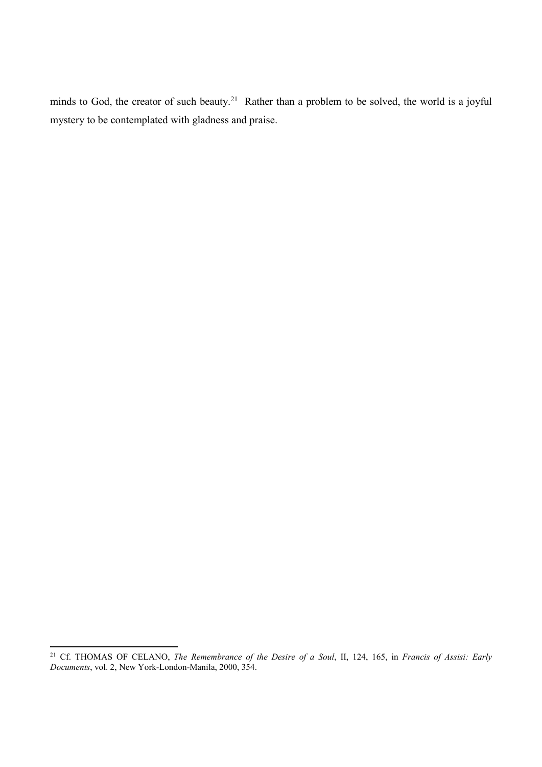minds to God, the creator of such beauty.[21] Rather than a problem to be solved, the world is a joyful mystery to be contemplated with gladness and praise.

---

[21] Cf. THOMAS OF CELANO, *The Remembrance of the Desire of a Soul*, II, 124, 165, in *Francis of Assisi: Early Documents*, vol. 2, New York-London-Manila, 2000, 354.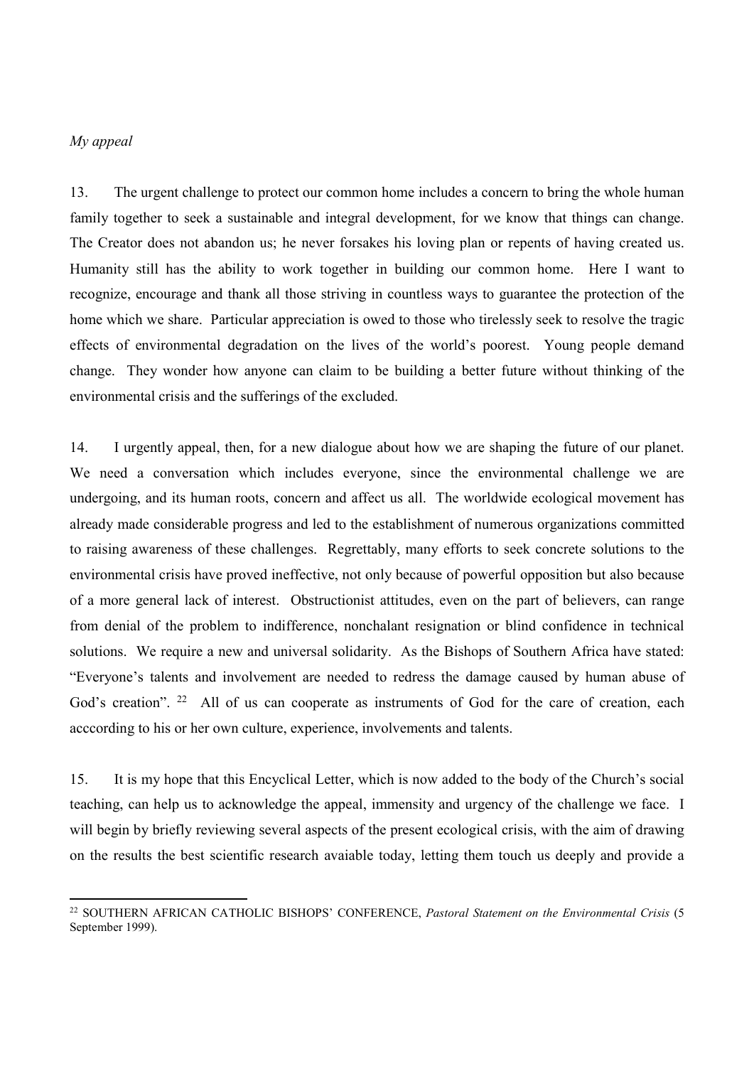*My appeal*

13. The urgent challenge to protect our common home includes a concern to bring the whole human family together to seek a sustainable and integral development, for we know that things can change. The Creator does not abandon us; he never forsakes his loving plan or repents of having created us. Humanity still has the ability to work together in building our common home. Here I want to recognize, encourage and thank all those striving in countless ways to guarantee the protection of the home which we share. Particular appreciation is owed to those who tirelessly seek to resolve the tragic effects of environmental degradation on the lives of the world's poorest. Young people demand change. They wonder how anyone can claim to be building a better future without thinking of the environmental crisis and the sufferings of the excluded.

14. I urgently appeal, then, for a new dialogue about how we are shaping the future of our planet. We need a conversation which includes everyone, since the environmental challenge we are undergoing, and its human roots, concern and affect us all. The worldwide ecological movement has already made considerable progress and led to the establishment of numerous organizations committed to raising awareness of these challenges. Regrettably, many efforts to seek concrete solutions to the environmental crisis have proved ineffective, not only because of powerful opposition but also because of a more general lack of interest. Obstructionist attitudes, even on the part of believers, can range from denial of the problem to indifference, nonchalant resignation or blind confidence in technical solutions. We require a new and universal solidarity. As the Bishops of Southern Africa have stated: "Everyone's talents and involvement are needed to redress the damage caused by human abuse of God's creation". [22] All of us can cooperate as instruments of God for the care of creation, each acccording to his or her own culture, experience, involvements and talents.

15. It is my hope that this Encyclical Letter, which is now added to the body of the Church's social teaching, can help us to acknowledge the appeal, immensity and urgency of the challenge we face. I will begin by briefly reviewing several aspects of the present ecological crisis, with the aim of drawing on the results the best scientific research avaiable today, letting them touch us deeply and provide a

[22] SOUTHERN AFRICAN CATHOLIC BISHOPS' CONFERENCE, *Pastoral Statement on the Environmental Crisis* (5 September 1999).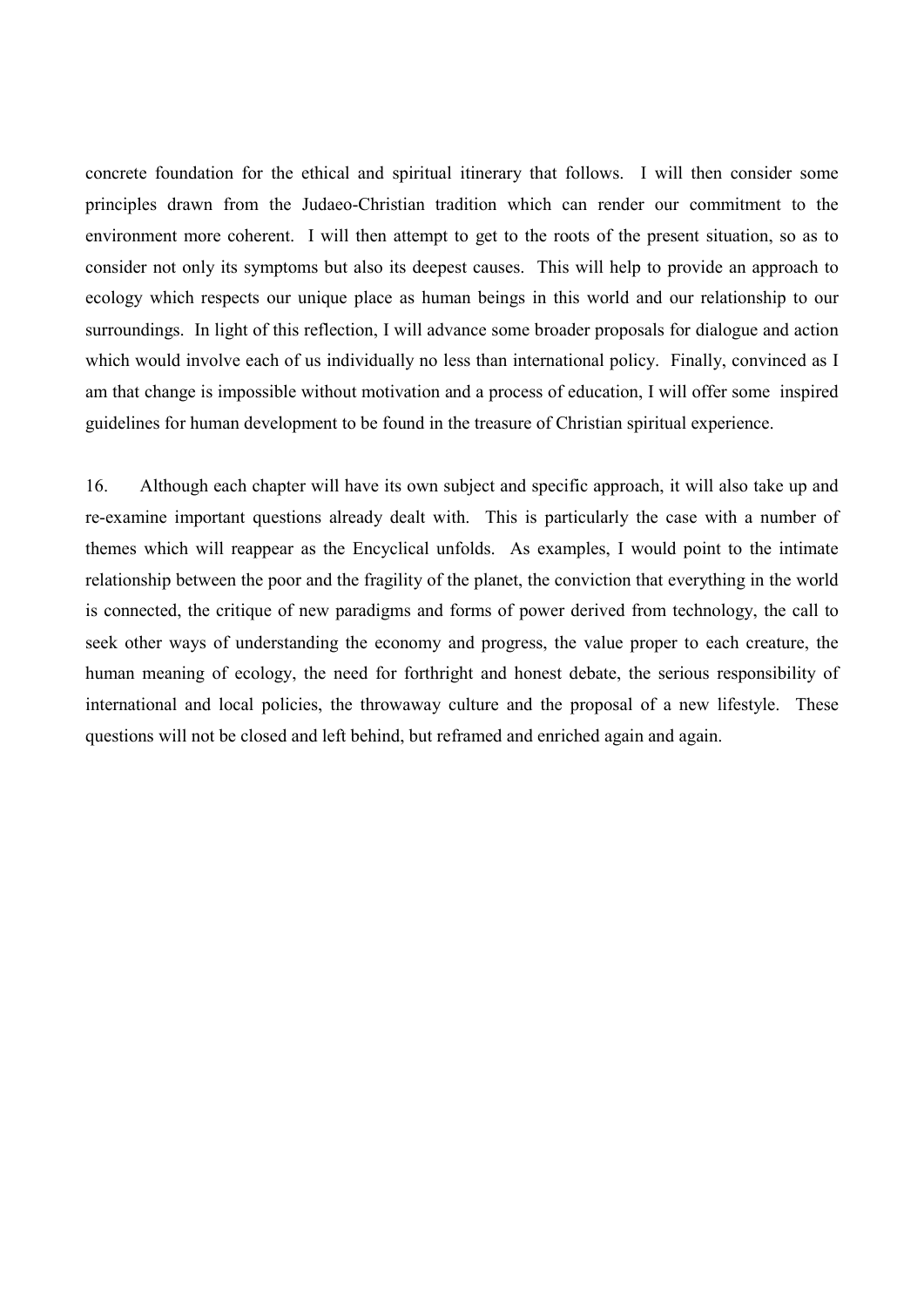concrete foundation for the ethical and spiritual itinerary that follows. I will then consider some principles drawn from the Judaeo-Christian tradition which can render our commitment to the environment more coherent. I will then attempt to get to the roots of the present situation, so as to consider not only its symptoms but also its deepest causes. This will help to provide an approach to ecology which respects our unique place as human beings in this world and our relationship to our surroundings. In light of this reflection, I will advance some broader proposals for dialogue and action which would involve each of us individually no less than international policy. Finally, convinced as I am that change is impossible without motivation and a process of education, I will offer some inspired guidelines for human development to be found in the treasure of Christian spiritual experience.

16. Although each chapter will have its own subject and specific approach, it will also take up and re-examine important questions already dealt with. This is particularly the case with a number of themes which will reappear as the Encyclical unfolds. As examples, I would point to the intimate relationship between the poor and the fragility of the planet, the conviction that everything in the world is connected, the critique of new paradigms and forms of power derived from technology, the call to seek other ways of understanding the economy and progress, the value proper to each creature, the human meaning of ecology, the need for forthright and honest debate, the serious responsibility of international and local policies, the throwaway culture and the proposal of a new lifestyle. These questions will not be closed and left behind, but reframed and enriched again and again.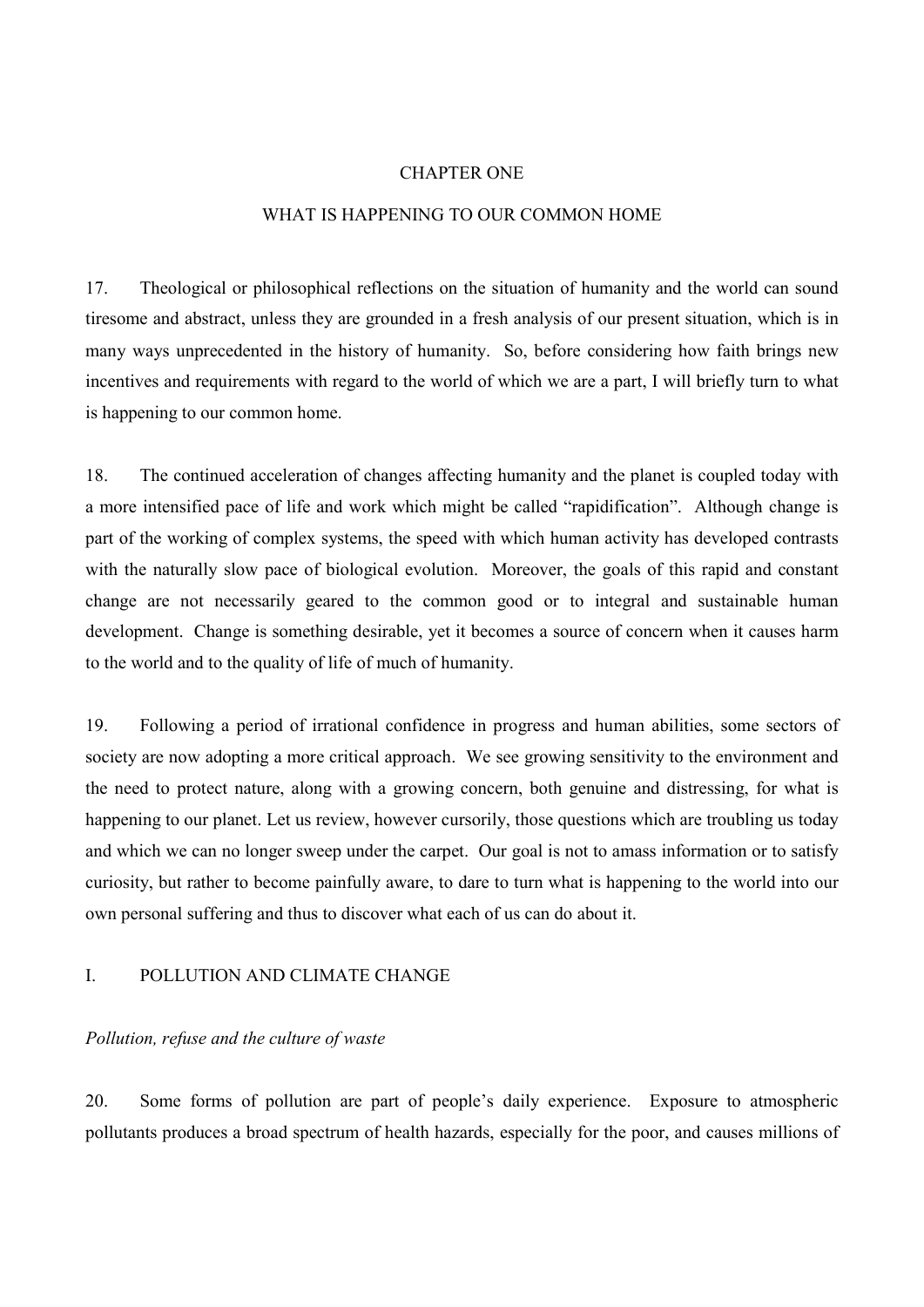# CHAPTER ONE

## WHAT IS HAPPENING TO OUR COMMON HOME

17. Theological or philosophical reflections on the situation of humanity and the world can sound tiresome and abstract, unless they are grounded in a fresh analysis of our present situation, which is in many ways unprecedented in the history of humanity. So, before considering how faith brings new incentives and requirements with regard to the world of which we are a part, I will briefly turn to what is happening to our common home.

18. The continued acceleration of changes affecting humanity and the planet is coupled today with a more intensified pace of life and work which might be called "rapidification". Although change is part of the working of complex systems, the speed with which human activity has developed contrasts with the naturally slow pace of biological evolution. Moreover, the goals of this rapid and constant change are not necessarily geared to the common good or to integral and sustainable human development. Change is something desirable, yet it becomes a source of concern when it causes harm to the world and to the quality of life of much of humanity.

19. Following a period of irrational confidence in progress and human abilities, some sectors of society are now adopting a more critical approach. We see growing sensitivity to the environment and the need to protect nature, along with a growing concern, both genuine and distressing, for what is happening to our planet. Let us review, however cursorily, those questions which are troubling us today and which we can no longer sweep under the carpet. Our goal is not to amass information or to satisfy curiosity, but rather to become painfully aware, to dare to turn what is happening to the world into our own personal suffering and thus to discover what each of us can do about it.

### I. POLLUTION AND CLIMATE CHANGE

#### *Pollution, refuse and the culture of waste*

20. Some forms of pollution are part of people's daily experience. Exposure to atmospheric pollutants produces a broad spectrum of health hazards, especially for the poor, and causes millions of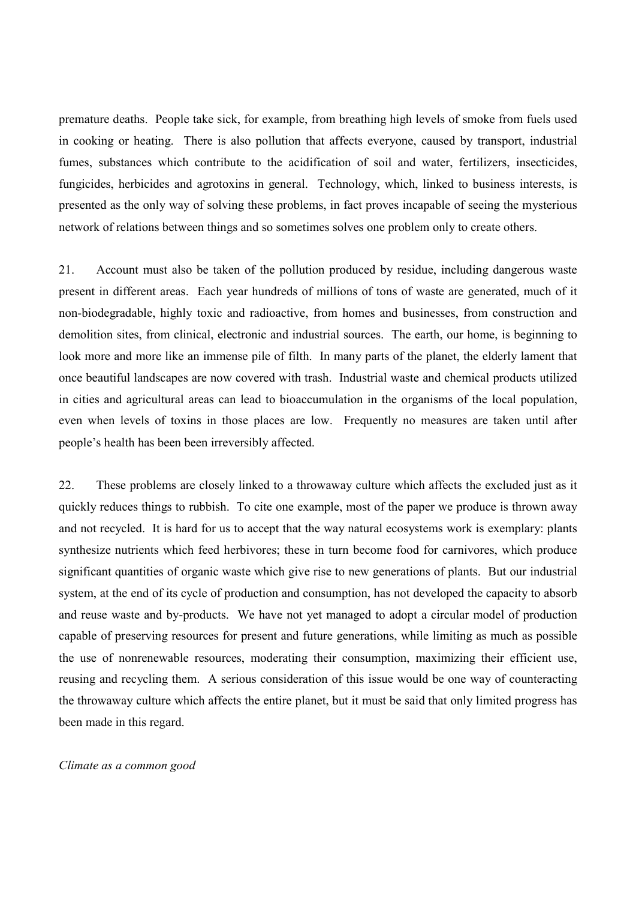premature deaths. People take sick, for example, from breathing high levels of smoke from fuels used in cooking or heating. There is also pollution that affects everyone, caused by transport, industrial fumes, substances which contribute to the acidification of soil and water, fertilizers, insecticides, fungicides, herbicides and agrotoxins in general. Technology, which, linked to business interests, is presented as the only way of solving these problems, in fact proves incapable of seeing the mysterious network of relations between things and so sometimes solves one problem only to create others.

21. Account must also be taken of the pollution produced by residue, including dangerous waste present in different areas. Each year hundreds of millions of tons of waste are generated, much of it non-biodegradable, highly toxic and radioactive, from homes and businesses, from construction and demolition sites, from clinical, electronic and industrial sources. The earth, our home, is beginning to look more and more like an immense pile of filth. In many parts of the planet, the elderly lament that once beautiful landscapes are now covered with trash. Industrial waste and chemical products utilized in cities and agricultural areas can lead to bioaccumulation in the organisms of the local population, even when levels of toxins in those places are low. Frequently no measures are taken until after people's health has been been irreversibly affected.

22. These problems are closely linked to a throwaway culture which affects the excluded just as it quickly reduces things to rubbish. To cite one example, most of the paper we produce is thrown away and not recycled. It is hard for us to accept that the way natural ecosystems work is exemplary: plants synthesize nutrients which feed herbivores; these in turn become food for carnivores, which produce significant quantities of organic waste which give rise to new generations of plants. But our industrial system, at the end of its cycle of production and consumption, has not developed the capacity to absorb and reuse waste and by-products. We have not yet managed to adopt a circular model of production capable of preserving resources for present and future generations, while limiting as much as possible the use of nonrenewable resources, moderating their consumption, maximizing their efficient use, reusing and recycling them. A serious consideration of this issue would be one way of counteracting the throwaway culture which affects the entire planet, but it must be said that only limited progress has been made in this regard.

*Climate as a common good*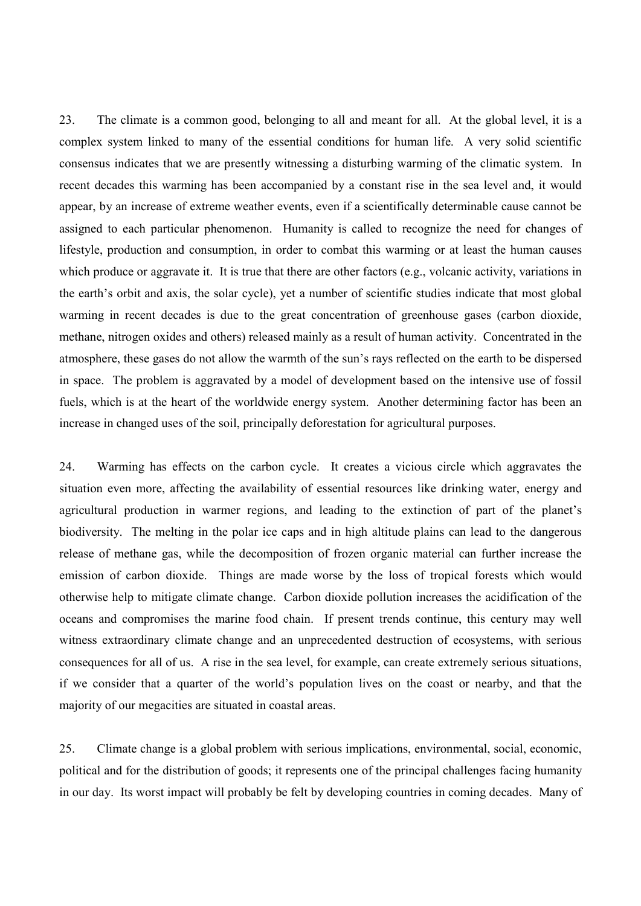23. The climate is a common good, belonging to all and meant for all. At the global level, it is a complex system linked to many of the essential conditions for human life. A very solid scientific consensus indicates that we are presently witnessing a disturbing warming of the climatic system. In recent decades this warming has been accompanied by a constant rise in the sea level and, it would appear, by an increase of extreme weather events, even if a scientifically determinable cause cannot be assigned to each particular phenomenon. Humanity is called to recognize the need for changes of lifestyle, production and consumption, in order to combat this warming or at least the human causes which produce or aggravate it. It is true that there are other factors (e.g., volcanic activity, variations in the earth's orbit and axis, the solar cycle), yet a number of scientific studies indicate that most global warming in recent decades is due to the great concentration of greenhouse gases (carbon dioxide, methane, nitrogen oxides and others) released mainly as a result of human activity. Concentrated in the atmosphere, these gases do not allow the warmth of the sun's rays reflected on the earth to be dispersed in space. The problem is aggravated by a model of development based on the intensive use of fossil fuels, which is at the heart of the worldwide energy system. Another determining factor has been an increase in changed uses of the soil, principally deforestation for agricultural purposes.

24. Warming has effects on the carbon cycle. It creates a vicious circle which aggravates the situation even more, affecting the availability of essential resources like drinking water, energy and agricultural production in warmer regions, and leading to the extinction of part of the planet's biodiversity. The melting in the polar ice caps and in high altitude plains can lead to the dangerous release of methane gas, while the decomposition of frozen organic material can further increase the emission of carbon dioxide. Things are made worse by the loss of tropical forests which would otherwise help to mitigate climate change. Carbon dioxide pollution increases the acidification of the oceans and compromises the marine food chain. If present trends continue, this century may well witness extraordinary climate change and an unprecedented destruction of ecosystems, with serious consequences for all of us. A rise in the sea level, for example, can create extremely serious situations, if we consider that a quarter of the world's population lives on the coast or nearby, and that the majority of our megacities are situated in coastal areas.

25. Climate change is a global problem with serious implications, environmental, social, economic, political and for the distribution of goods; it represents one of the principal challenges facing humanity in our day. Its worst impact will probably be felt by developing countries in coming decades. Many of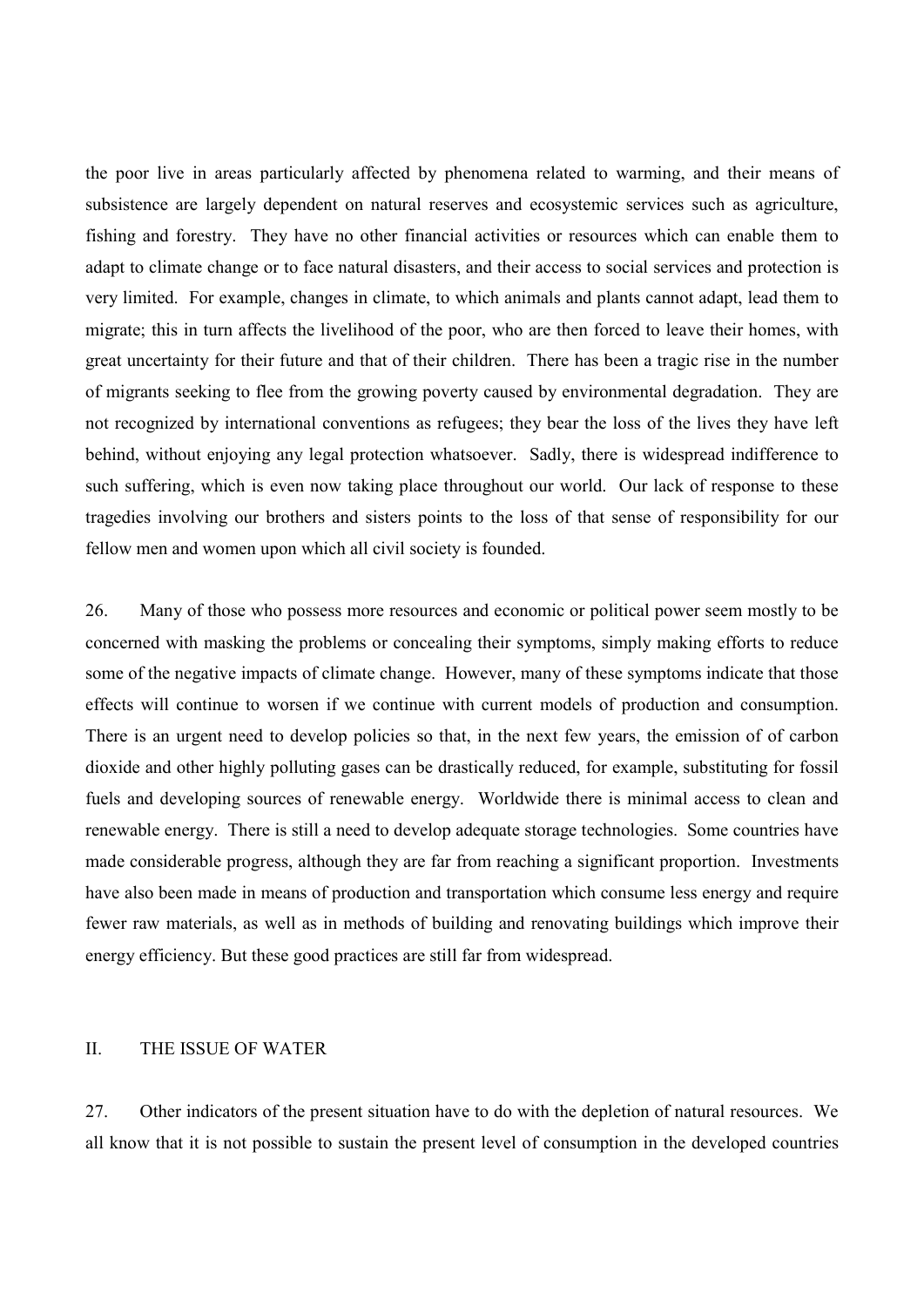the poor live in areas particularly affected by phenomena related to warming, and their means of subsistence are largely dependent on natural reserves and ecosystemic services such as agriculture, fishing and forestry. They have no other financial activities or resources which can enable them to adapt to climate change or to face natural disasters, and their access to social services and protection is very limited. For example, changes in climate, to which animals and plants cannot adapt, lead them to migrate; this in turn affects the livelihood of the poor, who are then forced to leave their homes, with great uncertainty for their future and that of their children. There has been a tragic rise in the number of migrants seeking to flee from the growing poverty caused by environmental degradation. They are not recognized by international conventions as refugees; they bear the loss of the lives they have left behind, without enjoying any legal protection whatsoever. Sadly, there is widespread indifference to such suffering, which is even now taking place throughout our world. Our lack of response to these tragedies involving our brothers and sisters points to the loss of that sense of responsibility for our fellow men and women upon which all civil society is founded.

26. Many of those who possess more resources and economic or political power seem mostly to be concerned with masking the problems or concealing their symptoms, simply making efforts to reduce some of the negative impacts of climate change. However, many of these symptoms indicate that those effects will continue to worsen if we continue with current models of production and consumption. There is an urgent need to develop policies so that, in the next few years, the emission of of carbon dioxide and other highly polluting gases can be drastically reduced, for example, substituting for fossil fuels and developing sources of renewable energy. Worldwide there is minimal access to clean and renewable energy. There is still a need to develop adequate storage technologies. Some countries have made considerable progress, although they are far from reaching a significant proportion. Investments have also been made in means of production and transportation which consume less energy and require fewer raw materials, as well as in methods of building and renovating buildings which improve their energy efficiency. But these good practices are still far from widespread.

## II. THE ISSUE OF WATER

27. Other indicators of the present situation have to do with the depletion of natural resources. We all know that it is not possible to sustain the present level of consumption in the developed countries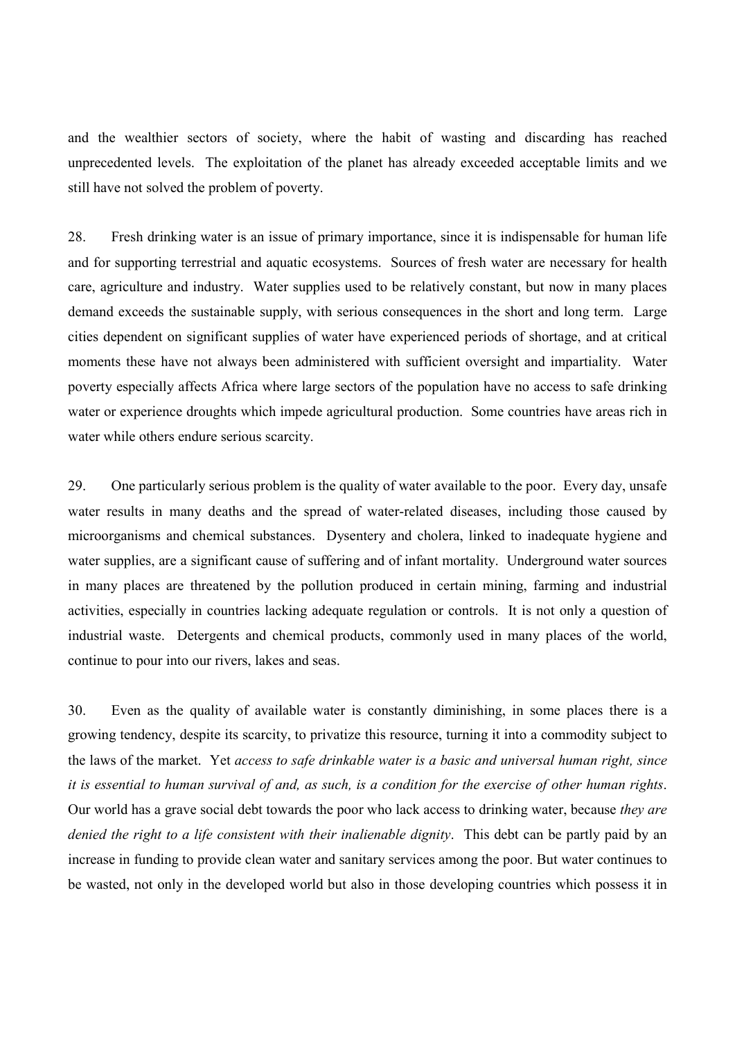and the wealthier sectors of society, where the habit of wasting and discarding has reached unprecedented levels. The exploitation of the planet has already exceeded acceptable limits and we still have not solved the problem of poverty.

28. Fresh drinking water is an issue of primary importance, since it is indispensable for human life and for supporting terrestrial and aquatic ecosystems. Sources of fresh water are necessary for health care, agriculture and industry. Water supplies used to be relatively constant, but now in many places demand exceeds the sustainable supply, with serious consequences in the short and long term. Large cities dependent on significant supplies of water have experienced periods of shortage, and at critical moments these have not always been administered with sufficient oversight and impartiality. Water poverty especially affects Africa where large sectors of the population have no access to safe drinking water or experience droughts which impede agricultural production. Some countries have areas rich in water while others endure serious scarcity.

29. One particularly serious problem is the quality of water available to the poor. Every day, unsafe water results in many deaths and the spread of water-related diseases, including those caused by microorganisms and chemical substances. Dysentery and cholera, linked to inadequate hygiene and water supplies, are a significant cause of suffering and of infant mortality. Underground water sources in many places are threatened by the pollution produced in certain mining, farming and industrial activities, especially in countries lacking adequate regulation or controls. It is not only a question of industrial waste. Detergents and chemical products, commonly used in many places of the world, continue to pour into our rivers, lakes and seas.

30. Even as the quality of available water is constantly diminishing, in some places there is a growing tendency, despite its scarcity, to privatize this resource, turning it into a commodity subject to the laws of the market. Yet *access to safe drinkable water is a basic and universal human right, since it is essential to human survival of and, as such, is a condition for the exercise of other human rights*. Our world has a grave social debt towards the poor who lack access to drinking water, because *they are denied the right to a life consistent with their inalienable dignity*. This debt can be partly paid by an increase in funding to provide clean water and sanitary services among the poor. But water continues to be wasted, not only in the developed world but also in those developing countries which possess it in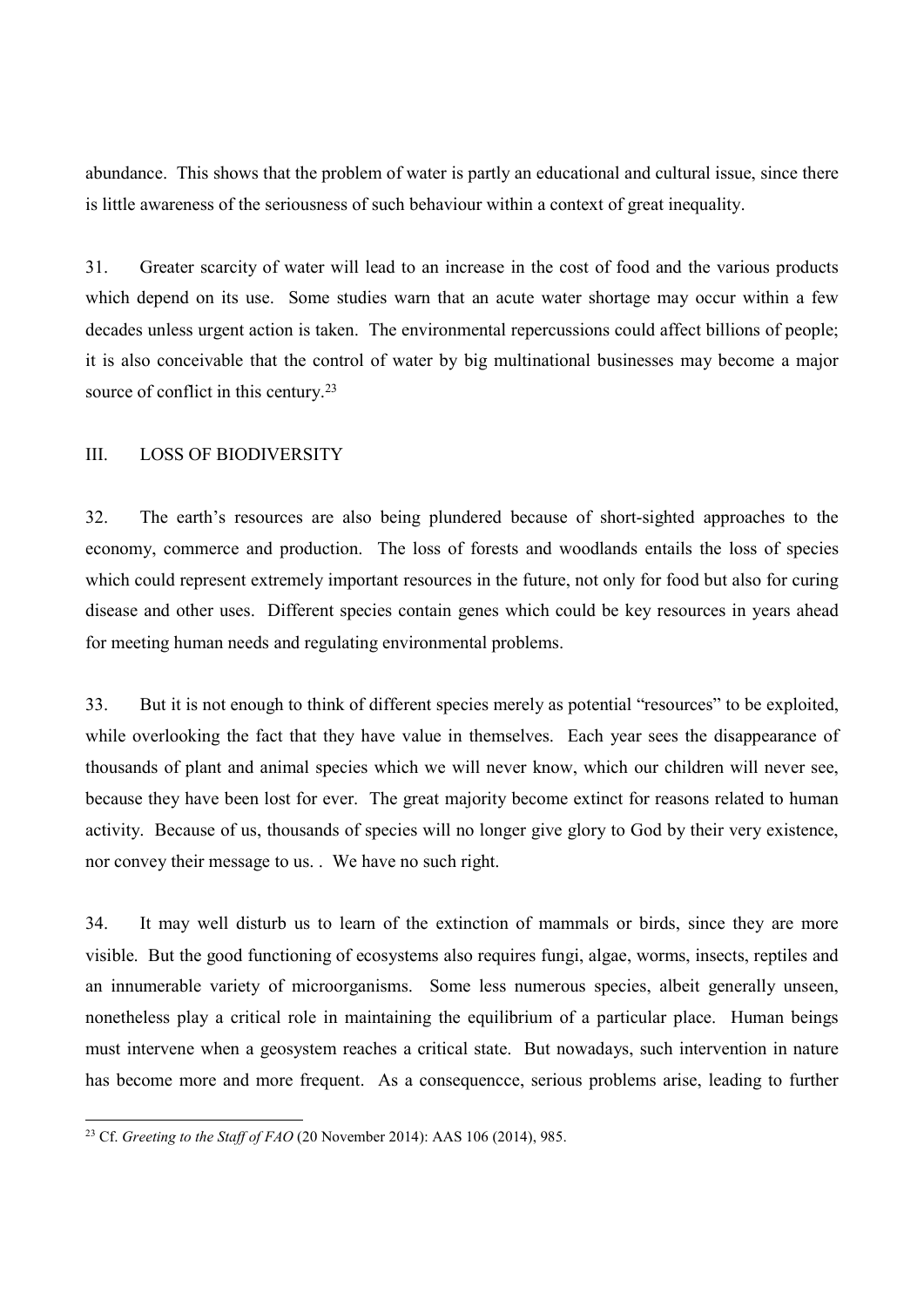abundance. This shows that the problem of water is partly an educational and cultural issue, since there is little awareness of the seriousness of such behaviour within a context of great inequality.

31. Greater scarcity of water will lead to an increase in the cost of food and the various products which depend on its use. Some studies warn that an acute water shortage may occur within a few decades unless urgent action is taken. The environmental repercussions could affect billions of people; it is also conceivable that the control of water by big multinational businesses may become a major source of conflict in this century.[23]

## III. LOSS OF BIODIVERSITY

32. The earth's resources are also being plundered because of short-sighted approaches to the economy, commerce and production. The loss of forests and woodlands entails the loss of species which could represent extremely important resources in the future, not only for food but also for curing disease and other uses. Different species contain genes which could be key resources in years ahead for meeting human needs and regulating environmental problems.

33. But it is not enough to think of different species merely as potential "resources" to be exploited, while overlooking the fact that they have value in themselves. Each year sees the disappearance of thousands of plant and animal species which we will never know, which our children will never see, because they have been lost for ever. The great majority become extinct for reasons related to human activity. Because of us, thousands of species will no longer give glory to God by their very existence, nor convey their message to us. . We have no such right.

34. It may well disturb us to learn of the extinction of mammals or birds, since they are more visible. But the good functioning of ecosystems also requires fungi, algae, worms, insects, reptiles and an innumerable variety of microorganisms. Some less numerous species, albeit generally unseen, nonetheless play a critical role in maintaining the equilibrium of a particular place. Human beings must intervene when a geosystem reaches a critical state. But nowadays, such intervention in nature has become more and more frequent. As a consequencce, serious problems arise, leading to further

---

[23] Cf. *Greeting to the Staff of FAO* (20 November 2014): AAS 106 (2014), 985.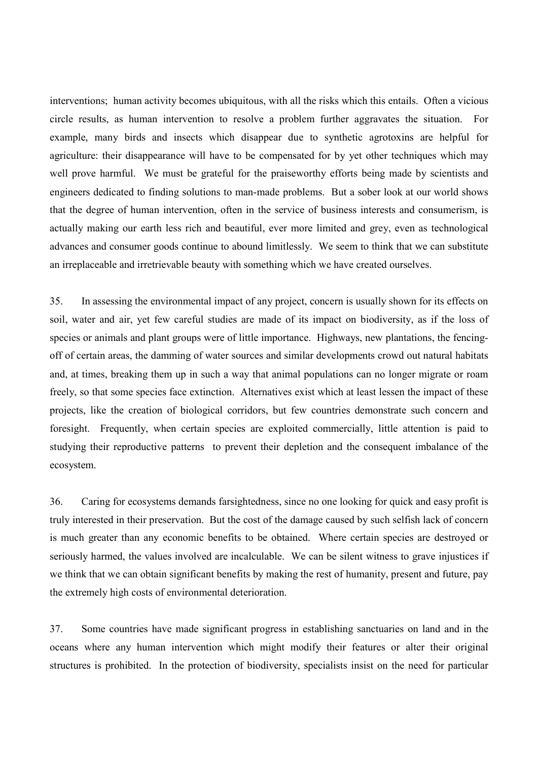interventions; human activity becomes ubiquitous, with all the risks which this entails. Often a vicious circle results, as human intervention to resolve a problem further aggravates the situation. For example, many birds and insects which disappear due to synthetic agrotoxins are helpful for agriculture: their disappearance will have to be compensated for by yet other techniques which may well prove harmful. We must be grateful for the praiseworthy efforts being made by scientists and engineers dedicated to finding solutions to man-made problems. But a sober look at our world shows that the degree of human intervention, often in the service of business interests and consumerism, is actually making our earth less rich and beautiful, ever more limited and grey, even as technological advances and consumer goods continue to abound limitlessly. We seem to think that we can substitute an irreplaceable and irretrievable beauty with something which we have created ourselves.

35. In assessing the environmental impact of any project, concern is usually shown for its effects on soil, water and air, yet few careful studies are made of its impact on biodiversity, as if the loss of species or animals and plant groups were of little importance. Highways, new plantations, the fencing-off of certain areas, the damming of water sources and similar developments crowd out natural habitats and, at times, breaking them up in such a way that animal populations can no longer migrate or roam freely, so that some species face extinction. Alternatives exist which at least lessen the impact of these projects, like the creation of biological corridors, but few countries demonstrate such concern and foresight. Frequently, when certain species are exploited commercially, little attention is paid to studying their reproductive patterns to prevent their depletion and the consequent imbalance of the ecosystem.

36. Caring for ecosystems demands farsightedness, since no one looking for quick and easy profit is truly interested in their preservation. But the cost of the damage caused by such selfish lack of concern is much greater than any economic benefits to be obtained. Where certain species are destroyed or seriously harmed, the values involved are incalculable. We can be silent witness to grave injustices if we think that we can obtain significant benefits by making the rest of humanity, present and future, pay the extremely high costs of environmental deterioration.

37. Some countries have made significant progress in establishing sanctuaries on land and in the oceans where any human intervention which might modify their features or alter their original structures is prohibited. In the protection of biodiversity, specialists insist on the need for particular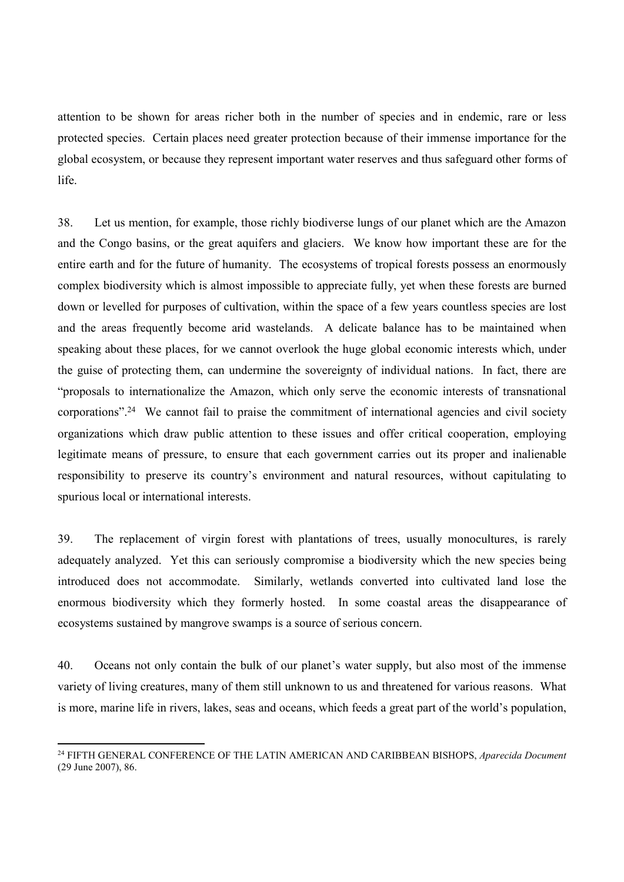attention to be shown for areas richer both in the number of species and in endemic, rare or less protected species. Certain places need greater protection because of their immense importance for the global ecosystem, or because they represent important water reserves and thus safeguard other forms of life.

38. Let us mention, for example, those richly biodiverse lungs of our planet which are the Amazon and the Congo basins, or the great aquifers and glaciers. We know how important these are for the entire earth and for the future of humanity. The ecosystems of tropical forests possess an enormously complex biodiversity which is almost impossible to appreciate fully, yet when these forests are burned down or levelled for purposes of cultivation, within the space of a few years countless species are lost and the areas frequently become arid wastelands. A delicate balance has to be maintained when speaking about these places, for we cannot overlook the huge global economic interests which, under the guise of protecting them, can undermine the sovereignty of individual nations. In fact, there are "proposals to internationalize the Amazon, which only serve the economic interests of transnational corporations".[24] We cannot fail to praise the commitment of international agencies and civil society organizations which draw public attention to these issues and offer critical cooperation, employing legitimate means of pressure, to ensure that each government carries out its proper and inalienable responsibility to preserve its country's environment and natural resources, without capitulating to spurious local or international interests.

39. The replacement of virgin forest with plantations of trees, usually monocultures, is rarely adequately analyzed. Yet this can seriously compromise a biodiversity which the new species being introduced does not accommodate. Similarly, wetlands converted into cultivated land lose the enormous biodiversity which they formerly hosted. In some coastal areas the disappearance of ecosystems sustained by mangrove swamps is a source of serious concern.

40. Oceans not only contain the bulk of our planet's water supply, but also most of the immense variety of living creatures, many of them still unknown to us and threatened for various reasons. What is more, marine life in rivers, lakes, seas and oceans, which feeds a great part of the world's population,

---

[24] FIFTH GENERAL CONFERENCE OF THE LATIN AMERICAN AND CARIBBEAN BISHOPS, *Aparecida Document* (29 June 2007), 86.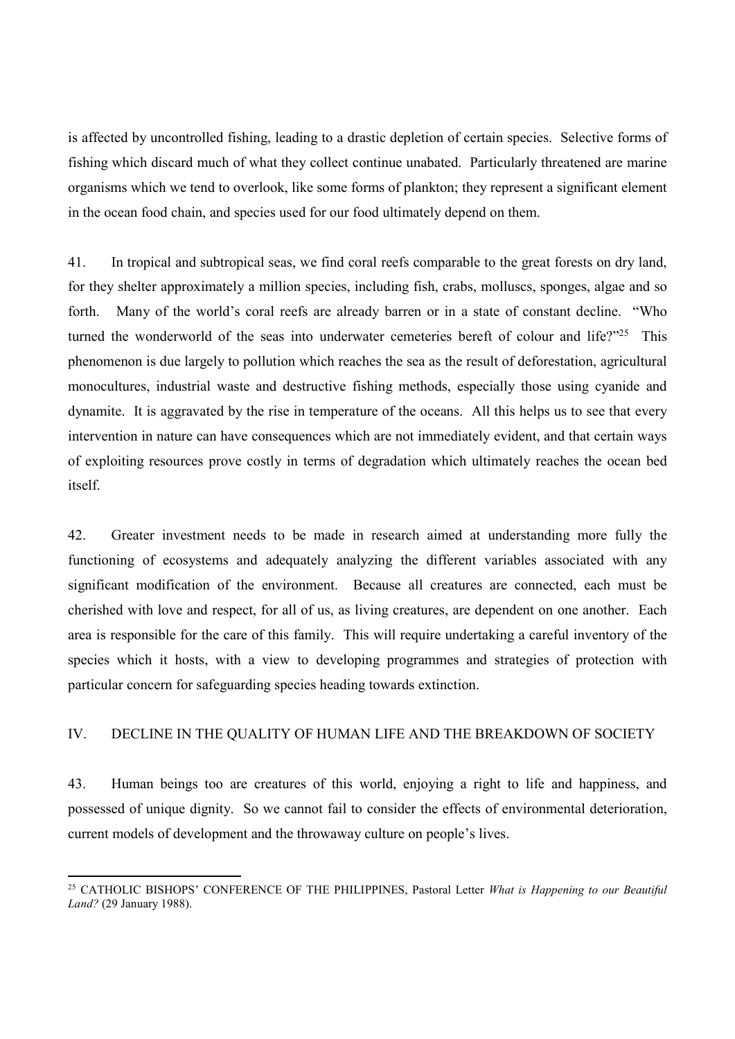is affected by uncontrolled fishing, leading to a drastic depletion of certain species. Selective forms of fishing which discard much of what they collect continue unabated. Particularly threatened are marine organisms which we tend to overlook, like some forms of plankton; they represent a significant element in the ocean food chain, and species used for our food ultimately depend on them.

41. In tropical and subtropical seas, we find coral reefs comparable to the great forests on dry land, for they shelter approximately a million species, including fish, crabs, molluscs, sponges, algae and so forth. Many of the world's coral reefs are already barren or in a state of constant decline. "Who turned the wonderworld of the seas into underwater cemeteries bereft of colour and life?"[25] This phenomenon is due largely to pollution which reaches the sea as the result of deforestation, agricultural monocultures, industrial waste and destructive fishing methods, especially those using cyanide and dynamite. It is aggravated by the rise in temperature of the oceans. All this helps us to see that every intervention in nature can have consequences which are not immediately evident, and that certain ways of exploiting resources prove costly in terms of degradation which ultimately reaches the ocean bed itself.

42. Greater investment needs to be made in research aimed at understanding more fully the functioning of ecosystems and adequately analyzing the different variables associated with any significant modification of the environment. Because all creatures are connected, each must be cherished with love and respect, for all of us, as living creatures, are dependent on one another. Each area is responsible for the care of this family. This will require undertaking a careful inventory of the species which it hosts, with a view to developing programmes and strategies of protection with particular concern for safeguarding species heading towards extinction.

## IV. DECLINE IN THE QUALITY OF HUMAN LIFE AND THE BREAKDOWN OF SOCIETY

43. Human beings too are creatures of this world, enjoying a right to life and happiness, and possessed of unique dignity. So we cannot fail to consider the effects of environmental deterioration, current models of development and the throwaway culture on people's lives.

---

[25] CATHOLIC BISHOPS' CONFERENCE OF THE PHILIPPINES, Pastoral Letter *What is Happening to our Beautiful Land?* (29 January 1988).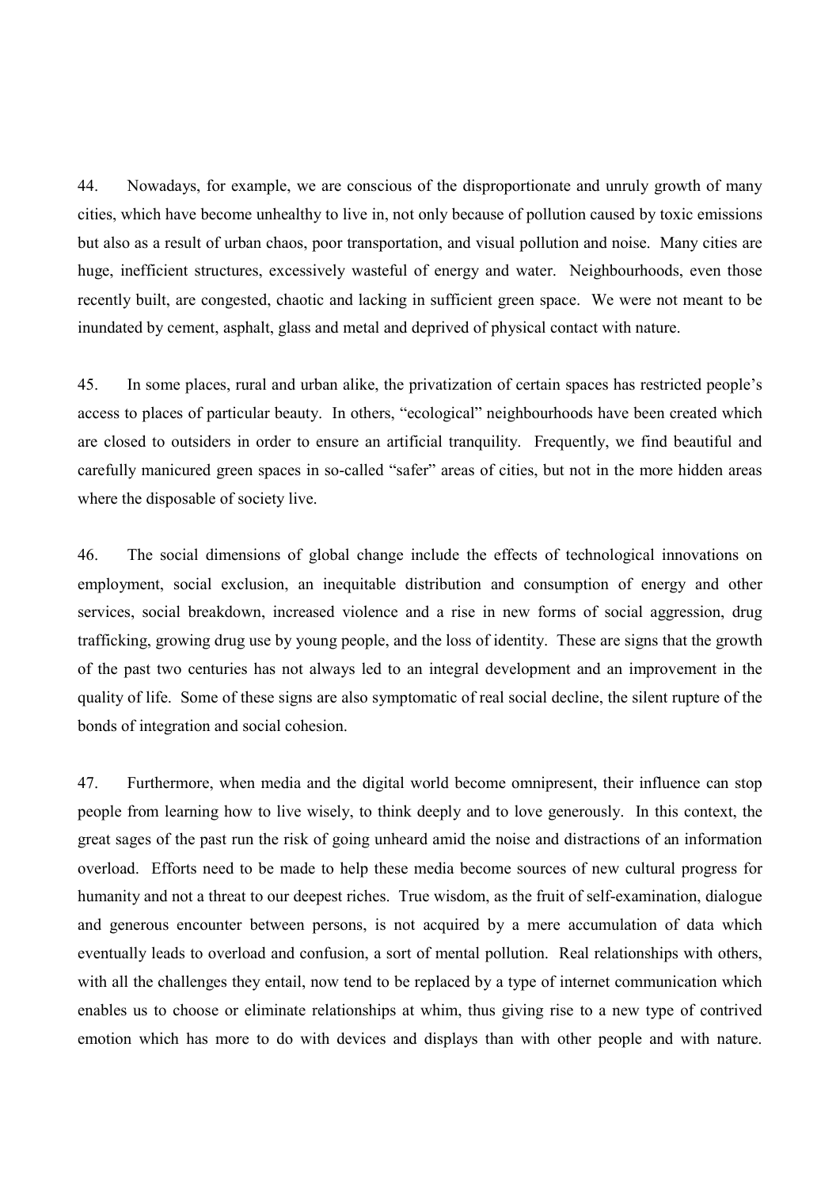44. Nowadays, for example, we are conscious of the disproportionate and unruly growth of many cities, which have become unhealthy to live in, not only because of pollution caused by toxic emissions but also as a result of urban chaos, poor transportation, and visual pollution and noise. Many cities are huge, inefficient structures, excessively wasteful of energy and water. Neighbourhoods, even those recently built, are congested, chaotic and lacking in sufficient green space. We were not meant to be inundated by cement, asphalt, glass and metal and deprived of physical contact with nature.

45. In some places, rural and urban alike, the privatization of certain spaces has restricted people's access to places of particular beauty. In others, "ecological" neighbourhoods have been created which are closed to outsiders in order to ensure an artificial tranquility. Frequently, we find beautiful and carefully manicured green spaces in so-called "safer" areas of cities, but not in the more hidden areas where the disposable of society live.

46. The social dimensions of global change include the effects of technological innovations on employment, social exclusion, an inequitable distribution and consumption of energy and other services, social breakdown, increased violence and a rise in new forms of social aggression, drug trafficking, growing drug use by young people, and the loss of identity. These are signs that the growth of the past two centuries has not always led to an integral development and an improvement in the quality of life. Some of these signs are also symptomatic of real social decline, the silent rupture of the bonds of integration and social cohesion.

47. Furthermore, when media and the digital world become omnipresent, their influence can stop people from learning how to live wisely, to think deeply and to love generously. In this context, the great sages of the past run the risk of going unheard amid the noise and distractions of an information overload. Efforts need to be made to help these media become sources of new cultural progress for humanity and not a threat to our deepest riches. True wisdom, as the fruit of self-examination, dialogue and generous encounter between persons, is not acquired by a mere accumulation of data which eventually leads to overload and confusion, a sort of mental pollution. Real relationships with others, with all the challenges they entail, now tend to be replaced by a type of internet communication which enables us to choose or eliminate relationships at whim, thus giving rise to a new type of contrived emotion which has more to do with devices and displays than with other people and with nature.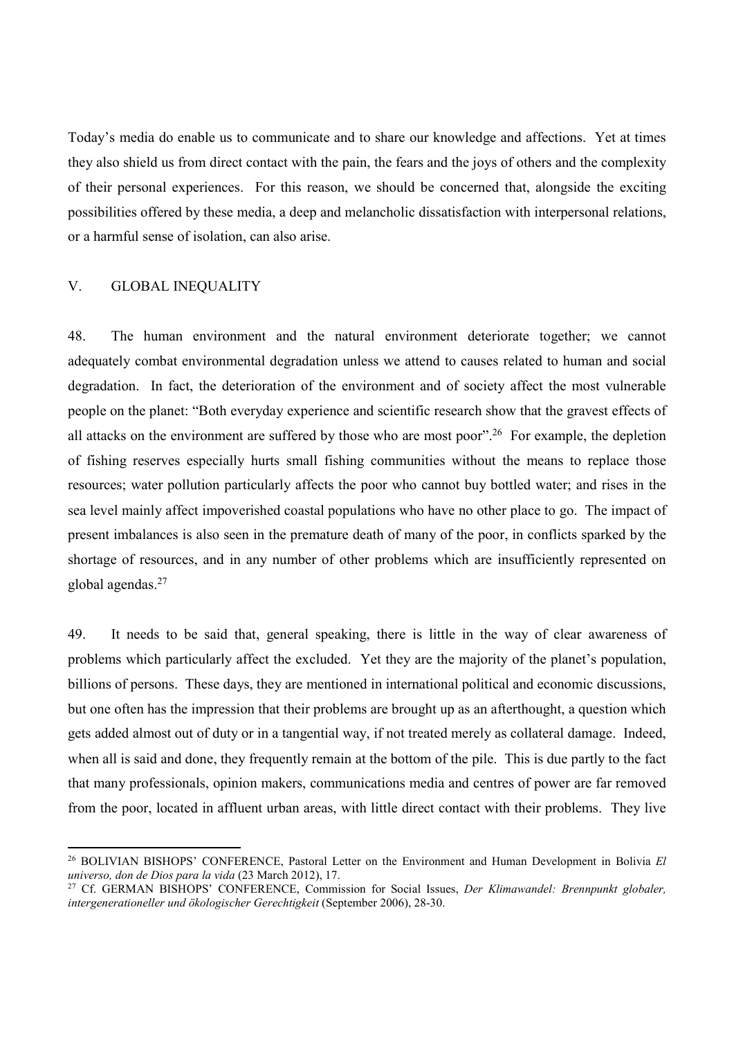Today's media do enable us to communicate and to share our knowledge and affections. Yet at times they also shield us from direct contact with the pain, the fears and the joys of others and the complexity of their personal experiences. For this reason, we should be concerned that, alongside the exciting possibilities offered by these media, a deep and melancholic dissatisfaction with interpersonal relations, or a harmful sense of isolation, can also arise.

## V. GLOBAL INEQUALITY

48. The human environment and the natural environment deteriorate together; we cannot adequately combat environmental degradation unless we attend to causes related to human and social degradation. In fact, the deterioration of the environment and of society affect the most vulnerable people on the planet: "Both everyday experience and scientific research show that the gravest effects of all attacks on the environment are suffered by those who are most poor".[26] For example, the depletion of fishing reserves especially hurts small fishing communities without the means to replace those resources; water pollution particularly affects the poor who cannot buy bottled water; and rises in the sea level mainly affect impoverished coastal populations who have no other place to go. The impact of present imbalances is also seen in the premature death of many of the poor, in conflicts sparked by the shortage of resources, and in any number of other problems which are insufficiently represented on global agendas.[27]

49. It needs to be said that, general speaking, there is little in the way of clear awareness of problems which particularly affect the excluded. Yet they are the majority of the planet's population, billions of persons. These days, they are mentioned in international political and economic discussions, but one often has the impression that their problems are brought up as an afterthought, a question which gets added almost out of duty or in a tangential way, if not treated merely as collateral damage. Indeed, when all is said and done, they frequently remain at the bottom of the pile. This is due partly to the fact that many professionals, opinion makers, communications media and centres of power are far removed from the poor, located in affluent urban areas, with little direct contact with their problems. They live

---

[26] BOLIVIAN BISHOPS' CONFERENCE, Pastoral Letter on the Environment and Human Development in Bolivia *El universo, don de Dios para la vida* (23 March 2012), 17.

[27] Cf. GERMAN BISHOPS' CONFERENCE, Commission for Social Issues, *Der Klimawandel: Brennpunkt globaler, intergenerationeller und ökologischer Gerechtigkeit* (September 2006), 28-30.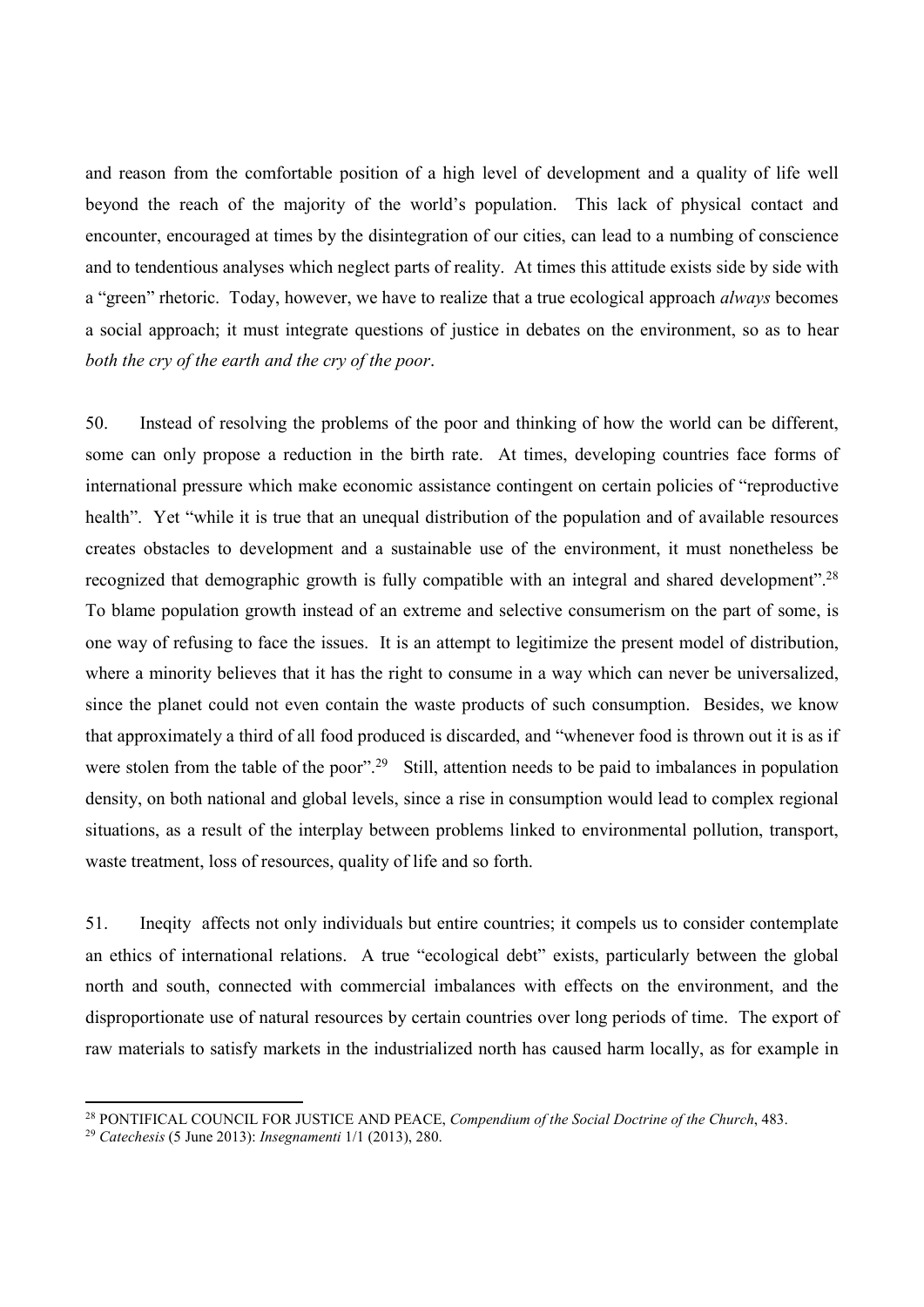and reason from the comfortable position of a high level of development and a quality of life well beyond the reach of the majority of the world's population. This lack of physical contact and encounter, encouraged at times by the disintegration of our cities, can lead to a numbing of conscience and to tendentious analyses which neglect parts of reality. At times this attitude exists side by side with a "green" rhetoric. Today, however, we have to realize that a true ecological approach *always* becomes a social approach; it must integrate questions of justice in debates on the environment, so as to hear *both the cry of the earth and the cry of the poor*.

50. Instead of resolving the problems of the poor and thinking of how the world can be different, some can only propose a reduction in the birth rate. At times, developing countries face forms of international pressure which make economic assistance contingent on certain policies of "reproductive health". Yet "while it is true that an unequal distribution of the population and of available resources creates obstacles to development and a sustainable use of the environment, it must nonetheless be recognized that demographic growth is fully compatible with an integral and shared development".[28] To blame population growth instead of an extreme and selective consumerism on the part of some, is one way of refusing to face the issues. It is an attempt to legitimize the present model of distribution, where a minority believes that it has the right to consume in a way which can never be universalized, since the planet could not even contain the waste products of such consumption. Besides, we know that approximately a third of all food produced is discarded, and "whenever food is thrown out it is as if were stolen from the table of the poor".[29] Still, attention needs to be paid to imbalances in population density, on both national and global levels, since a rise in consumption would lead to complex regional situations, as a result of the interplay between problems linked to environmental pollution, transport, waste treatment, loss of resources, quality of life and so forth.

51. Ineqity affects not only individuals but entire countries; it compels us to consider contemplate an ethics of international relations. A true "ecological debt" exists, particularly between the global north and south, connected with commercial imbalances with effects on the environment, and the disproportionate use of natural resources by certain countries over long periods of time. The export of raw materials to satisfy markets in the industrialized north has caused harm locally, as for example in

---

[28] PONTIFICAL COUNCIL FOR JUSTICE AND PEACE, *Compendium of the Social Doctrine of the Church*, 483.

[29] *Catechesis* (5 June 2013): *Insegnamenti* 1/1 (2013), 280.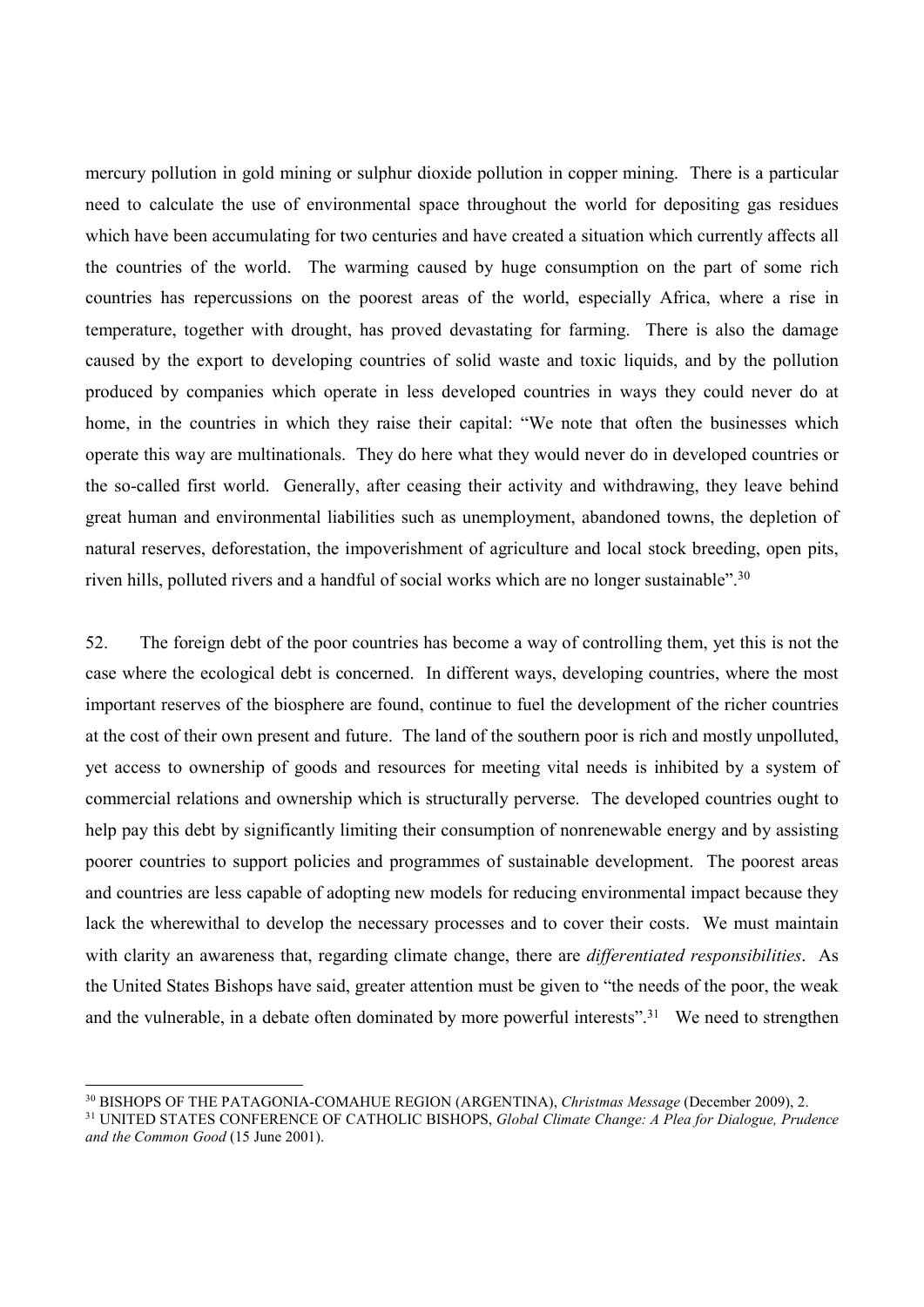mercury pollution in gold mining or sulphur dioxide pollution in copper mining. There is a particular need to calculate the use of environmental space throughout the world for depositing gas residues which have been accumulating for two centuries and have created a situation which currently affects all the countries of the world. The warming caused by huge consumption on the part of some rich countries has repercussions on the poorest areas of the world, especially Africa, where a rise in temperature, together with drought, has proved devastating for farming. There is also the damage caused by the export to developing countries of solid waste and toxic liquids, and by the pollution produced by companies which operate in less developed countries in ways they could never do at home, in the countries in which they raise their capital: "We note that often the businesses which operate this way are multinationals. They do here what they would never do in developed countries or the so-called first world. Generally, after ceasing their activity and withdrawing, they leave behind great human and environmental liabilities such as unemployment, abandoned towns, the depletion of natural reserves, deforestation, the impoverishment of agriculture and local stock breeding, open pits, riven hills, polluted rivers and a handful of social works which are no longer sustainable".[30]

52. The foreign debt of the poor countries has become a way of controlling them, yet this is not the case where the ecological debt is concerned. In different ways, developing countries, where the most important reserves of the biosphere are found, continue to fuel the development of the richer countries at the cost of their own present and future. The land of the southern poor is rich and mostly unpolluted, yet access to ownership of goods and resources for meeting vital needs is inhibited by a system of commercial relations and ownership which is structurally perverse. The developed countries ought to help pay this debt by significantly limiting their consumption of nonrenewable energy and by assisting poorer countries to support policies and programmes of sustainable development. The poorest areas and countries are less capable of adopting new models for reducing environmental impact because they lack the wherewithal to develop the necessary processes and to cover their costs. We must maintain with clarity an awareness that, regarding climate change, there are *differentiated responsibilities*. As the United States Bishops have said, greater attention must be given to "the needs of the poor, the weak and the vulnerable, in a debate often dominated by more powerful interests".[31] We need to strengthen

---

[30] BISHOPS OF THE PATAGONIA-COMAHUE REGION (ARGENTINA), *Christmas Message* (December 2009), 2.

[31] UNITED STATES CONFERENCE OF CATHOLIC BISHOPS, *Global Climate Change: A Plea for Dialogue, Prudence and the Common Good* (15 June 2001).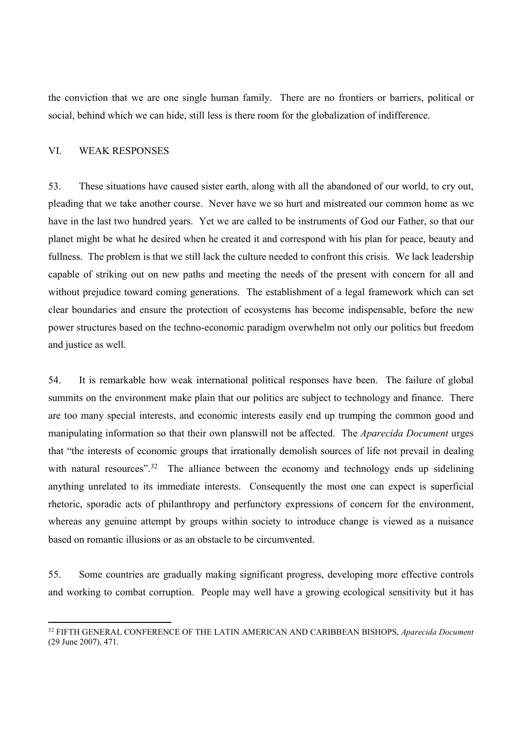the conviction that we are one single human family. There are no frontiers or barriers, political or social, behind which we can hide, still less is there room for the globalization of indifference.

## VI. WEAK RESPONSES

53. These situations have caused sister earth, along with all the abandoned of our world, to cry out, pleading that we take another course. Never have we so hurt and mistreated our common home as we have in the last two hundred years. Yet we are called to be instruments of God our Father, so that our planet might be what he desired when he created it and correspond with his plan for peace, beauty and fullness. The problem is that we still lack the culture needed to confront this crisis. We lack leadership capable of striking out on new paths and meeting the needs of the present with concern for all and without prejudice toward coming generations. The establishment of a legal framework which can set clear boundaries and ensure the protection of ecosystems has become indispensable, before the new power structures based on the techno-economic paradigm overwhelm not only our politics but freedom and justice as well.

54. It is remarkable how weak international political responses have been. The failure of global summits on the environment make plain that our politics are subject to technology and finance. There are too many special interests, and economic interests easily end up trumping the common good and manipulating information so that their own planswill not be affected. The *Aparecida Document* urges that "the interests of economic groups that irrationally demolish sources of life not prevail in dealing with natural resources".[32] The alliance between the economy and technology ends up sidelining anything unrelated to its immediate interests. Consequently the most one can expect is superficial rhetoric, sporadic acts of philanthropy and perfunctory expressions of concern for the environment, whereas any genuine attempt by groups within society to introduce change is viewed as a nuisance based on romantic illusions or as an obstacle to be circumvented.

55. Some countries are gradually making significant progress, developing more effective controls and working to combat corruption. People may well have a growing ecological sensitivity but it has

---

[32] FIFTH GENERAL CONFERENCE OF THE LATIN AMERICAN AND CARIBBEAN BISHOPS, *Aparecida Document* (29 June 2007), 471.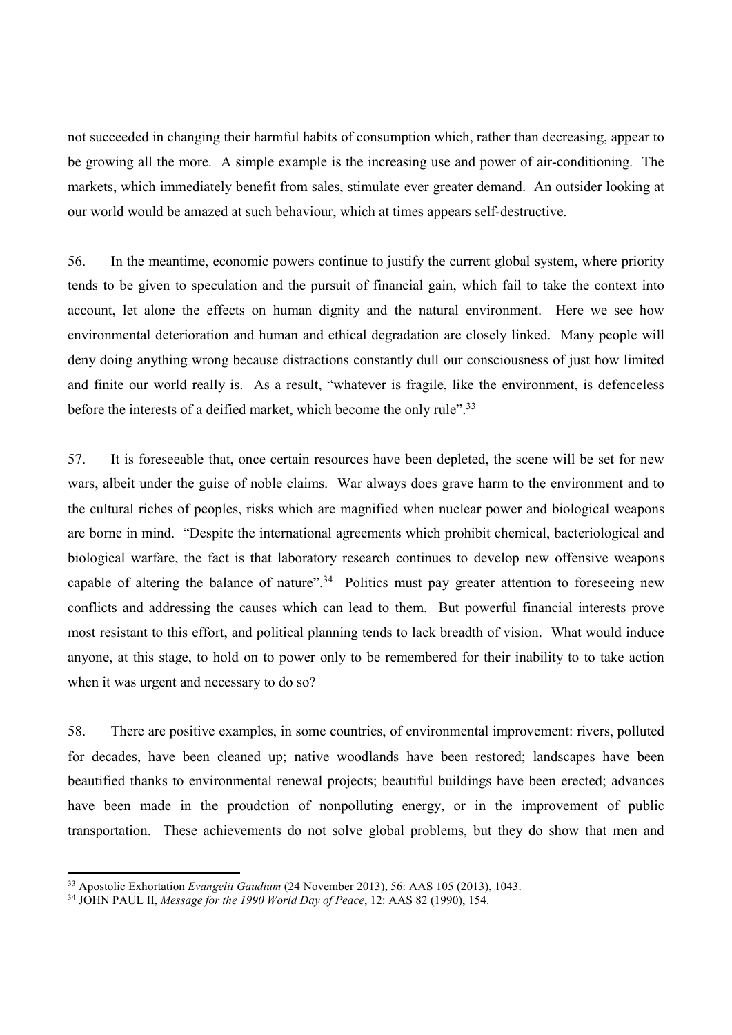not succeeded in changing their harmful habits of consumption which, rather than decreasing, appear to be growing all the more. A simple example is the increasing use and power of air-conditioning. The markets, which immediately benefit from sales, stimulate ever greater demand. An outsider looking at our world would be amazed at such behaviour, which at times appears self-destructive.

56. In the meantime, economic powers continue to justify the current global system, where priority tends to be given to speculation and the pursuit of financial gain, which fail to take the context into account, let alone the effects on human dignity and the natural environment. Here we see how environmental deterioration and human and ethical degradation are closely linked. Many people will deny doing anything wrong because distractions constantly dull our consciousness of just how limited and finite our world really is. As a result, "whatever is fragile, like the environment, is defenceless before the interests of a deified market, which become the only rule".[33]

57. It is foreseeable that, once certain resources have been depleted, the scene will be set for new wars, albeit under the guise of noble claims. War always does grave harm to the environment and to the cultural riches of peoples, risks which are magnified when nuclear power and biological weapons are borne in mind. "Despite the international agreements which prohibit chemical, bacteriological and biological warfare, the fact is that laboratory research continues to develop new offensive weapons capable of altering the balance of nature".[34] Politics must pay greater attention to foreseeing new conflicts and addressing the causes which can lead to them. But powerful financial interests prove most resistant to this effort, and political planning tends to lack breadth of vision. What would induce anyone, at this stage, to hold on to power only to be remembered for their inability to to take action when it was urgent and necessary to do so?

58. There are positive examples, in some countries, of environmental improvement: rivers, polluted for decades, have been cleaned up; native woodlands have been restored; landscapes have been beautified thanks to environmental renewal projects; beautiful buildings have been erected; advances have been made in the proudction of nonpolluting energy, or in the improvement of public transportation. These achievements do not solve global problems, but they do show that men and

---

[33] Apostolic Exhortation *Evangelii Gaudium* (24 November 2013), 56: AAS 105 (2013), 1043.

[34] JOHN PAUL II, *Message for the 1990 World Day of Peace*, 12: AAS 82 (1990), 154.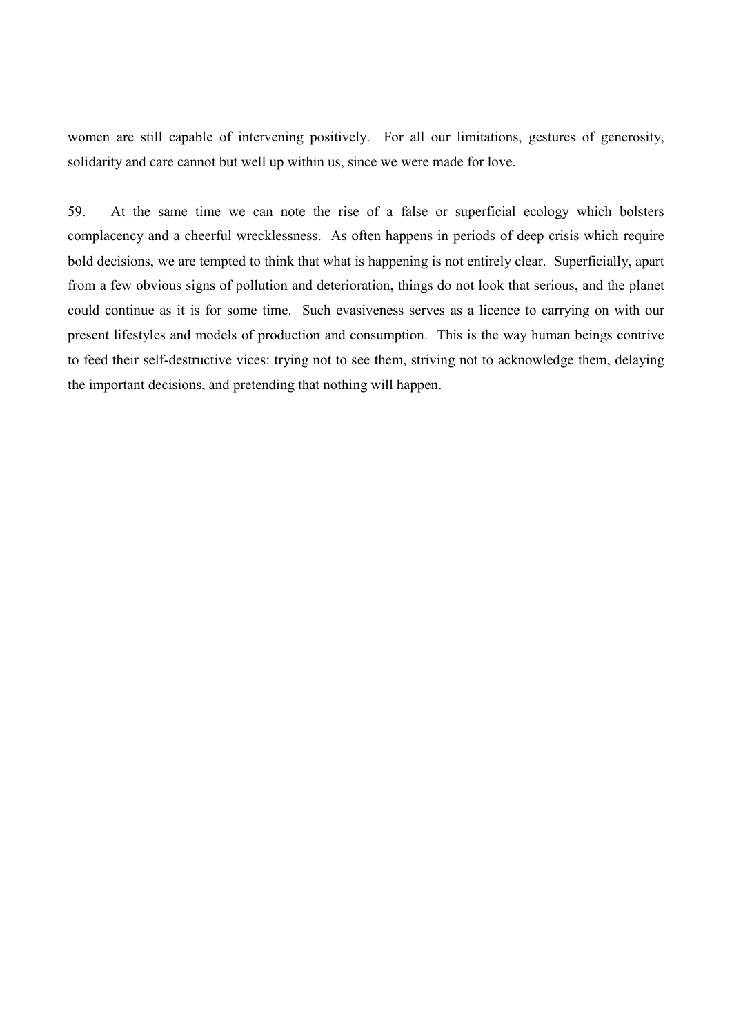women are still capable of intervening positively. For all our limitations, gestures of generosity, solidarity and care cannot but well up within us, since we were made for love.

59. At the same time we can note the rise of a false or superficial ecology which bolsters complacency and a cheerful wrecklessness. As often happens in periods of deep crisis which require bold decisions, we are tempted to think that what is happening is not entirely clear. Superficially, apart from a few obvious signs of pollution and deterioration, things do not look that serious, and the planet could continue as it is for some time. Such evasiveness serves as a licence to carrying on with our present lifestyles and models of production and consumption. This is the way human beings contrive to feed their self-destructive vices: trying not to see them, striving not to acknowledge them, delaying the important decisions, and pretending that nothing will happen.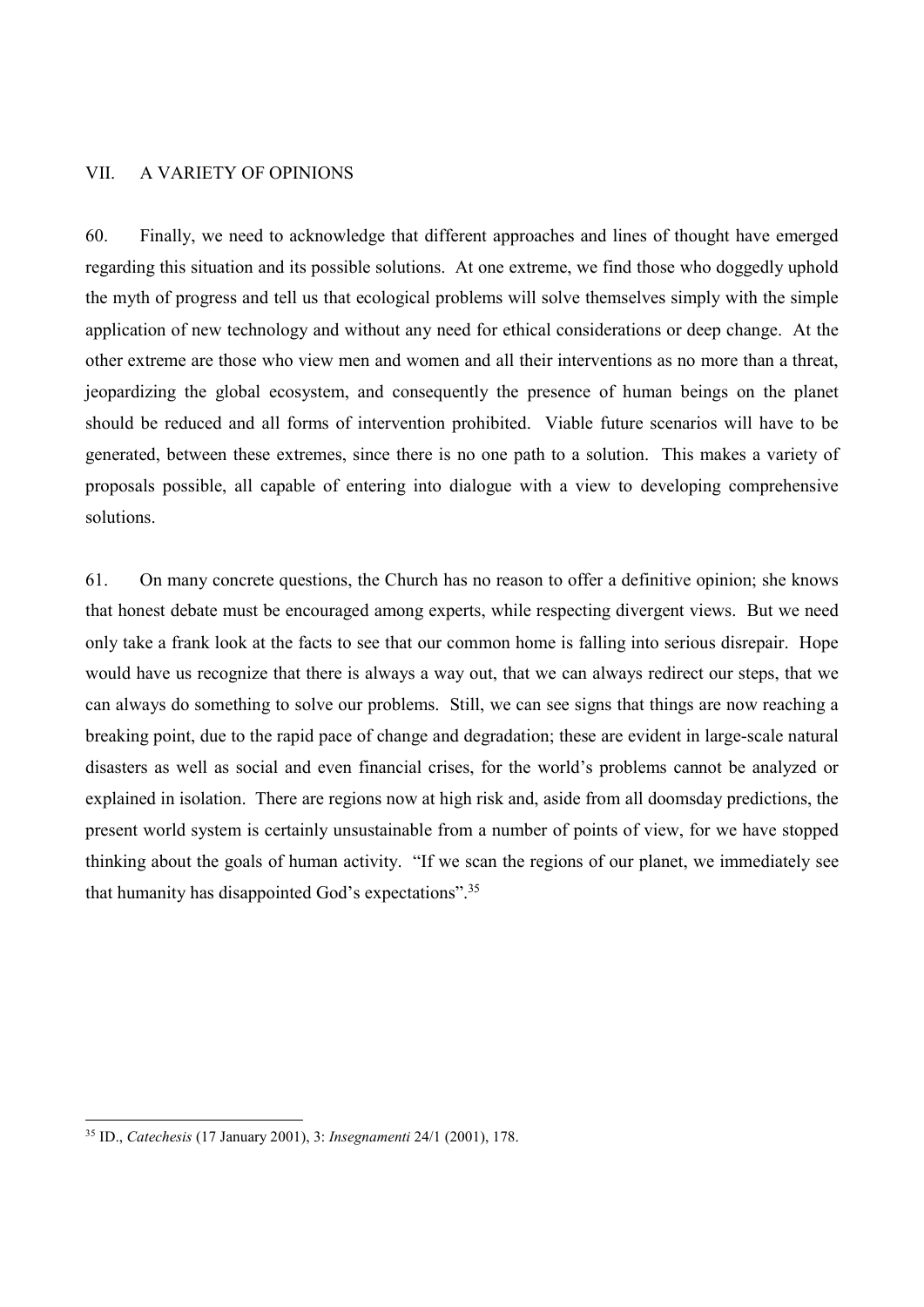## VII. A VARIETY OF OPINIONS

60. Finally, we need to acknowledge that different approaches and lines of thought have emerged regarding this situation and its possible solutions. At one extreme, we find those who doggedly uphold the myth of progress and tell us that ecological problems will solve themselves simply with the simple application of new technology and without any need for ethical considerations or deep change. At the other extreme are those who view men and women and all their interventions as no more than a threat, jeopardizing the global ecosystem, and consequently the presence of human beings on the planet should be reduced and all forms of intervention prohibited. Viable future scenarios will have to be generated, between these extremes, since there is no one path to a solution. This makes a variety of proposals possible, all capable of entering into dialogue with a view to developing comprehensive solutions.

61. On many concrete questions, the Church has no reason to offer a definitive opinion; she knows that honest debate must be encouraged among experts, while respecting divergent views. But we need only take a frank look at the facts to see that our common home is falling into serious disrepair. Hope would have us recognize that there is always a way out, that we can always redirect our steps, that we can always do something to solve our problems. Still, we can see signs that things are now reaching a breaking point, due to the rapid pace of change and degradation; these are evident in large-scale natural disasters as well as social and even financial crises, for the world's problems cannot be analyzed or explained in isolation. There are regions now at high risk and, aside from all doomsday predictions, the present world system is certainly unsustainable from a number of points of view, for we have stopped thinking about the goals of human activity. "If we scan the regions of our planet, we immediately see that humanity has disappointed God's expectations".[35]

---

[35] ID., *Catechesis* (17 January 2001), 3: *Insegnamenti* 24/1 (2001), 178.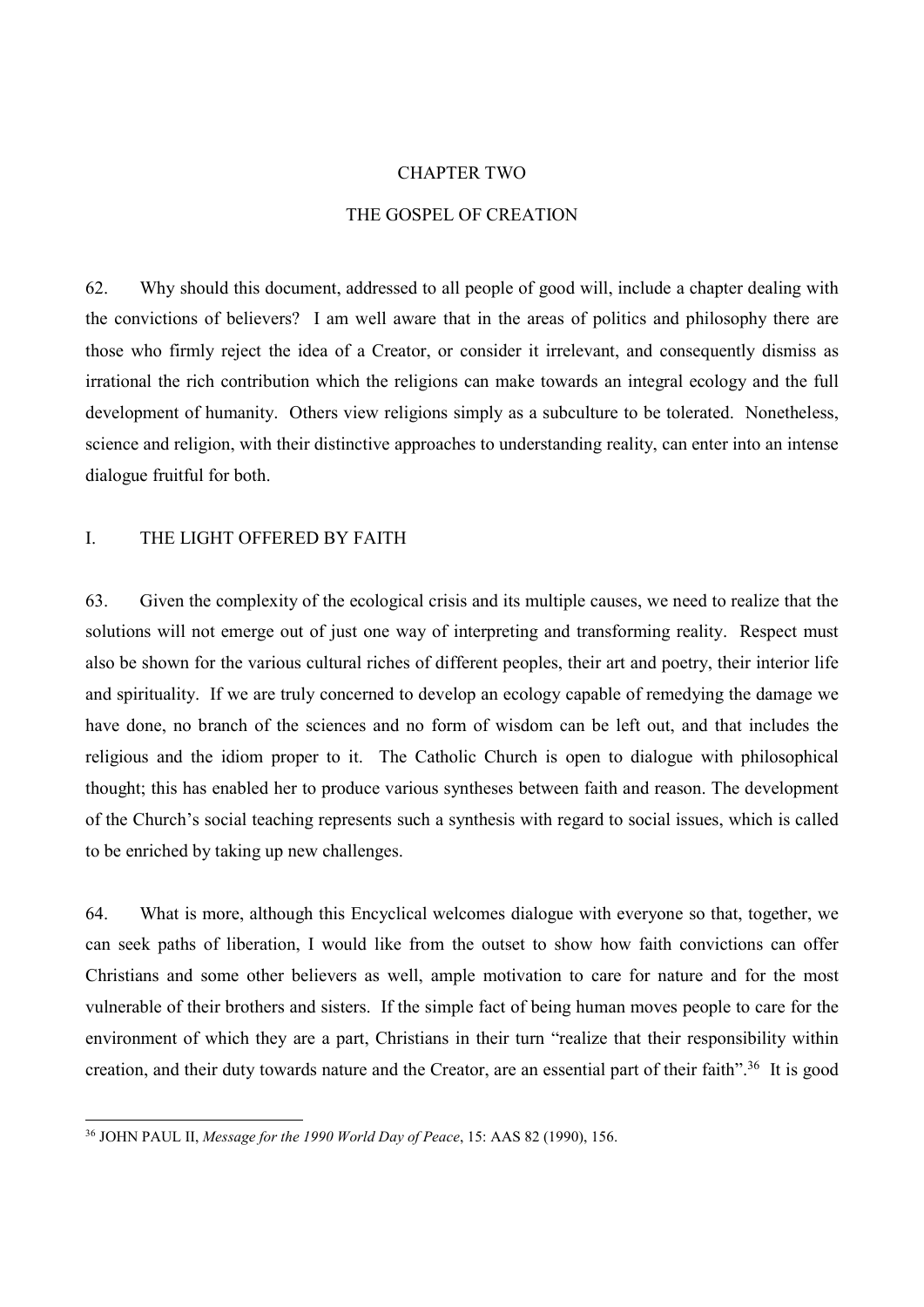# CHAPTER TWO

# THE GOSPEL OF CREATION

62. Why should this document, addressed to all people of good will, include a chapter dealing with the convictions of believers? I am well aware that in the areas of politics and philosophy there are those who firmly reject the idea of a Creator, or consider it irrelevant, and consequently dismiss as irrational the rich contribution which the religions can make towards an integral ecology and the full development of humanity. Others view religions simply as a subculture to be tolerated. Nonetheless, science and religion, with their distinctive approaches to understanding reality, can enter into an intense dialogue fruitful for both.

## I. THE LIGHT OFFERED BY FAITH

63. Given the complexity of the ecological crisis and its multiple causes, we need to realize that the solutions will not emerge out of just one way of interpreting and transforming reality. Respect must also be shown for the various cultural riches of different peoples, their art and poetry, their interior life and spirituality. If we are truly concerned to develop an ecology capable of remedying the damage we have done, no branch of the sciences and no form of wisdom can be left out, and that includes the religious and the idiom proper to it. The Catholic Church is open to dialogue with philosophical thought; this has enabled her to produce various syntheses between faith and reason. The development of the Church's social teaching represents such a synthesis with regard to social issues, which is called to be enriched by taking up new challenges.

64. What is more, although this Encyclical welcomes dialogue with everyone so that, together, we can seek paths of liberation, I would like from the outset to show how faith convictions can offer Christians and some other believers as well, ample motivation to care for nature and for the most vulnerable of their brothers and sisters. If the simple fact of being human moves people to care for the environment of which they are a part, Christians in their turn "realize that their responsibility within creation, and their duty towards nature and the Creator, are an essential part of their faith".[36] It is good

[36] JOHN PAUL II, *Message for the 1990 World Day of Peace*, 15: AAS 82 (1990), 156.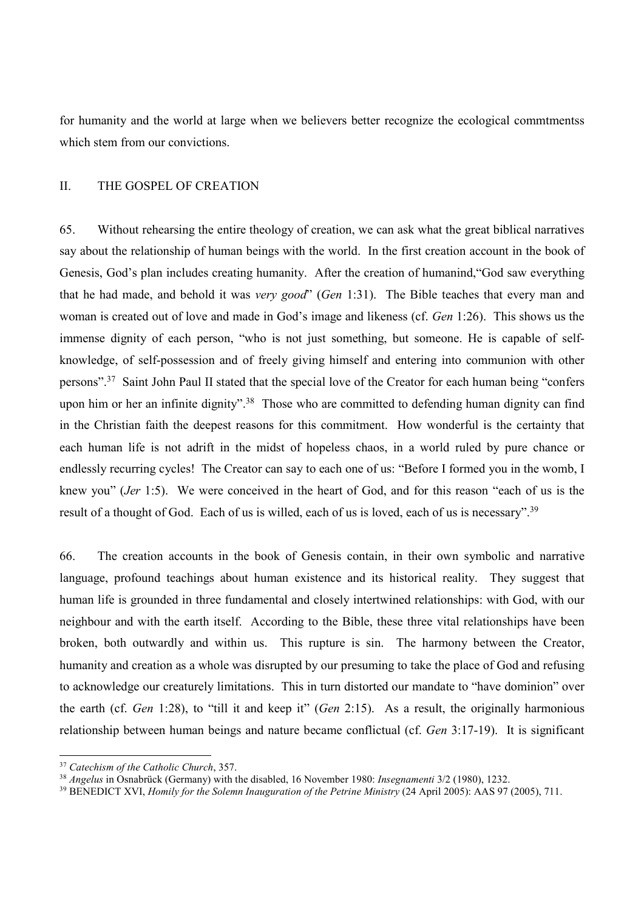for humanity and the world at large when we believers better recognize the ecological commtmentss which stem from our convictions.

## II. THE GOSPEL OF CREATION

65. Without rehearsing the entire theology of creation, we can ask what the great biblical narratives say about the relationship of human beings with the world. In the first creation account in the book of Genesis, God's plan includes creating humanity. After the creation of humanind,"God saw everything that he had made, and behold it was *very good*" (*Gen* 1:31). The Bible teaches that every man and woman is created out of love and made in God's image and likeness (cf. *Gen* 1:26). This shows us the immense dignity of each person, "who is not just something, but someone. He is capable of self-knowledge, of self-possession and of freely giving himself and entering into communion with other persons".[37] Saint John Paul II stated that the special love of the Creator for each human being "confers upon him or her an infinite dignity".[38] Those who are committed to defending human dignity can find in the Christian faith the deepest reasons for this commitment. How wonderful is the certainty that each human life is not adrift in the midst of hopeless chaos, in a world ruled by pure chance or endlessly recurring cycles! The Creator can say to each one of us: "Before I formed you in the womb, I knew you" (*Jer* 1:5). We were conceived in the heart of God, and for this reason "each of us is the result of a thought of God. Each of us is willed, each of us is loved, each of us is necessary".[39]

66. The creation accounts in the book of Genesis contain, in their own symbolic and narrative language, profound teachings about human existence and its historical reality. They suggest that human life is grounded in three fundamental and closely intertwined relationships: with God, with our neighbour and with the earth itself. According to the Bible, these three vital relationships have been broken, both outwardly and within us. This rupture is sin. The harmony between the Creator, humanity and creation as a whole was disrupted by our presuming to take the place of God and refusing to acknowledge our creaturely limitations. This in turn distorted our mandate to "have dominion" over the earth (cf. *Gen* 1:28), to "till it and keep it" (*Gen* 2:15). As a result, the originally harmonious relationship between human beings and nature became conflictual (cf. *Gen* 3:17-19). It is significant

---

[37] *Catechism of the Catholic Church*, 357.

[38] *Angelus* in Osnabrück (Germany) with the disabled, 16 November 1980: *Insegnamenti* 3/2 (1980), 1232.

[39] BENEDICT XVI, *Homily for the Solemn Inauguration of the Petrine Ministry* (24 April 2005): AAS 97 (2005), 711.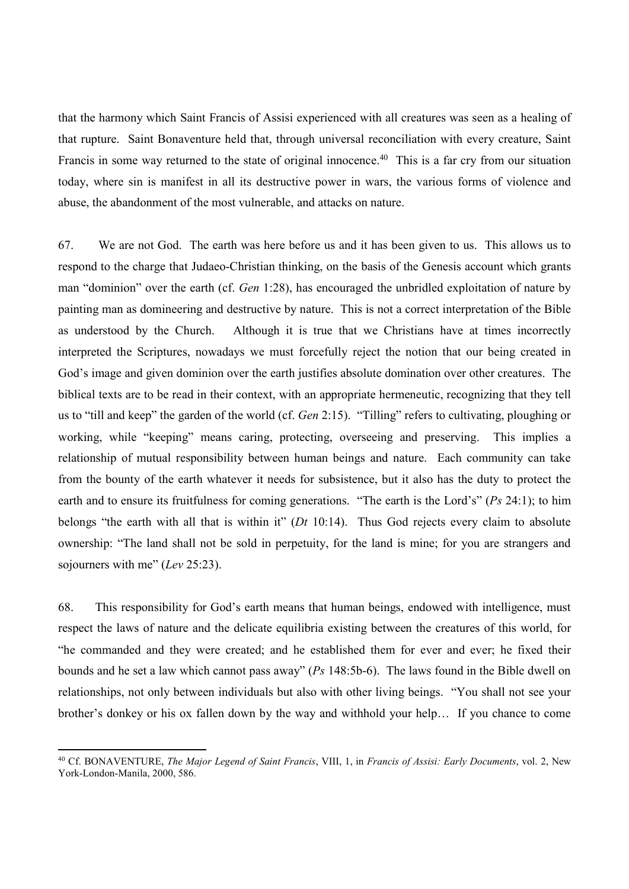that the harmony which Saint Francis of Assisi experienced with all creatures was seen as a healing of that rupture. Saint Bonaventure held that, through universal reconciliation with every creature, Saint Francis in some way returned to the state of original innocence.[40] This is a far cry from our situation today, where sin is manifest in all its destructive power in wars, the various forms of violence and abuse, the abandonment of the most vulnerable, and attacks on nature.

67. We are not God. The earth was here before us and it has been given to us. This allows us to respond to the charge that Judaeo-Christian thinking, on the basis of the Genesis account which grants man "dominion" over the earth (cf. *Gen* 1:28), has encouraged the unbridled exploitation of nature by painting man as domineering and destructive by nature. This is not a correct interpretation of the Bible as understood by the Church. Although it is true that we Christians have at times incorrectly interpreted the Scriptures, nowadays we must forcefully reject the notion that our being created in God's image and given dominion over the earth justifies absolute domination over other creatures. The biblical texts are to be read in their context, with an appropriate hermeneutic, recognizing that they tell us to "till and keep" the garden of the world (cf. *Gen* 2:15). "Tilling" refers to cultivating, ploughing or working, while "keeping" means caring, protecting, overseeing and preserving. This implies a relationship of mutual responsibility between human beings and nature. Each community can take from the bounty of the earth whatever it needs for subsistence, but it also has the duty to protect the earth and to ensure its fruitfulness for coming generations. "The earth is the Lord's" (*Ps* 24:1); to him belongs "the earth with all that is within it" (*Dt* 10:14). Thus God rejects every claim to absolute ownership: "The land shall not be sold in perpetuity, for the land is mine; for you are strangers and sojourners with me" (*Lev* 25:23).

68. This responsibility for God's earth means that human beings, endowed with intelligence, must respect the laws of nature and the delicate equilibria existing between the creatures of this world, for "he commanded and they were created; and he established them for ever and ever; he fixed their bounds and he set a law which cannot pass away" (*Ps* 148:5b-6). The laws found in the Bible dwell on relationships, not only between individuals but also with other living beings. "You shall not see your brother's donkey or his ox fallen down by the way and withhold your help… If you chance to come

---

[40] Cf. BONAVENTURE, *The Major Legend of Saint Francis*, VIII, 1, in *Francis of Assisi: Early Documents*, vol. 2, New York-London-Manila, 2000, 586.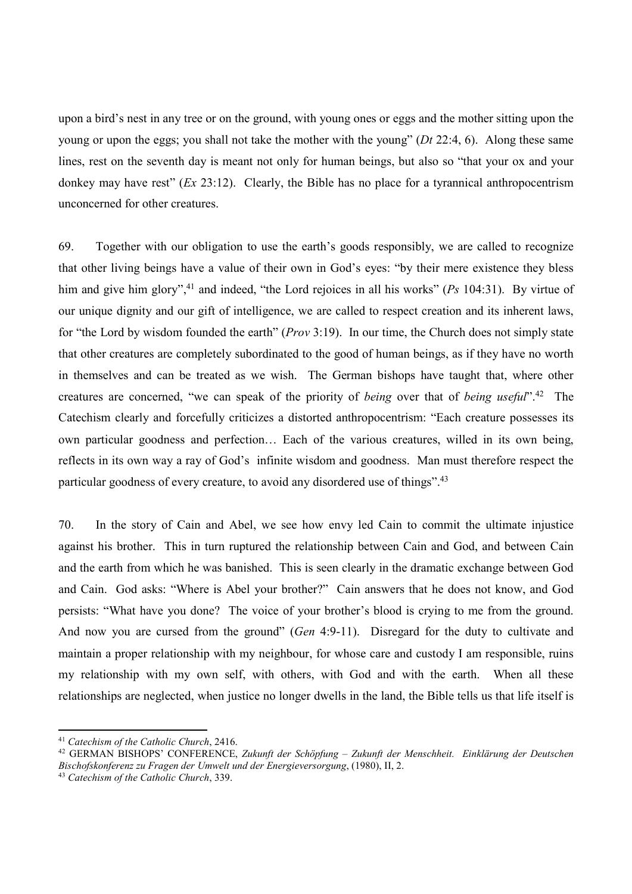upon a bird's nest in any tree or on the ground, with young ones or eggs and the mother sitting upon the young or upon the eggs; you shall not take the mother with the young" (*Dt* 22:4, 6). Along these same lines, rest on the seventh day is meant not only for human beings, but also so "that your ox and your donkey may have rest" (*Ex* 23:12). Clearly, the Bible has no place for a tyrannical anthropocentrism unconcerned for other creatures.

69. Together with our obligation to use the earth's goods responsibly, we are called to recognize that other living beings have a value of their own in God's eyes: "by their mere existence they bless him and give him glory",[41] and indeed, "the Lord rejoices in all his works" (*Ps* 104:31). By virtue of our unique dignity and our gift of intelligence, we are called to respect creation and its inherent laws, for "the Lord by wisdom founded the earth" (*Prov* 3:19). In our time, the Church does not simply state that other creatures are completely subordinated to the good of human beings, as if they have no worth in themselves and can be treated as we wish. The German bishops have taught that, where other creatures are concerned, "we can speak of the priority of *being* over that of *being useful*".[42] The Catechism clearly and forcefully criticizes a distorted anthropocentrism: "Each creature possesses its own particular goodness and perfection… Each of the various creatures, willed in its own being, reflects in its own way a ray of God's infinite wisdom and goodness. Man must therefore respect the particular goodness of every creature, to avoid any disordered use of things".[43]

70. In the story of Cain and Abel, we see how envy led Cain to commit the ultimate injustice against his brother. This in turn ruptured the relationship between Cain and God, and between Cain and the earth from which he was banished. This is seen clearly in the dramatic exchange between God and Cain. God asks: "Where is Abel your brother?" Cain answers that he does not know, and God persists: "What have you done? The voice of your brother's blood is crying to me from the ground. And now you are cursed from the ground" (*Gen* 4:9-11). Disregard for the duty to cultivate and maintain a proper relationship with my neighbour, for whose care and custody I am responsible, ruins my relationship with my own self, with others, with God and with the earth. When all these relationships are neglected, when justice no longer dwells in the land, the Bible tells us that life itself is

---

[41] *Catechism of the Catholic Church*, 2416.

[42] GERMAN BISHOPS' CONFERENCE, *Zukunft der Schöpfung – Zukunft der Menschheit. Einklärung der Deutschen Bischofskonferenz zu Fragen der Umwelt und der Energieversorgung*, (1980), II, 2.

[43] *Catechism of the Catholic Church*, 339.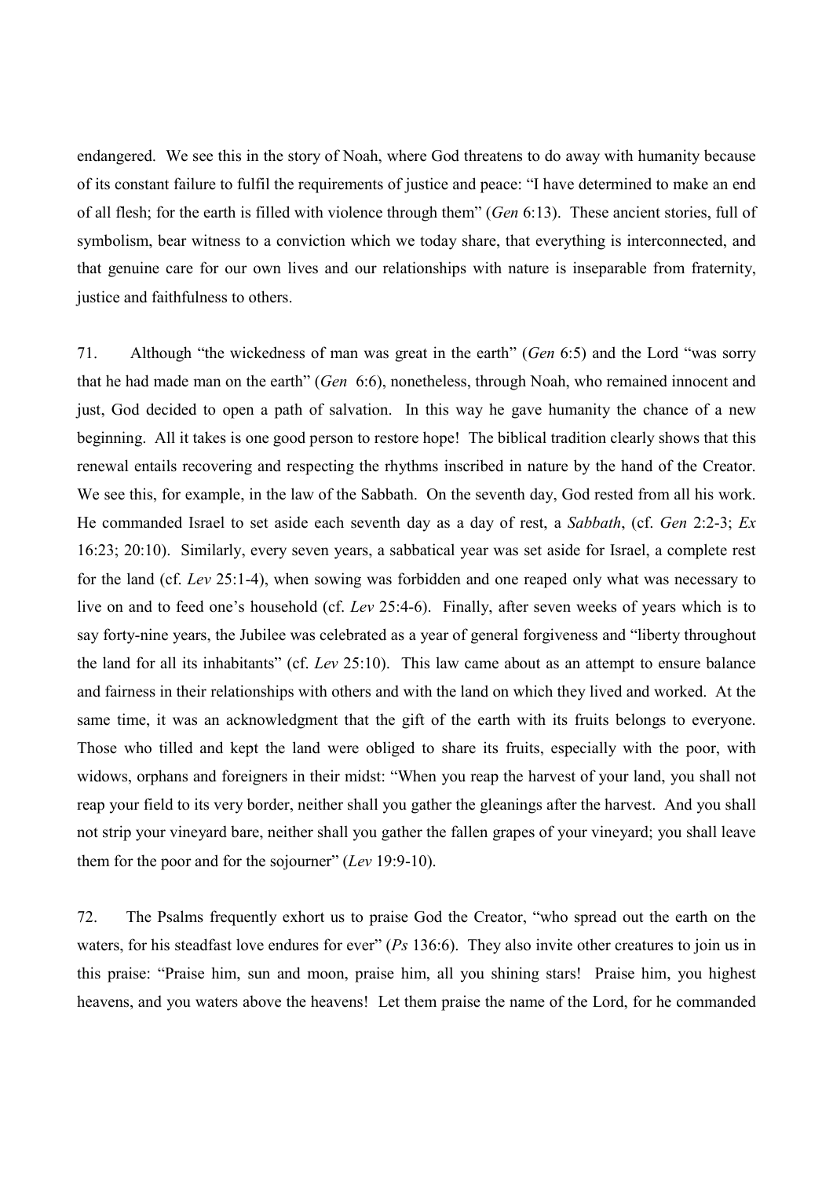endangered. We see this in the story of Noah, where God threatens to do away with humanity because of its constant failure to fulfil the requirements of justice and peace: "I have determined to make an end of all flesh; for the earth is filled with violence through them" (*Gen* 6:13). These ancient stories, full of symbolism, bear witness to a conviction which we today share, that everything is interconnected, and that genuine care for our own lives and our relationships with nature is inseparable from fraternity, justice and faithfulness to others.

71. Although "the wickedness of man was great in the earth" (*Gen* 6:5) and the Lord "was sorry that he had made man on the earth" (*Gen* 6:6), nonetheless, through Noah, who remained innocent and just, God decided to open a path of salvation. In this way he gave humanity the chance of a new beginning. All it takes is one good person to restore hope! The biblical tradition clearly shows that this renewal entails recovering and respecting the rhythms inscribed in nature by the hand of the Creator. We see this, for example, in the law of the Sabbath. On the seventh day, God rested from all his work. He commanded Israel to set aside each seventh day as a day of rest, a *Sabbath*, (cf. *Gen* 2:2-3; *Ex* 16:23; 20:10). Similarly, every seven years, a sabbatical year was set aside for Israel, a complete rest for the land (cf. *Lev* 25:1-4), when sowing was forbidden and one reaped only what was necessary to live on and to feed one's household (cf. *Lev* 25:4-6). Finally, after seven weeks of years which is to say forty-nine years, the Jubilee was celebrated as a year of general forgiveness and "liberty throughout the land for all its inhabitants" (cf. *Lev* 25:10). This law came about as an attempt to ensure balance and fairness in their relationships with others and with the land on which they lived and worked. At the same time, it was an acknowledgment that the gift of the earth with its fruits belongs to everyone. Those who tilled and kept the land were obliged to share its fruits, especially with the poor, with widows, orphans and foreigners in their midst: "When you reap the harvest of your land, you shall not reap your field to its very border, neither shall you gather the gleanings after the harvest. And you shall not strip your vineyard bare, neither shall you gather the fallen grapes of your vineyard; you shall leave them for the poor and for the sojourner" (*Lev* 19:9-10).

72. The Psalms frequently exhort us to praise God the Creator, "who spread out the earth on the waters, for his steadfast love endures for ever" (*Ps* 136:6). They also invite other creatures to join us in this praise: "Praise him, sun and moon, praise him, all you shining stars! Praise him, you highest heavens, and you waters above the heavens! Let them praise the name of the Lord, for he commanded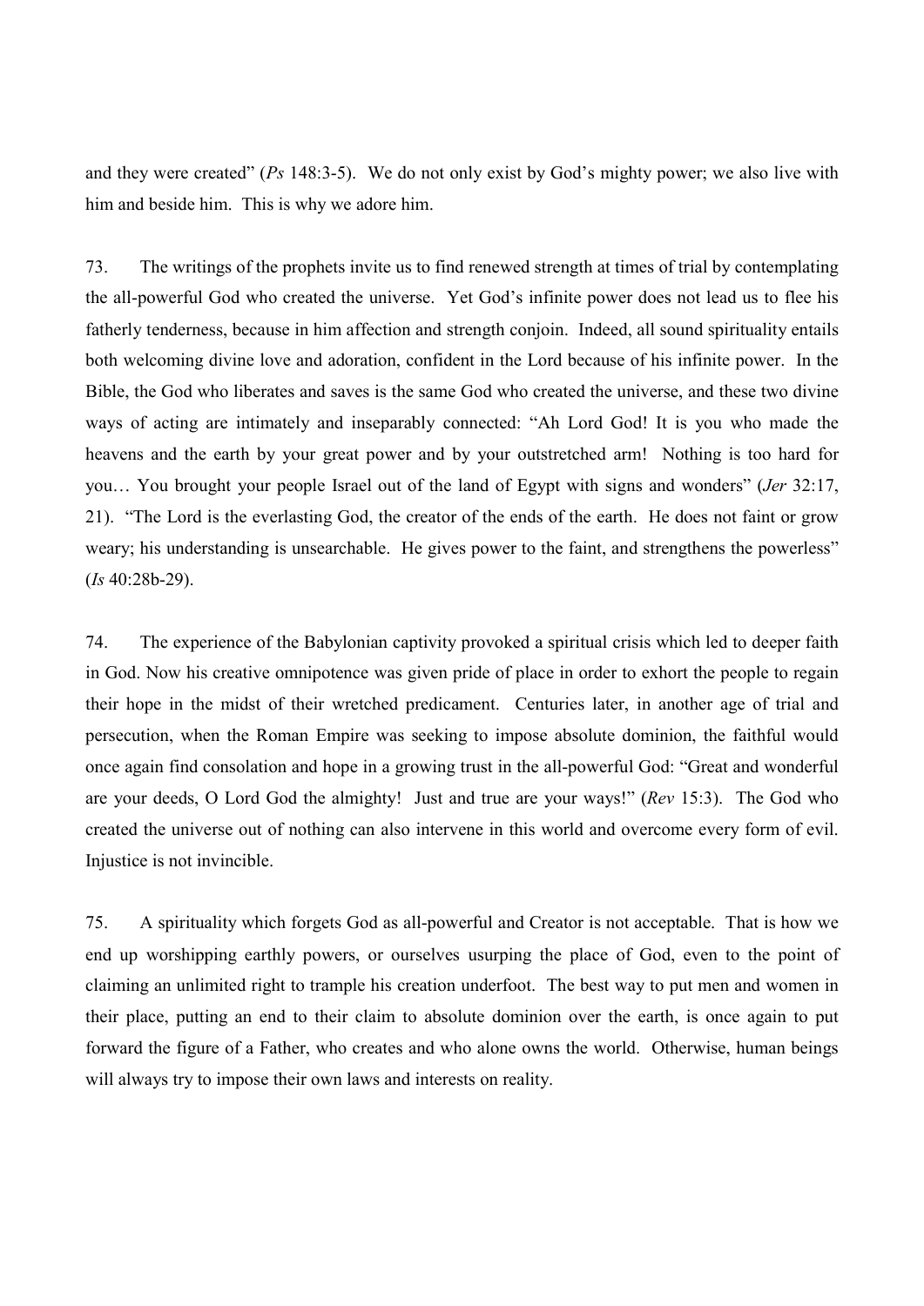and they were created" (*Ps* 148:3-5). We do not only exist by God's mighty power; we also live with him and beside him. This is why we adore him.

73. The writings of the prophets invite us to find renewed strength at times of trial by contemplating the all-powerful God who created the universe. Yet God's infinite power does not lead us to flee his fatherly tenderness, because in him affection and strength conjoin. Indeed, all sound spirituality entails both welcoming divine love and adoration, confident in the Lord because of his infinite power. In the Bible, the God who liberates and saves is the same God who created the universe, and these two divine ways of acting are intimately and inseparably connected: "Ah Lord God! It is you who made the heavens and the earth by your great power and by your outstretched arm! Nothing is too hard for you… You brought your people Israel out of the land of Egypt with signs and wonders" (*Jer* 32:17, 21). "The Lord is the everlasting God, the creator of the ends of the earth. He does not faint or grow weary; his understanding is unsearchable. He gives power to the faint, and strengthens the powerless" (*Is* 40:28b-29).

74. The experience of the Babylonian captivity provoked a spiritual crisis which led to deeper faith in God. Now his creative omnipotence was given pride of place in order to exhort the people to regain their hope in the midst of their wretched predicament. Centuries later, in another age of trial and persecution, when the Roman Empire was seeking to impose absolute dominion, the faithful would once again find consolation and hope in a growing trust in the all-powerful God: "Great and wonderful are your deeds, O Lord God the almighty! Just and true are your ways!" (*Rev* 15:3). The God who created the universe out of nothing can also intervene in this world and overcome every form of evil. Injustice is not invincible.

75. A spirituality which forgets God as all-powerful and Creator is not acceptable. That is how we end up worshipping earthly powers, or ourselves usurping the place of God, even to the point of claiming an unlimited right to trample his creation underfoot. The best way to put men and women in their place, putting an end to their claim to absolute dominion over the earth, is once again to put forward the figure of a Father, who creates and who alone owns the world. Otherwise, human beings will always try to impose their own laws and interests on reality.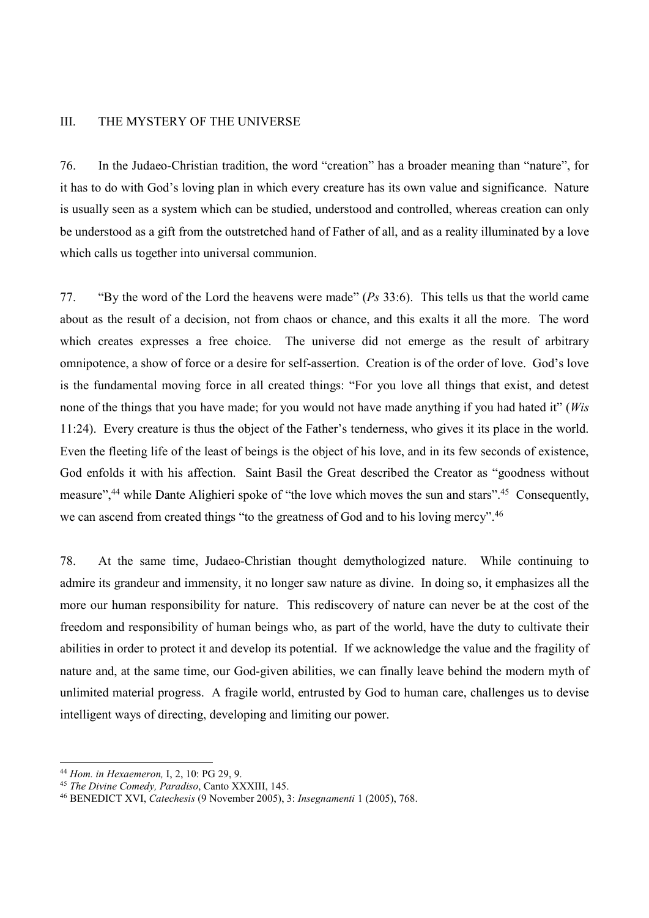## III. THE MYSTERY OF THE UNIVERSE

76. In the Judaeo-Christian tradition, the word "creation" has a broader meaning than "nature", for it has to do with God's loving plan in which every creature has its own value and significance. Nature is usually seen as a system which can be studied, understood and controlled, whereas creation can only be understood as a gift from the outstretched hand of Father of all, and as a reality illuminated by a love which calls us together into universal communion.

77. "By the word of the Lord the heavens were made" (*Ps* 33:6). This tells us that the world came about as the result of a decision, not from chaos or chance, and this exalts it all the more. The word which creates expresses a free choice. The universe did not emerge as the result of arbitrary omnipotence, a show of force or a desire for self-assertion. Creation is of the order of love. God's love is the fundamental moving force in all created things: "For you love all things that exist, and detest none of the things that you have made; for you would not have made anything if you had hated it" (*Wis* 11:24). Every creature is thus the object of the Father's tenderness, who gives it its place in the world. Even the fleeting life of the least of beings is the object of his love, and in its few seconds of existence, God enfolds it with his affection. Saint Basil the Great described the Creator as "goodness without measure",[44] while Dante Alighieri spoke of "the love which moves the sun and stars".[45] Consequently, we can ascend from created things "to the greatness of God and to his loving mercy".[46]

78. At the same time, Judaeo-Christian thought demythologized nature. While continuing to admire its grandeur and immensity, it no longer saw nature as divine. In doing so, it emphasizes all the more our human responsibility for nature. This rediscovery of nature can never be at the cost of the freedom and responsibility of human beings who, as part of the world, have the duty to cultivate their abilities in order to protect it and develop its potential. If we acknowledge the value and the fragility of nature and, at the same time, our God-given abilities, we can finally leave behind the modern myth of unlimited material progress. A fragile world, entrusted by God to human care, challenges us to devise intelligent ways of directing, developing and limiting our power.

---

[44] *Hom. in Hexaemeron,* I, 2, 10: PG 29, 9.

[45] *The Divine Comedy, Paradiso*, Canto XXXIII, 145.

[46] BENEDICT XVI, *Catechesis* (9 November 2005), 3: *Insegnamenti* 1 (2005), 768.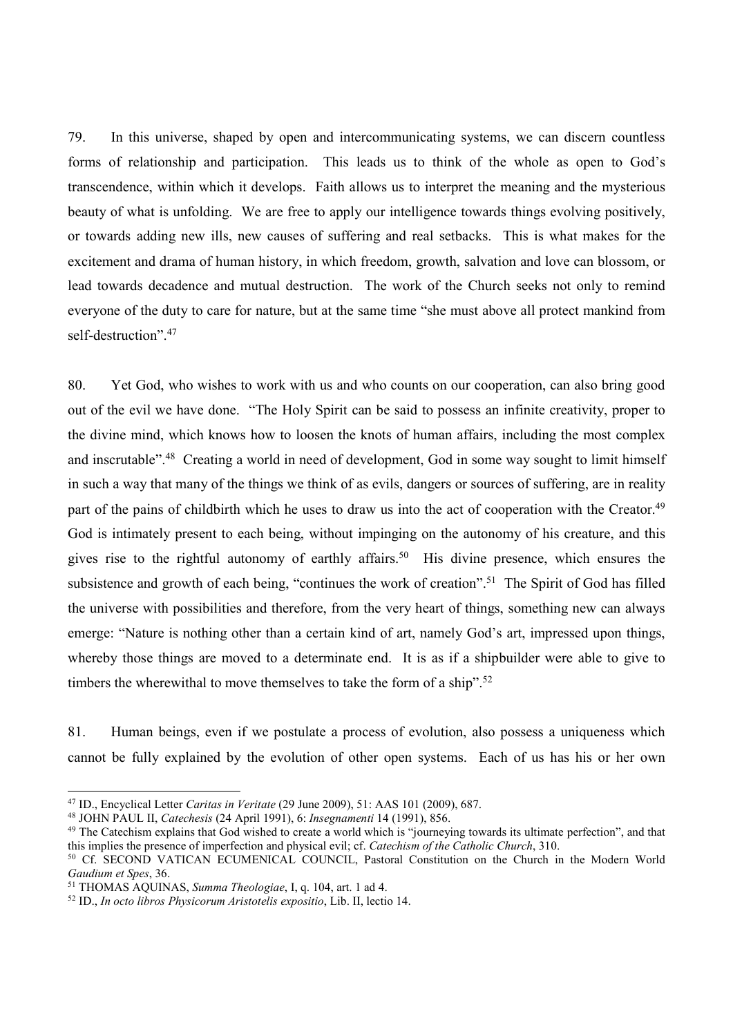79. In this universe, shaped by open and intercommunicating systems, we can discern countless forms of relationship and participation. This leads us to think of the whole as open to God's transcendence, within which it develops. Faith allows us to interpret the meaning and the mysterious beauty of what is unfolding. We are free to apply our intelligence towards things evolving positively, or towards adding new ills, new causes of suffering and real setbacks. This is what makes for the excitement and drama of human history, in which freedom, growth, salvation and love can blossom, or lead towards decadence and mutual destruction. The work of the Church seeks not only to remind everyone of the duty to care for nature, but at the same time "she must above all protect mankind from self-destruction".[47]

80. Yet God, who wishes to work with us and who counts on our cooperation, can also bring good out of the evil we have done. "The Holy Spirit can be said to possess an infinite creativity, proper to the divine mind, which knows how to loosen the knots of human affairs, including the most complex and inscrutable".[48] Creating a world in need of development, God in some way sought to limit himself in such a way that many of the things we think of as evils, dangers or sources of suffering, are in reality part of the pains of childbirth which he uses to draw us into the act of cooperation with the Creator.[49] God is intimately present to each being, without impinging on the autonomy of his creature, and this gives rise to the rightful autonomy of earthly affairs.[50] His divine presence, which ensures the subsistence and growth of each being, "continues the work of creation".[51] The Spirit of God has filled the universe with possibilities and therefore, from the very heart of things, something new can always emerge: "Nature is nothing other than a certain kind of art, namely God's art, impressed upon things, whereby those things are moved to a determinate end. It is as if a shipbuilder were able to give to timbers the wherewithal to move themselves to take the form of a ship".[52]

81. Human beings, even if we postulate a process of evolution, also possess a uniqueness which cannot be fully explained by the evolution of other open systems. Each of us has his or her own

---

[47] ID., Encyclical Letter *Caritas in Veritate* (29 June 2009), 51: AAS 101 (2009), 687.

[48] JOHN PAUL II, *Catechesis* (24 April 1991), 6: *Insegnamenti* 14 (1991), 856.

[49] The Catechism explains that God wished to create a world which is "journeying towards its ultimate perfection", and that this implies the presence of imperfection and physical evil; cf. *Catechism of the Catholic Church*, 310.

[50] Cf. SECOND VATICAN ECUMENICAL COUNCIL, Pastoral Constitution on the Church in the Modern World *Gaudium et Spes*, 36.

[51] THOMAS AQUINAS, *Summa Theologiae*, I, q. 104, art. 1 ad 4.

[52] ID., *In octo libros Physicorum Aristotelis expositio*, Lib. II, lectio 14.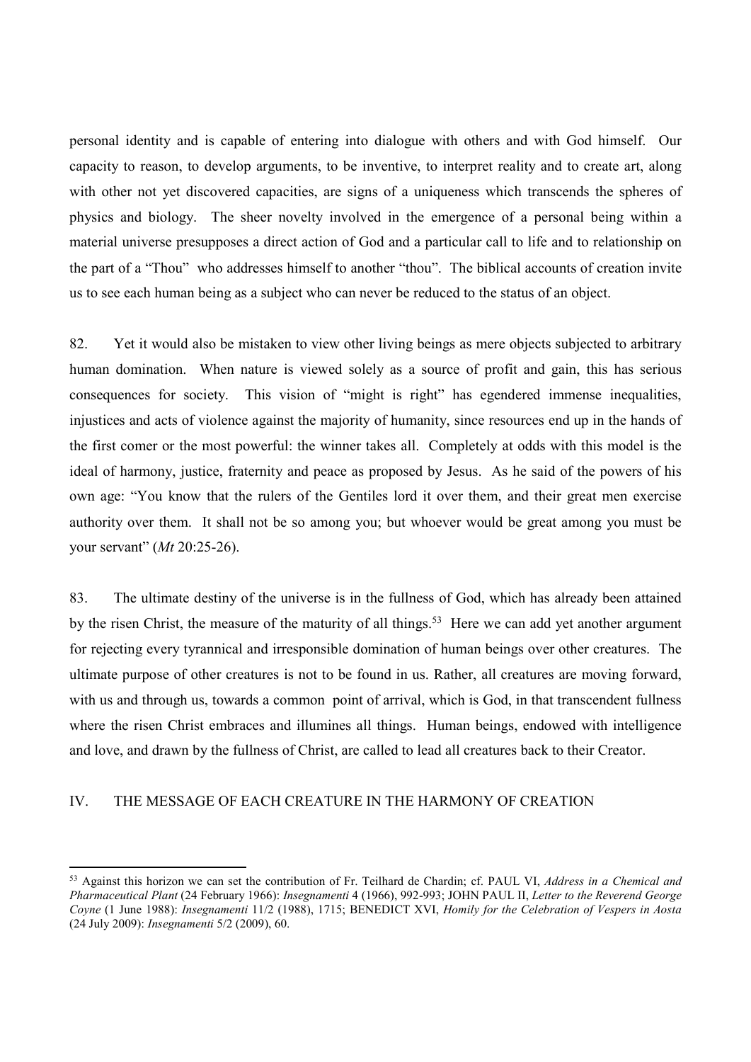personal identity and is capable of entering into dialogue with others and with God himself. Our capacity to reason, to develop arguments, to be inventive, to interpret reality and to create art, along with other not yet discovered capacities, are signs of a uniqueness which transcends the spheres of physics and biology. The sheer novelty involved in the emergence of a personal being within a material universe presupposes a direct action of God and a particular call to life and to relationship on the part of a "Thou" who addresses himself to another "thou". The biblical accounts of creation invite us to see each human being as a subject who can never be reduced to the status of an object.

82. Yet it would also be mistaken to view other living beings as mere objects subjected to arbitrary human domination. When nature is viewed solely as a source of profit and gain, this has serious consequences for society. This vision of "might is right" has egendered immense inequalities, injustices and acts of violence against the majority of humanity, since resources end up in the hands of the first comer or the most powerful: the winner takes all. Completely at odds with this model is the ideal of harmony, justice, fraternity and peace as proposed by Jesus. As he said of the powers of his own age: "You know that the rulers of the Gentiles lord it over them, and their great men exercise authority over them. It shall not be so among you; but whoever would be great among you must be your servant" (*Mt* 20:25-26).

83. The ultimate destiny of the universe is in the fullness of God, which has already been attained by the risen Christ, the measure of the maturity of all things.[53] Here we can add yet another argument for rejecting every tyrannical and irresponsible domination of human beings over other creatures. The ultimate purpose of other creatures is not to be found in us. Rather, all creatures are moving forward, with us and through us, towards a common point of arrival, which is God, in that transcendent fullness where the risen Christ embraces and illumines all things. Human beings, endowed with intelligence and love, and drawn by the fullness of Christ, are called to lead all creatures back to their Creator.

## IV. THE MESSAGE OF EACH CREATURE IN THE HARMONY OF CREATION

---

[53] Against this horizon we can set the contribution of Fr. Teilhard de Chardin; cf. PAUL VI, *Address in a Chemical and Pharmaceutical Plant* (24 February 1966): *Insegnamenti* 4 (1966), 992-993; JOHN PAUL II, *Letter to the Reverend George Coyne* (1 June 1988): *Insegnamenti* 11/2 (1988), 1715; BENEDICT XVI, *Homily for the Celebration of Vespers in Aosta* (24 July 2009): *Insegnamenti* 5/2 (2009), 60.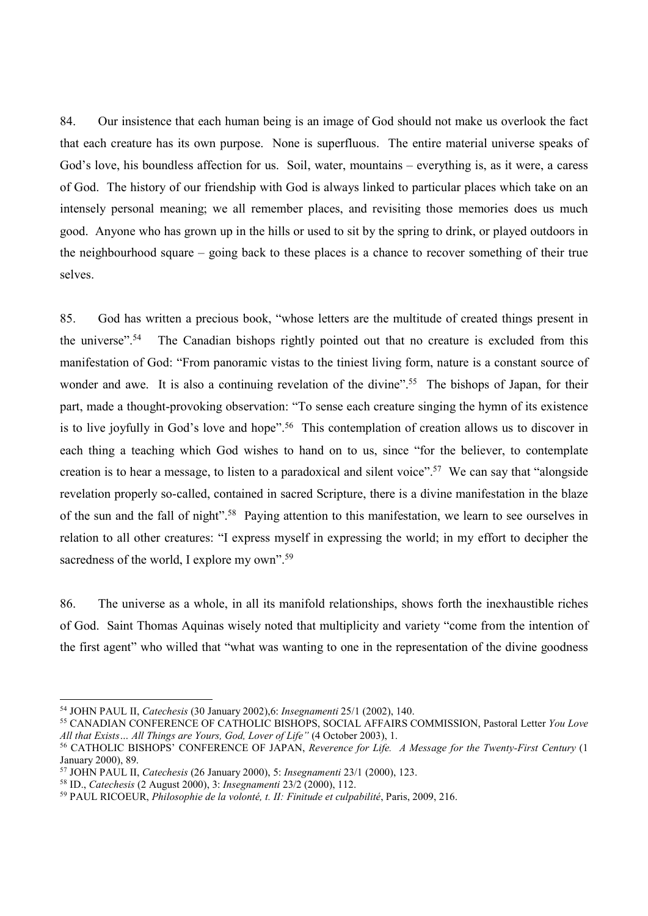84. Our insistence that each human being is an image of God should not make us overlook the fact that each creature has its own purpose. None is superfluous. The entire material universe speaks of God's love, his boundless affection for us. Soil, water, mountains – everything is, as it were, a caress of God. The history of our friendship with God is always linked to particular places which take on an intensely personal meaning; we all remember places, and revisiting those memories does us much good. Anyone who has grown up in the hills or used to sit by the spring to drink, or played outdoors in the neighbourhood square – going back to these places is a chance to recover something of their true selves.

85. God has written a precious book, "whose letters are the multitude of created things present in the universe".[54] The Canadian bishops rightly pointed out that no creature is excluded from this manifestation of God: "From panoramic vistas to the tiniest living form, nature is a constant source of wonder and awe. It is also a continuing revelation of the divine".[55] The bishops of Japan, for their part, made a thought-provoking observation: "To sense each creature singing the hymn of its existence is to live joyfully in God's love and hope".[56] This contemplation of creation allows us to discover in each thing a teaching which God wishes to hand on to us, since "for the believer, to contemplate creation is to hear a message, to listen to a paradoxical and silent voice".[57] We can say that "alongside revelation properly so-called, contained in sacred Scripture, there is a divine manifestation in the blaze of the sun and the fall of night".[58] Paying attention to this manifestation, we learn to see ourselves in relation to all other creatures: "I express myself in expressing the world; in my effort to decipher the sacredness of the world, I explore my own".[59]

86. The universe as a whole, in all its manifold relationships, shows forth the inexhaustible riches of God. Saint Thomas Aquinas wisely noted that multiplicity and variety "come from the intention of the first agent" who willed that "what was wanting to one in the representation of the divine goodness

---

[54] JOHN PAUL II, *Catechesis* (30 January 2002),6: *Insegnamenti* 25/1 (2002), 140.

[55] CANADIAN CONFERENCE OF CATHOLIC BISHOPS, SOCIAL AFFAIRS COMMISSION, Pastoral Letter *You Love All that Exists… All Things are Yours, God, Lover of Life"* (4 October 2003), 1.

[56] CATHOLIC BISHOPS' CONFERENCE OF JAPAN, *Reverence for Life. A Message for the Twenty-First Century* (1 January 2000), 89.

[57] JOHN PAUL II, *Catechesis* (26 January 2000), 5: *Insegnamenti* 23/1 (2000), 123.

[58] ID., *Catechesis* (2 August 2000), 3: *Insegnamenti* 23/2 (2000), 112.

[59] PAUL RICOEUR, *Philosophie de la volonté, t. II: Finitude et culpabilité*, Paris, 2009, 216.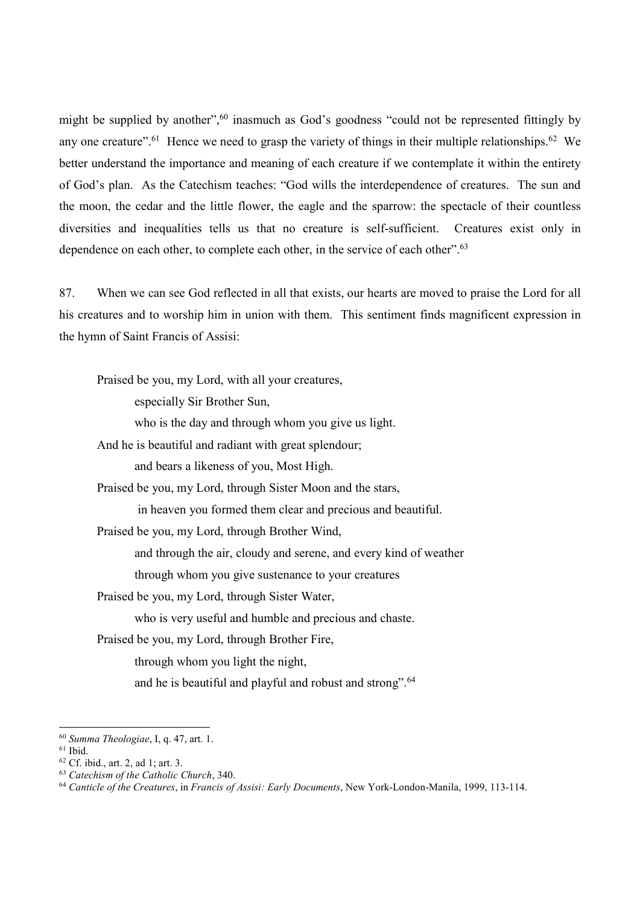might be supplied by another",[60] inasmuch as God's goodness "could not be represented fittingly by any one creature".[61] Hence we need to grasp the variety of things in their multiple relationships.[62] We better understand the importance and meaning of each creature if we contemplate it within the entirety of God's plan. As the Catechism teaches: "God wills the interdependence of creatures. The sun and the moon, the cedar and the little flower, the eagle and the sparrow: the spectacle of their countless diversities and inequalities tells us that no creature is self-sufficient. Creatures exist only in dependence on each other, to complete each other, in the service of each other".[63]

87. When we can see God reflected in all that exists, our hearts are moved to praise the Lord for all his creatures and to worship him in union with them. This sentiment finds magnificent expression in the hymn of Saint Francis of Assisi:

> Praised be you, my Lord, with all your creatures,
> especially Sir Brother Sun,
> who is the day and through whom you give us light.
> And he is beautiful and radiant with great splendour;
> and bears a likeness of you, Most High.
> Praised be you, my Lord, through Sister Moon and the stars,
> in heaven you formed them clear and precious and beautiful.
> Praised be you, my Lord, through Brother Wind,
> and through the air, cloudy and serene, and every kind of weather
> through whom you give sustenance to your creatures
> Praised be you, my Lord, through Sister Water,
> who is very useful and humble and precious and chaste.
> Praised be you, my Lord, through Brother Fire,
> through whom you light the night,
> and he is beautiful and playful and robust and strong".[64]

---

[60] *Summa Theologiae*, I, q. 47, art. 1.

[61] Ibid.

[62] Cf. ibid., art. 2, ad 1; art. 3.

[63] *Catechism of the Catholic Church*, 340.

[64] *Canticle of the Creatures*, in *Francis of Assisi: Early Documents*, New York-London-Manila, 1999, 113-114.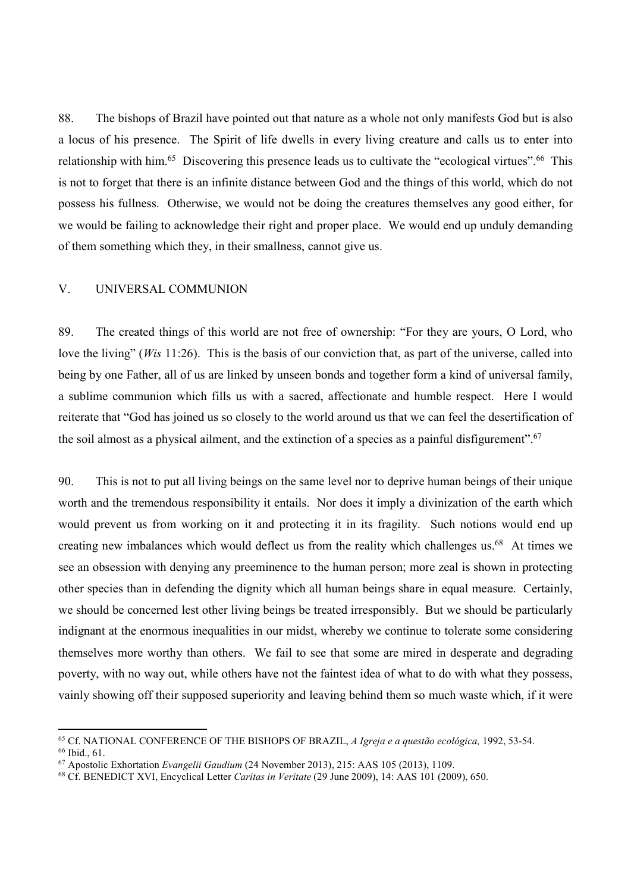88. The bishops of Brazil have pointed out that nature as a whole not only manifests God but is also a locus of his presence. The Spirit of life dwells in every living creature and calls us to enter into relationship with him.[65] Discovering this presence leads us to cultivate the "ecological virtues".[66] This is not to forget that there is an infinite distance between God and the things of this world, which do not possess his fullness. Otherwise, we would not be doing the creatures themselves any good either, for we would be failing to acknowledge their right and proper place. We would end up unduly demanding of them something which they, in their smallness, cannot give us.

## V. UNIVERSAL COMMUNION

89. The created things of this world are not free of ownership: "For they are yours, O Lord, who love the living" (*Wis* 11:26). This is the basis of our conviction that, as part of the universe, called into being by one Father, all of us are linked by unseen bonds and together form a kind of universal family, a sublime communion which fills us with a sacred, affectionate and humble respect. Here I would reiterate that "God has joined us so closely to the world around us that we can feel the desertification of the soil almost as a physical ailment, and the extinction of a species as a painful disfigurement".[67]

90. This is not to put all living beings on the same level nor to deprive human beings of their unique worth and the tremendous responsibility it entails. Nor does it imply a divinization of the earth which would prevent us from working on it and protecting it in its fragility. Such notions would end up creating new imbalances which would deflect us from the reality which challenges us.[68] At times we see an obsession with denying any preeminence to the human person; more zeal is shown in protecting other species than in defending the dignity which all human beings share in equal measure. Certainly, we should be concerned lest other living beings be treated irresponsibly. But we should be particularly indignant at the enormous inequalities in our midst, whereby we continue to tolerate some considering themselves more worthy than others. We fail to see that some are mired in desperate and degrading poverty, with no way out, while others have not the faintest idea of what to do with what they possess, vainly showing off their supposed superiority and leaving behind them so much waste which, if it were

---

[65] Cf. NATIONAL CONFERENCE OF THE BISHOPS OF BRAZIL, *A Igreja e a questão ecológica,* 1992, 53-54.

[66] Ibid., 61.

[67] Apostolic Exhortation *Evangelii Gaudium* (24 November 2013), 215: AAS 105 (2013), 1109.

[68] Cf. BENEDICT XVI, Encyclical Letter *Caritas in Veritate* (29 June 2009), 14: AAS 101 (2009), 650.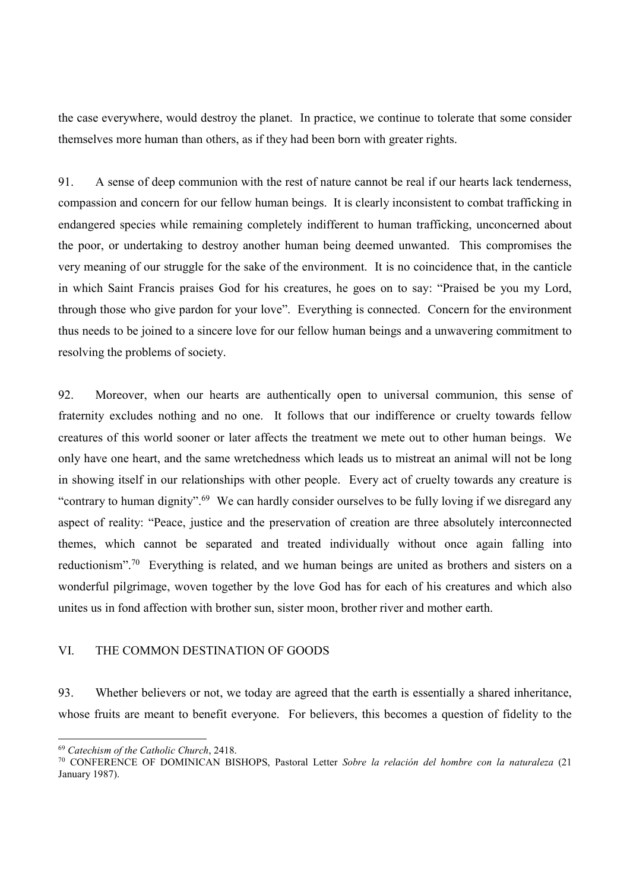the case everywhere, would destroy the planet. In practice, we continue to tolerate that some consider themselves more human than others, as if they had been born with greater rights.

91. A sense of deep communion with the rest of nature cannot be real if our hearts lack tenderness, compassion and concern for our fellow human beings. It is clearly inconsistent to combat trafficking in endangered species while remaining completely indifferent to human trafficking, unconcerned about the poor, or undertaking to destroy another human being deemed unwanted. This compromises the very meaning of our struggle for the sake of the environment. It is no coincidence that, in the canticle in which Saint Francis praises God for his creatures, he goes on to say: "Praised be you my Lord, through those who give pardon for your love". Everything is connected. Concern for the environment thus needs to be joined to a sincere love for our fellow human beings and a unwavering commitment to resolving the problems of society.

92. Moreover, when our hearts are authentically open to universal communion, this sense of fraternity excludes nothing and no one. It follows that our indifference or cruelty towards fellow creatures of this world sooner or later affects the treatment we mete out to other human beings. We only have one heart, and the same wretchedness which leads us to mistreat an animal will not be long in showing itself in our relationships with other people. Every act of cruelty towards any creature is "contrary to human dignity".[69] We can hardly consider ourselves to be fully loving if we disregard any aspect of reality: "Peace, justice and the preservation of creation are three absolutely interconnected themes, which cannot be separated and treated individually without once again falling into reductionism".[70] Everything is related, and we human beings are united as brothers and sisters on a wonderful pilgrimage, woven together by the love God has for each of his creatures and which also unites us in fond affection with brother sun, sister moon, brother river and mother earth.

## VI. THE COMMON DESTINATION OF GOODS

93. Whether believers or not, we today are agreed that the earth is essentially a shared inheritance, whose fruits are meant to benefit everyone. For believers, this becomes a question of fidelity to the

---

[69] *Catechism of the Catholic Church*, 2418.

[70] CONFERENCE OF DOMINICAN BISHOPS, Pastoral Letter *Sobre la relación del hombre con la naturaleza* (21 January 1987).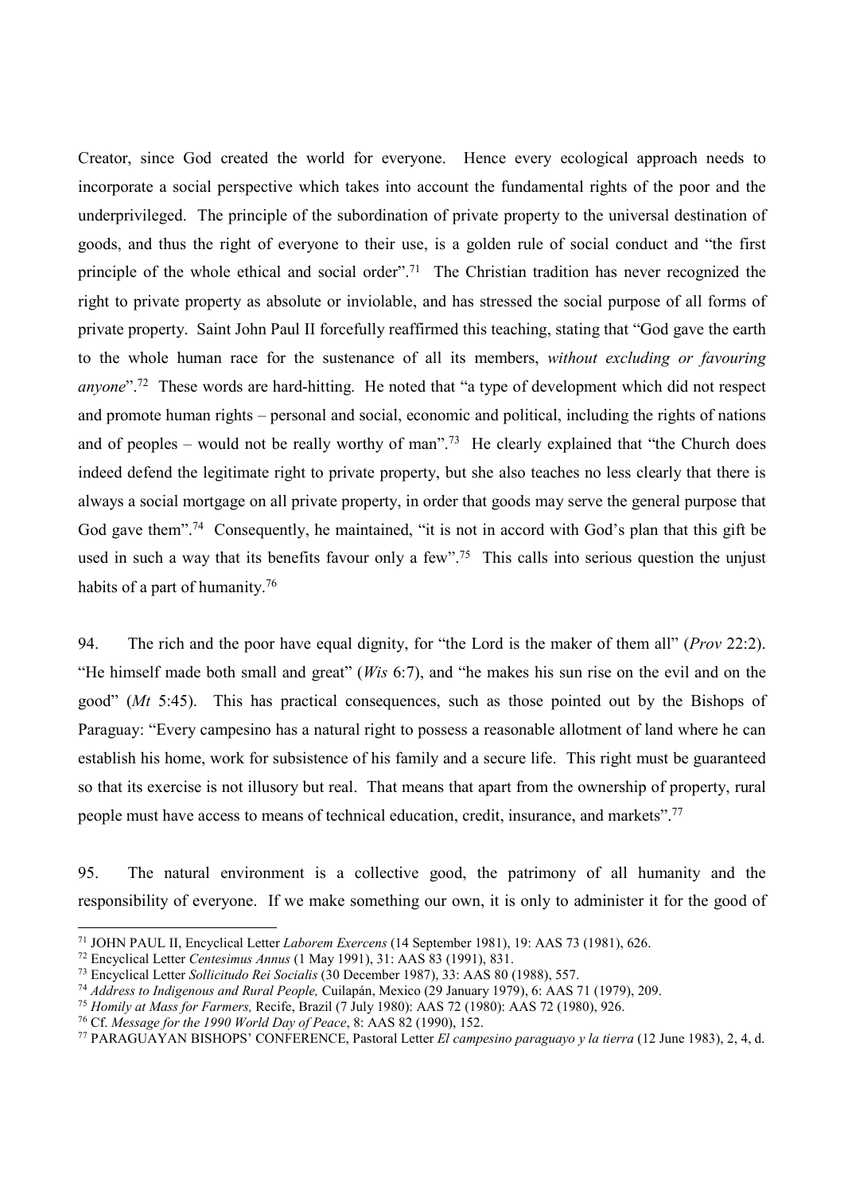Creator, since God created the world for everyone. Hence every ecological approach needs to incorporate a social perspective which takes into account the fundamental rights of the poor and the underprivileged. The principle of the subordination of private property to the universal destination of goods, and thus the right of everyone to their use, is a golden rule of social conduct and "the first principle of the whole ethical and social order".[71] The Christian tradition has never recognized the right to private property as absolute or inviolable, and has stressed the social purpose of all forms of private property. Saint John Paul II forcefully reaffirmed this teaching, stating that "God gave the earth to the whole human race for the sustenance of all its members, *without excluding or favouring anyone*".[72] These words are hard-hitting. He noted that "a type of development which did not respect and promote human rights – personal and social, economic and political, including the rights of nations and of peoples – would not be really worthy of man".[73] He clearly explained that "the Church does indeed defend the legitimate right to private property, but she also teaches no less clearly that there is always a social mortgage on all private property, in order that goods may serve the general purpose that God gave them".[74] Consequently, he maintained, "it is not in accord with God's plan that this gift be used in such a way that its benefits favour only a few".[75] This calls into serious question the unjust habits of a part of humanity.[76]

94. The rich and the poor have equal dignity, for "the Lord is the maker of them all" (*Prov* 22:2). "He himself made both small and great" (*Wis* 6:7), and "he makes his sun rise on the evil and on the good" (*Mt* 5:45). This has practical consequences, such as those pointed out by the Bishops of Paraguay: "Every campesino has a natural right to possess a reasonable allotment of land where he can establish his home, work for subsistence of his family and a secure life. This right must be guaranteed so that its exercise is not illusory but real. That means that apart from the ownership of property, rural people must have access to means of technical education, credit, insurance, and markets".[77]

95. The natural environment is a collective good, the patrimony of all humanity and the responsibility of everyone. If we make something our own, it is only to administer it for the good of

---

[71] JOHN PAUL II, Encyclical Letter *Laborem Exercens* (14 September 1981), 19: AAS 73 (1981), 626.

[72] Encyclical Letter *Centesimus Annus* (1 May 1991), 31: AAS 83 (1991), 831.

[73] Encyclical Letter *Sollicitudo Rei Socialis* (30 December 1987), 33: AAS 80 (1988), 557.

[74] *Address to Indigenous and Rural People,* Cuilapán, Mexico (29 January 1979), 6: AAS 71 (1979), 209.

[75] *Homily at Mass for Farmers,* Recife, Brazil (7 July 1980): AAS 72 (1980), 926.

[76] Cf. *Message for the 1990 World Day of Peace*, 8: AAS 82 (1990), 152.

[77] PARAGUAYAN BISHOPS' CONFERENCE, Pastoral Letter *El campesino paraguayo y la tierra* (12 June 1983), 2, 4, d.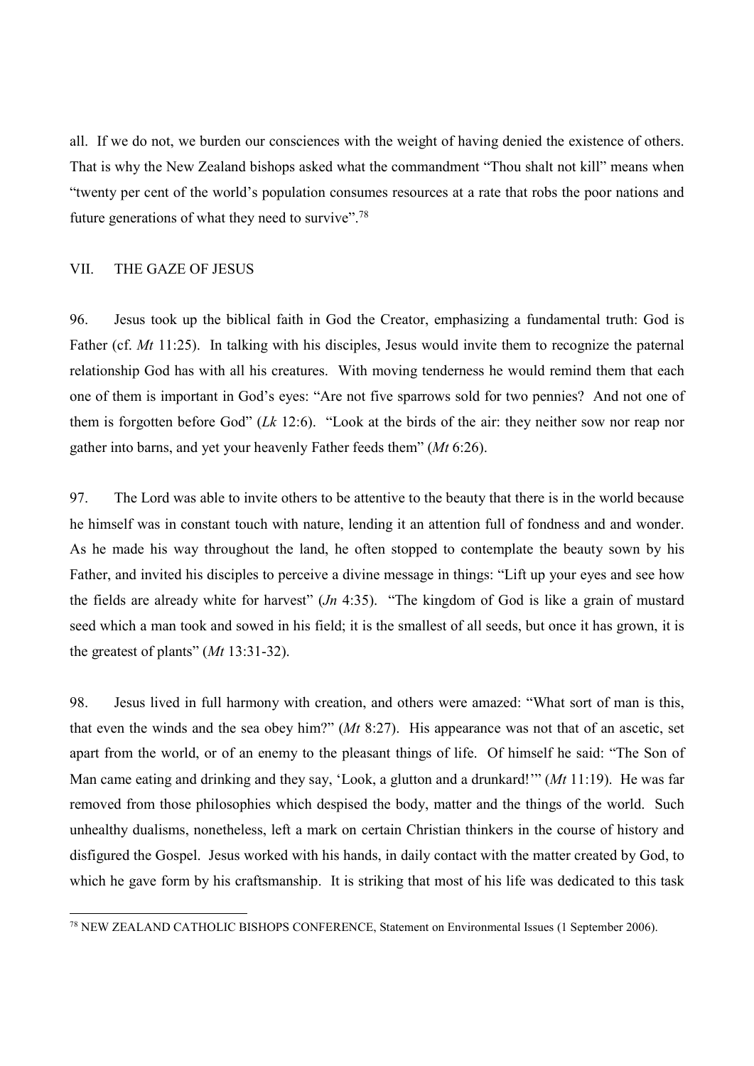all. If we do not, we burden our consciences with the weight of having denied the existence of others. That is why the New Zealand bishops asked what the commandment "Thou shalt not kill" means when "twenty per cent of the world's population consumes resources at a rate that robs the poor nations and future generations of what they need to survive".[78]

## VII. THE GAZE OF JESUS

96. Jesus took up the biblical faith in God the Creator, emphasizing a fundamental truth: God is Father (cf. *Mt* 11:25). In talking with his disciples, Jesus would invite them to recognize the paternal relationship God has with all his creatures. With moving tenderness he would remind them that each one of them is important in God's eyes: "Are not five sparrows sold for two pennies? And not one of them is forgotten before God" (*Lk* 12:6). "Look at the birds of the air: they neither sow nor reap nor gather into barns, and yet your heavenly Father feeds them" (*Mt* 6:26).

97. The Lord was able to invite others to be attentive to the beauty that there is in the world because he himself was in constant touch with nature, lending it an attention full of fondness and and wonder. As he made his way throughout the land, he often stopped to contemplate the beauty sown by his Father, and invited his disciples to perceive a divine message in things: "Lift up your eyes and see how the fields are already white for harvest" (*Jn* 4:35). "The kingdom of God is like a grain of mustard seed which a man took and sowed in his field; it is the smallest of all seeds, but once it has grown, it is the greatest of plants" (*Mt* 13:31-32).

98. Jesus lived in full harmony with creation, and others were amazed: "What sort of man is this, that even the winds and the sea obey him?" (*Mt* 8:27). His appearance was not that of an ascetic, set apart from the world, or of an enemy to the pleasant things of life. Of himself he said: "The Son of Man came eating and drinking and they say, 'Look, a glutton and a drunkard!'" (*Mt* 11:19). He was far removed from those philosophies which despised the body, matter and the things of the world. Such unhealthy dualisms, nonetheless, left a mark on certain Christian thinkers in the course of history and disfigured the Gospel. Jesus worked with his hands, in daily contact with the matter created by God, to which he gave form by his craftsmanship. It is striking that most of his life was dedicated to this task

[78] NEW ZEALAND CATHOLIC BISHOPS CONFERENCE, Statement on Environmental Issues (1 September 2006).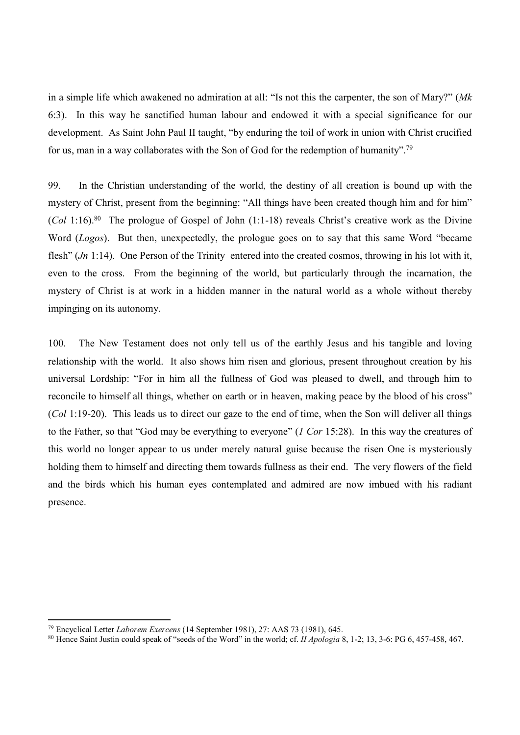in a simple life which awakened no admiration at all: "Is not this the carpenter, the son of Mary?" (*Mk* 6:3). In this way he sanctified human labour and endowed it with a special significance for our development. As Saint John Paul II taught, "by enduring the toil of work in union with Christ crucified for us, man in a way collaborates with the Son of God for the redemption of humanity".[79]

99. In the Christian understanding of the world, the destiny of all creation is bound up with the mystery of Christ, present from the beginning: "All things have been created though him and for him" (*Col* 1:16).[80] The prologue of Gospel of John (1:1-18) reveals Christ's creative work as the Divine Word (*Logos*). But then, unexpectedly, the prologue goes on to say that this same Word "became flesh" (*Jn* 1:14). One Person of the Trinity entered into the created cosmos, throwing in his lot with it, even to the cross. From the beginning of the world, but particularly through the incarnation, the mystery of Christ is at work in a hidden manner in the natural world as a whole without thereby impinging on its autonomy.

100. The New Testament does not only tell us of the earthly Jesus and his tangible and loving relationship with the world. It also shows him risen and glorious, present throughout creation by his universal Lordship: "For in him all the fullness of God was pleased to dwell, and through him to reconcile to himself all things, whether on earth or in heaven, making peace by the blood of his cross" (*Col* 1:19-20). This leads us to direct our gaze to the end of time, when the Son will deliver all things to the Father, so that "God may be everything to everyone" (*1 Cor* 15:28). In this way the creatures of this world no longer appear to us under merely natural guise because the risen One is mysteriously holding them to himself and directing them towards fullness as their end. The very flowers of the field and the birds which his human eyes contemplated and admired are now imbued with his radiant presence.

---

[79] Encyclical Letter *Laborem Exercens* (14 September 1981), 27: AAS 73 (1981), 645.

[80] Hence Saint Justin could speak of "seeds of the Word" in the world; cf. *II Apologia* 8, 1-2; 13, 3-6: PG 6, 457-458, 467.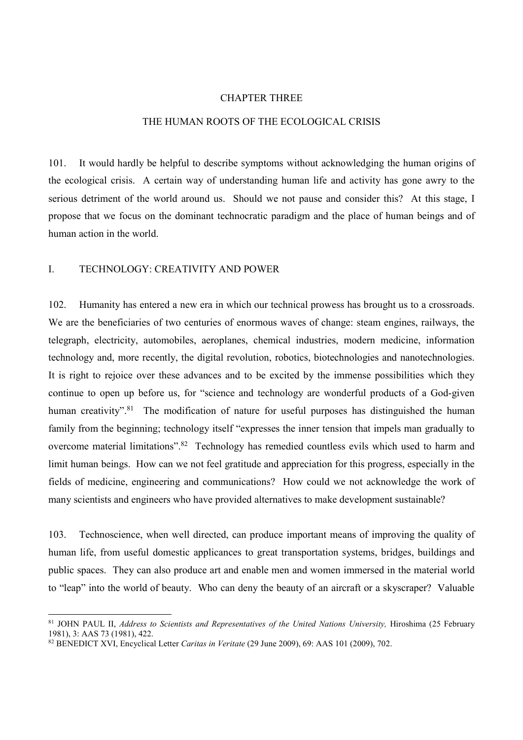# CHAPTER THREE

# THE HUMAN ROOTS OF THE ECOLOGICAL CRISIS

101. It would hardly be helpful to describe symptoms without acknowledging the human origins of the ecological crisis. A certain way of understanding human life and activity has gone awry to the serious detriment of the world around us. Should we not pause and consider this? At this stage, I propose that we focus on the dominant technocratic paradigm and the place of human beings and of human action in the world.

## I. TECHNOLOGY: CREATIVITY AND POWER

102. Humanity has entered a new era in which our technical prowess has brought us to a crossroads. We are the beneficiaries of two centuries of enormous waves of change: steam engines, railways, the telegraph, electricity, automobiles, aeroplanes, chemical industries, modern medicine, information technology and, more recently, the digital revolution, robotics, biotechnologies and nanotechnologies. It is right to rejoice over these advances and to be excited by the immense possibilities which they continue to open up before us, for "science and technology are wonderful products of a God-given human creativity".[81] The modification of nature for useful purposes has distinguished the human family from the beginning; technology itself "expresses the inner tension that impels man gradually to overcome material limitations".[82] Technology has remedied countless evils which used to harm and limit human beings. How can we not feel gratitude and appreciation for this progress, especially in the fields of medicine, engineering and communications? How could we not acknowledge the work of many scientists and engineers who have provided alternatives to make development sustainable?

103. Technoscience, when well directed, can produce important means of improving the quality of human life, from useful domestic applicances to great transportation systems, bridges, buildings and public spaces. They can also produce art and enable men and women immersed in the material world to "leap" into the world of beauty. Who can deny the beauty of an aircraft or a skyscraper? Valuable

---

[81] JOHN PAUL II, *Address to Scientists and Representatives of the United Nations University,* Hiroshima (25 February 1981), 3: AAS 73 (1981), 422.

[82] BENEDICT XVI, Encyclical Letter *Caritas in Veritate* (29 June 2009), 69: AAS 101 (2009), 702.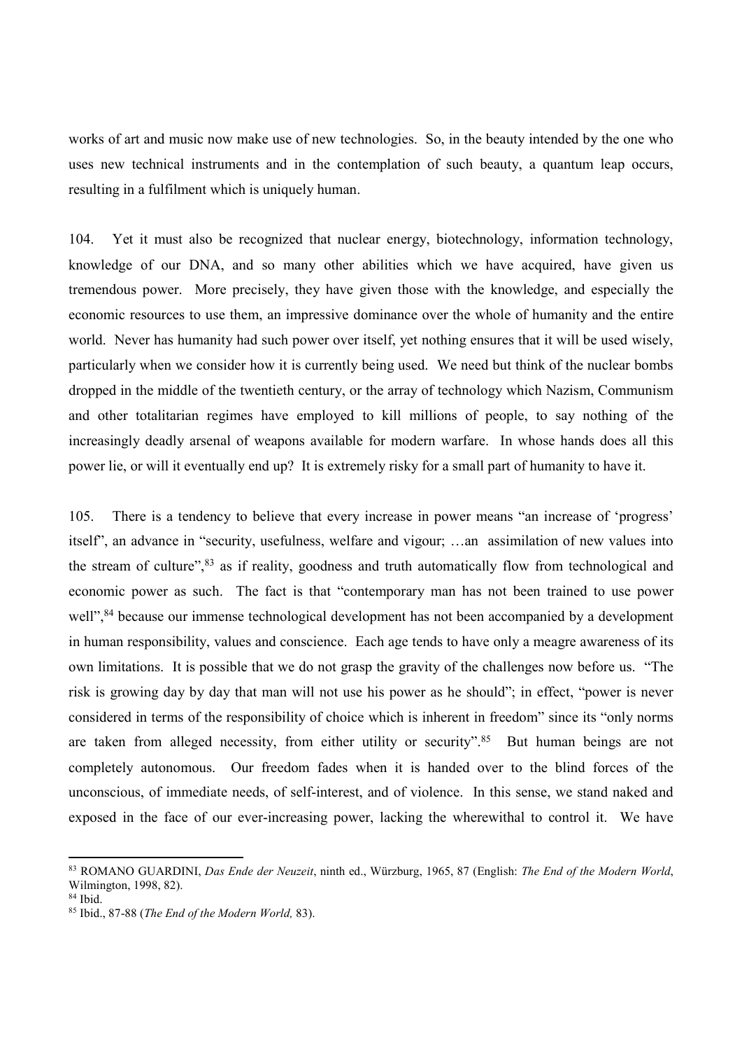works of art and music now make use of new technologies. So, in the beauty intended by the one who uses new technical instruments and in the contemplation of such beauty, a quantum leap occurs, resulting in a fulfilment which is uniquely human.

104. Yet it must also be recognized that nuclear energy, biotechnology, information technology, knowledge of our DNA, and so many other abilities which we have acquired, have given us tremendous power. More precisely, they have given those with the knowledge, and especially the economic resources to use them, an impressive dominance over the whole of humanity and the entire world. Never has humanity had such power over itself, yet nothing ensures that it will be used wisely, particularly when we consider how it is currently being used. We need but think of the nuclear bombs dropped in the middle of the twentieth century, or the array of technology which Nazism, Communism and other totalitarian regimes have employed to kill millions of people, to say nothing of the increasingly deadly arsenal of weapons available for modern warfare. In whose hands does all this power lie, or will it eventually end up? It is extremely risky for a small part of humanity to have it.

105. There is a tendency to believe that every increase in power means "an increase of 'progress' itself", an advance in "security, usefulness, welfare and vigour; …an assimilation of new values into the stream of culture",[83] as if reality, goodness and truth automatically flow from technological and economic power as such. The fact is that "contemporary man has not been trained to use power well",[84] because our immense technological development has not been accompanied by a development in human responsibility, values and conscience. Each age tends to have only a meagre awareness of its own limitations. It is possible that we do not grasp the gravity of the challenges now before us. "The risk is growing day by day that man will not use his power as he should"; in effect, "power is never considered in terms of the responsibility of choice which is inherent in freedom" since its "only norms are taken from alleged necessity, from either utility or security".[85] But human beings are not completely autonomous. Our freedom fades when it is handed over to the blind forces of the unconscious, of immediate needs, of self-interest, and of violence. In this sense, we stand naked and exposed in the face of our ever-increasing power, lacking the wherewithal to control it. We have

---

[83] ROMANO GUARDINI, *Das Ende der Neuzeit*, ninth ed., Würzburg, 1965, 87 (English: *The End of the Modern World*, Wilmington, 1998, 82).

[84] Ibid.

[85] Ibid., 87-88 (*The End of the Modern World,* 83).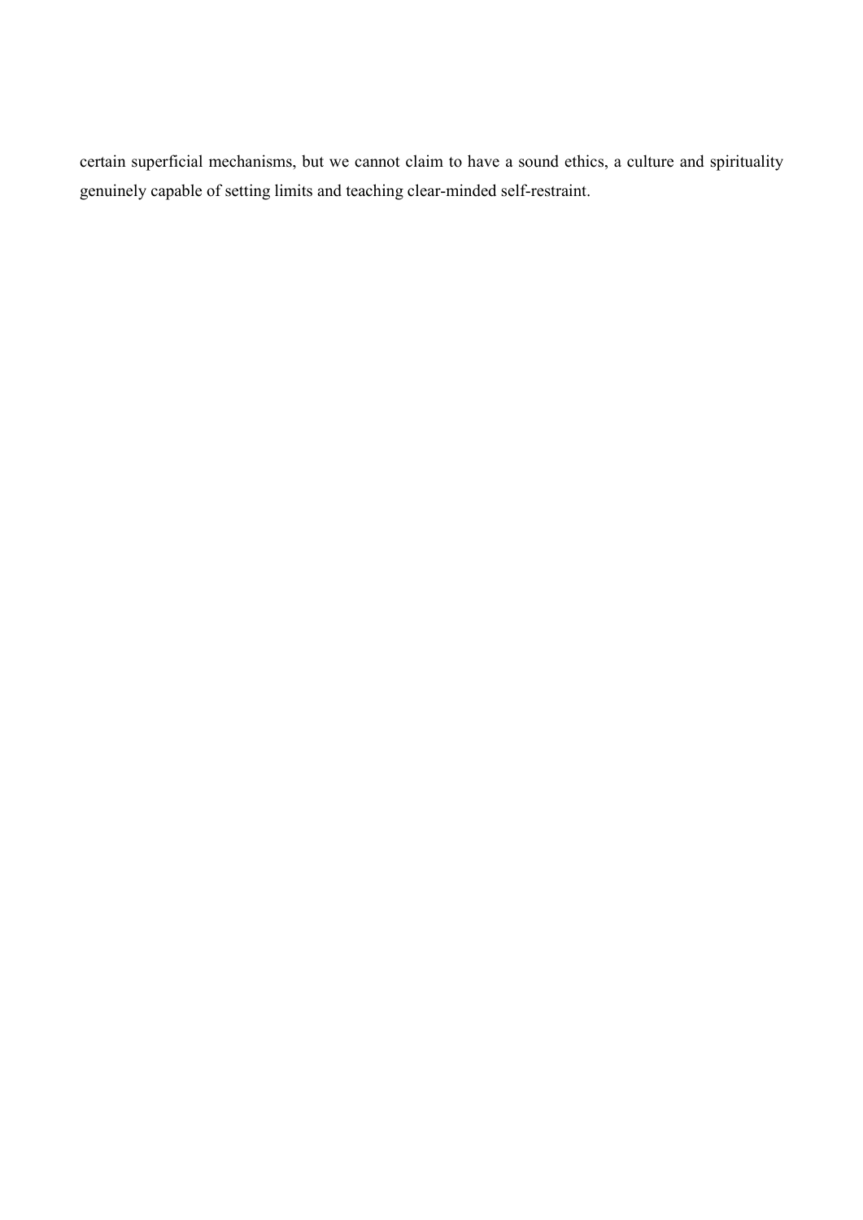certain superficial mechanisms, but we cannot claim to have a sound ethics, a culture and spirituality genuinely capable of setting limits and teaching clear-minded self-restraint.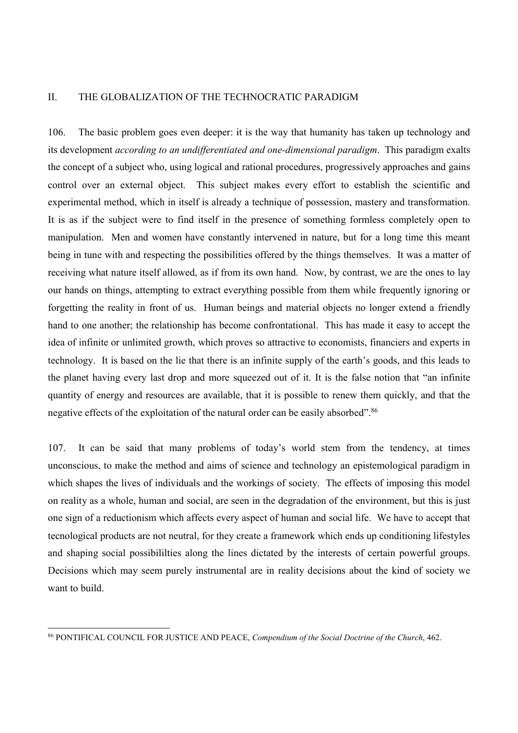## II. THE GLOBALIZATION OF THE TECHNOCRATIC PARADIGM

106. The basic problem goes even deeper: it is the way that humanity has taken up technology and its development *according to an undifferentiated and one-dimensional paradigm*. This paradigm exalts the concept of a subject who, using logical and rational procedures, progressively approaches and gains control over an external object. This subject makes every effort to establish the scientific and experimental method, which in itself is already a technique of possession, mastery and transformation. It is as if the subject were to find itself in the presence of something formless completely open to manipulation. Men and women have constantly intervened in nature, but for a long time this meant being in tune with and respecting the possibilities offered by the things themselves. It was a matter of receiving what nature itself allowed, as if from its own hand. Now, by contrast, we are the ones to lay our hands on things, attempting to extract everything possible from them while frequently ignoring or forgetting the reality in front of us. Human beings and material objects no longer extend a friendly hand to one another; the relationship has become confrontational. This has made it easy to accept the idea of infinite or unlimited growth, which proves so attractive to economists, financiers and experts in technology. It is based on the lie that there is an infinite supply of the earth's goods, and this leads to the planet having every last drop and more squeezed out of it. It is the false notion that "an infinite quantity of energy and resources are available, that it is possible to renew them quickly, and that the negative effects of the exploitation of the natural order can be easily absorbed".[86]

107. It can be said that many problems of today's world stem from the tendency, at times unconscious, to make the method and aims of science and technology an epistemological paradigm in which shapes the lives of individuals and the workings of society. The effects of imposing this model on reality as a whole, human and social, are seen in the degradation of the environment, but this is just one sign of a reductionism which affects every aspect of human and social life. We have to accept that tecnological products are not neutral, for they create a framework which ends up conditioning lifestyles and shaping social possibililties along the lines dictated by the interests of certain powerful groups. Decisions which may seem purely instrumental are in reality decisions about the kind of society we want to build.

[86] PONTIFICAL COUNCIL FOR JUSTICE AND PEACE, *Compendium of the Social Doctrine of the Church*, 462.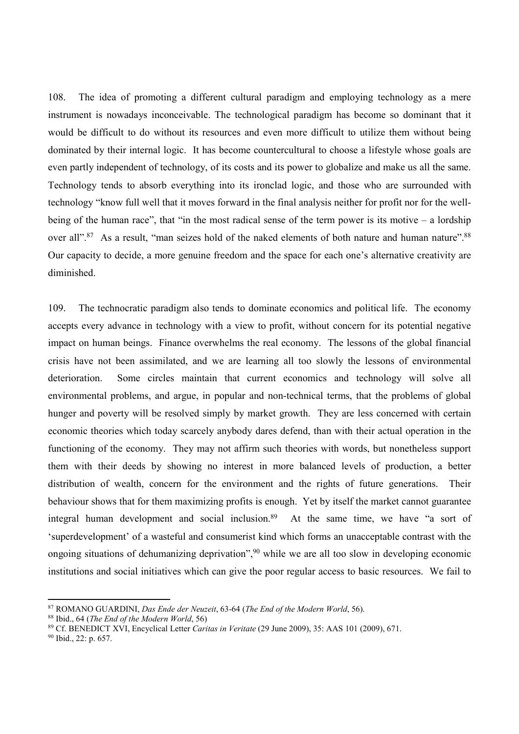108. The idea of promoting a different cultural paradigm and employing technology as a mere instrument is nowadays inconceivable. The technological paradigm has become so dominant that it would be difficult to do without its resources and even more difficult to utilize them without being dominated by their internal logic. It has become countercultural to choose a lifestyle whose goals are even partly independent of technology, of its costs and its power to globalize and make us all the same. Technology tends to absorb everything into its ironclad logic, and those who are surrounded with technology "know full well that it moves forward in the final analysis neither for profit nor for the well-being of the human race", that "in the most radical sense of the term power is its motive – a lordship over all".[87] As a result, "man seizes hold of the naked elements of both nature and human nature".[88] Our capacity to decide, a more genuine freedom and the space for each one's alternative creativity are diminished.

109. The technocratic paradigm also tends to dominate economics and political life. The economy accepts every advance in technology with a view to profit, without concern for its potential negative impact on human beings. Finance overwhelms the real economy. The lessons of the global financial crisis have not been assimilated, and we are learning all too slowly the lessons of environmental deterioration. Some circles maintain that current economics and technology will solve all environmental problems, and argue, in popular and non-technical terms, that the problems of global hunger and poverty will be resolved simply by market growth. They are less concerned with certain economic theories which today scarcely anybody dares defend, than with their actual operation in the functioning of the economy. They may not affirm such theories with words, but nonetheless support them with their deeds by showing no interest in more balanced levels of production, a better distribution of wealth, concern for the environment and the rights of future generations. Their behaviour shows that for them maximizing profits is enough. Yet by itself the market cannot guarantee integral human development and social inclusion.[89] At the same time, we have "a sort of 'superdevelopment' of a wasteful and consumerist kind which forms an unacceptable contrast with the ongoing situations of dehumanizing deprivation",[90] while we are all too slow in developing economic institutions and social initiatives which can give the poor regular access to basic resources. We fail to

---

[87] ROMANO GUARDINI, *Das Ende der Neuzeit*, 63-64 (*The End of the Modern World*, 56).
[88] Ibid., 64 (*The End of the Modern World*, 56)
[89] Cf. BENEDICT XVI, Encyclical Letter *Caritas in Veritate* (29 June 2009), 35: AAS 101 (2009), 671.
[90] Ibid., 22: p. 657.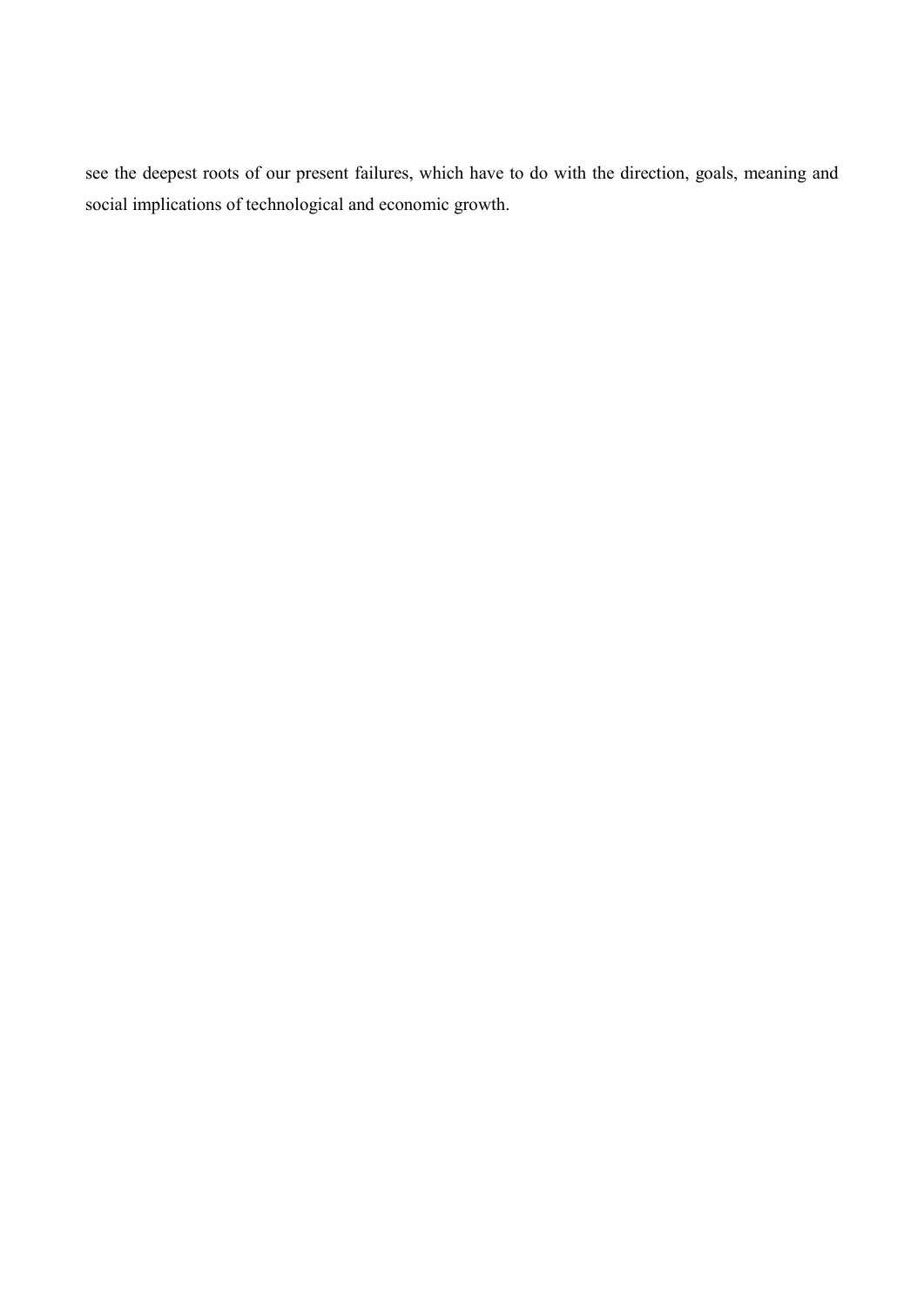see the deepest roots of our present failures, which have to do with the direction, goals, meaning and social implications of technological and economic growth.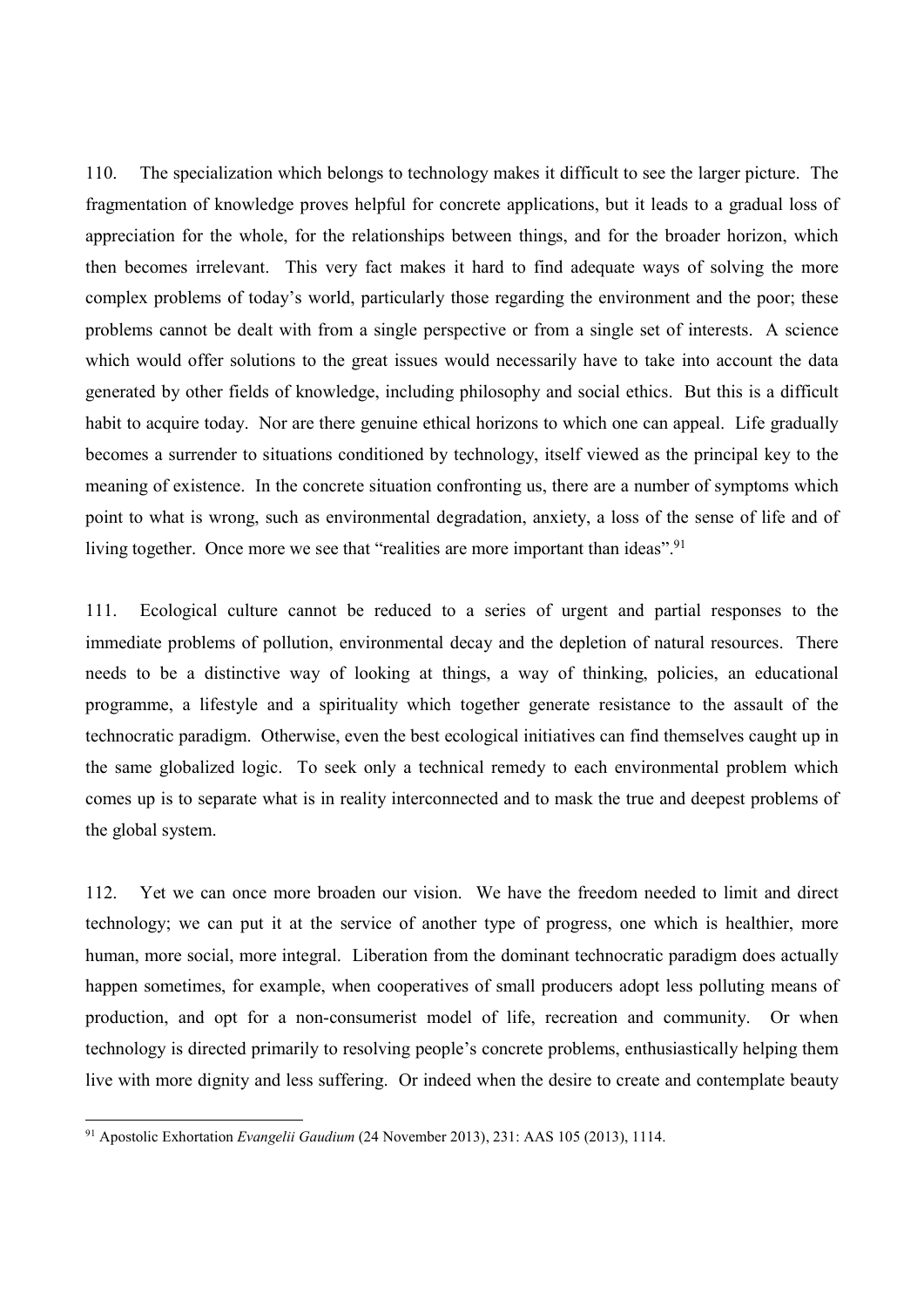110. The specialization which belongs to technology makes it difficult to see the larger picture. The fragmentation of knowledge proves helpful for concrete applications, but it leads to a gradual loss of appreciation for the whole, for the relationships between things, and for the broader horizon, which then becomes irrelevant. This very fact makes it hard to find adequate ways of solving the more complex problems of today's world, particularly those regarding the environment and the poor; these problems cannot be dealt with from a single perspective or from a single set of interests. A science which would offer solutions to the great issues would necessarily have to take into account the data generated by other fields of knowledge, including philosophy and social ethics. But this is a difficult habit to acquire today. Nor are there genuine ethical horizons to which one can appeal. Life gradually becomes a surrender to situations conditioned by technology, itself viewed as the principal key to the meaning of existence. In the concrete situation confronting us, there are a number of symptoms which point to what is wrong, such as environmental degradation, anxiety, a loss of the sense of life and of living together. Once more we see that "realities are more important than ideas".[91]

111. Ecological culture cannot be reduced to a series of urgent and partial responses to the immediate problems of pollution, environmental decay and the depletion of natural resources. There needs to be a distinctive way of looking at things, a way of thinking, policies, an educational programme, a lifestyle and a spirituality which together generate resistance to the assault of the technocratic paradigm. Otherwise, even the best ecological initiatives can find themselves caught up in the same globalized logic. To seek only a technical remedy to each environmental problem which comes up is to separate what is in reality interconnected and to mask the true and deepest problems of the global system.

112. Yet we can once more broaden our vision. We have the freedom needed to limit and direct technology; we can put it at the service of another type of progress, one which is healthier, more human, more social, more integral. Liberation from the dominant technocratic paradigm does actually happen sometimes, for example, when cooperatives of small producers adopt less polluting means of production, and opt for a non-consumerist model of life, recreation and community. Or when technology is directed primarily to resolving people's concrete problems, enthusiastically helping them live with more dignity and less suffering. Or indeed when the desire to create and contemplate beauty

[91] Apostolic Exhortation *Evangelii Gaudium* (24 November 2013), 231: AAS 105 (2013), 1114.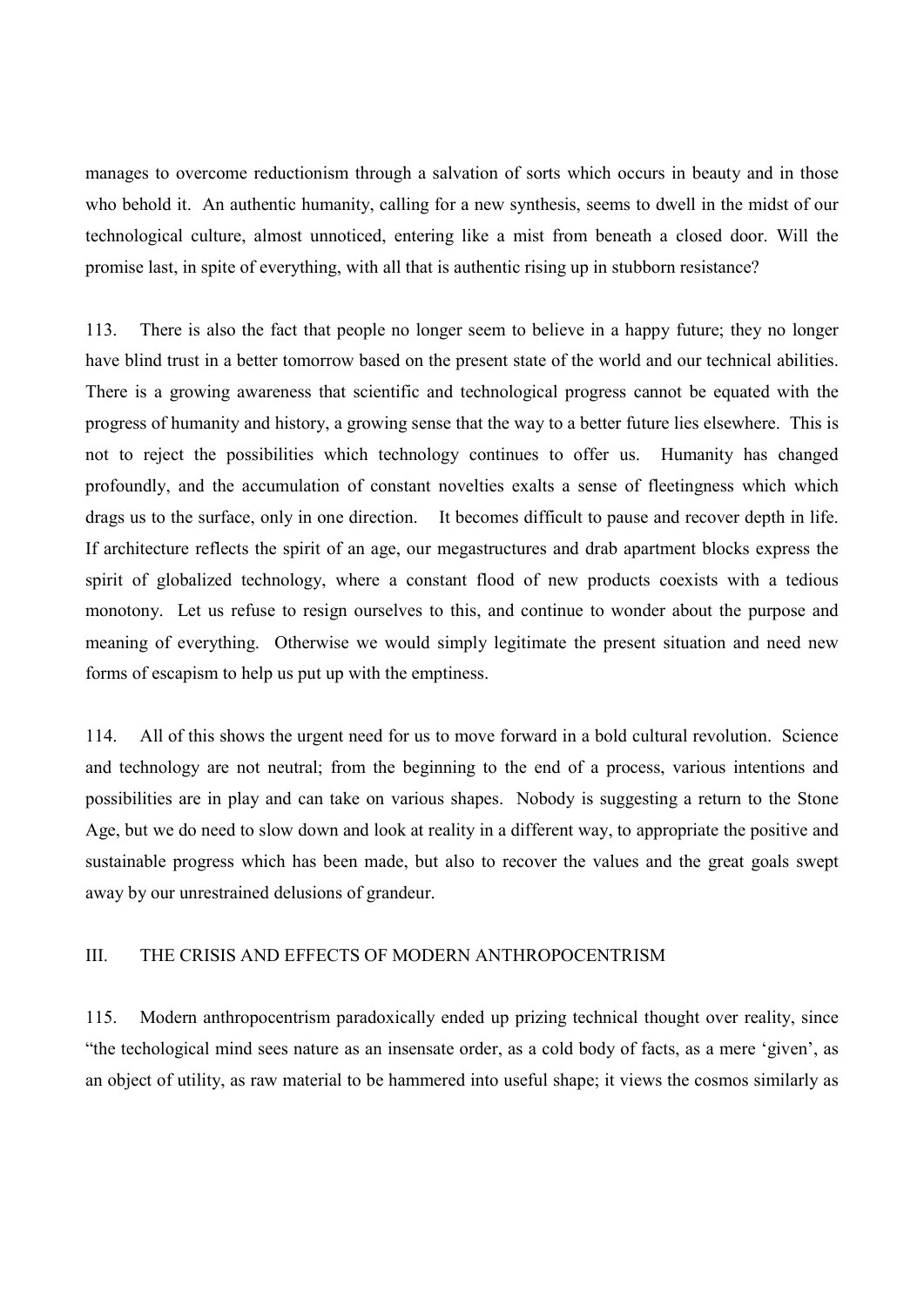manages to overcome reductionism through a salvation of sorts which occurs in beauty and in those who behold it. An authentic humanity, calling for a new synthesis, seems to dwell in the midst of our technological culture, almost unnoticed, entering like a mist from beneath a closed door. Will the promise last, in spite of everything, with all that is authentic rising up in stubborn resistance?

113. There is also the fact that people no longer seem to believe in a happy future; they no longer have blind trust in a better tomorrow based on the present state of the world and our technical abilities. There is a growing awareness that scientific and technological progress cannot be equated with the progress of humanity and history, a growing sense that the way to a better future lies elsewhere. This is not to reject the possibilities which technology continues to offer us. Humanity has changed profoundly, and the accumulation of constant novelties exalts a sense of fleetingness which which drags us to the surface, only in one direction. It becomes difficult to pause and recover depth in life. If architecture reflects the spirit of an age, our megastructures and drab apartment blocks express the spirit of globalized technology, where a constant flood of new products coexists with a tedious monotony. Let us refuse to resign ourselves to this, and continue to wonder about the purpose and meaning of everything. Otherwise we would simply legitimate the present situation and need new forms of escapism to help us put up with the emptiness.

114. All of this shows the urgent need for us to move forward in a bold cultural revolution. Science and technology are not neutral; from the beginning to the end of a process, various intentions and possibilities are in play and can take on various shapes. Nobody is suggesting a return to the Stone Age, but we do need to slow down and look at reality in a different way, to appropriate the positive and sustainable progress which has been made, but also to recover the values and the great goals swept away by our unrestrained delusions of grandeur.

## III. THE CRISIS AND EFFECTS OF MODERN ANTHROPOCENTRISM

115. Modern anthropocentrism paradoxically ended up prizing technical thought over reality, since "the techological mind sees nature as an insensate order, as a cold body of facts, as a mere 'given', as an object of utility, as raw material to be hammered into useful shape; it views the cosmos similarly as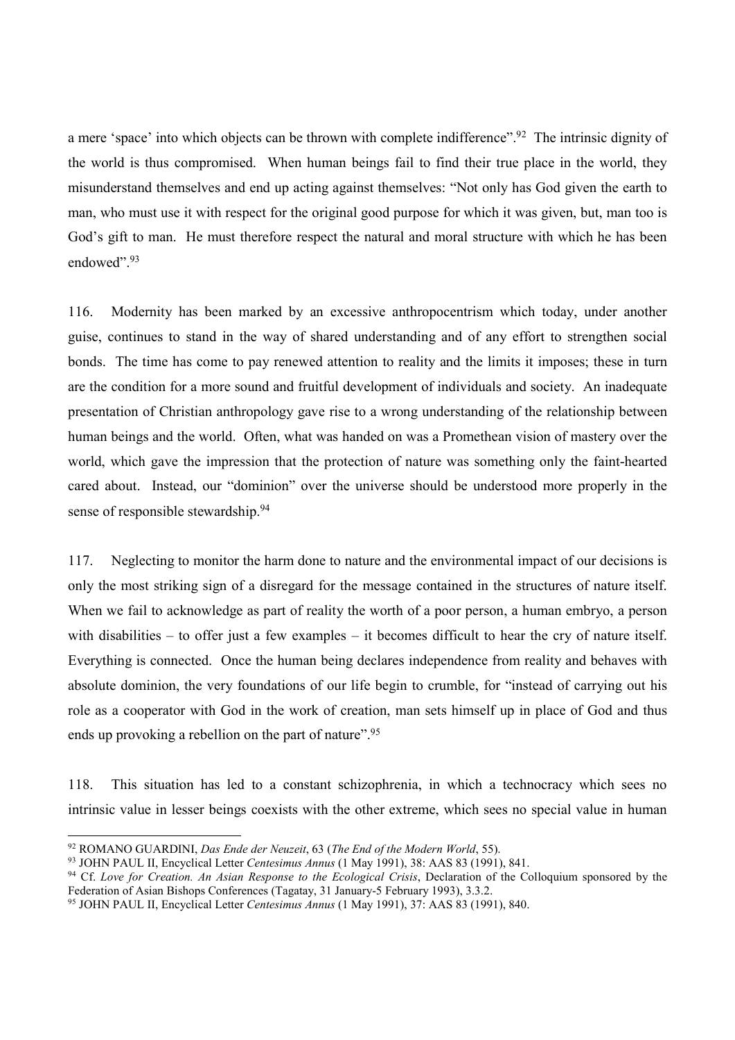a mere 'space' into which objects can be thrown with complete indifference".[92] The intrinsic dignity of the world is thus compromised. When human beings fail to find their true place in the world, they misunderstand themselves and end up acting against themselves: "Not only has God given the earth to man, who must use it with respect for the original good purpose for which it was given, but, man too is God's gift to man. He must therefore respect the natural and moral structure with which he has been endowed".[93]

116. Modernity has been marked by an excessive anthropocentrism which today, under another guise, continues to stand in the way of shared understanding and of any effort to strengthen social bonds. The time has come to pay renewed attention to reality and the limits it imposes; these in turn are the condition for a more sound and fruitful development of individuals and society. An inadequate presentation of Christian anthropology gave rise to a wrong understanding of the relationship between human beings and the world. Often, what was handed on was a Promethean vision of mastery over the world, which gave the impression that the protection of nature was something only the faint-hearted cared about. Instead, our "dominion" over the universe should be understood more properly in the sense of responsible stewardship.[94]

117. Neglecting to monitor the harm done to nature and the environmental impact of our decisions is only the most striking sign of a disregard for the message contained in the structures of nature itself. When we fail to acknowledge as part of reality the worth of a poor person, a human embryo, a person with disabilities – to offer just a few examples – it becomes difficult to hear the cry of nature itself. Everything is connected. Once the human being declares independence from reality and behaves with absolute dominion, the very foundations of our life begin to crumble, for "instead of carrying out his role as a cooperator with God in the work of creation, man sets himself up in place of God and thus ends up provoking a rebellion on the part of nature".[95]

118. This situation has led to a constant schizophrenia, in which a technocracy which sees no intrinsic value in lesser beings coexists with the other extreme, which sees no special value in human

---

[92] ROMANO GUARDINI, *Das Ende der Neuzeit*, 63 (*The End of the Modern World*, 55).

[93] JOHN PAUL II, Encyclical Letter *Centesimus Annus* (1 May 1991), 38: AAS 83 (1991), 841.

[94] Cf. *Love for Creation. An Asian Response to the Ecological Crisis*, Declaration of the Colloquium sponsored by the Federation of Asian Bishops Conferences (Tagatay, 31 January-5 February 1993), 3.3.2.

[95] JOHN PAUL II, Encyclical Letter *Centesimus Annus* (1 May 1991), 37: AAS 83 (1991), 840.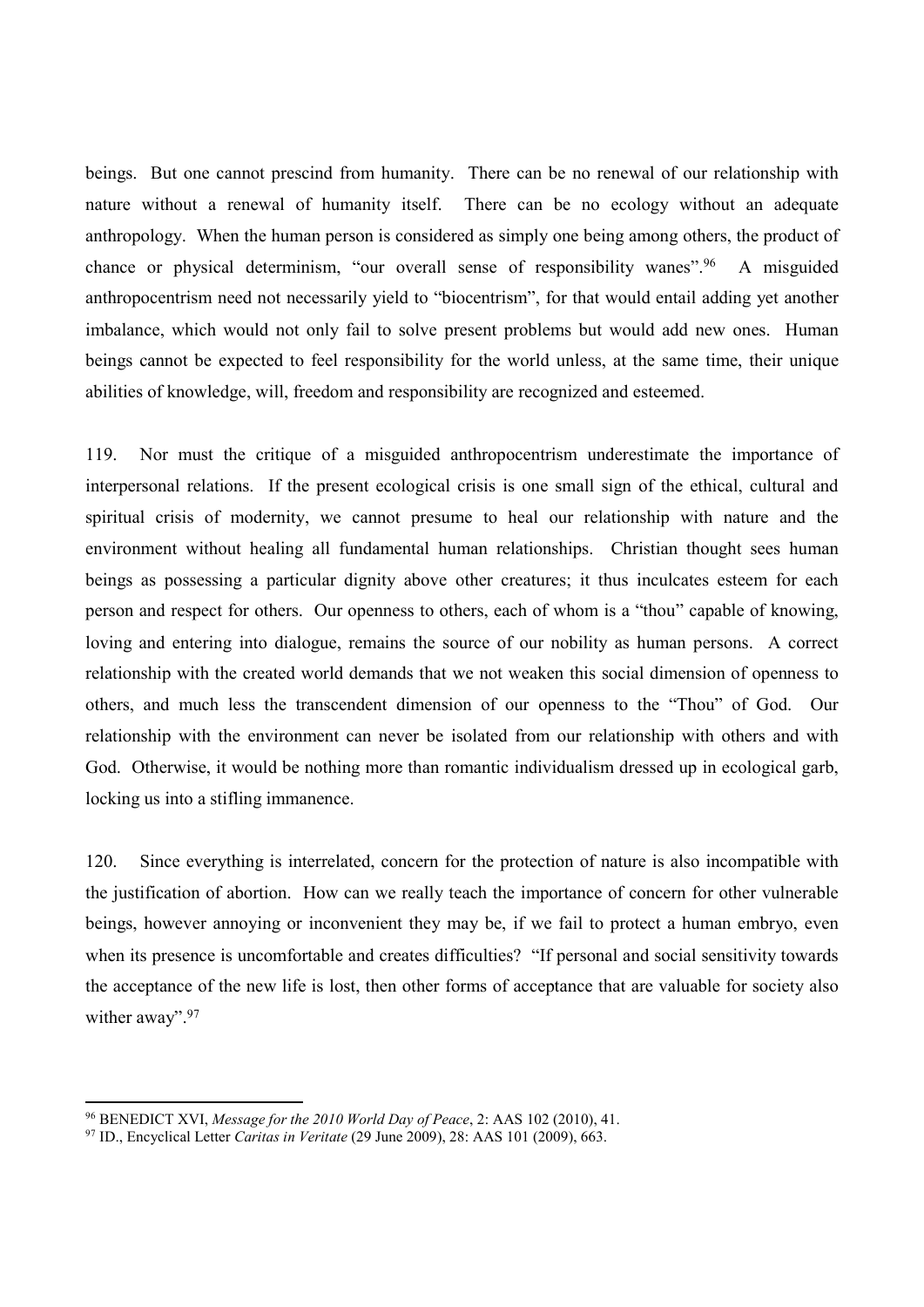beings. But one cannot prescind from humanity. There can be no renewal of our relationship with nature without a renewal of humanity itself. There can be no ecology without an adequate anthropology. When the human person is considered as simply one being among others, the product of chance or physical determinism, "our overall sense of responsibility wanes".[96] A misguided anthropocentrism need not necessarily yield to "biocentrism", for that would entail adding yet another imbalance, which would not only fail to solve present problems but would add new ones. Human beings cannot be expected to feel responsibility for the world unless, at the same time, their unique abilities of knowledge, will, freedom and responsibility are recognized and esteemed.

119. Nor must the critique of a misguided anthropocentrism underestimate the importance of interpersonal relations. If the present ecological crisis is one small sign of the ethical, cultural and spiritual crisis of modernity, we cannot presume to heal our relationship with nature and the environment without healing all fundamental human relationships. Christian thought sees human beings as possessing a particular dignity above other creatures; it thus inculcates esteem for each person and respect for others. Our openness to others, each of whom is a "thou" capable of knowing, loving and entering into dialogue, remains the source of our nobility as human persons. A correct relationship with the created world demands that we not weaken this social dimension of openness to others, and much less the transcendent dimension of our openness to the "Thou" of God. Our relationship with the environment can never be isolated from our relationship with others and with God. Otherwise, it would be nothing more than romantic individualism dressed up in ecological garb, locking us into a stifling immanence.

120. Since everything is interrelated, concern for the protection of nature is also incompatible with the justification of abortion. How can we really teach the importance of concern for other vulnerable beings, however annoying or inconvenient they may be, if we fail to protect a human embryo, even when its presence is uncomfortable and creates difficulties? "If personal and social sensitivity towards the acceptance of the new life is lost, then other forms of acceptance that are valuable for society also wither away".[97]

---

[96] BENEDICT XVI, *Message for the 2010 World Day of Peace*, 2: AAS 102 (2010), 41.

[97] ID., Encyclical Letter *Caritas in Veritate* (29 June 2009), 28: AAS 101 (2009), 663.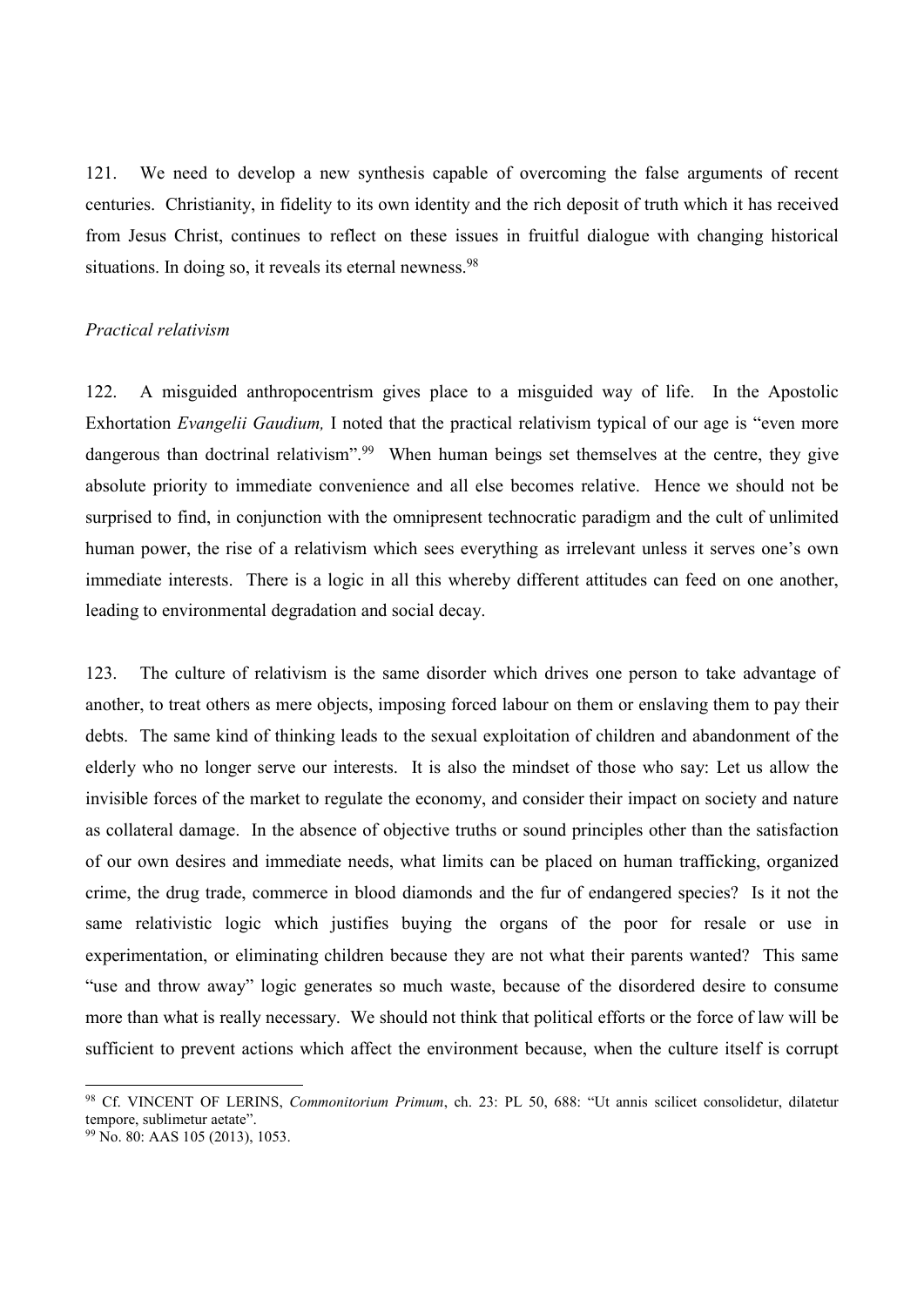121. We need to develop a new synthesis capable of overcoming the false arguments of recent centuries. Christianity, in fidelity to its own identity and the rich deposit of truth which it has received from Jesus Christ, continues to reflect on these issues in fruitful dialogue with changing historical situations. In doing so, it reveals its eternal newness.[98]

*Practical relativism*

122. A misguided anthropocentrism gives place to a misguided way of life. In the Apostolic Exhortation *Evangelii Gaudium,* I noted that the practical relativism typical of our age is "even more dangerous than doctrinal relativism".[99] When human beings set themselves at the centre, they give absolute priority to immediate convenience and all else becomes relative. Hence we should not be surprised to find, in conjunction with the omnipresent technocratic paradigm and the cult of unlimited human power, the rise of a relativism which sees everything as irrelevant unless it serves one's own immediate interests. There is a logic in all this whereby different attitudes can feed on one another, leading to environmental degradation and social decay.

123. The culture of relativism is the same disorder which drives one person to take advantage of another, to treat others as mere objects, imposing forced labour on them or enslaving them to pay their debts. The same kind of thinking leads to the sexual exploitation of children and abandonment of the elderly who no longer serve our interests. It is also the mindset of those who say: Let us allow the invisible forces of the market to regulate the economy, and consider their impact on society and nature as collateral damage. In the absence of objective truths or sound principles other than the satisfaction of our own desires and immediate needs, what limits can be placed on human trafficking, organized crime, the drug trade, commerce in blood diamonds and the fur of endangered species? Is it not the same relativistic logic which justifies buying the organs of the poor for resale or use in experimentation, or eliminating children because they are not what their parents wanted? This same "use and throw away" logic generates so much waste, because of the disordered desire to consume more than what is really necessary. We should not think that political efforts or the force of law will be sufficient to prevent actions which affect the environment because, when the culture itself is corrupt

---

[98] Cf. VINCENT OF LERINS, *Commonitorium Primum*, ch. 23: PL 50, 688: "Ut annis scilicet consolidetur, dilatetur tempore, sublimetur aetate".

[99] No. 80: AAS 105 (2013), 1053.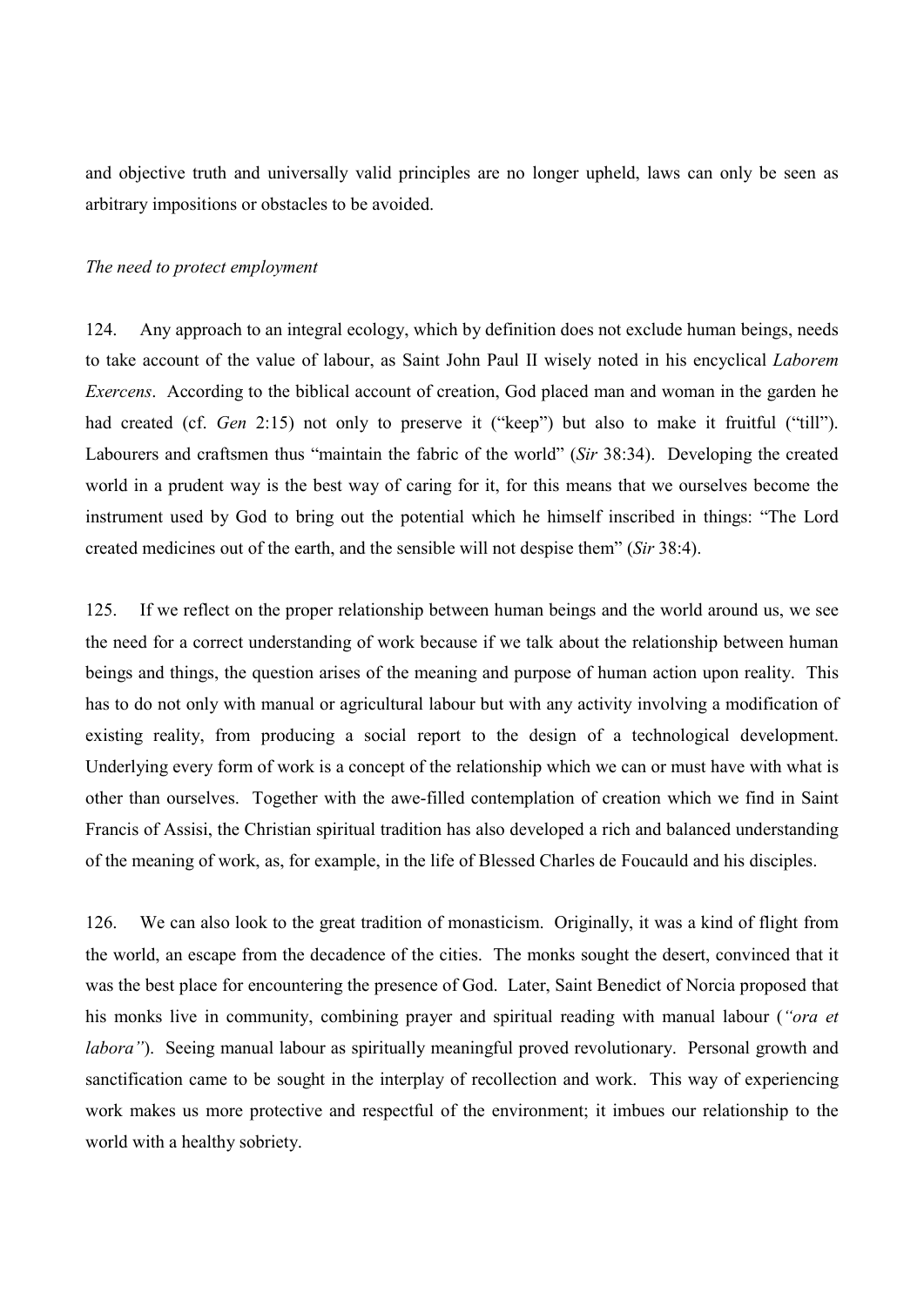and objective truth and universally valid principles are no longer upheld, laws can only be seen as arbitrary impositions or obstacles to be avoided.

*The need to protect employment*

124. Any approach to an integral ecology, which by definition does not exclude human beings, needs to take account of the value of labour, as Saint John Paul II wisely noted in his encyclical *Laborem Exercens*. According to the biblical account of creation, God placed man and woman in the garden he had created (cf. *Gen* 2:15) not only to preserve it ("keep") but also to make it fruitful ("till"). Labourers and craftsmen thus "maintain the fabric of the world" (*Sir* 38:34). Developing the created world in a prudent way is the best way of caring for it, for this means that we ourselves become the instrument used by God to bring out the potential which he himself inscribed in things: "The Lord created medicines out of the earth, and the sensible will not despise them" (*Sir* 38:4).

125. If we reflect on the proper relationship between human beings and the world around us, we see the need for a correct understanding of work because if we talk about the relationship between human beings and things, the question arises of the meaning and purpose of human action upon reality. This has to do not only with manual or agricultural labour but with any activity involving a modification of existing reality, from producing a social report to the design of a technological development. Underlying every form of work is a concept of the relationship which we can or must have with what is other than ourselves. Together with the awe-filled contemplation of creation which we find in Saint Francis of Assisi, the Christian spiritual tradition has also developed a rich and balanced understanding of the meaning of work, as, for example, in the life of Blessed Charles de Foucauld and his disciples.

126. We can also look to the great tradition of monasticism. Originally, it was a kind of flight from the world, an escape from the decadence of the cities. The monks sought the desert, convinced that it was the best place for encountering the presence of God. Later, Saint Benedict of Norcia proposed that his monks live in community, combining prayer and spiritual reading with manual labour (*"ora et labora"*). Seeing manual labour as spiritually meaningful proved revolutionary. Personal growth and sanctification came to be sought in the interplay of recollection and work. This way of experiencing work makes us more protective and respectful of the environment; it imbues our relationship to the world with a healthy sobriety.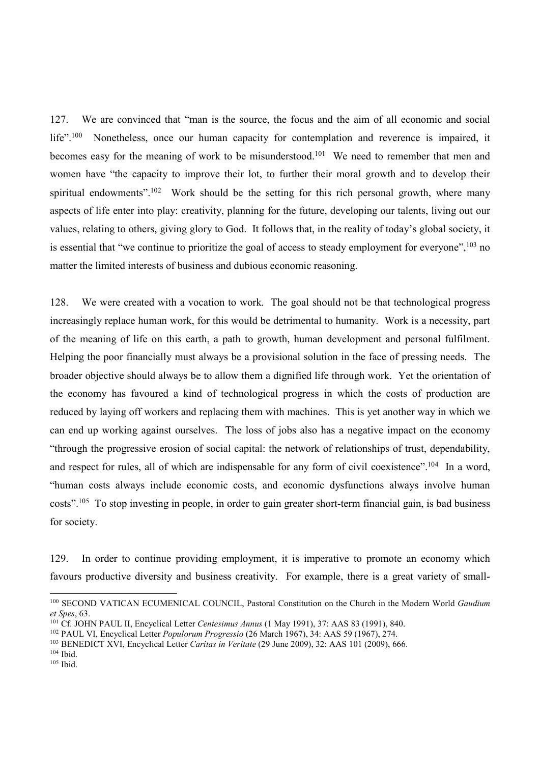127. We are convinced that "man is the source, the focus and the aim of all economic and social life".[100] Nonetheless, once our human capacity for contemplation and reverence is impaired, it becomes easy for the meaning of work to be misunderstood.[101] We need to remember that men and women have "the capacity to improve their lot, to further their moral growth and to develop their spiritual endowments".[102] Work should be the setting for this rich personal growth, where many aspects of life enter into play: creativity, planning for the future, developing our talents, living out our values, relating to others, giving glory to God. It follows that, in the reality of today's global society, it is essential that "we continue to prioritize the goal of access to steady employment for everyone",[103] no matter the limited interests of business and dubious economic reasoning.

128. We were created with a vocation to work. The goal should not be that technological progress increasingly replace human work, for this would be detrimental to humanity. Work is a necessity, part of the meaning of life on this earth, a path to growth, human development and personal fulfilment. Helping the poor financially must always be a provisional solution in the face of pressing needs. The broader objective should always be to allow them a dignified life through work. Yet the orientation of the economy has favoured a kind of technological progress in which the costs of production are reduced by laying off workers and replacing them with machines. This is yet another way in which we can end up working against ourselves. The loss of jobs also has a negative impact on the economy "through the progressive erosion of social capital: the network of relationships of trust, dependability, and respect for rules, all of which are indispensable for any form of civil coexistence".[104] In a word, "human costs always include economic costs, and economic dysfunctions always involve human costs".[105] To stop investing in people, in order to gain greater short-term financial gain, is bad business for society.

129. In order to continue providing employment, it is imperative to promote an economy which favours productive diversity and business creativity. For example, there is a great variety of small-

---

[100] SECOND VATICAN ECUMENICAL COUNCIL, Pastoral Constitution on the Church in the Modern World *Gaudium et Spes*, 63.

[101] Cf. JOHN PAUL II, Encyclical Letter *Centesimus Annus* (1 May 1991), 37: AAS 83 (1991), 840.

[102] PAUL VI, Encyclical Letter *Populorum Progressio* (26 March 1967), 34: AAS 59 (1967), 274.

[103] BENEDICT XVI, Encyclical Letter *Caritas in Veritate* (29 June 2009), 32: AAS 101 (2009), 666.

[104] Ibid.

[105] Ibid.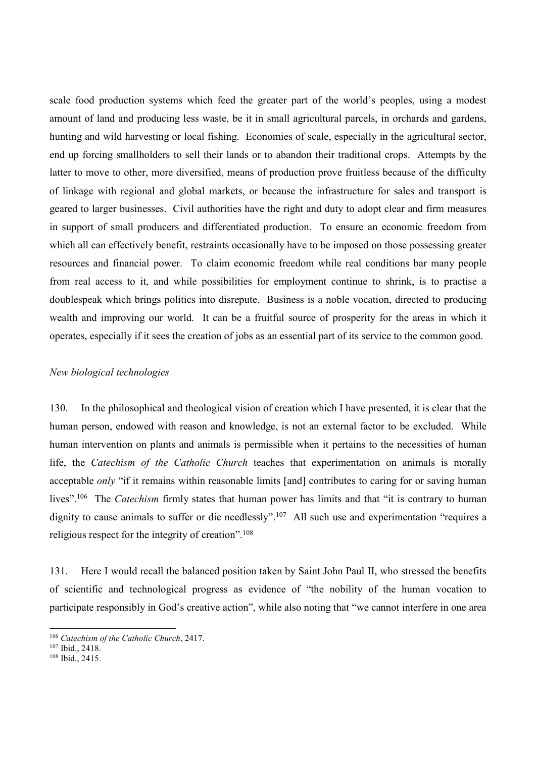scale food production systems which feed the greater part of the world's peoples, using a modest amount of land and producing less waste, be it in small agricultural parcels, in orchards and gardens, hunting and wild harvesting or local fishing. Economies of scale, especially in the agricultural sector, end up forcing smallholders to sell their lands or to abandon their traditional crops. Attempts by the latter to move to other, more diversified, means of production prove fruitless because of the difficulty of linkage with regional and global markets, or because the infrastructure for sales and transport is geared to larger businesses. Civil authorities have the right and duty to adopt clear and firm measures in support of small producers and differentiated production. To ensure an economic freedom from which all can effectively benefit, restraints occasionally have to be imposed on those possessing greater resources and financial power. To claim economic freedom while real conditions bar many people from real access to it, and while possibilities for employment continue to shrink, is to practise a doublespeak which brings politics into disrepute. Business is a noble vocation, directed to producing wealth and improving our world. It can be a fruitful source of prosperity for the areas in which it operates, especially if it sees the creation of jobs as an essential part of its service to the common good.

*New biological technologies*

130. In the philosophical and theological vision of creation which I have presented, it is clear that the human person, endowed with reason and knowledge, is not an external factor to be excluded. While human intervention on plants and animals is permissible when it pertains to the necessities of human life, the *Catechism of the Catholic Church* teaches that experimentation on animals is morally acceptable *only* "if it remains within reasonable limits [and] contributes to caring for or saving human lives".[106] The *Catechism* firmly states that human power has limits and that "it is contrary to human dignity to cause animals to suffer or die needlessly".[107] All such use and experimentation "requires a religious respect for the integrity of creation".[108]

131. Here I would recall the balanced position taken by Saint John Paul II, who stressed the benefits of scientific and technological progress as evidence of "the nobility of the human vocation to participate responsibly in God's creative action", while also noting that "we cannot interfere in one area

[106] *Catechism of the Catholic Church*, 2417.
[107] Ibid., 2418.
[108] Ibid., 2415.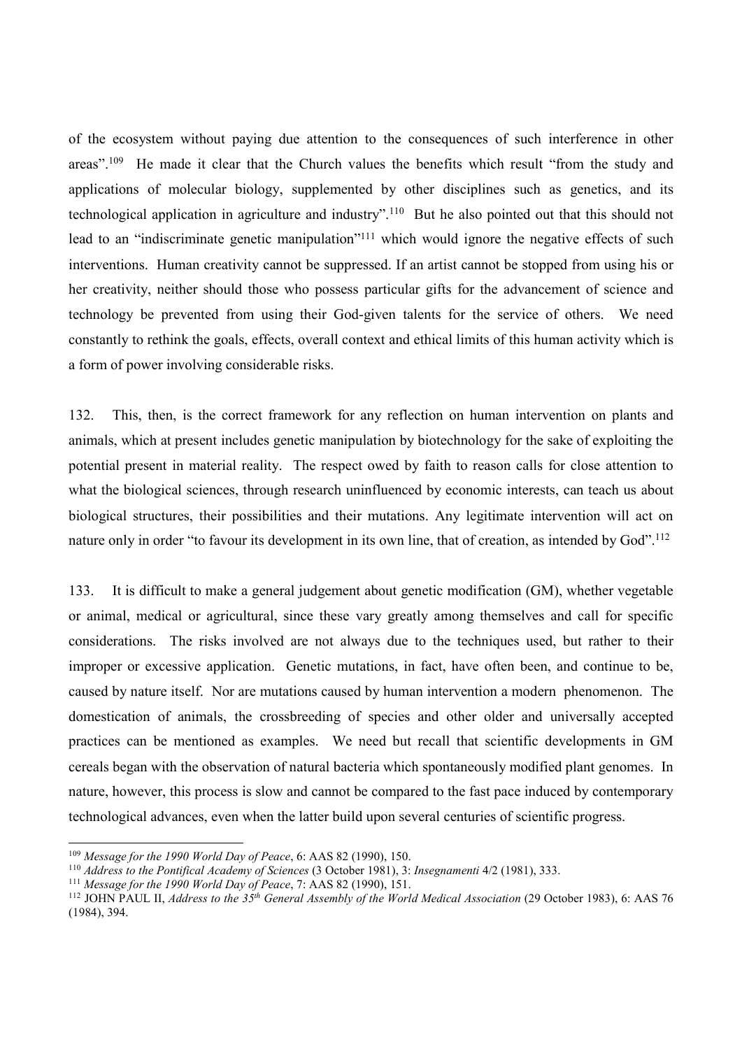of the ecosystem without paying due attention to the consequences of such interference in other areas".[109] He made it clear that the Church values the benefits which result "from the study and applications of molecular biology, supplemented by other disciplines such as genetics, and its technological application in agriculture and industry".[110] But he also pointed out that this should not lead to an "indiscriminate genetic manipulation"[111] which would ignore the negative effects of such interventions. Human creativity cannot be suppressed. If an artist cannot be stopped from using his or her creativity, neither should those who possess particular gifts for the advancement of science and technology be prevented from using their God-given talents for the service of others. We need constantly to rethink the goals, effects, overall context and ethical limits of this human activity which is a form of power involving considerable risks.

132. This, then, is the correct framework for any reflection on human intervention on plants and animals, which at present includes genetic manipulation by biotechnology for the sake of exploiting the potential present in material reality. The respect owed by faith to reason calls for close attention to what the biological sciences, through research uninfluenced by economic interests, can teach us about biological structures, their possibilities and their mutations. Any legitimate intervention will act on nature only in order "to favour its development in its own line, that of creation, as intended by God".[112]

133. It is difficult to make a general judgement about genetic modification (GM), whether vegetable or animal, medical or agricultural, since these vary greatly among themselves and call for specific considerations. The risks involved are not always due to the techniques used, but rather to their improper or excessive application. Genetic mutations, in fact, have often been, and continue to be, caused by nature itself. Nor are mutations caused by human intervention a modern phenomenon. The domestication of animals, the crossbreeding of species and other older and universally accepted practices can be mentioned as examples. We need but recall that scientific developments in GM cereals began with the observation of natural bacteria which spontaneously modified plant genomes. In nature, however, this process is slow and cannot be compared to the fast pace induced by contemporary technological advances, even when the latter build upon several centuries of scientific progress.

---

[109] *Message for the 1990 World Day of Peace*, 6: AAS 82 (1990), 150.

[110] *Address to the Pontifical Academy of Sciences* (3 October 1981), 3: *Insegnamenti* 4/2 (1981), 333.

[111] *Message for the 1990 World Day of Peace*, 7: AAS 82 (1990), 151.

[112] JOHN PAUL II, *Address to the 35th General Assembly of the World Medical Association* (29 October 1983), 6: AAS 76 (1984), 394.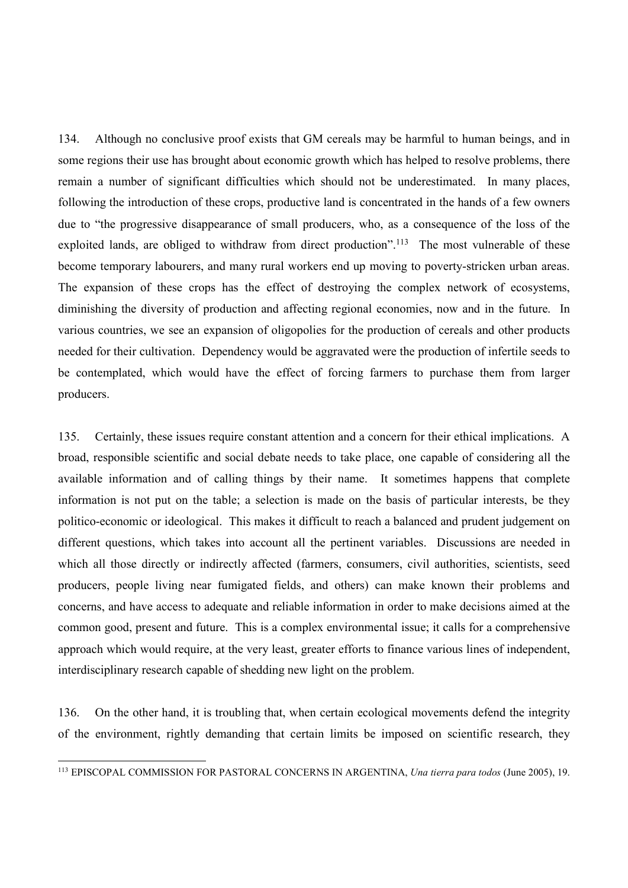134. Although no conclusive proof exists that GM cereals may be harmful to human beings, and in some regions their use has brought about economic growth which has helped to resolve problems, there remain a number of significant difficulties which should not be underestimated. In many places, following the introduction of these crops, productive land is concentrated in the hands of a few owners due to "the progressive disappearance of small producers, who, as a consequence of the loss of the exploited lands, are obliged to withdraw from direct production".[113] The most vulnerable of these become temporary labourers, and many rural workers end up moving to poverty-stricken urban areas. The expansion of these crops has the effect of destroying the complex network of ecosystems, diminishing the diversity of production and affecting regional economies, now and in the future. In various countries, we see an expansion of oligopolies for the production of cereals and other products needed for their cultivation. Dependency would be aggravated were the production of infertile seeds to be contemplated, which would have the effect of forcing farmers to purchase them from larger producers.

135. Certainly, these issues require constant attention and a concern for their ethical implications. A broad, responsible scientific and social debate needs to take place, one capable of considering all the available information and of calling things by their name. It sometimes happens that complete information is not put on the table; a selection is made on the basis of particular interests, be they politico-economic or ideological. This makes it difficult to reach a balanced and prudent judgement on different questions, which takes into account all the pertinent variables. Discussions are needed in which all those directly or indirectly affected (farmers, consumers, civil authorities, scientists, seed producers, people living near fumigated fields, and others) can make known their problems and concerns, and have access to adequate and reliable information in order to make decisions aimed at the common good, present and future. This is a complex environmental issue; it calls for a comprehensive approach which would require, at the very least, greater efforts to finance various lines of independent, interdisciplinary research capable of shedding new light on the problem.

136. On the other hand, it is troubling that, when certain ecological movements defend the integrity of the environment, rightly demanding that certain limits be imposed on scientific research, they

---

[113] EPISCOPAL COMMISSION FOR PASTORAL CONCERNS IN ARGENTINA, *Una tierra para todos* (June 2005), 19.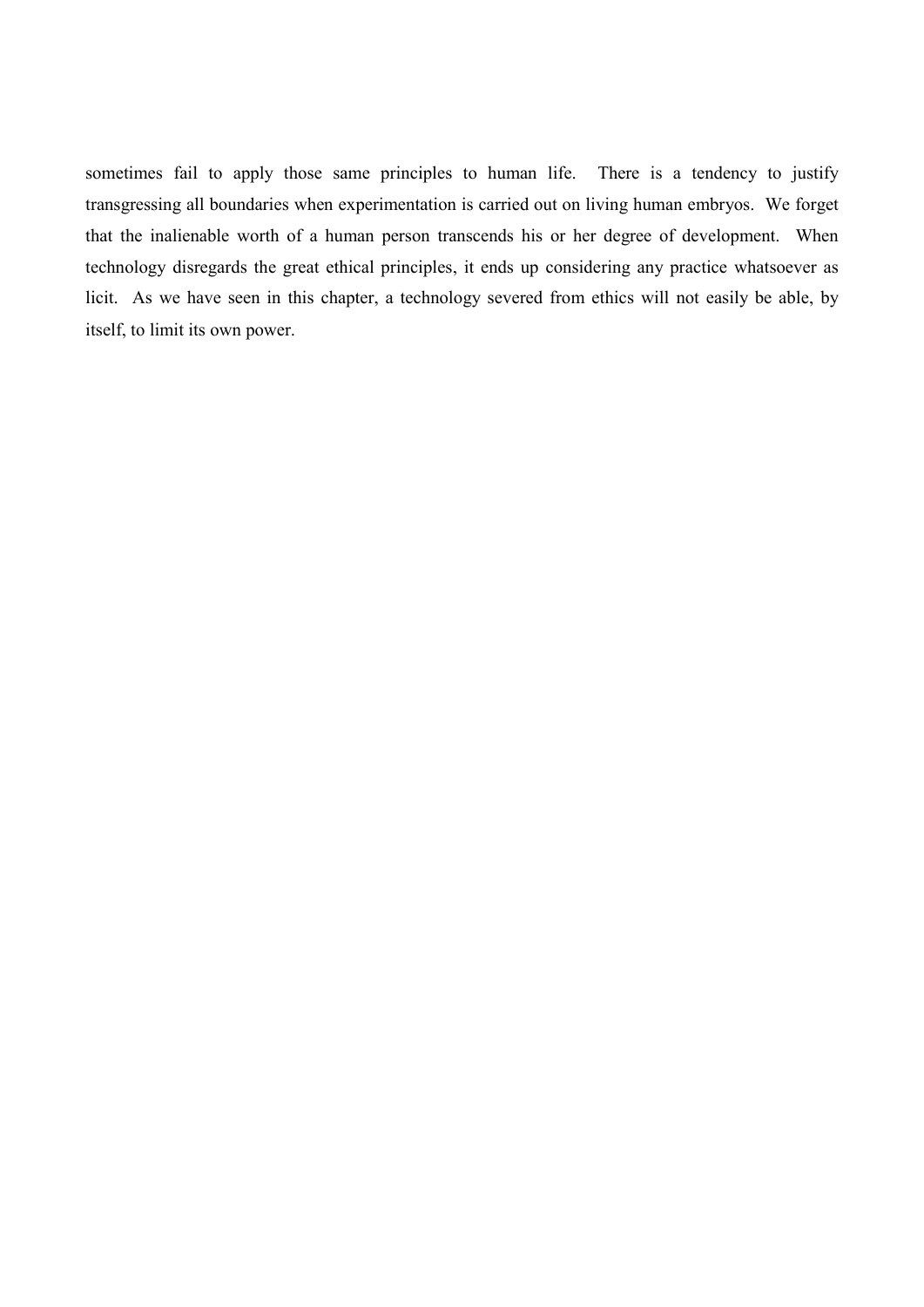sometimes fail to apply those same principles to human life. There is a tendency to justify transgressing all boundaries when experimentation is carried out on living human embryos. We forget that the inalienable worth of a human person transcends his or her degree of development. When technology disregards the great ethical principles, it ends up considering any practice whatsoever as licit. As we have seen in this chapter, a technology severed from ethics will not easily be able, by itself, to limit its own power.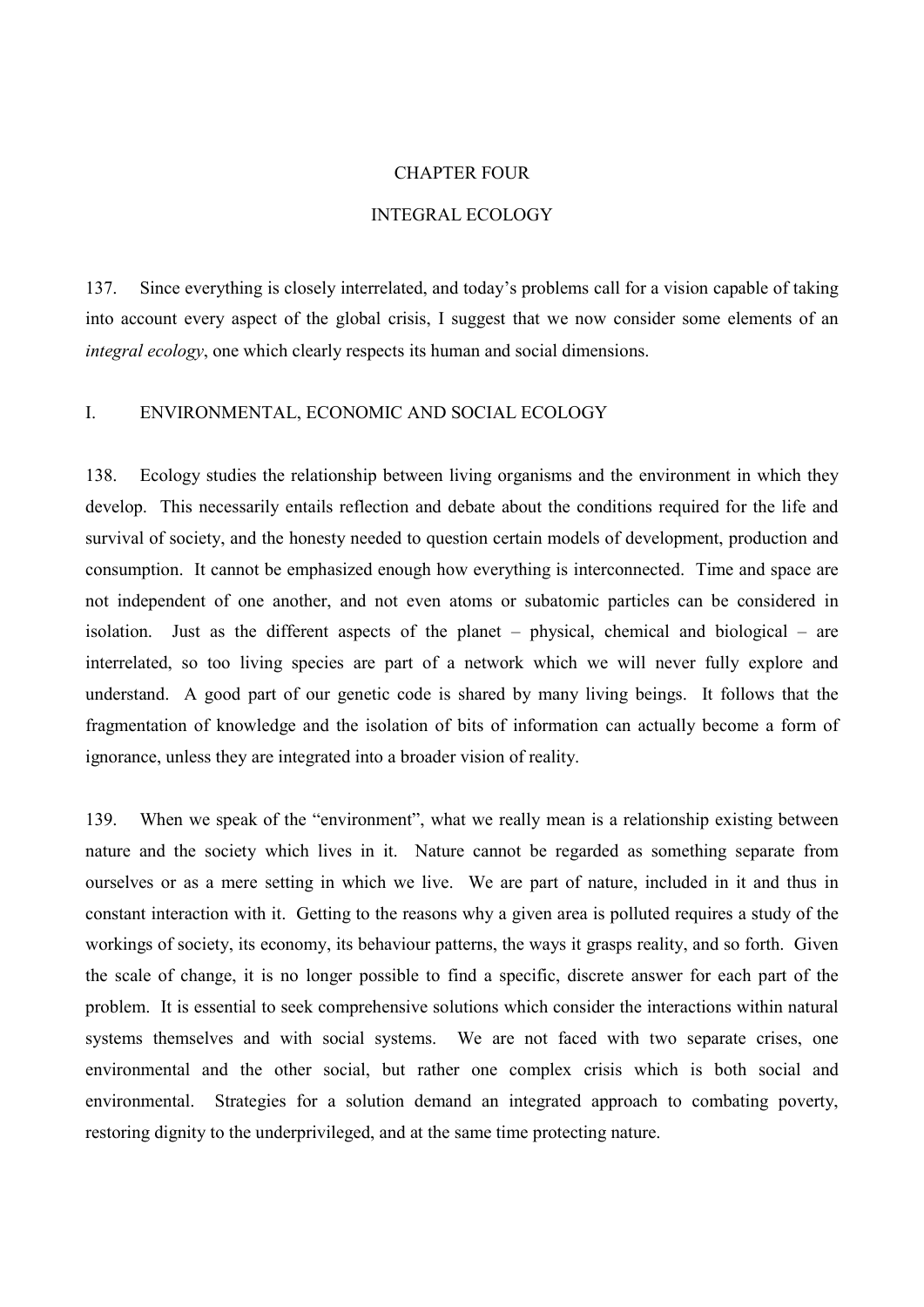# CHAPTER FOUR

# INTEGRAL ECOLOGY

137. Since everything is closely interrelated, and today's problems call for a vision capable of taking into account every aspect of the global crisis, I suggest that we now consider some elements of an *integral ecology*, one which clearly respects its human and social dimensions.

## I. ENVIRONMENTAL, ECONOMIC AND SOCIAL ECOLOGY

138. Ecology studies the relationship between living organisms and the environment in which they develop. This necessarily entails reflection and debate about the conditions required for the life and survival of society, and the honesty needed to question certain models of development, production and consumption. It cannot be emphasized enough how everything is interconnected. Time and space are not independent of one another, and not even atoms or subatomic particles can be considered in isolation. Just as the different aspects of the planet – physical, chemical and biological – are interrelated, so too living species are part of a network which we will never fully explore and understand. A good part of our genetic code is shared by many living beings. It follows that the fragmentation of knowledge and the isolation of bits of information can actually become a form of ignorance, unless they are integrated into a broader vision of reality.

139. When we speak of the "environment", what we really mean is a relationship existing between nature and the society which lives in it. Nature cannot be regarded as something separate from ourselves or as a mere setting in which we live. We are part of nature, included in it and thus in constant interaction with it. Getting to the reasons why a given area is polluted requires a study of the workings of society, its economy, its behaviour patterns, the ways it grasps reality, and so forth. Given the scale of change, it is no longer possible to find a specific, discrete answer for each part of the problem. It is essential to seek comprehensive solutions which consider the interactions within natural systems themselves and with social systems. We are not faced with two separate crises, one environmental and the other social, but rather one complex crisis which is both social and environmental. Strategies for a solution demand an integrated approach to combating poverty, restoring dignity to the underprivileged, and at the same time protecting nature.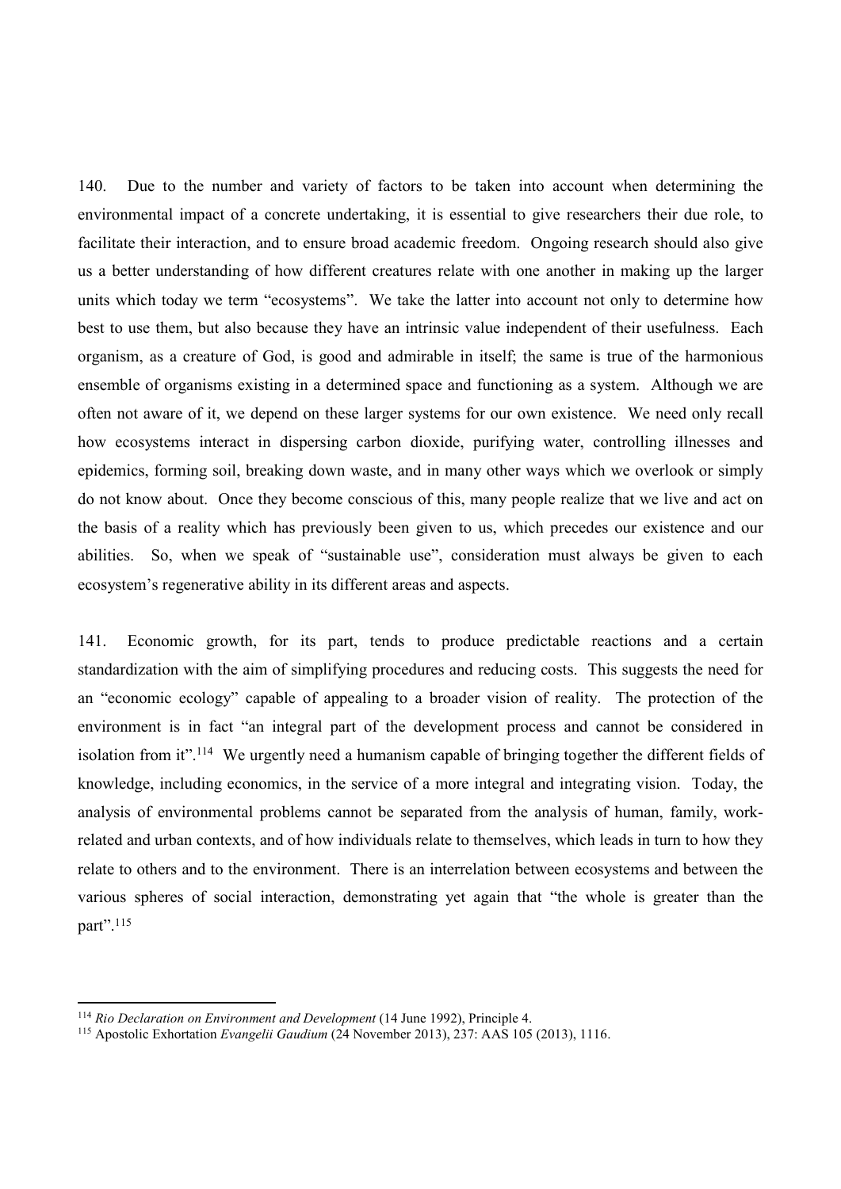140. Due to the number and variety of factors to be taken into account when determining the environmental impact of a concrete undertaking, it is essential to give researchers their due role, to facilitate their interaction, and to ensure broad academic freedom. Ongoing research should also give us a better understanding of how different creatures relate with one another in making up the larger units which today we term "ecosystems". We take the latter into account not only to determine how best to use them, but also because they have an intrinsic value independent of their usefulness. Each organism, as a creature of God, is good and admirable in itself; the same is true of the harmonious ensemble of organisms existing in a determined space and functioning as a system. Although we are often not aware of it, we depend on these larger systems for our own existence. We need only recall how ecosystems interact in dispersing carbon dioxide, purifying water, controlling illnesses and epidemics, forming soil, breaking down waste, and in many other ways which we overlook or simply do not know about. Once they become conscious of this, many people realize that we live and act on the basis of a reality which has previously been given to us, which precedes our existence and our abilities. So, when we speak of "sustainable use", consideration must always be given to each ecosystem's regenerative ability in its different areas and aspects.

141. Economic growth, for its part, tends to produce predictable reactions and a certain standardization with the aim of simplifying procedures and reducing costs. This suggests the need for an "economic ecology" capable of appealing to a broader vision of reality. The protection of the environment is in fact "an integral part of the development process and cannot be considered in isolation from it".[114] We urgently need a humanism capable of bringing together the different fields of knowledge, including economics, in the service of a more integral and integrating vision. Today, the analysis of environmental problems cannot be separated from the analysis of human, family, work-related and urban contexts, and of how individuals relate to themselves, which leads in turn to how they relate to others and to the environment. There is an interrelation between ecosystems and between the various spheres of social interaction, demonstrating yet again that "the whole is greater than the part".[115]

---

[114] *Rio Declaration on Environment and Development* (14 June 1992), Principle 4.

[115] Apostolic Exhortation *Evangelii Gaudium* (24 November 2013), 237: AAS 105 (2013), 1116.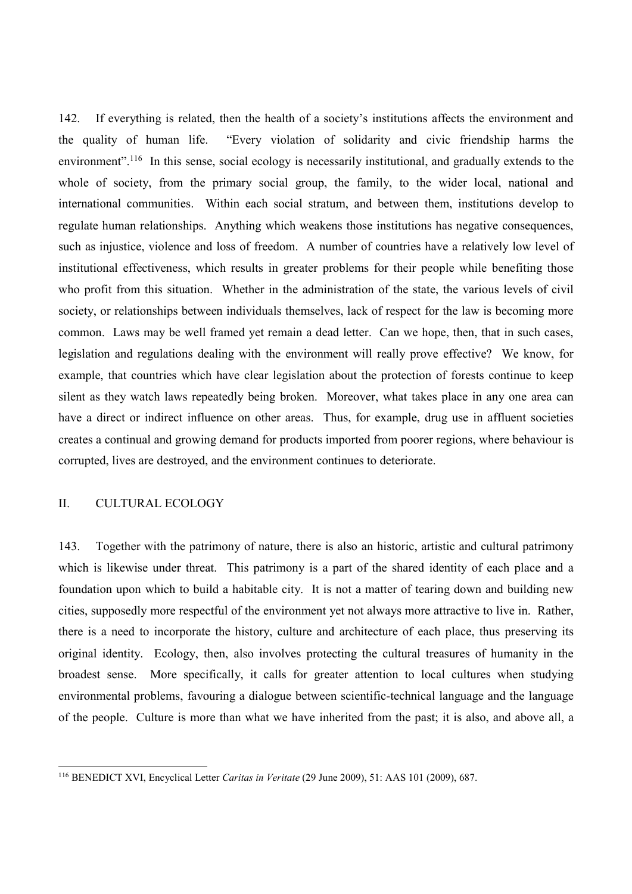142. If everything is related, then the health of a society's institutions affects the environment and the quality of human life. "Every violation of solidarity and civic friendship harms the environment".[116] In this sense, social ecology is necessarily institutional, and gradually extends to the whole of society, from the primary social group, the family, to the wider local, national and international communities. Within each social stratum, and between them, institutions develop to regulate human relationships. Anything which weakens those institutions has negative consequences, such as injustice, violence and loss of freedom. A number of countries have a relatively low level of institutional effectiveness, which results in greater problems for their people while benefiting those who profit from this situation. Whether in the administration of the state, the various levels of civil society, or relationships between individuals themselves, lack of respect for the law is becoming more common. Laws may be well framed yet remain a dead letter. Can we hope, then, that in such cases, legislation and regulations dealing with the environment will really prove effective? We know, for example, that countries which have clear legislation about the protection of forests continue to keep silent as they watch laws repeatedly being broken. Moreover, what takes place in any one area can have a direct or indirect influence on other areas. Thus, for example, drug use in affluent societies creates a continual and growing demand for products imported from poorer regions, where behaviour is corrupted, lives are destroyed, and the environment continues to deteriorate.

## II. CULTURAL ECOLOGY

143. Together with the patrimony of nature, there is also an historic, artistic and cultural patrimony which is likewise under threat. This patrimony is a part of the shared identity of each place and a foundation upon which to build a habitable city. It is not a matter of tearing down and building new cities, supposedly more respectful of the environment yet not always more attractive to live in. Rather, there is a need to incorporate the history, culture and architecture of each place, thus preserving its original identity. Ecology, then, also involves protecting the cultural treasures of humanity in the broadest sense. More specifically, it calls for greater attention to local cultures when studying environmental problems, favouring a dialogue between scientific-technical language and the language of the people. Culture is more than what we have inherited from the past; it is also, and above all, a

[116] BENEDICT XVI, Encyclical Letter *Caritas in Veritate* (29 June 2009), 51: AAS 101 (2009), 687.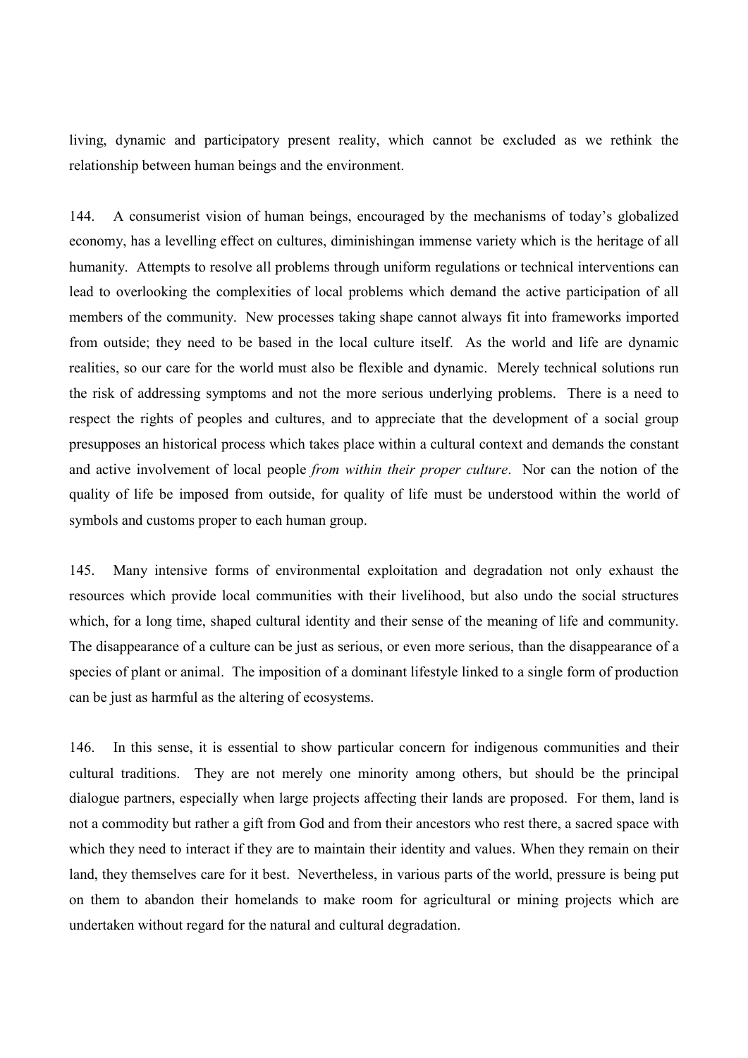living, dynamic and participatory present reality, which cannot be excluded as we rethink the relationship between human beings and the environment.

144. A consumerist vision of human beings, encouraged by the mechanisms of today's globalized economy, has a levelling effect on cultures, diminishingan immense variety which is the heritage of all humanity. Attempts to resolve all problems through uniform regulations or technical interventions can lead to overlooking the complexities of local problems which demand the active participation of all members of the community. New processes taking shape cannot always fit into frameworks imported from outside; they need to be based in the local culture itself. As the world and life are dynamic realities, so our care for the world must also be flexible and dynamic. Merely technical solutions run the risk of addressing symptoms and not the more serious underlying problems. There is a need to respect the rights of peoples and cultures, and to appreciate that the development of a social group presupposes an historical process which takes place within a cultural context and demands the constant and active involvement of local people *from within their proper culture*. Nor can the notion of the quality of life be imposed from outside, for quality of life must be understood within the world of symbols and customs proper to each human group.

145. Many intensive forms of environmental exploitation and degradation not only exhaust the resources which provide local communities with their livelihood, but also undo the social structures which, for a long time, shaped cultural identity and their sense of the meaning of life and community. The disappearance of a culture can be just as serious, or even more serious, than the disappearance of a species of plant or animal. The imposition of a dominant lifestyle linked to a single form of production can be just as harmful as the altering of ecosystems.

146. In this sense, it is essential to show particular concern for indigenous communities and their cultural traditions. They are not merely one minority among others, but should be the principal dialogue partners, especially when large projects affecting their lands are proposed. For them, land is not a commodity but rather a gift from God and from their ancestors who rest there, a sacred space with which they need to interact if they are to maintain their identity and values. When they remain on their land, they themselves care for it best. Nevertheless, in various parts of the world, pressure is being put on them to abandon their homelands to make room for agricultural or mining projects which are undertaken without regard for the natural and cultural degradation.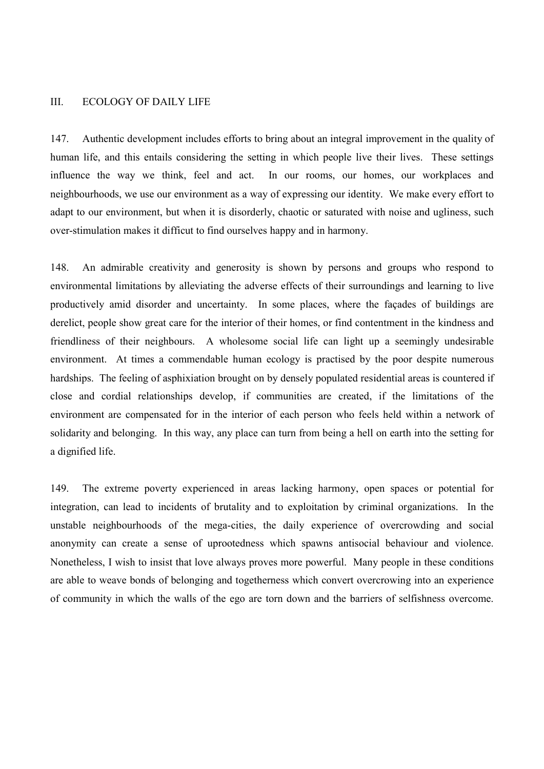## III. ECOLOGY OF DAILY LIFE

147. Authentic development includes efforts to bring about an integral improvement in the quality of human life, and this entails considering the setting in which people live their lives. These settings influence the way we think, feel and act. In our rooms, our homes, our workplaces and neighbourhoods, we use our environment as a way of expressing our identity. We make every effort to adapt to our environment, but when it is disorderly, chaotic or saturated with noise and ugliness, such over-stimulation makes it difficut to find ourselves happy and in harmony.

148. An admirable creativity and generosity is shown by persons and groups who respond to environmental limitations by alleviating the adverse effects of their surroundings and learning to live productively amid disorder and uncertainty. In some places, where the façades of buildings are derelict, people show great care for the interior of their homes, or find contentment in the kindness and friendliness of their neighbours. A wholesome social life can light up a seemingly undesirable environment. At times a commendable human ecology is practised by the poor despite numerous hardships. The feeling of asphixiation brought on by densely populated residential areas is countered if close and cordial relationships develop, if communities are created, if the limitations of the environment are compensated for in the interior of each person who feels held within a network of solidarity and belonging. In this way, any place can turn from being a hell on earth into the setting for a dignified life.

149. The extreme poverty experienced in areas lacking harmony, open spaces or potential for integration, can lead to incidents of brutality and to exploitation by criminal organizations. In the unstable neighbourhoods of the mega-cities, the daily experience of overcrowding and social anonymity can create a sense of uprootedness which spawns antisocial behaviour and violence. Nonetheless, I wish to insist that love always proves more powerful. Many people in these conditions are able to weave bonds of belonging and togetherness which convert overcrowing into an experience of community in which the walls of the ego are torn down and the barriers of selfishness overcome.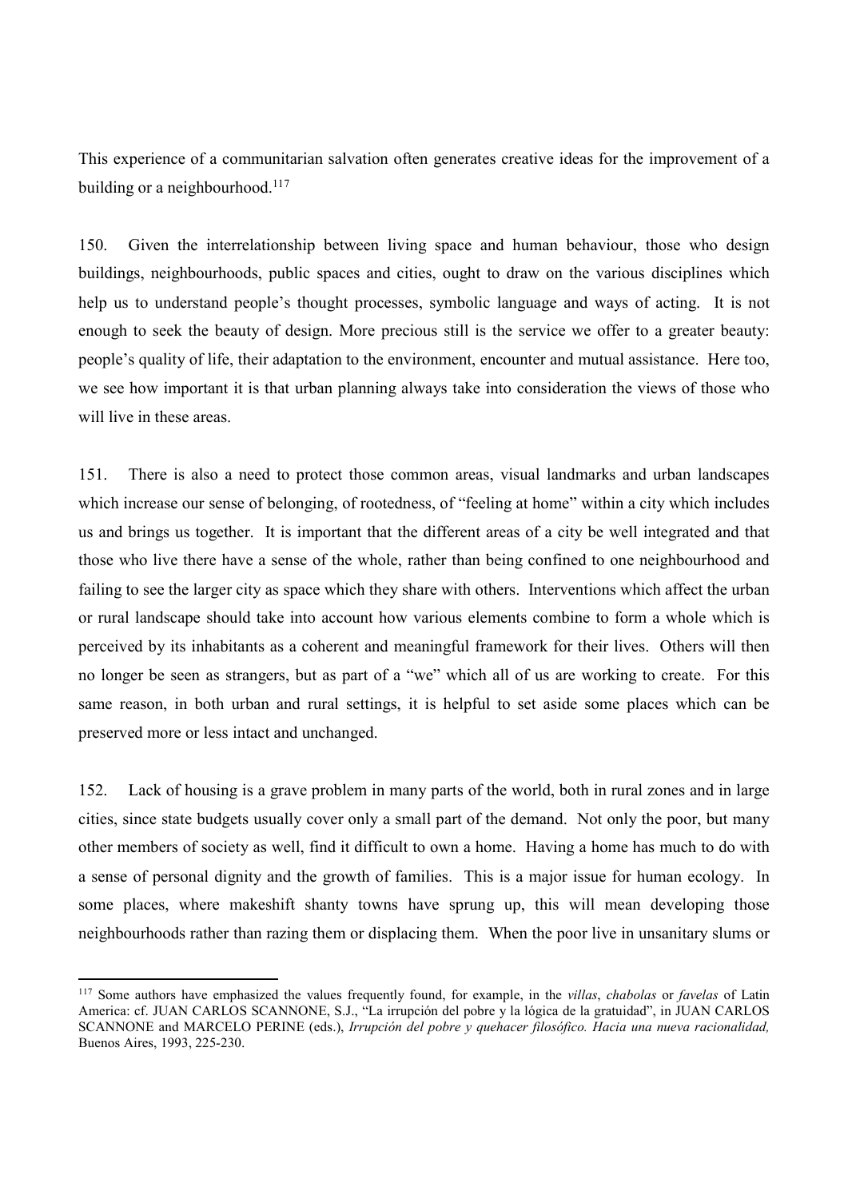This experience of a communitarian salvation often generates creative ideas for the improvement of a building or a neighbourhood.[117]

150. Given the interrelationship between living space and human behaviour, those who design buildings, neighbourhoods, public spaces and cities, ought to draw on the various disciplines which help us to understand people's thought processes, symbolic language and ways of acting. It is not enough to seek the beauty of design. More precious still is the service we offer to a greater beauty: people's quality of life, their adaptation to the environment, encounter and mutual assistance. Here too, we see how important it is that urban planning always take into consideration the views of those who will live in these areas.

151. There is also a need to protect those common areas, visual landmarks and urban landscapes which increase our sense of belonging, of rootedness, of "feeling at home" within a city which includes us and brings us together. It is important that the different areas of a city be well integrated and that those who live there have a sense of the whole, rather than being confined to one neighbourhood and failing to see the larger city as space which they share with others. Interventions which affect the urban or rural landscape should take into account how various elements combine to form a whole which is perceived by its inhabitants as a coherent and meaningful framework for their lives. Others will then no longer be seen as strangers, but as part of a "we" which all of us are working to create. For this same reason, in both urban and rural settings, it is helpful to set aside some places which can be preserved more or less intact and unchanged.

152. Lack of housing is a grave problem in many parts of the world, both in rural zones and in large cities, since state budgets usually cover only a small part of the demand. Not only the poor, but many other members of society as well, find it difficult to own a home. Having a home has much to do with a sense of personal dignity and the growth of families. This is a major issue for human ecology. In some places, where makeshift shanty towns have sprung up, this will mean developing those neighbourhoods rather than razing them or displacing them. When the poor live in unsanitary slums or

---

[117] Some authors have emphasized the values frequently found, for example, in the *villas*, *chabolas* or *favelas* of Latin America: cf. JUAN CARLOS SCANNONE, S.J., "La irrupción del pobre y la lógica de la gratuidad", in JUAN CARLOS SCANNONE and MARCELO PERINE (eds.), *Irrupción del pobre y quehacer filosófico. Hacia una nueva racionalidad,* Buenos Aires, 1993, 225-230.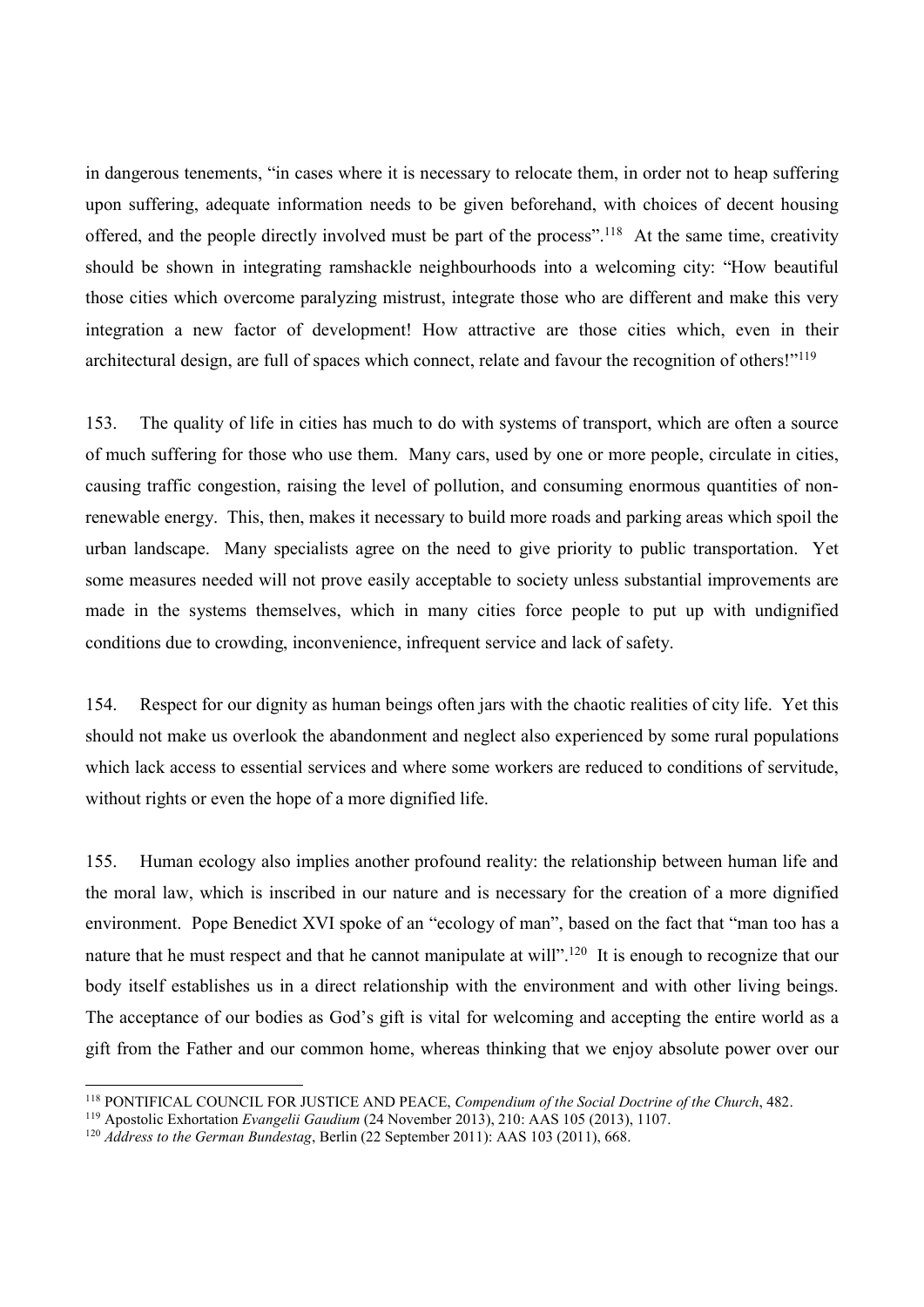in dangerous tenements, "in cases where it is necessary to relocate them, in order not to heap suffering upon suffering, adequate information needs to be given beforehand, with choices of decent housing offered, and the people directly involved must be part of the process".[118] At the same time, creativity should be shown in integrating ramshackle neighbourhoods into a welcoming city: "How beautiful those cities which overcome paralyzing mistrust, integrate those who are different and make this very integration a new factor of development! How attractive are those cities which, even in their architectural design, are full of spaces which connect, relate and favour the recognition of others!"[119]

153. The quality of life in cities has much to do with systems of transport, which are often a source of much suffering for those who use them. Many cars, used by one or more people, circulate in cities, causing traffic congestion, raising the level of pollution, and consuming enormous quantities of non-renewable energy. This, then, makes it necessary to build more roads and parking areas which spoil the urban landscape. Many specialists agree on the need to give priority to public transportation. Yet some measures needed will not prove easily acceptable to society unless substantial improvements are made in the systems themselves, which in many cities force people to put up with undignified conditions due to crowding, inconvenience, infrequent service and lack of safety.

154. Respect for our dignity as human beings often jars with the chaotic realities of city life. Yet this should not make us overlook the abandonment and neglect also experienced by some rural populations which lack access to essential services and where some workers are reduced to conditions of servitude, without rights or even the hope of a more dignified life.

155. Human ecology also implies another profound reality: the relationship between human life and the moral law, which is inscribed in our nature and is necessary for the creation of a more dignified environment. Pope Benedict XVI spoke of an "ecology of man", based on the fact that "man too has a nature that he must respect and that he cannot manipulate at will".[120] It is enough to recognize that our body itself establishes us in a direct relationship with the environment and with other living beings. The acceptance of our bodies as God's gift is vital for welcoming and accepting the entire world as a gift from the Father and our common home, whereas thinking that we enjoy absolute power over our

---

[118] PONTIFICAL COUNCIL FOR JUSTICE AND PEACE, *Compendium of the Social Doctrine of the Church*, 482.

[119] Apostolic Exhortation *Evangelii Gaudium* (24 November 2013), 210: AAS 105 (2013), 1107.

[120] *Address to the German Bundestag*, Berlin (22 September 2011): AAS 103 (2011), 668.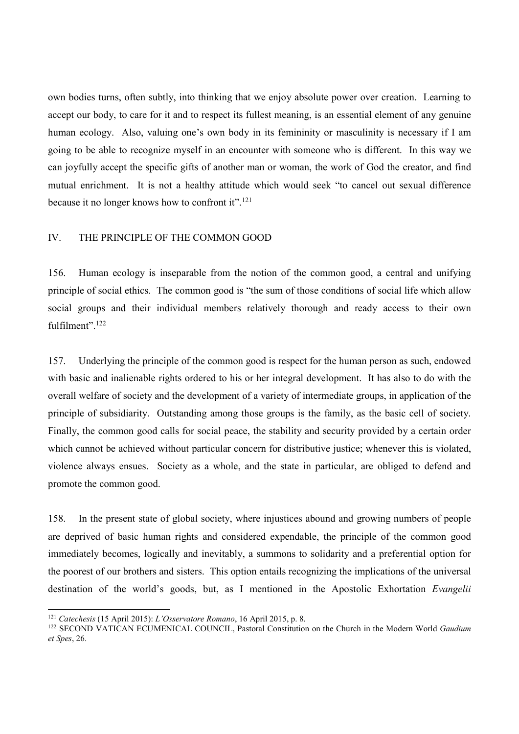own bodies turns, often subtly, into thinking that we enjoy absolute power over creation. Learning to accept our body, to care for it and to respect its fullest meaning, is an essential element of any genuine human ecology. Also, valuing one's own body in its femininity or masculinity is necessary if I am going to be able to recognize myself in an encounter with someone who is different. In this way we can joyfully accept the specific gifts of another man or woman, the work of God the creator, and find mutual enrichment. It is not a healthy attitude which would seek "to cancel out sexual difference because it no longer knows how to confront it".[121]

## IV. THE PRINCIPLE OF THE COMMON GOOD

156. Human ecology is inseparable from the notion of the common good, a central and unifying principle of social ethics. The common good is "the sum of those conditions of social life which allow social groups and their individual members relatively thorough and ready access to their own fulfilment".[122]

157. Underlying the principle of the common good is respect for the human person as such, endowed with basic and inalienable rights ordered to his or her integral development. It has also to do with the overall welfare of society and the development of a variety of intermediate groups, in application of the principle of subsidiarity. Outstanding among those groups is the family, as the basic cell of society. Finally, the common good calls for social peace, the stability and security provided by a certain order which cannot be achieved without particular concern for distributive justice; whenever this is violated, violence always ensues. Society as a whole, and the state in particular, are obliged to defend and promote the common good.

158. In the present state of global society, where injustices abound and growing numbers of people are deprived of basic human rights and considered expendable, the principle of the common good immediately becomes, logically and inevitably, a summons to solidarity and a preferential option for the poorest of our brothers and sisters. This option entails recognizing the implications of the universal destination of the world's goods, but, as I mentioned in the Apostolic Exhortation *Evangelii*

---

[121] *Catechesis* (15 April 2015): *L'Osservatore Romano*, 16 April 2015, p. 8.

[122] SECOND VATICAN ECUMENICAL COUNCIL, Pastoral Constitution on the Church in the Modern World *Gaudium et Spes*, 26.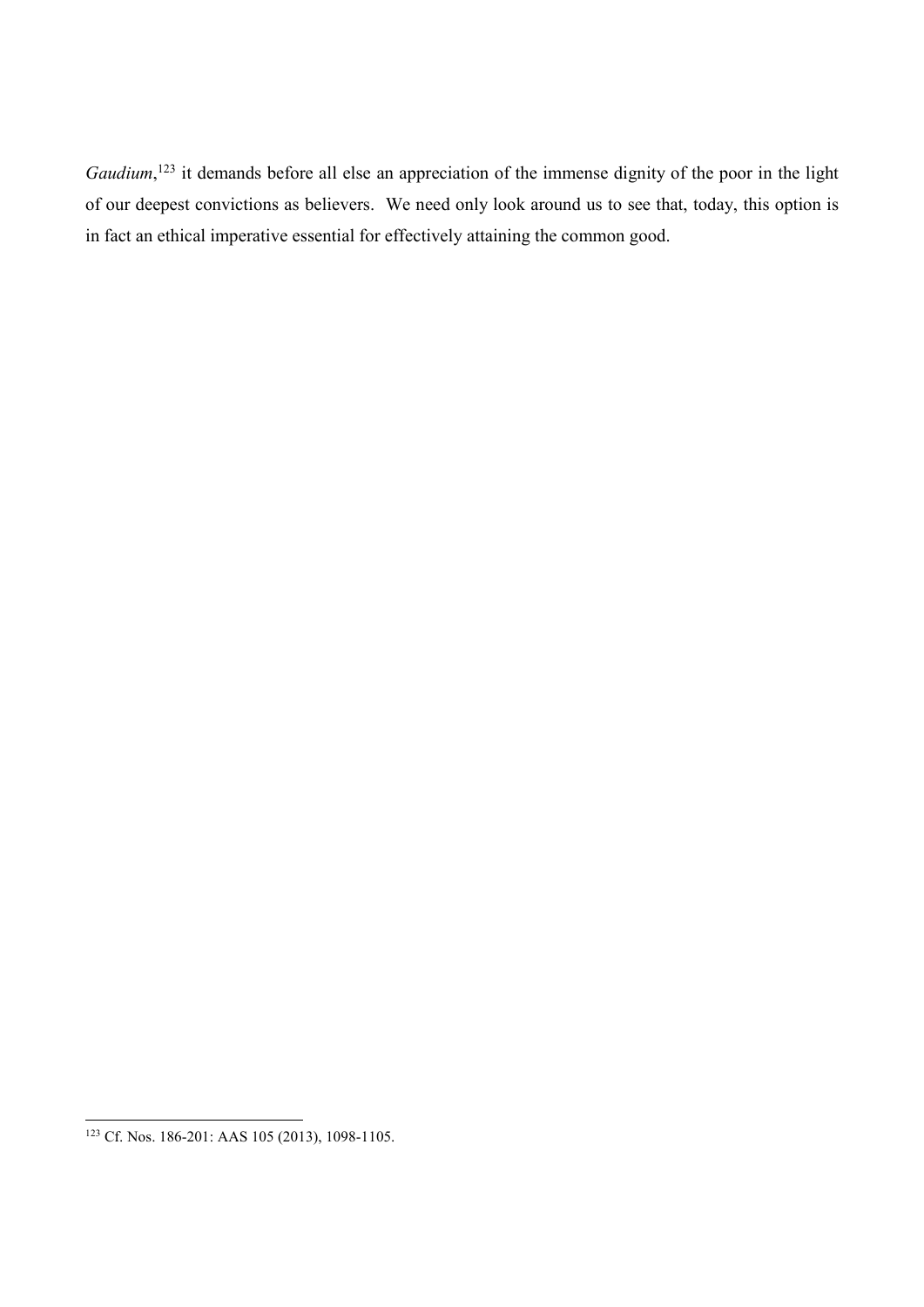*Gaudium*,[123] it demands before all else an appreciation of the immense dignity of the poor in the light of our deepest convictions as believers. We need only look around us to see that, today, this option is in fact an ethical imperative essential for effectively attaining the common good.

[123] Cf. Nos. 186-201: AAS 105 (2013), 1098-1105.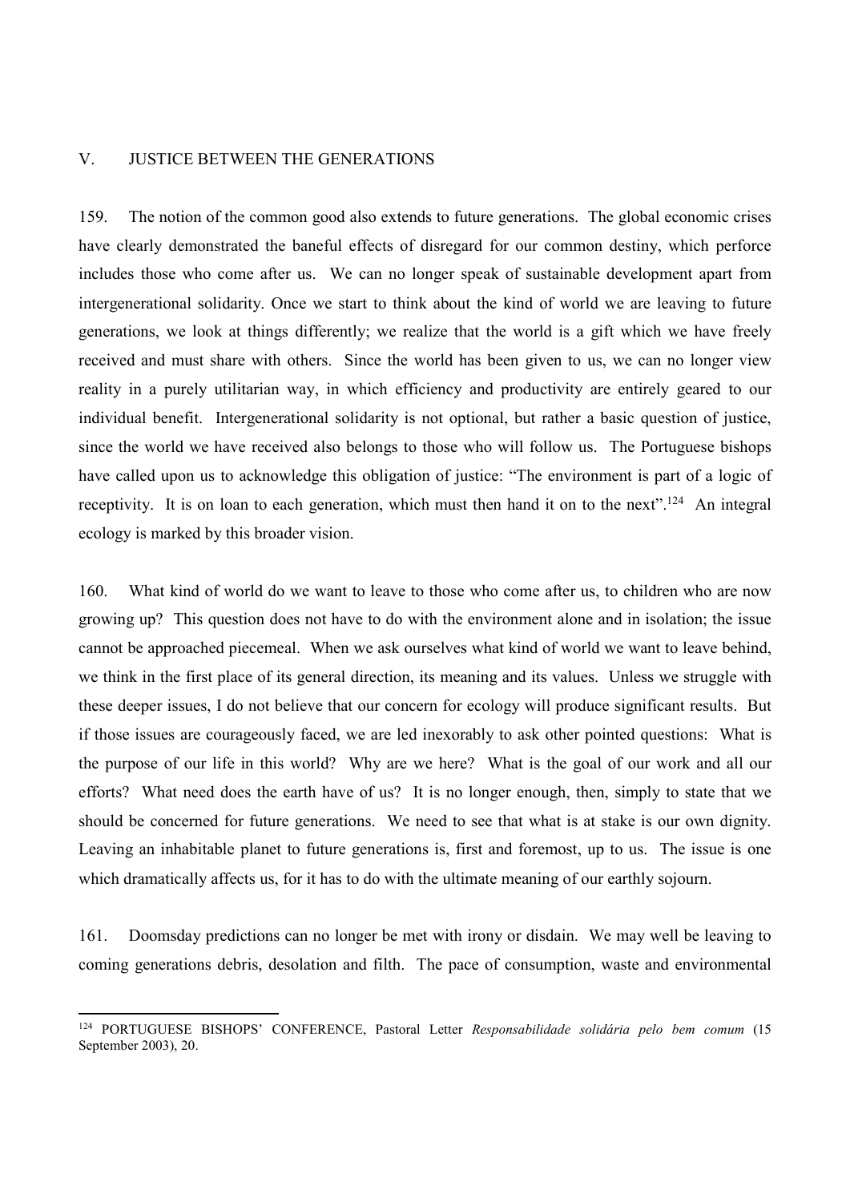## V. JUSTICE BETWEEN THE GENERATIONS

159. The notion of the common good also extends to future generations. The global economic crises have clearly demonstrated the baneful effects of disregard for our common destiny, which perforce includes those who come after us. We can no longer speak of sustainable development apart from intergenerational solidarity. Once we start to think about the kind of world we are leaving to future generations, we look at things differently; we realize that the world is a gift which we have freely received and must share with others. Since the world has been given to us, we can no longer view reality in a purely utilitarian way, in which efficiency and productivity are entirely geared to our individual benefit. Intergenerational solidarity is not optional, but rather a basic question of justice, since the world we have received also belongs to those who will follow us. The Portuguese bishops have called upon us to acknowledge this obligation of justice: "The environment is part of a logic of receptivity. It is on loan to each generation, which must then hand it on to the next".[124] An integral ecology is marked by this broader vision.

160. What kind of world do we want to leave to those who come after us, to children who are now growing up? This question does not have to do with the environment alone and in isolation; the issue cannot be approached piecemeal. When we ask ourselves what kind of world we want to leave behind, we think in the first place of its general direction, its meaning and its values. Unless we struggle with these deeper issues, I do not believe that our concern for ecology will produce significant results. But if those issues are courageously faced, we are led inexorably to ask other pointed questions: What is the purpose of our life in this world? Why are we here? What is the goal of our work and all our efforts? What need does the earth have of us? It is no longer enough, then, simply to state that we should be concerned for future generations. We need to see that what is at stake is our own dignity. Leaving an inhabitable planet to future generations is, first and foremost, up to us. The issue is one which dramatically affects us, for it has to do with the ultimate meaning of our earthly sojourn.

161. Doomsday predictions can no longer be met with irony or disdain. We may well be leaving to coming generations debris, desolation and filth. The pace of consumption, waste and environmental

---

[124] PORTUGUESE BISHOPS' CONFERENCE, Pastoral Letter *Responsabilidade solidária pelo bem comum* (15 September 2003), 20.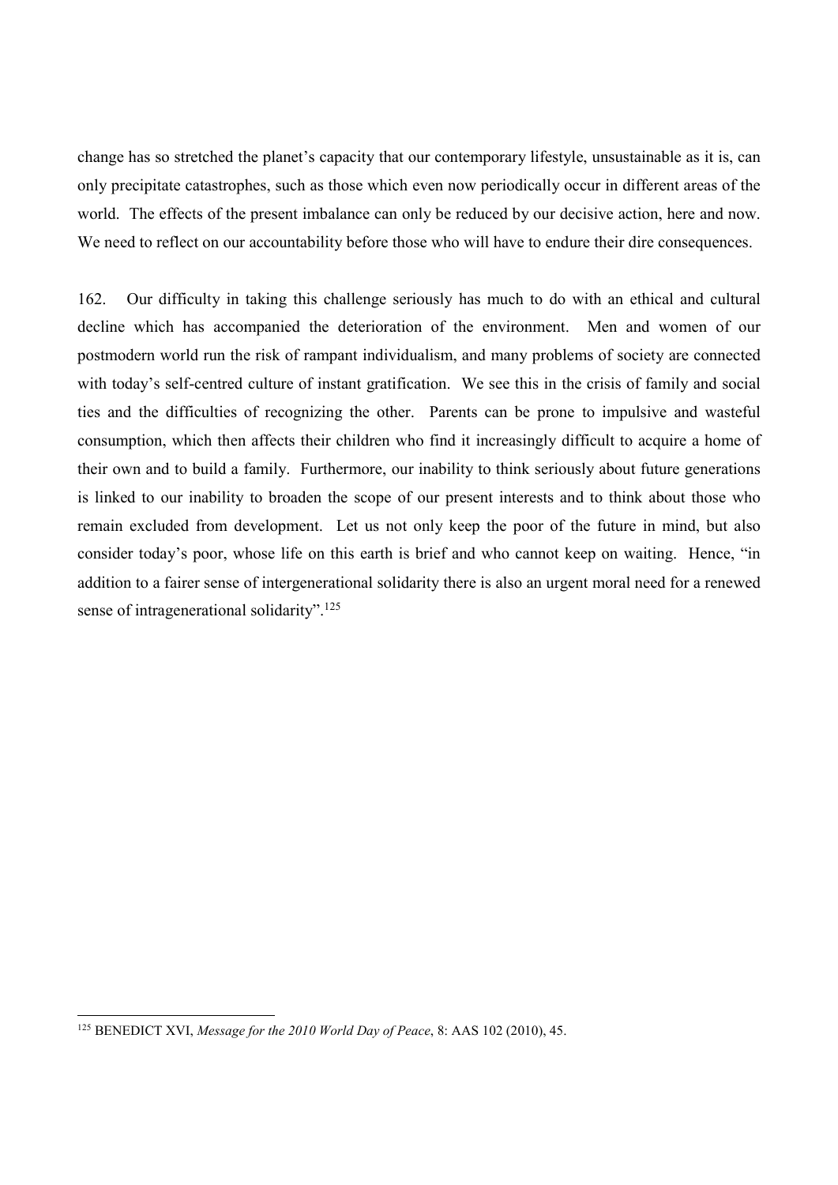change has so stretched the planet's capacity that our contemporary lifestyle, unsustainable as it is, can only precipitate catastrophes, such as those which even now periodically occur in different areas of the world. The effects of the present imbalance can only be reduced by our decisive action, here and now. We need to reflect on our accountability before those who will have to endure their dire consequences.

162. Our difficulty in taking this challenge seriously has much to do with an ethical and cultural decline which has accompanied the deterioration of the environment. Men and women of our postmodern world run the risk of rampant individualism, and many problems of society are connected with today's self-centred culture of instant gratification. We see this in the crisis of family and social ties and the difficulties of recognizing the other. Parents can be prone to impulsive and wasteful consumption, which then affects their children who find it increasingly difficult to acquire a home of their own and to build a family. Furthermore, our inability to think seriously about future generations is linked to our inability to broaden the scope of our present interests and to think about those who remain excluded from development. Let us not only keep the poor of the future in mind, but also consider today's poor, whose life on this earth is brief and who cannot keep on waiting. Hence, "in addition to a fairer sense of intergenerational solidarity there is also an urgent moral need for a renewed sense of intragenerational solidarity".[125]

---

[125] BENEDICT XVI, *Message for the 2010 World Day of Peace*, 8: AAS 102 (2010), 45.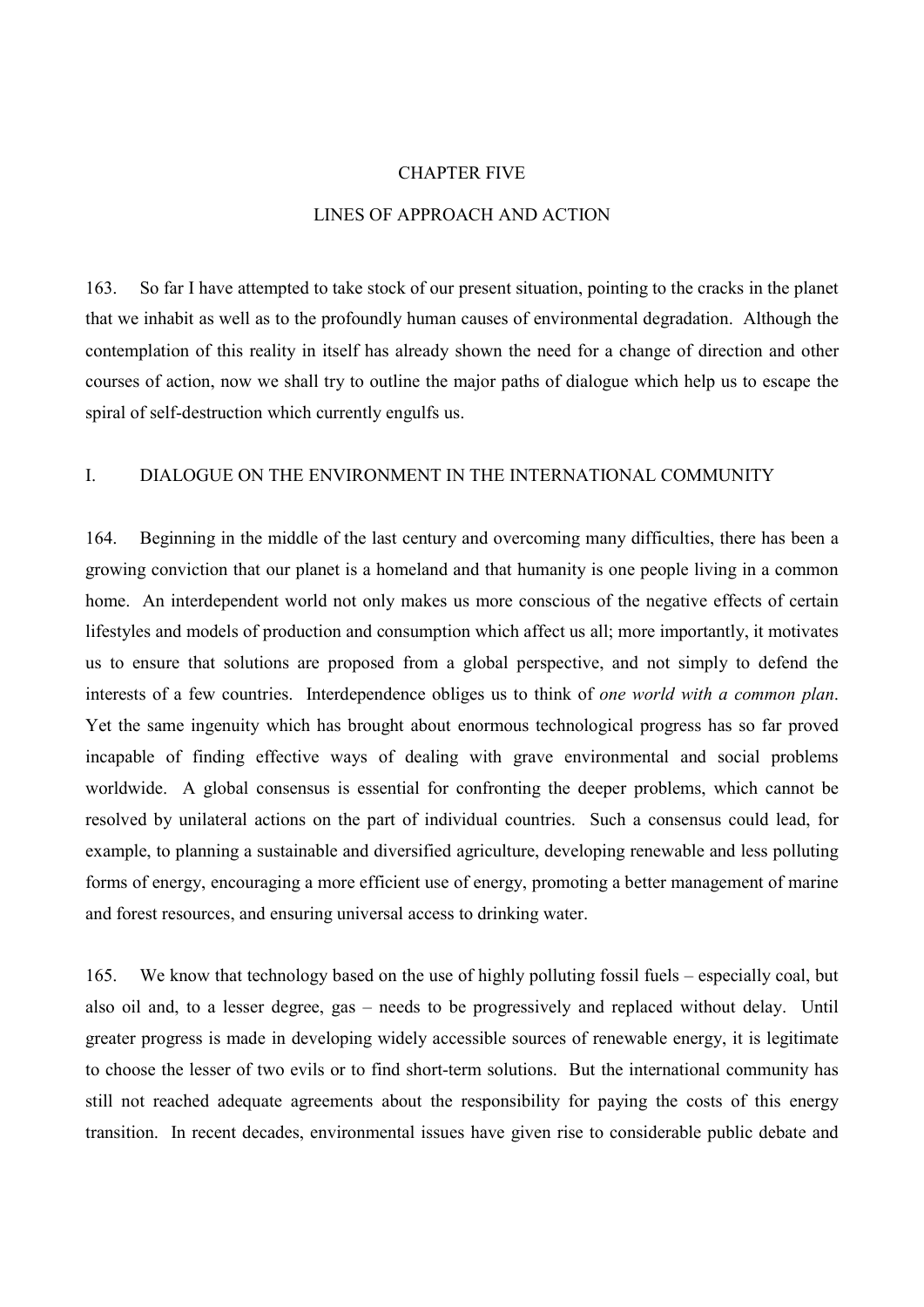# CHAPTER FIVE

# LINES OF APPROACH AND ACTION

163. So far I have attempted to take stock of our present situation, pointing to the cracks in the planet that we inhabit as well as to the profoundly human causes of environmental degradation. Although the contemplation of this reality in itself has already shown the need for a change of direction and other courses of action, now we shall try to outline the major paths of dialogue which help us to escape the spiral of self-destruction which currently engulfs us.

## I. DIALOGUE ON THE ENVIRONMENT IN THE INTERNATIONAL COMMUNITY

164. Beginning in the middle of the last century and overcoming many difficulties, there has been a growing conviction that our planet is a homeland and that humanity is one people living in a common home. An interdependent world not only makes us more conscious of the negative effects of certain lifestyles and models of production and consumption which affect us all; more importantly, it motivates us to ensure that solutions are proposed from a global perspective, and not simply to defend the interests of a few countries. Interdependence obliges us to think of *one world with a common plan*. Yet the same ingenuity which has brought about enormous technological progress has so far proved incapable of finding effective ways of dealing with grave environmental and social problems worldwide. A global consensus is essential for confronting the deeper problems, which cannot be resolved by unilateral actions on the part of individual countries. Such a consensus could lead, for example, to planning a sustainable and diversified agriculture, developing renewable and less polluting forms of energy, encouraging a more efficient use of energy, promoting a better management of marine and forest resources, and ensuring universal access to drinking water.

165. We know that technology based on the use of highly polluting fossil fuels – especially coal, but also oil and, to a lesser degree, gas – needs to be progressively and replaced without delay. Until greater progress is made in developing widely accessible sources of renewable energy, it is legitimate to choose the lesser of two evils or to find short-term solutions. But the international community has still not reached adequate agreements about the responsibility for paying the costs of this energy transition. In recent decades, environmental issues have given rise to considerable public debate and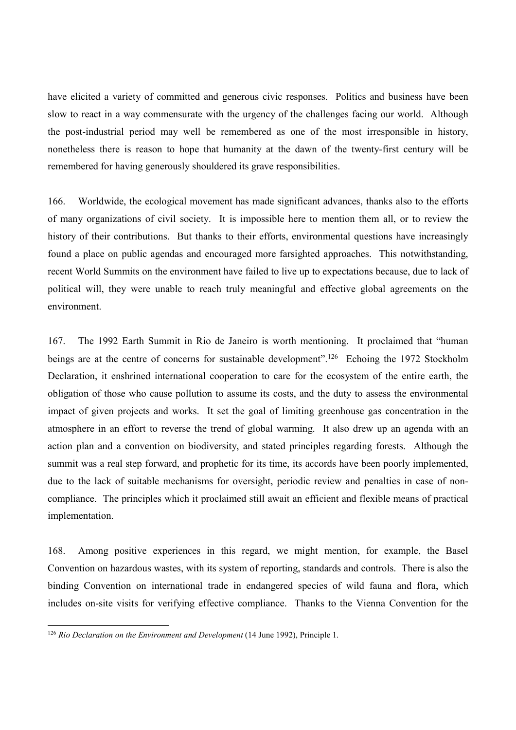have elicited a variety of committed and generous civic responses. Politics and business have been slow to react in a way commensurate with the urgency of the challenges facing our world. Although the post-industrial period may well be remembered as one of the most irresponsible in history, nonetheless there is reason to hope that humanity at the dawn of the twenty-first century will be remembered for having generously shouldered its grave responsibilities.

166. Worldwide, the ecological movement has made significant advances, thanks also to the efforts of many organizations of civil society. It is impossible here to mention them all, or to review the history of their contributions. But thanks to their efforts, environmental questions have increasingly found a place on public agendas and encouraged more farsighted approaches. This notwithstanding, recent World Summits on the environment have failed to live up to expectations because, due to lack of political will, they were unable to reach truly meaningful and effective global agreements on the environment.

167. The 1992 Earth Summit in Rio de Janeiro is worth mentioning. It proclaimed that "human beings are at the centre of concerns for sustainable development".[126] Echoing the 1972 Stockholm Declaration, it enshrined international cooperation to care for the ecosystem of the entire earth, the obligation of those who cause pollution to assume its costs, and the duty to assess the environmental impact of given projects and works. It set the goal of limiting greenhouse gas concentration in the atmosphere in an effort to reverse the trend of global warming. It also drew up an agenda with an action plan and a convention on biodiversity, and stated principles regarding forests. Although the summit was a real step forward, and prophetic for its time, its accords have been poorly implemented, due to the lack of suitable mechanisms for oversight, periodic review and penalties in case of non-compliance. The principles which it proclaimed still await an efficient and flexible means of practical implementation.

168. Among positive experiences in this regard, we might mention, for example, the Basel Convention on hazardous wastes, with its system of reporting, standards and controls. There is also the binding Convention on international trade in endangered species of wild fauna and flora, which includes on-site visits for verifying effective compliance. Thanks to the Vienna Convention for the

[126] *Rio Declaration on the Environment and Development* (14 June 1992), Principle 1.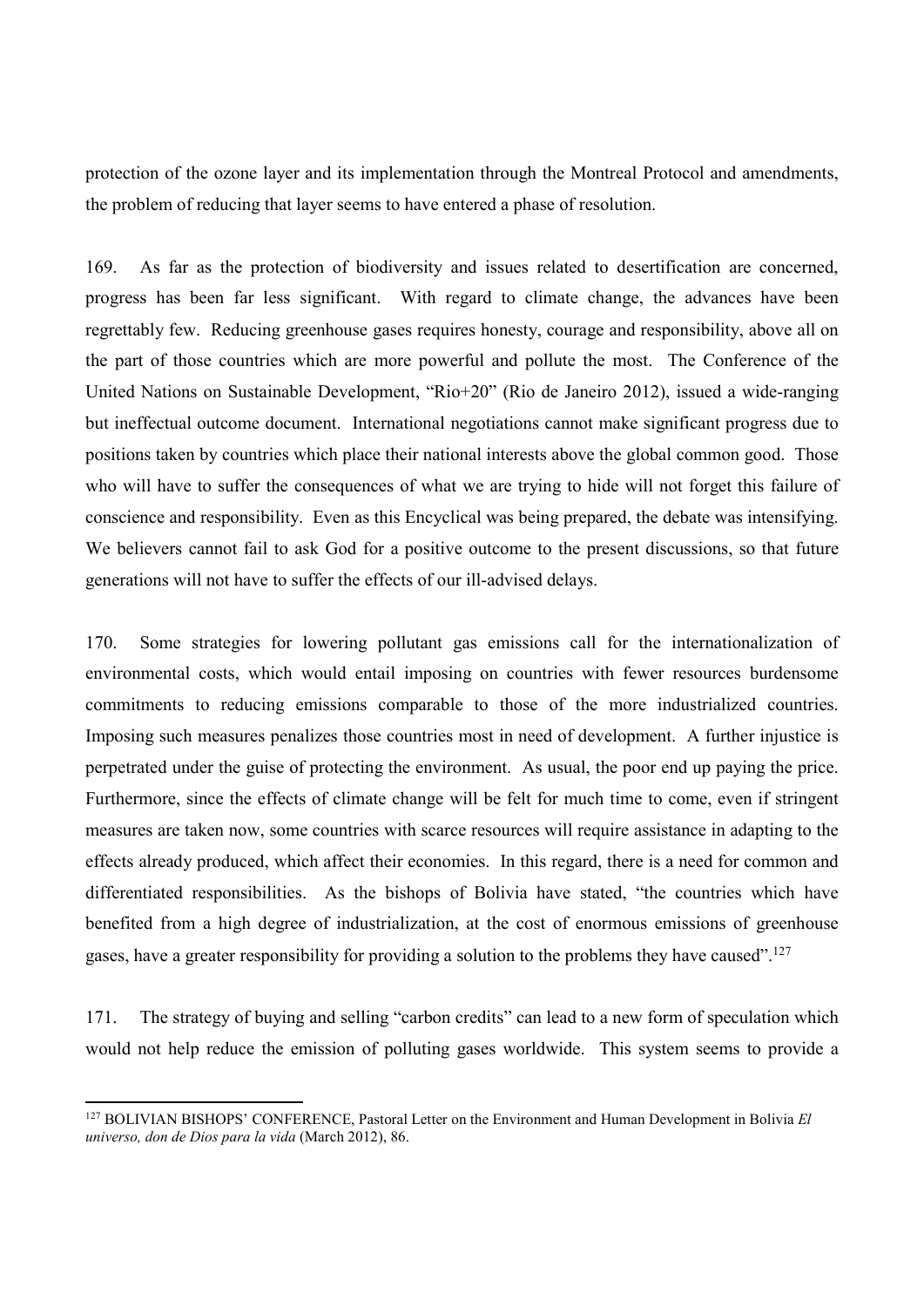protection of the ozone layer and its implementation through the Montreal Protocol and amendments, the problem of reducing that layer seems to have entered a phase of resolution.

169. As far as the protection of biodiversity and issues related to desertification are concerned, progress has been far less significant. With regard to climate change, the advances have been regrettably few. Reducing greenhouse gases requires honesty, courage and responsibility, above all on the part of those countries which are more powerful and pollute the most. The Conference of the United Nations on Sustainable Development, "Rio+20" (Rio de Janeiro 2012), issued a wide-ranging but ineffectual outcome document. International negotiations cannot make significant progress due to positions taken by countries which place their national interests above the global common good. Those who will have to suffer the consequences of what we are trying to hide will not forget this failure of conscience and responsibility. Even as this Encyclical was being prepared, the debate was intensifying. We believers cannot fail to ask God for a positive outcome to the present discussions, so that future generations will not have to suffer the effects of our ill-advised delays.

170. Some strategies for lowering pollutant gas emissions call for the internationalization of environmental costs, which would entail imposing on countries with fewer resources burdensome commitments to reducing emissions comparable to those of the more industrialized countries. Imposing such measures penalizes those countries most in need of development. A further injustice is perpetrated under the guise of protecting the environment. As usual, the poor end up paying the price. Furthermore, since the effects of climate change will be felt for much time to come, even if stringent measures are taken now, some countries with scarce resources will require assistance in adapting to the effects already produced, which affect their economies. In this regard, there is a need for common and differentiated responsibilities. As the bishops of Bolivia have stated, "the countries which have benefited from a high degree of industrialization, at the cost of enormous emissions of greenhouse gases, have a greater responsibility for providing a solution to the problems they have caused".[127]

171. The strategy of buying and selling "carbon credits" can lead to a new form of speculation which would not help reduce the emission of polluting gases worldwide. This system seems to provide a

---

[127] BOLIVIAN BISHOPS' CONFERENCE, Pastoral Letter on the Environment and Human Development in Bolivia *El universo, don de Dios para la vida* (March 2012), 86.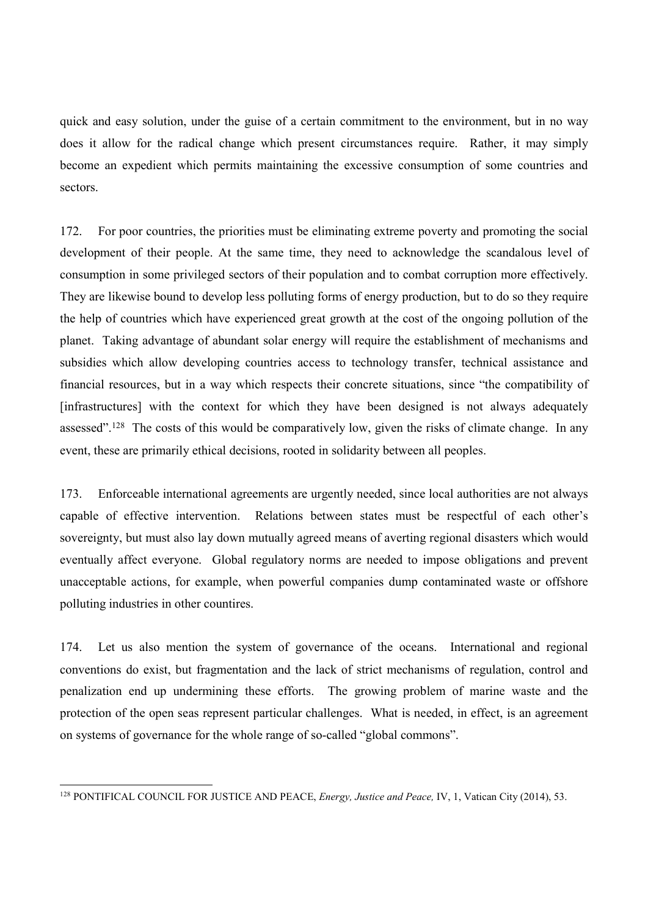quick and easy solution, under the guise of a certain commitment to the environment, but in no way does it allow for the radical change which present circumstances require. Rather, it may simply become an expedient which permits maintaining the excessive consumption of some countries and sectors.

172. For poor countries, the priorities must be eliminating extreme poverty and promoting the social development of their people. At the same time, they need to acknowledge the scandalous level of consumption in some privileged sectors of their population and to combat corruption more effectively. They are likewise bound to develop less polluting forms of energy production, but to do so they require the help of countries which have experienced great growth at the cost of the ongoing pollution of the planet. Taking advantage of abundant solar energy will require the establishment of mechanisms and subsidies which allow developing countries access to technology transfer, technical assistance and financial resources, but in a way which respects their concrete situations, since "the compatibility of [infrastructures] with the context for which they have been designed is not always adequately assessed".[128] The costs of this would be comparatively low, given the risks of climate change. In any event, these are primarily ethical decisions, rooted in solidarity between all peoples.

173. Enforceable international agreements are urgently needed, since local authorities are not always capable of effective intervention. Relations between states must be respectful of each other's sovereignty, but must also lay down mutually agreed means of averting regional disasters which would eventually affect everyone. Global regulatory norms are needed to impose obligations and prevent unacceptable actions, for example, when powerful companies dump contaminated waste or offshore polluting industries in other countires.

174. Let us also mention the system of governance of the oceans. International and regional conventions do exist, but fragmentation and the lack of strict mechanisms of regulation, control and penalization end up undermining these efforts. The growing problem of marine waste and the protection of the open seas represent particular challenges. What is needed, in effect, is an agreement on systems of governance for the whole range of so-called "global commons".

---

[128] PONTIFICAL COUNCIL FOR JUSTICE AND PEACE, *Energy, Justice and Peace,* IV, 1, Vatican City (2014), 53.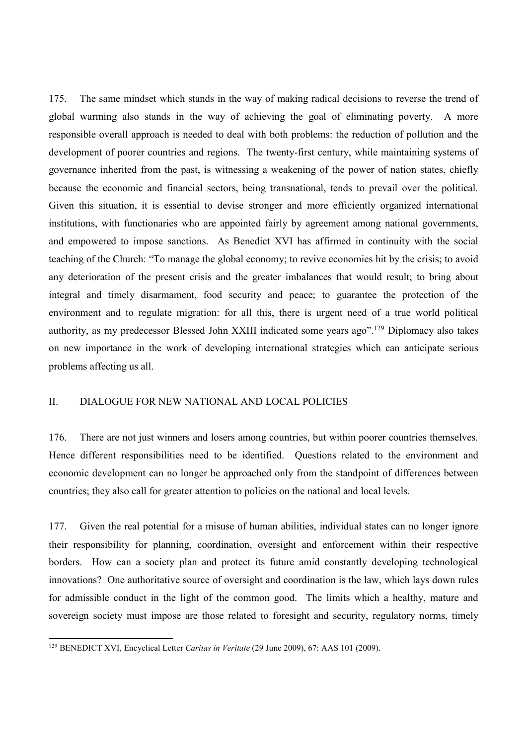175. The same mindset which stands in the way of making radical decisions to reverse the trend of global warming also stands in the way of achieving the goal of eliminating poverty. A more responsible overall approach is needed to deal with both problems: the reduction of pollution and the development of poorer countries and regions. The twenty-first century, while maintaining systems of governance inherited from the past, is witnessing a weakening of the power of nation states, chiefly because the economic and financial sectors, being transnational, tends to prevail over the political. Given this situation, it is essential to devise stronger and more efficiently organized international institutions, with functionaries who are appointed fairly by agreement among national governments, and empowered to impose sanctions. As Benedict XVI has affirmed in continuity with the social teaching of the Church: "To manage the global economy; to revive economies hit by the crisis; to avoid any deterioration of the present crisis and the greater imbalances that would result; to bring about integral and timely disarmament, food security and peace; to guarantee the protection of the environment and to regulate migration: for all this, there is urgent need of a true world political authority, as my predecessor Blessed John XXIII indicated some years ago".[129] Diplomacy also takes on new importance in the work of developing international strategies which can anticipate serious problems affecting us all.

## II. DIALOGUE FOR NEW NATIONAL AND LOCAL POLICIES

176. There are not just winners and losers among countries, but within poorer countries themselves. Hence different responsibilities need to be identified. Questions related to the environment and economic development can no longer be approached only from the standpoint of differences between countries; they also call for greater attention to policies on the national and local levels.

177. Given the real potential for a misuse of human abilities, individual states can no longer ignore their responsibility for planning, coordination, oversight and enforcement within their respective borders. How can a society plan and protect its future amid constantly developing technological innovations? One authoritative source of oversight and coordination is the law, which lays down rules for admissible conduct in the light of the common good. The limits which a healthy, mature and sovereign society must impose are those related to foresight and security, regulatory norms, timely

[129] BENEDICT XVI, Encyclical Letter *Caritas in Veritate* (29 June 2009), 67: AAS 101 (2009).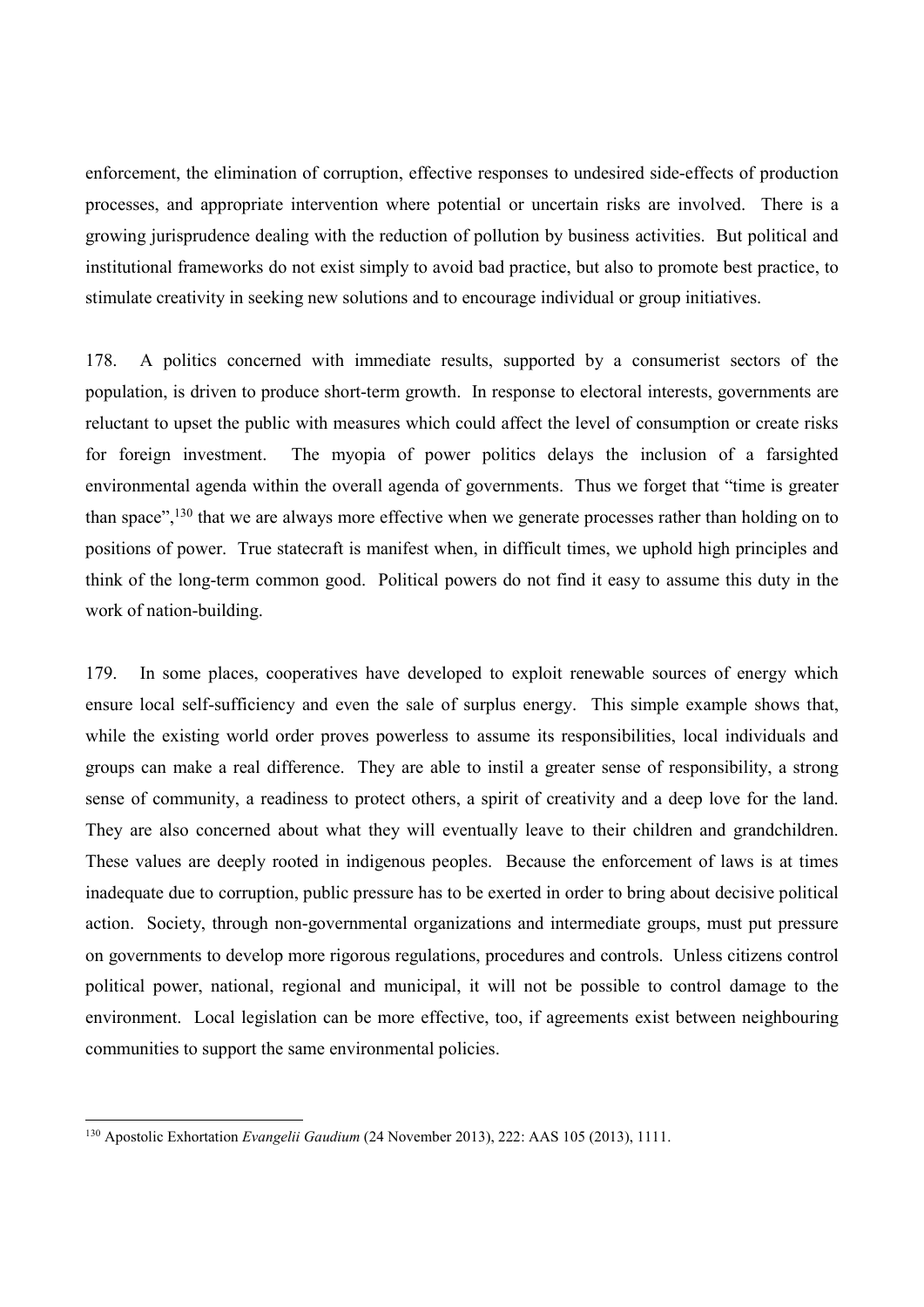enforcement, the elimination of corruption, effective responses to undesired side-effects of production processes, and appropriate intervention where potential or uncertain risks are involved. There is a growing jurisprudence dealing with the reduction of pollution by business activities. But political and institutional frameworks do not exist simply to avoid bad practice, but also to promote best practice, to stimulate creativity in seeking new solutions and to encourage individual or group initiatives.

178. A politics concerned with immediate results, supported by a consumerist sectors of the population, is driven to produce short-term growth. In response to electoral interests, governments are reluctant to upset the public with measures which could affect the level of consumption or create risks for foreign investment. The myopia of power politics delays the inclusion of a farsighted environmental agenda within the overall agenda of governments. Thus we forget that "time is greater than space",[130] that we are always more effective when we generate processes rather than holding on to positions of power. True statecraft is manifest when, in difficult times, we uphold high principles and think of the long-term common good. Political powers do not find it easy to assume this duty in the work of nation-building.

179. In some places, cooperatives have developed to exploit renewable sources of energy which ensure local self-sufficiency and even the sale of surplus energy. This simple example shows that, while the existing world order proves powerless to assume its responsibilities, local individuals and groups can make a real difference. They are able to instil a greater sense of responsibility, a strong sense of community, a readiness to protect others, a spirit of creativity and a deep love for the land. They are also concerned about what they will eventually leave to their children and grandchildren. These values are deeply rooted in indigenous peoples. Because the enforcement of laws is at times inadequate due to corruption, public pressure has to be exerted in order to bring about decisive political action. Society, through non-governmental organizations and intermediate groups, must put pressure on governments to develop more rigorous regulations, procedures and controls. Unless citizens control political power, national, regional and municipal, it will not be possible to control damage to the environment. Local legislation can be more effective, too, if agreements exist between neighbouring communities to support the same environmental policies.

---

[130] Apostolic Exhortation *Evangelii Gaudium* (24 November 2013), 222: AAS 105 (2013), 1111.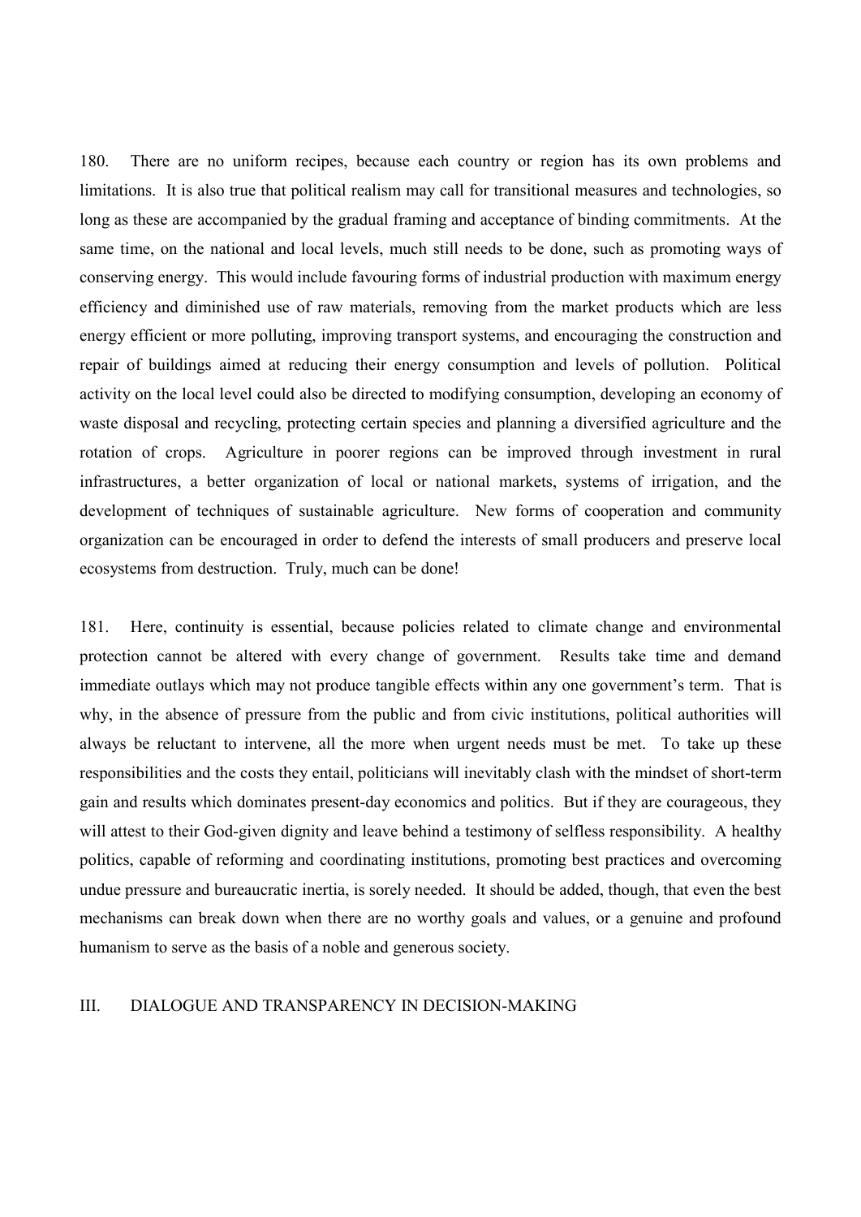180. There are no uniform recipes, because each country or region has its own problems and limitations. It is also true that political realism may call for transitional measures and technologies, so long as these are accompanied by the gradual framing and acceptance of binding commitments. At the same time, on the national and local levels, much still needs to be done, such as promoting ways of conserving energy. This would include favouring forms of industrial production with maximum energy efficiency and diminished use of raw materials, removing from the market products which are less energy efficient or more polluting, improving transport systems, and encouraging the construction and repair of buildings aimed at reducing their energy consumption and levels of pollution. Political activity on the local level could also be directed to modifying consumption, developing an economy of waste disposal and recycling, protecting certain species and planning a diversified agriculture and the rotation of crops. Agriculture in poorer regions can be improved through investment in rural infrastructures, a better organization of local or national markets, systems of irrigation, and the development of techniques of sustainable agriculture. New forms of cooperation and community organization can be encouraged in order to defend the interests of small producers and preserve local ecosystems from destruction. Truly, much can be done!

181. Here, continuity is essential, because policies related to climate change and environmental protection cannot be altered with every change of government. Results take time and demand immediate outlays which may not produce tangible effects within any one government's term. That is why, in the absence of pressure from the public and from civic institutions, political authorities will always be reluctant to intervene, all the more when urgent needs must be met. To take up these responsibilities and the costs they entail, politicians will inevitably clash with the mindset of short-term gain and results which dominates present-day economics and politics. But if they are courageous, they will attest to their God-given dignity and leave behind a testimony of selfless responsibility. A healthy politics, capable of reforming and coordinating institutions, promoting best practices and overcoming undue pressure and bureaucratic inertia, is sorely needed. It should be added, though, that even the best mechanisms can break down when there are no worthy goals and values, or a genuine and profound humanism to serve as the basis of a noble and generous society.

## III. DIALOGUE AND TRANSPARENCY IN DECISION-MAKING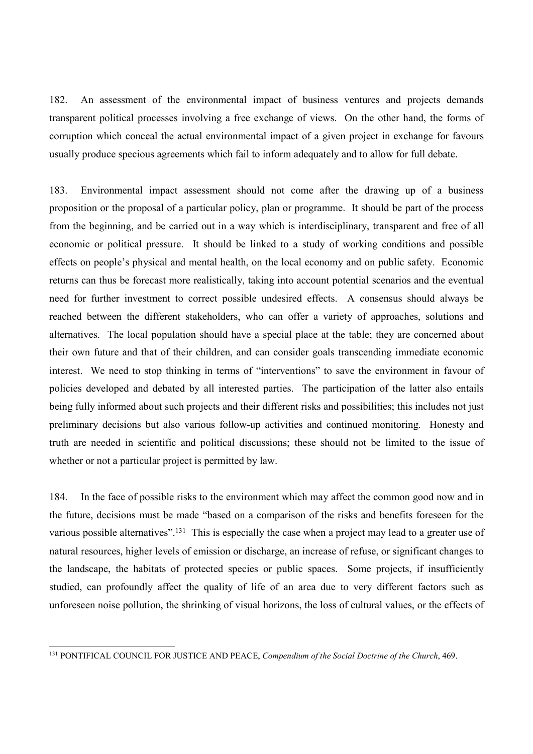182. An assessment of the environmental impact of business ventures and projects demands transparent political processes involving a free exchange of views. On the other hand, the forms of corruption which conceal the actual environmental impact of a given project in exchange for favours usually produce specious agreements which fail to inform adequately and to allow for full debate.

183. Environmental impact assessment should not come after the drawing up of a business proposition or the proposal of a particular policy, plan or programme. It should be part of the process from the beginning, and be carried out in a way which is interdisciplinary, transparent and free of all economic or political pressure. It should be linked to a study of working conditions and possible effects on people's physical and mental health, on the local economy and on public safety. Economic returns can thus be forecast more realistically, taking into account potential scenarios and the eventual need for further investment to correct possible undesired effects. A consensus should always be reached between the different stakeholders, who can offer a variety of approaches, solutions and alternatives. The local population should have a special place at the table; they are concerned about their own future and that of their children, and can consider goals transcending immediate economic interest. We need to stop thinking in terms of "interventions" to save the environment in favour of policies developed and debated by all interested parties. The participation of the latter also entails being fully informed about such projects and their different risks and possibilities; this includes not just preliminary decisions but also various follow-up activities and continued monitoring. Honesty and truth are needed in scientific and political discussions; these should not be limited to the issue of whether or not a particular project is permitted by law.

184. In the face of possible risks to the environment which may affect the common good now and in the future, decisions must be made "based on a comparison of the risks and benefits foreseen for the various possible alternatives".[131] This is especially the case when a project may lead to a greater use of natural resources, higher levels of emission or discharge, an increase of refuse, or significant changes to the landscape, the habitats of protected species or public spaces. Some projects, if insufficiently studied, can profoundly affect the quality of life of an area due to very different factors such as unforeseen noise pollution, the shrinking of visual horizons, the loss of cultural values, or the effects of

---

[131] PONTIFICAL COUNCIL FOR JUSTICE AND PEACE, *Compendium of the Social Doctrine of the Church*, 469.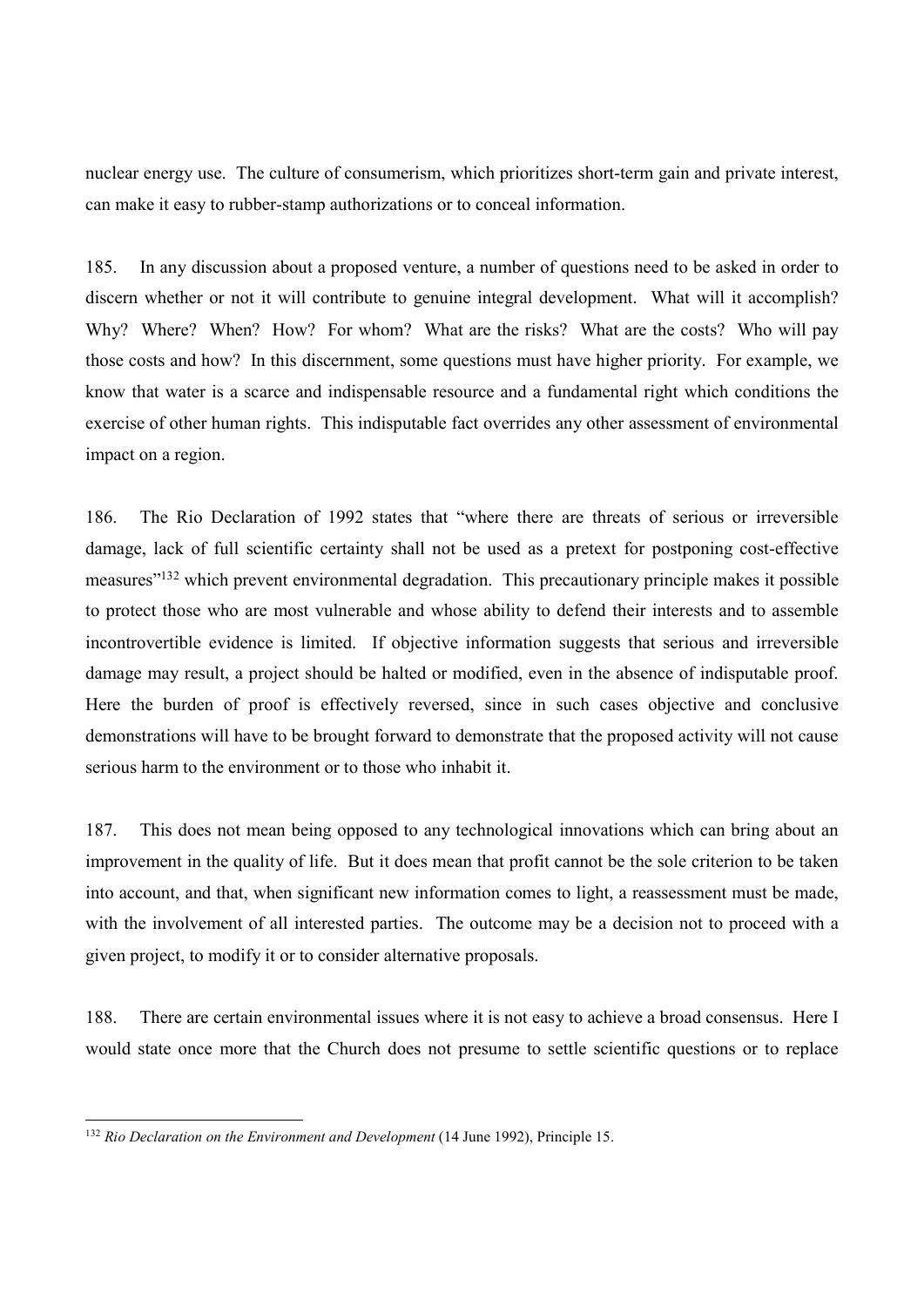nuclear energy use. The culture of consumerism, which prioritizes short-term gain and private interest, can make it easy to rubber-stamp authorizations or to conceal information.

185. In any discussion about a proposed venture, a number of questions need to be asked in order to discern whether or not it will contribute to genuine integral development. What will it accomplish? Why? Where? When? How? For whom? What are the risks? What are the costs? Who will pay those costs and how? In this discernment, some questions must have higher priority. For example, we know that water is a scarce and indispensable resource and a fundamental right which conditions the exercise of other human rights. This indisputable fact overrides any other assessment of environmental impact on a region.

186. The Rio Declaration of 1992 states that "where there are threats of serious or irreversible damage, lack of full scientific certainty shall not be used as a pretext for postponing cost-effective measures"[132] which prevent environmental degradation. This precautionary principle makes it possible to protect those who are most vulnerable and whose ability to defend their interests and to assemble incontrovertible evidence is limited. If objective information suggests that serious and irreversible damage may result, a project should be halted or modified, even in the absence of indisputable proof. Here the burden of proof is effectively reversed, since in such cases objective and conclusive demonstrations will have to be brought forward to demonstrate that the proposed activity will not cause serious harm to the environment or to those who inhabit it.

187. This does not mean being opposed to any technological innovations which can bring about an improvement in the quality of life. But it does mean that profit cannot be the sole criterion to be taken into account, and that, when significant new information comes to light, a reassessment must be made, with the involvement of all interested parties. The outcome may be a decision not to proceed with a given project, to modify it or to consider alternative proposals.

188. There are certain environmental issues where it is not easy to achieve a broad consensus. Here I would state once more that the Church does not presume to settle scientific questions or to replace

[132] *Rio Declaration on the Environment and Development* (14 June 1992), Principle 15.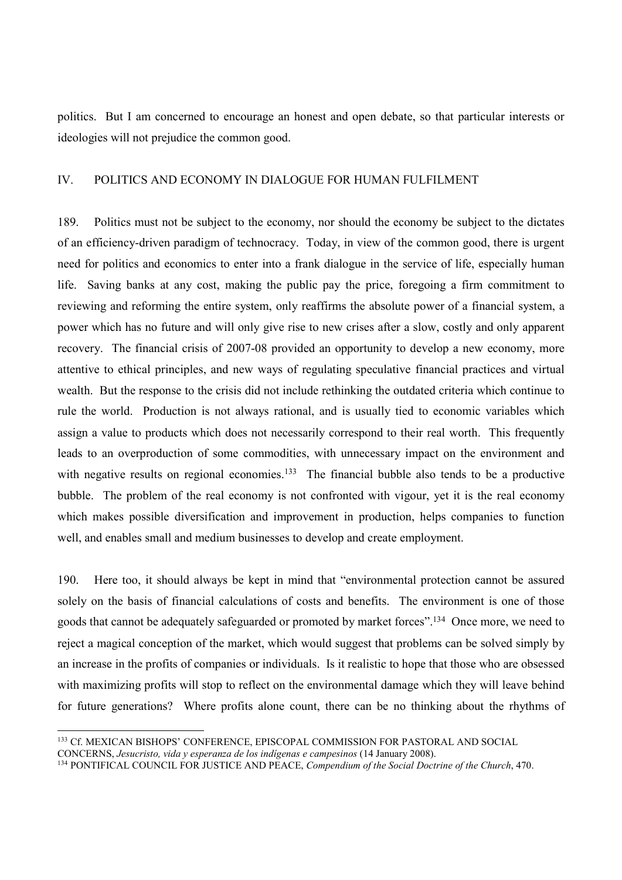politics. But I am concerned to encourage an honest and open debate, so that particular interests or ideologies will not prejudice the common good.

## IV. POLITICS AND ECONOMY IN DIALOGUE FOR HUMAN FULFILMENT

189. Politics must not be subject to the economy, nor should the economy be subject to the dictates of an efficiency-driven paradigm of technocracy. Today, in view of the common good, there is urgent need for politics and economics to enter into a frank dialogue in the service of life, especially human life. Saving banks at any cost, making the public pay the price, foregoing a firm commitment to reviewing and reforming the entire system, only reaffirms the absolute power of a financial system, a power which has no future and will only give rise to new crises after a slow, costly and only apparent recovery. The financial crisis of 2007-08 provided an opportunity to develop a new economy, more attentive to ethical principles, and new ways of regulating speculative financial practices and virtual wealth. But the response to the crisis did not include rethinking the outdated criteria which continue to rule the world. Production is not always rational, and is usually tied to economic variables which assign a value to products which does not necessarily correspond to their real worth. This frequently leads to an overproduction of some commodities, with unnecessary impact on the environment and with negative results on regional economies.[133] The financial bubble also tends to be a productive bubble. The problem of the real economy is not confronted with vigour, yet it is the real economy which makes possible diversification and improvement in production, helps companies to function well, and enables small and medium businesses to develop and create employment.

190. Here too, it should always be kept in mind that "environmental protection cannot be assured solely on the basis of financial calculations of costs and benefits. The environment is one of those goods that cannot be adequately safeguarded or promoted by market forces".[134] Once more, we need to reject a magical conception of the market, which would suggest that problems can be solved simply by an increase in the profits of companies or individuals. Is it realistic to hope that those who are obsessed with maximizing profits will stop to reflect on the environmental damage which they will leave behind for future generations? Where profits alone count, there can be no thinking about the rhythms of

---

[133] Cf. MEXICAN BISHOPS' CONFERENCE, EPISCOPAL COMMISSION FOR PASTORAL AND SOCIAL CONCERNS, *Jesucristo, vida y esperanza de los indígenas e campesinos* (14 January 2008).

[134] PONTIFICAL COUNCIL FOR JUSTICE AND PEACE, *Compendium of the Social Doctrine of the Church*, 470.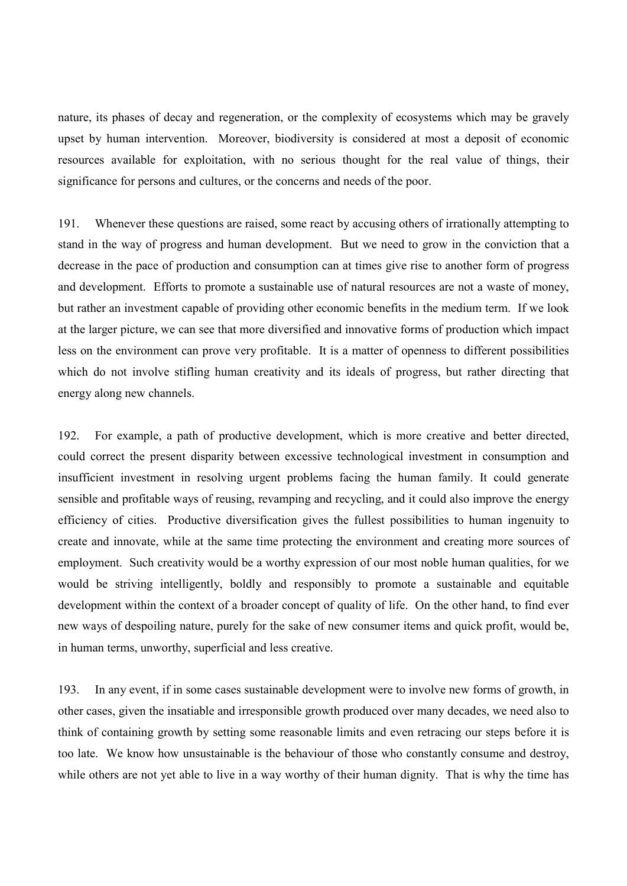nature, its phases of decay and regeneration, or the complexity of ecosystems which may be gravely upset by human intervention. Moreover, biodiversity is considered at most a deposit of economic resources available for exploitation, with no serious thought for the real value of things, their significance for persons and cultures, or the concerns and needs of the poor.

191. Whenever these questions are raised, some react by accusing others of irrationally attempting to stand in the way of progress and human development. But we need to grow in the conviction that a decrease in the pace of production and consumption can at times give rise to another form of progress and development. Efforts to promote a sustainable use of natural resources are not a waste of money, but rather an investment capable of providing other economic benefits in the medium term. If we look at the larger picture, we can see that more diversified and innovative forms of production which impact less on the environment can prove very profitable. It is a matter of openness to different possibilities which do not involve stifling human creativity and its ideals of progress, but rather directing that energy along new channels.

192. For example, a path of productive development, which is more creative and better directed, could correct the present disparity between excessive technological investment in consumption and insufficient investment in resolving urgent problems facing the human family. It could generate sensible and profitable ways of reusing, revamping and recycling, and it could also improve the energy efficiency of cities. Productive diversification gives the fullest possibilities to human ingenuity to create and innovate, while at the same time protecting the environment and creating more sources of employment. Such creativity would be a worthy expression of our most noble human qualities, for we would be striving intelligently, boldly and responsibly to promote a sustainable and equitable development within the context of a broader concept of quality of life. On the other hand, to find ever new ways of despoiling nature, purely for the sake of new consumer items and quick profit, would be, in human terms, unworthy, superficial and less creative.

193. In any event, if in some cases sustainable development were to involve new forms of growth, in other cases, given the insatiable and irresponsible growth produced over many decades, we need also to think of containing growth by setting some reasonable limits and even retracing our steps before it is too late. We know how unsustainable is the behaviour of those who constantly consume and destroy, while others are not yet able to live in a way worthy of their human dignity. That is why the time has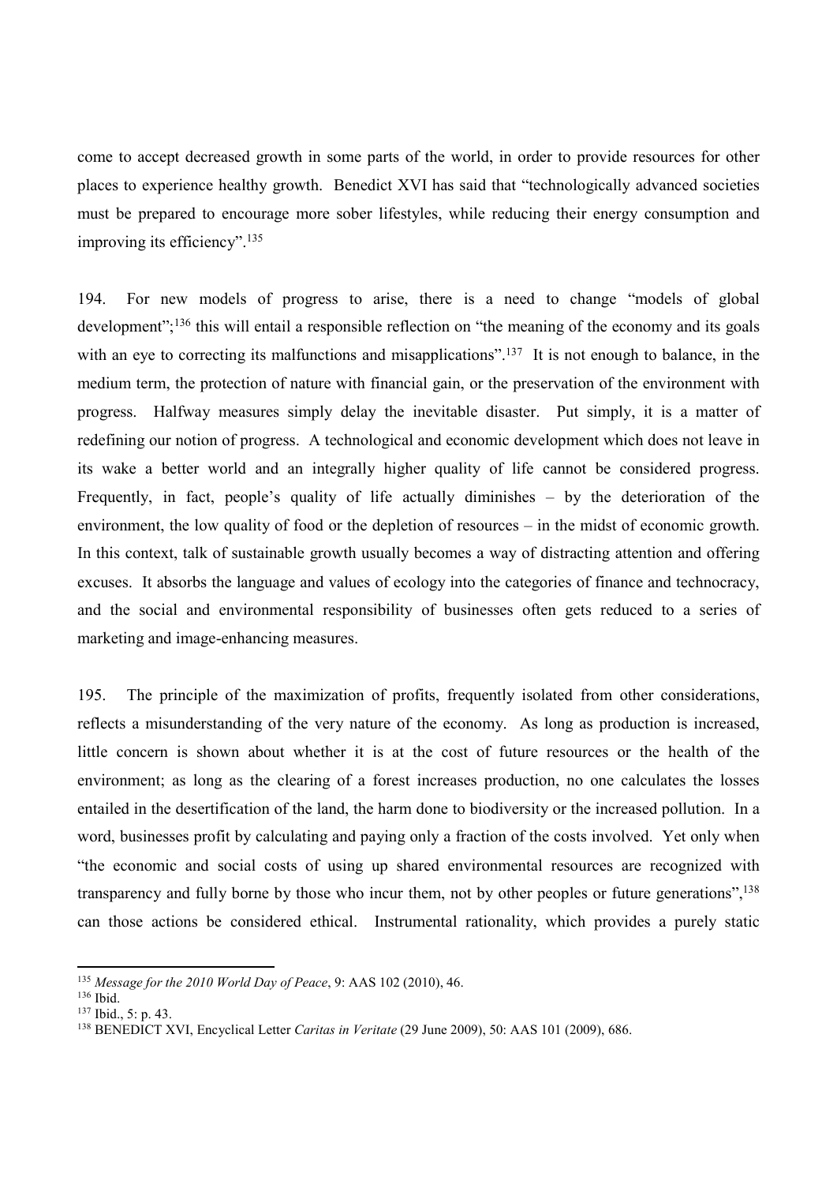come to accept decreased growth in some parts of the world, in order to provide resources for other places to experience healthy growth. Benedict XVI has said that "technologically advanced societies must be prepared to encourage more sober lifestyles, while reducing their energy consumption and improving its efficiency".[135]

194. For new models of progress to arise, there is a need to change "models of global development";[136] this will entail a responsible reflection on "the meaning of the economy and its goals with an eye to correcting its malfunctions and misapplications".[137] It is not enough to balance, in the medium term, the protection of nature with financial gain, or the preservation of the environment with progress. Halfway measures simply delay the inevitable disaster. Put simply, it is a matter of redefining our notion of progress. A technological and economic development which does not leave in its wake a better world and an integrally higher quality of life cannot be considered progress. Frequently, in fact, people's quality of life actually diminishes – by the deterioration of the environment, the low quality of food or the depletion of resources – in the midst of economic growth. In this context, talk of sustainable growth usually becomes a way of distracting attention and offering excuses. It absorbs the language and values of ecology into the categories of finance and technocracy, and the social and environmental responsibility of businesses often gets reduced to a series of marketing and image-enhancing measures.

195. The principle of the maximization of profits, frequently isolated from other considerations, reflects a misunderstanding of the very nature of the economy. As long as production is increased, little concern is shown about whether it is at the cost of future resources or the health of the environment; as long as the clearing of a forest increases production, no one calculates the losses entailed in the desertification of the land, the harm done to biodiversity or the increased pollution. In a word, businesses profit by calculating and paying only a fraction of the costs involved. Yet only when "the economic and social costs of using up shared environmental resources are recognized with transparency and fully borne by those who incur them, not by other peoples or future generations",[138] can those actions be considered ethical. Instrumental rationality, which provides a purely static

---

[135] *Message for the 2010 World Day of Peace*, 9: AAS 102 (2010), 46.
[136] Ibid.
[137] Ibid., 5: p. 43.
[138] BENEDICT XVI, Encyclical Letter *Caritas in Veritate* (29 June 2009), 50: AAS 101 (2009), 686.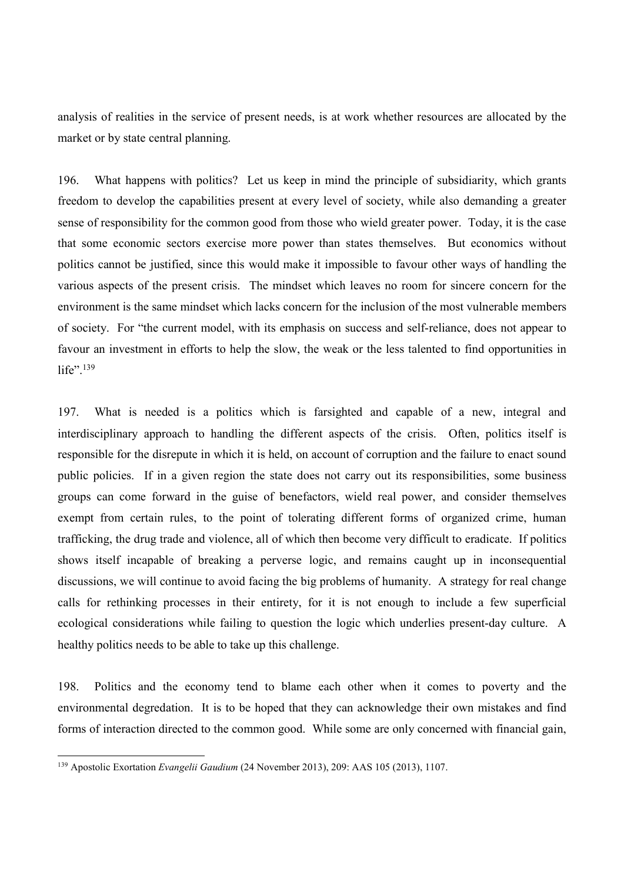analysis of realities in the service of present needs, is at work whether resources are allocated by the market or by state central planning.

196. What happens with politics? Let us keep in mind the principle of subsidiarity, which grants freedom to develop the capabilities present at every level of society, while also demanding a greater sense of responsibility for the common good from those who wield greater power. Today, it is the case that some economic sectors exercise more power than states themselves. But economics without politics cannot be justified, since this would make it impossible to favour other ways of handling the various aspects of the present crisis. The mindset which leaves no room for sincere concern for the environment is the same mindset which lacks concern for the inclusion of the most vulnerable members of society. For "the current model, with its emphasis on success and self-reliance, does not appear to favour an investment in efforts to help the slow, the weak or the less talented to find opportunities in life".[139]

197. What is needed is a politics which is farsighted and capable of a new, integral and interdisciplinary approach to handling the different aspects of the crisis. Often, politics itself is responsible for the disrepute in which it is held, on account of corruption and the failure to enact sound public policies. If in a given region the state does not carry out its responsibilities, some business groups can come forward in the guise of benefactors, wield real power, and consider themselves exempt from certain rules, to the point of tolerating different forms of organized crime, human trafficking, the drug trade and violence, all of which then become very difficult to eradicate. If politics shows itself incapable of breaking a perverse logic, and remains caught up in inconsequential discussions, we will continue to avoid facing the big problems of humanity. A strategy for real change calls for rethinking processes in their entirety, for it is not enough to include a few superficial ecological considerations while failing to question the logic which underlies present-day culture. A healthy politics needs to be able to take up this challenge.

198. Politics and the economy tend to blame each other when it comes to poverty and the environmental degradation. It is to be hoped that they can acknowledge their own mistakes and find forms of interaction directed to the common good. While some are only concerned with financial gain,

[139] Apostolic Exortation *Evangelii Gaudium* (24 November 2013), 209: AAS 105 (2013), 1107.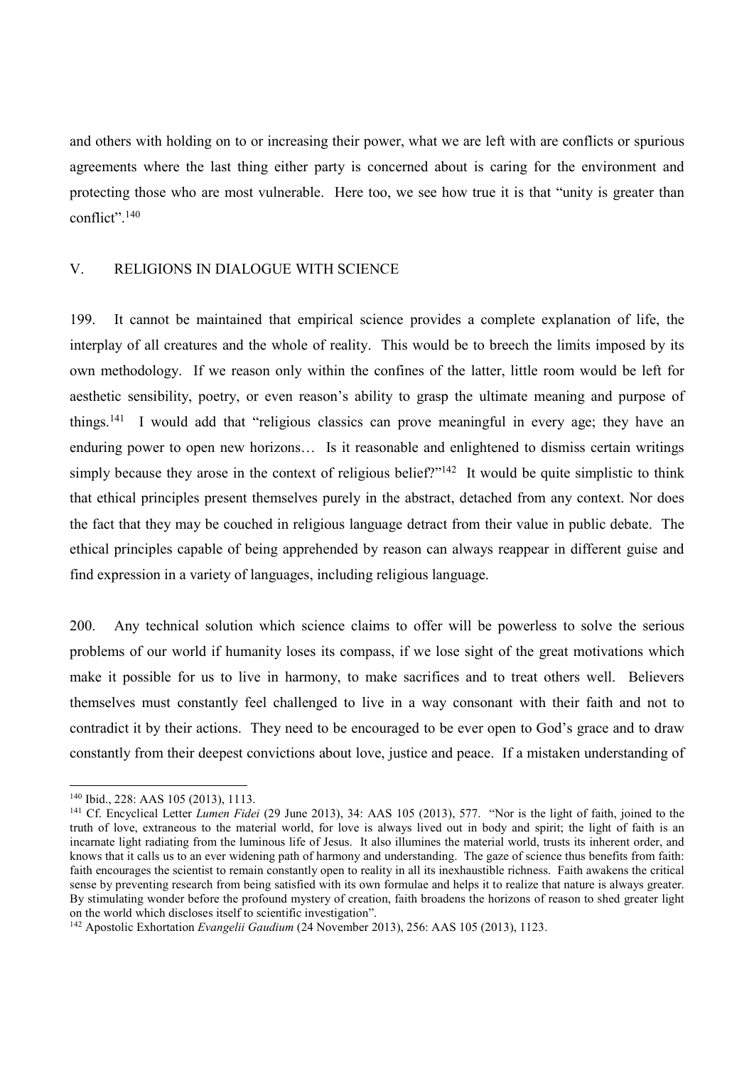and others with holding on to or increasing their power, what we are left with are conflicts or spurious agreements where the last thing either party is concerned about is caring for the environment and protecting those who are most vulnerable. Here too, we see how true it is that "unity is greater than conflict".[140]

## V. RELIGIONS IN DIALOGUE WITH SCIENCE

199. It cannot be maintained that empirical science provides a complete explanation of life, the interplay of all creatures and the whole of reality. This would be to breech the limits imposed by its own methodology. If we reason only within the confines of the latter, little room would be left for aesthetic sensibility, poetry, or even reason's ability to grasp the ultimate meaning and purpose of things.[141] I would add that "religious classics can prove meaningful in every age; they have an enduring power to open new horizons… Is it reasonable and enlightened to dismiss certain writings simply because they arose in the context of religious belief?"[142] It would be quite simplistic to think that ethical principles present themselves purely in the abstract, detached from any context. Nor does the fact that they may be couched in religious language detract from their value in public debate. The ethical principles capable of being apprehended by reason can always reappear in different guise and find expression in a variety of languages, including religious language.

200. Any technical solution which science claims to offer will be powerless to solve the serious problems of our world if humanity loses its compass, if we lose sight of the great motivations which make it possible for us to live in harmony, to make sacrifices and to treat others well. Believers themselves must constantly feel challenged to live in a way consonant with their faith and not to contradict it by their actions. They need to be encouraged to be ever open to God's grace and to draw constantly from their deepest convictions about love, justice and peace. If a mistaken understanding of

---

[140] Ibid., 228: AAS 105 (2013), 1113.

[141] Cf. Encyclical Letter *Lumen Fidei* (29 June 2013), 34: AAS 105 (2013), 577. "Nor is the light of faith, joined to the truth of love, extraneous to the material world, for love is always lived out in body and spirit; the light of faith is an incarnate light radiating from the luminous life of Jesus. It also illumines the material world, trusts its inherent order, and knows that it calls us to an ever widening path of harmony and understanding. The gaze of science thus benefits from faith: faith encourages the scientist to remain constantly open to reality in all its inexhaustible richness. Faith awakens the critical sense by preventing research from being satisfied with its own formulae and helps it to realize that nature is always greater. By stimulating wonder before the profound mystery of creation, faith broadens the horizons of reason to shed greater light on the world which discloses itself to scientific investigation".

[142] Apostolic Exhortation *Evangelii Gaudium* (24 November 2013), 256: AAS 105 (2013), 1123.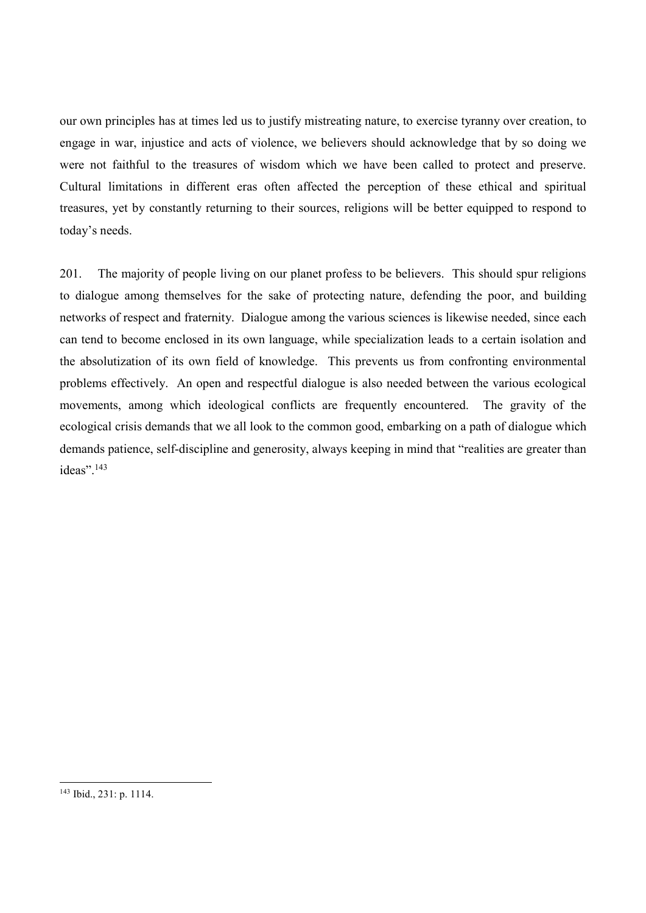our own principles has at times led us to justify mistreating nature, to exercise tyranny over creation, to engage in war, injustice and acts of violence, we believers should acknowledge that by so doing we were not faithful to the treasures of wisdom which we have been called to protect and preserve. Cultural limitations in different eras often affected the perception of these ethical and spiritual treasures, yet by constantly returning to their sources, religions will be better equipped to respond to today's needs.

201. The majority of people living on our planet profess to be believers. This should spur religions to dialogue among themselves for the sake of protecting nature, defending the poor, and building networks of respect and fraternity. Dialogue among the various sciences is likewise needed, since each can tend to become enclosed in its own language, while specialization leads to a certain isolation and the absolutization of its own field of knowledge. This prevents us from confronting environmental problems effectively. An open and respectful dialogue is also needed between the various ecological movements, among which ideological conflicts are frequently encountered. The gravity of the ecological crisis demands that we all look to the common good, embarking on a path of dialogue which demands patience, self-discipline and generosity, always keeping in mind that "realities are greater than ideas".[143]

---

[143] Ibid., 231: p. 1114.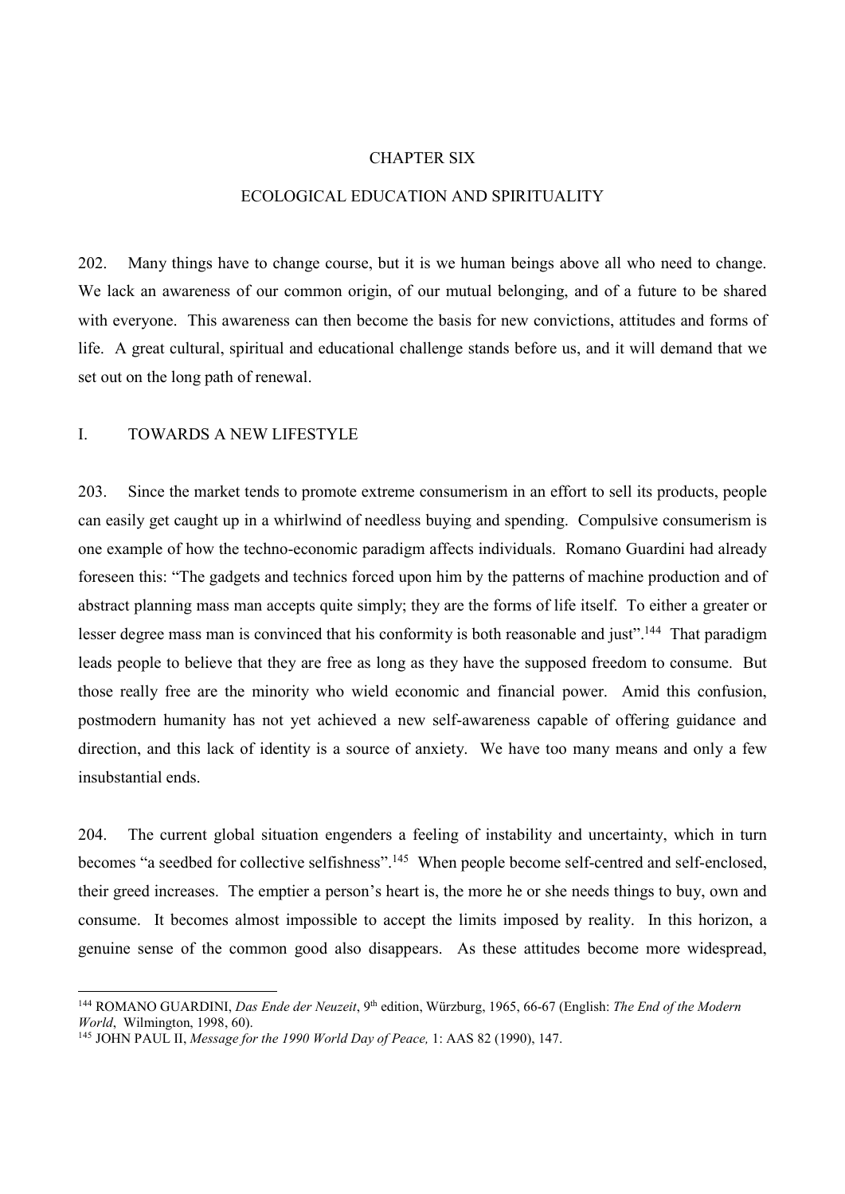# CHAPTER SIX

# ECOLOGICAL EDUCATION AND SPIRITUALITY

202. Many things have to change course, but it is we human beings above all who need to change. We lack an awareness of our common origin, of our mutual belonging, and of a future to be shared with everyone. This awareness can then become the basis for new convictions, attitudes and forms of life. A great cultural, spiritual and educational challenge stands before us, and it will demand that we set out on the long path of renewal.

## I. TOWARDS A NEW LIFESTYLE

203. Since the market tends to promote extreme consumerism in an effort to sell its products, people can easily get caught up in a whirlwind of needless buying and spending. Compulsive consumerism is one example of how the techno-economic paradigm affects individuals. Romano Guardini had already foreseen this: "The gadgets and technics forced upon him by the patterns of machine production and of abstract planning mass man accepts quite simply; they are the forms of life itself. To either a greater or lesser degree mass man is convinced that his conformity is both reasonable and just".[144] That paradigm leads people to believe that they are free as long as they have the supposed freedom to consume. But those really free are the minority who wield economic and financial power. Amid this confusion, postmodern humanity has not yet achieved a new self-awareness capable of offering guidance and direction, and this lack of identity is a source of anxiety. We have too many means and only a few insubstantial ends.

204. The current global situation engenders a feeling of instability and uncertainty, which in turn becomes "a seedbed for collective selfishness".[145] When people become self-centred and self-enclosed, their greed increases. The emptier a person's heart is, the more he or she needs things to buy, own and consume. It becomes almost impossible to accept the limits imposed by reality. In this horizon, a genuine sense of the common good also disappears. As these attitudes become more widespread,

---

[144] ROMANO GUARDINI, *Das Ende der Neuzeit*, 9th edition, Würzburg, 1965, 66-67 (English: *The End of the Modern World*, Wilmington, 1998, 60).

[145] JOHN PAUL II, *Message for the 1990 World Day of Peace,* 1: AAS 82 (1990), 147.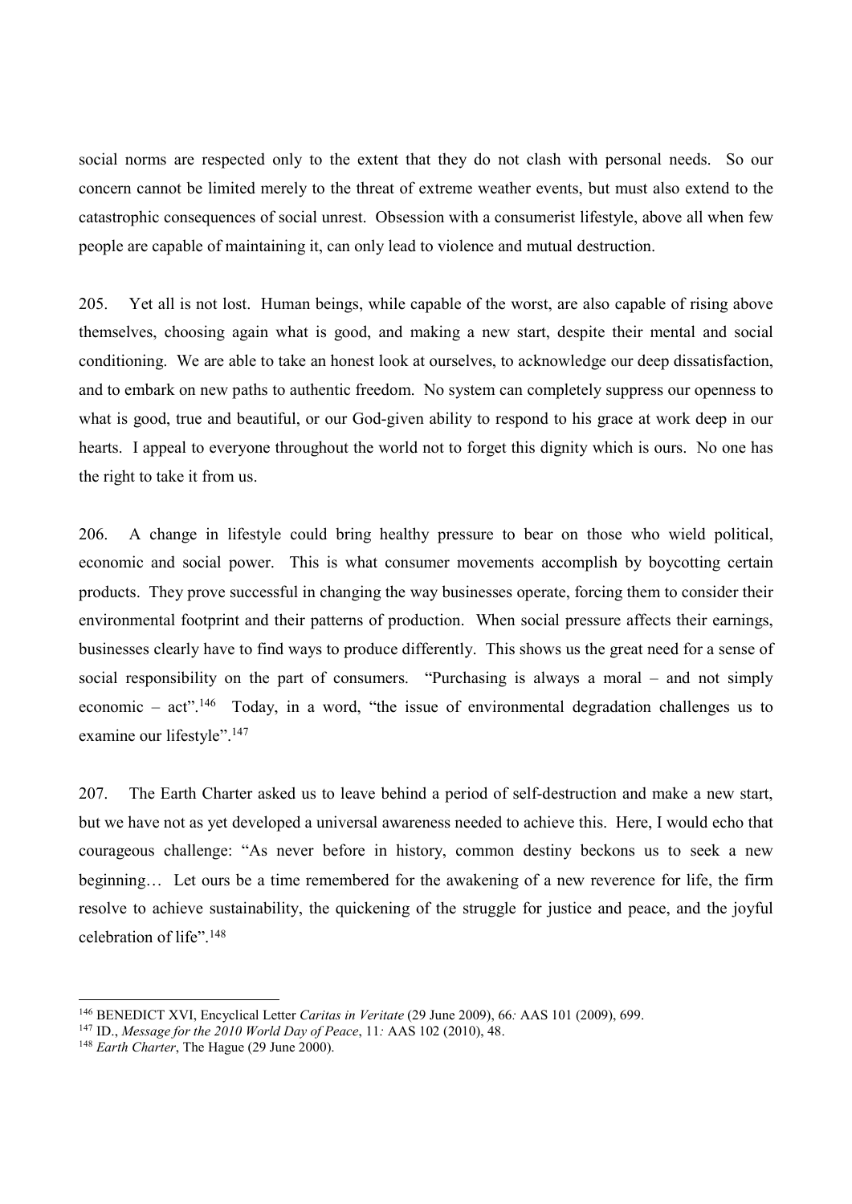social norms are respected only to the extent that they do not clash with personal needs. So our concern cannot be limited merely to the threat of extreme weather events, but must also extend to the catastrophic consequences of social unrest. Obsession with a consumerist lifestyle, above all when few people are capable of maintaining it, can only lead to violence and mutual destruction.

205. Yet all is not lost. Human beings, while capable of the worst, are also capable of rising above themselves, choosing again what is good, and making a new start, despite their mental and social conditioning. We are able to take an honest look at ourselves, to acknowledge our deep dissatisfaction, and to embark on new paths to authentic freedom. No system can completely suppress our openness to what is good, true and beautiful, or our God-given ability to respond to his grace at work deep in our hearts. I appeal to everyone throughout the world not to forget this dignity which is ours. No one has the right to take it from us.

206. A change in lifestyle could bring healthy pressure to bear on those who wield political, economic and social power. This is what consumer movements accomplish by boycotting certain products. They prove successful in changing the way businesses operate, forcing them to consider their environmental footprint and their patterns of production. When social pressure affects their earnings, businesses clearly have to find ways to produce differently. This shows us the great need for a sense of social responsibility on the part of consumers. "Purchasing is always a moral – and not simply economic – act".[146] Today, in a word, "the issue of environmental degradation challenges us to examine our lifestyle".[147]

207. The Earth Charter asked us to leave behind a period of self-destruction and make a new start, but we have not as yet developed a universal awareness needed to achieve this. Here, I would echo that courageous challenge: "As never before in history, common destiny beckons us to seek a new beginning… Let ours be a time remembered for the awakening of a new reverence for life, the firm resolve to achieve sustainability, the quickening of the struggle for justice and peace, and the joyful celebration of life".[148]

---

[146] BENEDICT XVI, Encyclical Letter *Caritas in Veritate* (29 June 2009), 66*:* AAS 101 (2009), 699.

[147] ID., *Message for the 2010 World Day of Peace*, 11*:* AAS 102 (2010), 48.

[148] *Earth Charter*, The Hague (29 June 2000).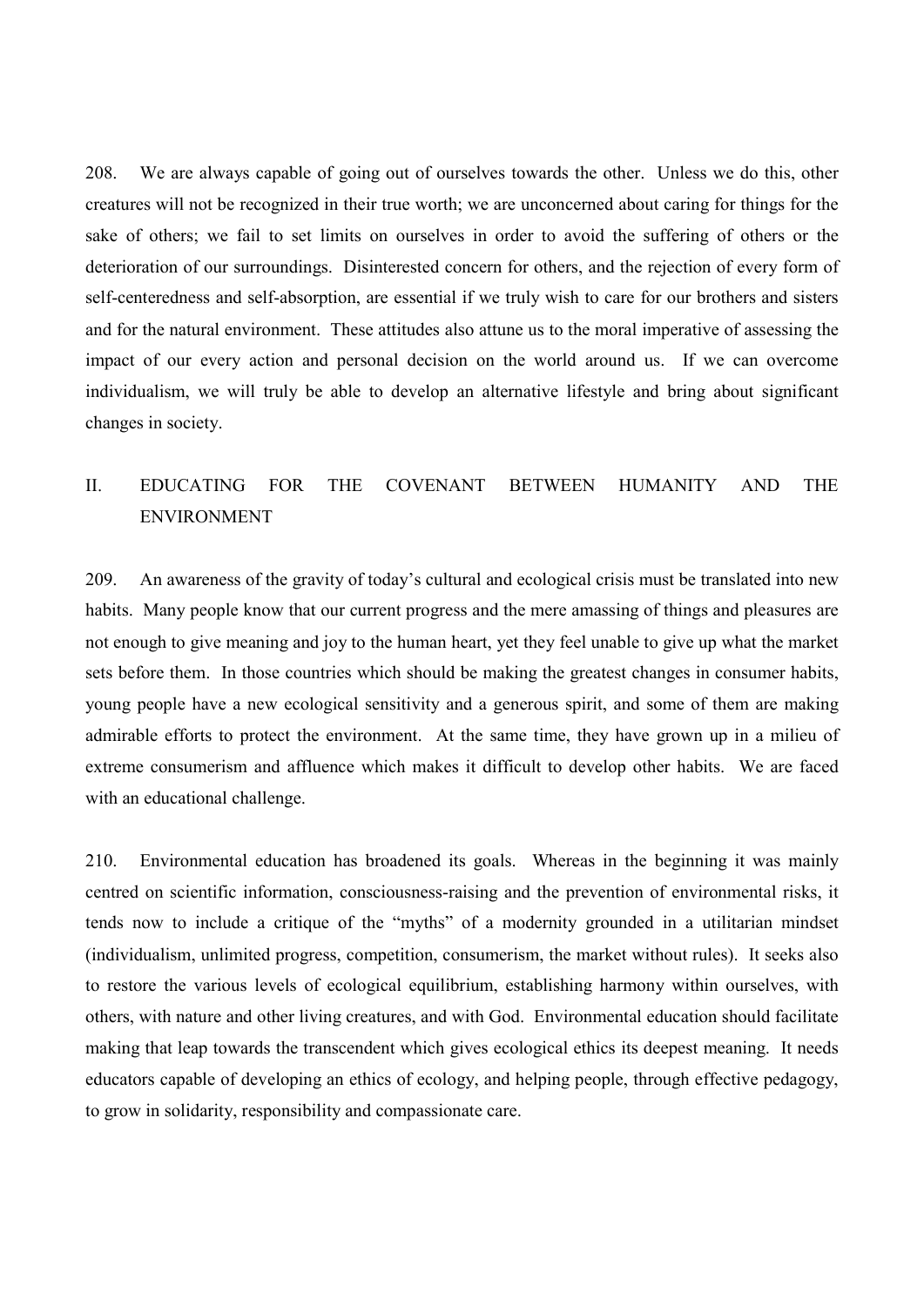208. We are always capable of going out of ourselves towards the other. Unless we do this, other creatures will not be recognized in their true worth; we are unconcerned about caring for things for the sake of others; we fail to set limits on ourselves in order to avoid the suffering of others or the deterioration of our surroundings. Disinterested concern for others, and the rejection of every form of self-centeredness and self-absorption, are essential if we truly wish to care for our brothers and sisters and for the natural environment. These attitudes also attune us to the moral imperative of assessing the impact of our every action and personal decision on the world around us. If we can overcome individualism, we will truly be able to develop an alternative lifestyle and bring about significant changes in society.

## II. EDUCATING FOR THE COVENANT BETWEEN HUMANITY AND THE ENVIRONMENT

209. An awareness of the gravity of today's cultural and ecological crisis must be translated into new habits. Many people know that our current progress and the mere amassing of things and pleasures are not enough to give meaning and joy to the human heart, yet they feel unable to give up what the market sets before them. In those countries which should be making the greatest changes in consumer habits, young people have a new ecological sensitivity and a generous spirit, and some of them are making admirable efforts to protect the environment. At the same time, they have grown up in a milieu of extreme consumerism and affluence which makes it difficult to develop other habits. We are faced with an educational challenge.

210. Environmental education has broadened its goals. Whereas in the beginning it was mainly centred on scientific information, consciousness-raising and the prevention of environmental risks, it tends now to include a critique of the "myths" of a modernity grounded in a utilitarian mindset (individualism, unlimited progress, competition, consumerism, the market without rules). It seeks also to restore the various levels of ecological equilibrium, establishing harmony within ourselves, with others, with nature and other living creatures, and with God. Environmental education should facilitate making that leap towards the transcendent which gives ecological ethics its deepest meaning. It needs educators capable of developing an ethics of ecology, and helping people, through effective pedagogy, to grow in solidarity, responsibility and compassionate care.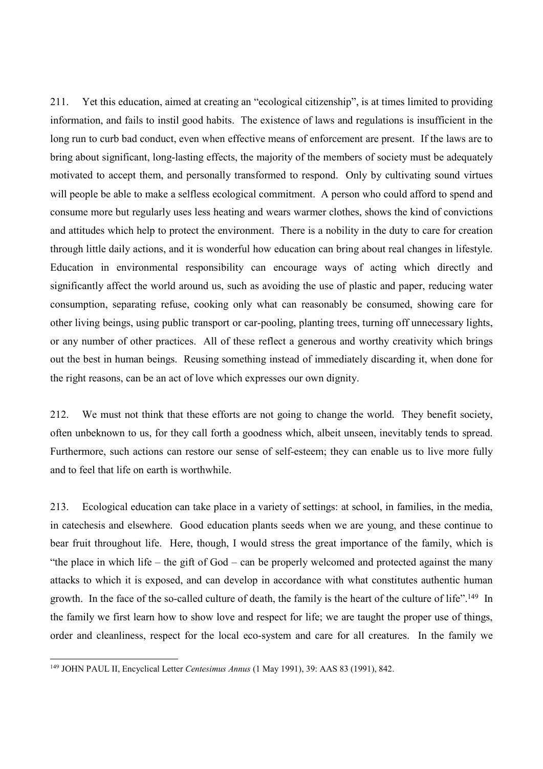211. Yet this education, aimed at creating an "ecological citizenship", is at times limited to providing information, and fails to instil good habits. The existence of laws and regulations is insufficient in the long run to curb bad conduct, even when effective means of enforcement are present. If the laws are to bring about significant, long-lasting effects, the majority of the members of society must be adequately motivated to accept them, and personally transformed to respond. Only by cultivating sound virtues will people be able to make a selfless ecological commitment. A person who could afford to spend and consume more but regularly uses less heating and wears warmer clothes, shows the kind of convictions and attitudes which help to protect the environment. There is a nobility in the duty to care for creation through little daily actions, and it is wonderful how education can bring about real changes in lifestyle. Education in environmental responsibility can encourage ways of acting which directly and significantly affect the world around us, such as avoiding the use of plastic and paper, reducing water consumption, separating refuse, cooking only what can reasonably be consumed, showing care for other living beings, using public transport or car-pooling, planting trees, turning off unnecessary lights, or any number of other practices. All of these reflect a generous and worthy creativity which brings out the best in human beings. Reusing something instead of immediately discarding it, when done for the right reasons, can be an act of love which expresses our own dignity.

212. We must not think that these efforts are not going to change the world. They benefit society, often unbeknown to us, for they call forth a goodness which, albeit unseen, inevitably tends to spread. Furthermore, such actions can restore our sense of self-esteem; they can enable us to live more fully and to feel that life on earth is worthwhile.

213. Ecological education can take place in a variety of settings: at school, in families, in the media, in catechesis and elsewhere. Good education plants seeds when we are young, and these continue to bear fruit throughout life. Here, though, I would stress the great importance of the family, which is "the place in which life – the gift of God – can be properly welcomed and protected against the many attacks to which it is exposed, and can develop in accordance with what constitutes authentic human growth. In the face of the so-called culture of death, the family is the heart of the culture of life".[149] In the family we first learn how to show love and respect for life; we are taught the proper use of things, order and cleanliness, respect for the local eco-system and care for all creatures. In the family we

[149] JOHN PAUL II, Encyclical Letter *Centesimus Annus* (1 May 1991), 39: AAS 83 (1991), 842.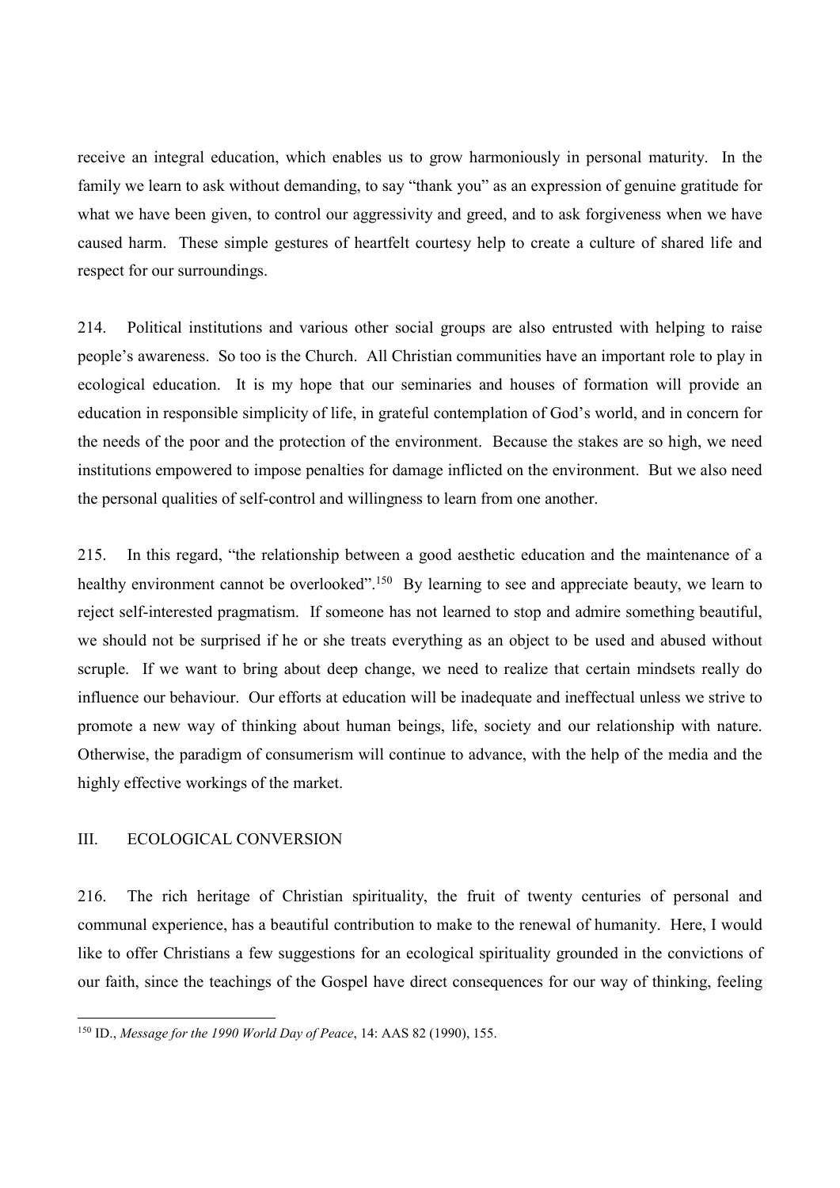receive an integral education, which enables us to grow harmoniously in personal maturity. In the family we learn to ask without demanding, to say "thank you" as an expression of genuine gratitude for what we have been given, to control our aggressivity and greed, and to ask forgiveness when we have caused harm. These simple gestures of heartfelt courtesy help to create a culture of shared life and respect for our surroundings.

214. Political institutions and various other social groups are also entrusted with helping to raise people's awareness. So too is the Church. All Christian communities have an important role to play in ecological education. It is my hope that our seminaries and houses of formation will provide an education in responsible simplicity of life, in grateful contemplation of God's world, and in concern for the needs of the poor and the protection of the environment. Because the stakes are so high, we need institutions empowered to impose penalties for damage inflicted on the environment. But we also need the personal qualities of self-control and willingness to learn from one another.

215. In this regard, "the relationship between a good aesthetic education and the maintenance of a healthy environment cannot be overlooked".[150] By learning to see and appreciate beauty, we learn to reject self-interested pragmatism. If someone has not learned to stop and admire something beautiful, we should not be surprised if he or she treats everything as an object to be used and abused without scruple. If we want to bring about deep change, we need to realize that certain mindsets really do influence our behaviour. Our efforts at education will be inadequate and ineffectual unless we strive to promote a new way of thinking about human beings, life, society and our relationship with nature. Otherwise, the paradigm of consumerism will continue to advance, with the help of the media and the highly effective workings of the market.

## III. ECOLOGICAL CONVERSION

216. The rich heritage of Christian spirituality, the fruit of twenty centuries of personal and communal experience, has a beautiful contribution to make to the renewal of humanity. Here, I would like to offer Christians a few suggestions for an ecological spirituality grounded in the convictions of our faith, since the teachings of the Gospel have direct consequences for our way of thinking, feeling

---

[150] ID., *Message for the 1990 World Day of Peace*, 14: AAS 82 (1990), 155.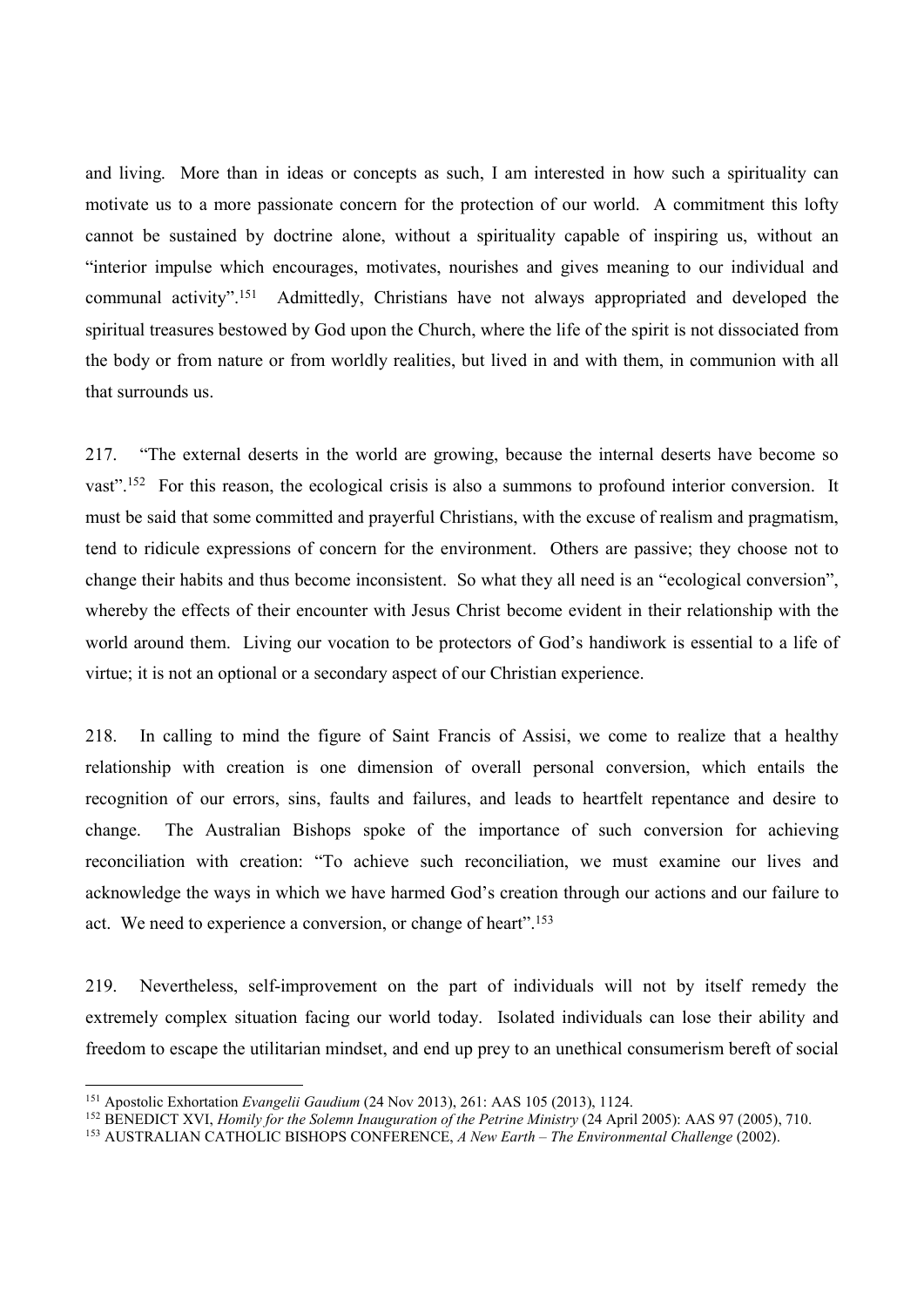and living. More than in ideas or concepts as such, I am interested in how such a spirituality can motivate us to a more passionate concern for the protection of our world. A commitment this lofty cannot be sustained by doctrine alone, without a spirituality capable of inspiring us, without an "interior impulse which encourages, motivates, nourishes and gives meaning to our individual and communal activity".[151] Admittedly, Christians have not always appropriated and developed the spiritual treasures bestowed by God upon the Church, where the life of the spirit is not dissociated from the body or from nature or from worldly realities, but lived in and with them, in communion with all that surrounds us.

217. "The external deserts in the world are growing, because the internal deserts have become so vast".[152] For this reason, the ecological crisis is also a summons to profound interior conversion. It must be said that some committed and prayerful Christians, with the excuse of realism and pragmatism, tend to ridicule expressions of concern for the environment. Others are passive; they choose not to change their habits and thus become inconsistent. So what they all need is an "ecological conversion", whereby the effects of their encounter with Jesus Christ become evident in their relationship with the world around them. Living our vocation to be protectors of God's handiwork is essential to a life of virtue; it is not an optional or a secondary aspect of our Christian experience.

218. In calling to mind the figure of Saint Francis of Assisi, we come to realize that a healthy relationship with creation is one dimension of overall personal conversion, which entails the recognition of our errors, sins, faults and failures, and leads to heartfelt repentance and desire to change. The Australian Bishops spoke of the importance of such conversion for achieving reconciliation with creation: "To achieve such reconciliation, we must examine our lives and acknowledge the ways in which we have harmed God's creation through our actions and our failure to act. We need to experience a conversion, or change of heart".[153]

219. Nevertheless, self-improvement on the part of individuals will not by itself remedy the extremely complex situation facing our world today. Isolated individuals can lose their ability and freedom to escape the utilitarian mindset, and end up prey to an unethical consumerism bereft of social

---

[151] Apostolic Exhortation *Evangelii Gaudium* (24 Nov 2013), 261: AAS 105 (2013), 1124.

[152] BENEDICT XVI, *Homily for the Solemn Inauguration of the Petrine Ministry* (24 April 2005): AAS 97 (2005), 710.

[153] AUSTRALIAN CATHOLIC BISHOPS CONFERENCE, *A New Earth – The Environmental Challenge* (2002).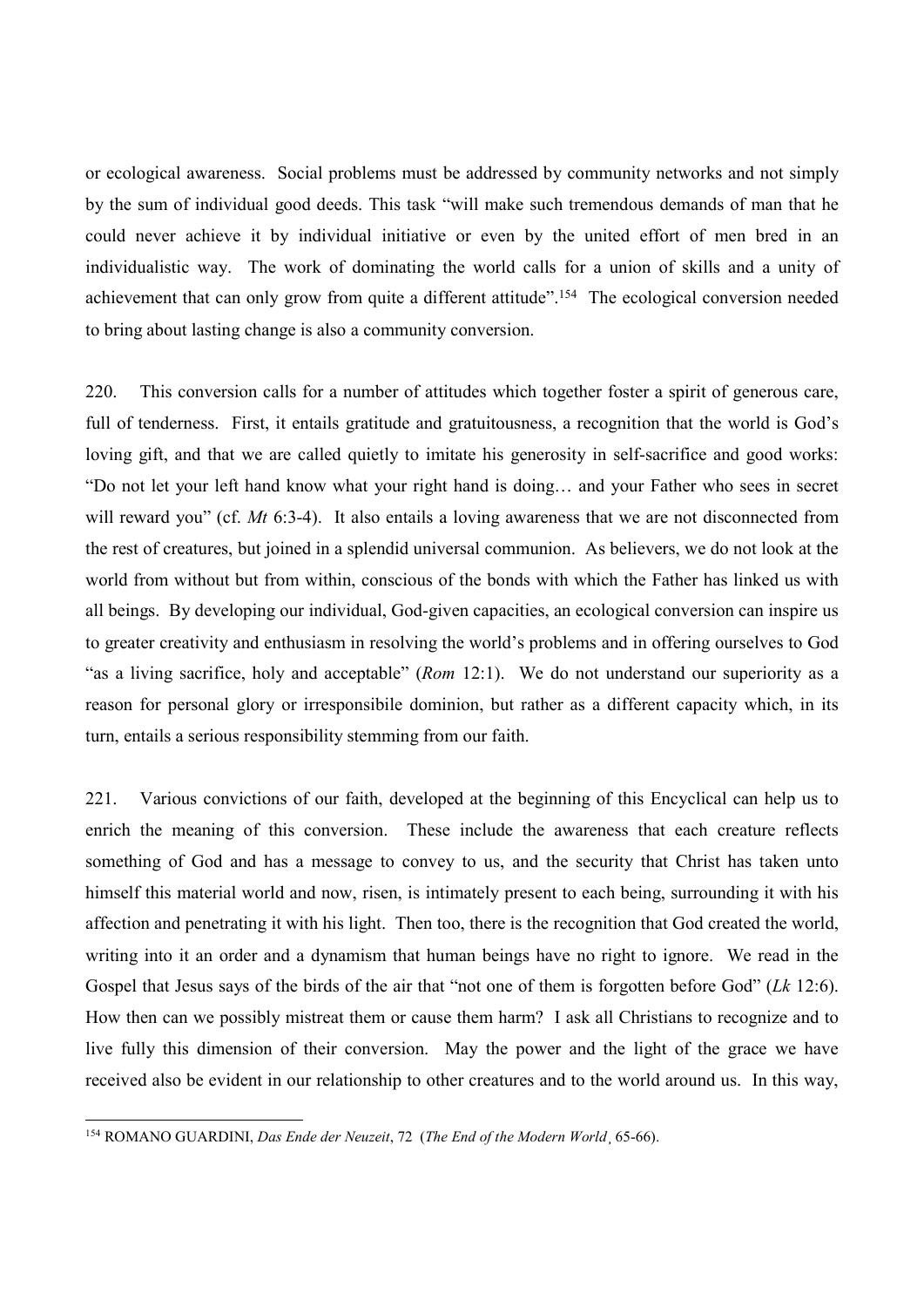or ecological awareness. Social problems must be addressed by community networks and not simply by the sum of individual good deeds. This task "will make such tremendous demands of man that he could never achieve it by individual initiative or even by the united effort of men bred in an individualistic way. The work of dominating the world calls for a union of skills and a unity of achievement that can only grow from quite a different attitude".[154] The ecological conversion needed to bring about lasting change is also a community conversion.

220. This conversion calls for a number of attitudes which together foster a spirit of generous care, full of tenderness. First, it entails gratitude and gratuitousness, a recognition that the world is God's loving gift, and that we are called quietly to imitate his generosity in self-sacrifice and good works: "Do not let your left hand know what your right hand is doing… and your Father who sees in secret will reward you" (cf. *Mt* 6:3-4). It also entails a loving awareness that we are not disconnected from the rest of creatures, but joined in a splendid universal communion. As believers, we do not look at the world from without but from within, conscious of the bonds with which the Father has linked us with all beings. By developing our individual, God-given capacities, an ecological conversion can inspire us to greater creativity and enthusiasm in resolving the world's problems and in offering ourselves to God "as a living sacrifice, holy and acceptable" (*Rom* 12:1). We do not understand our superiority as a reason for personal glory or irresponsibile dominion, but rather as a different capacity which, in its turn, entails a serious responsibility stemming from our faith.

221. Various convictions of our faith, developed at the beginning of this Encyclical can help us to enrich the meaning of this conversion. These include the awareness that each creature reflects something of God and has a message to convey to us, and the security that Christ has taken unto himself this material world and now, risen, is intimately present to each being, surrounding it with his affection and penetrating it with his light. Then too, there is the recognition that God created the world, writing into it an order and a dynamism that human beings have no right to ignore. We read in the Gospel that Jesus says of the birds of the air that "not one of them is forgotten before God" (*Lk* 12:6). How then can we possibly mistreat them or cause them harm? I ask all Christians to recognize and to live fully this dimension of their conversion. May the power and the light of the grace we have received also be evident in our relationship to other creatures and to the world around us. In this way,

---

[154] ROMANO GUARDINI, *Das Ende der Neuzeit*, 72 (*The End of the Modern World*¸ 65-66).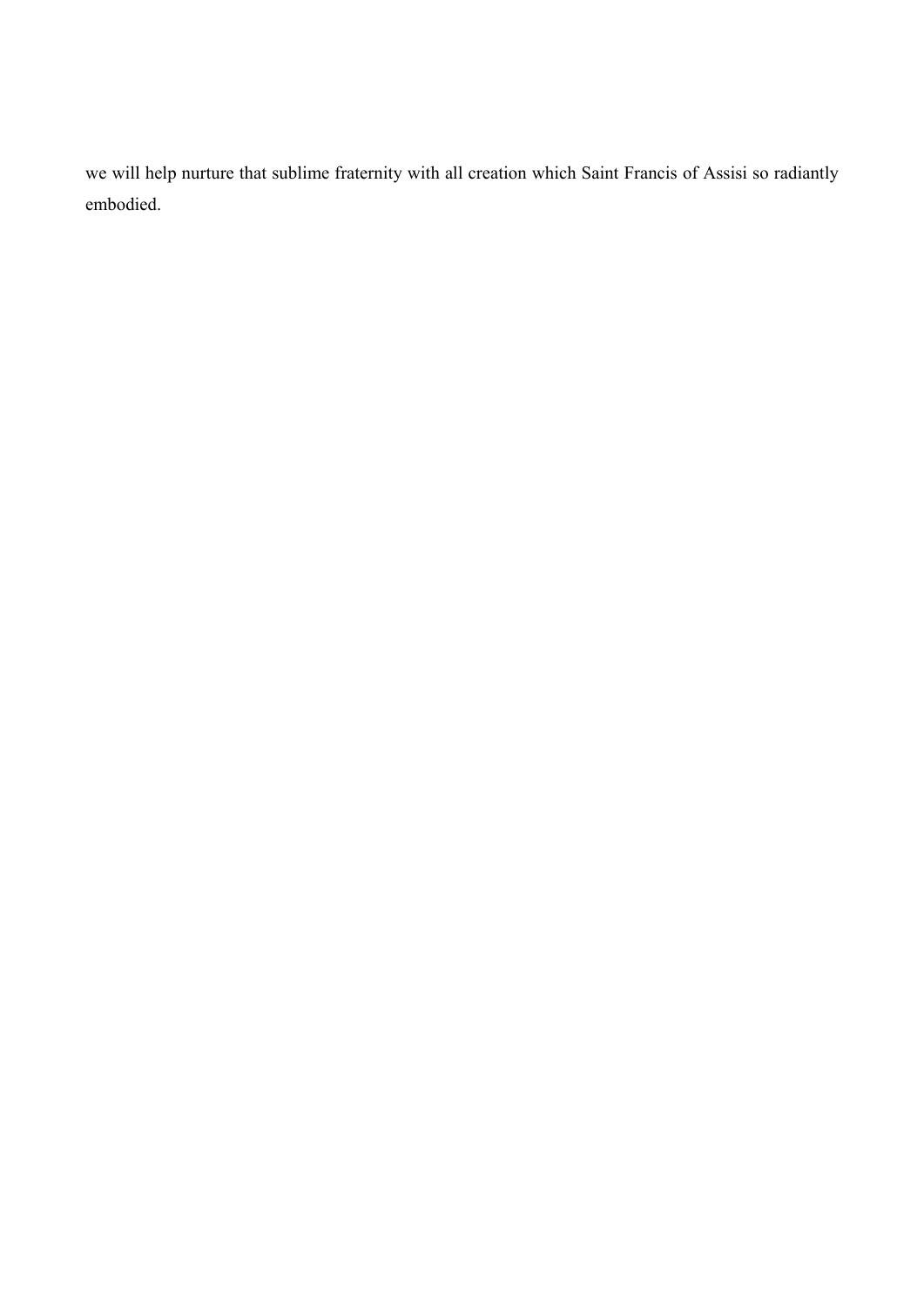we will help nurture that sublime fraternity with all creation which Saint Francis of Assisi so radiantly embodied.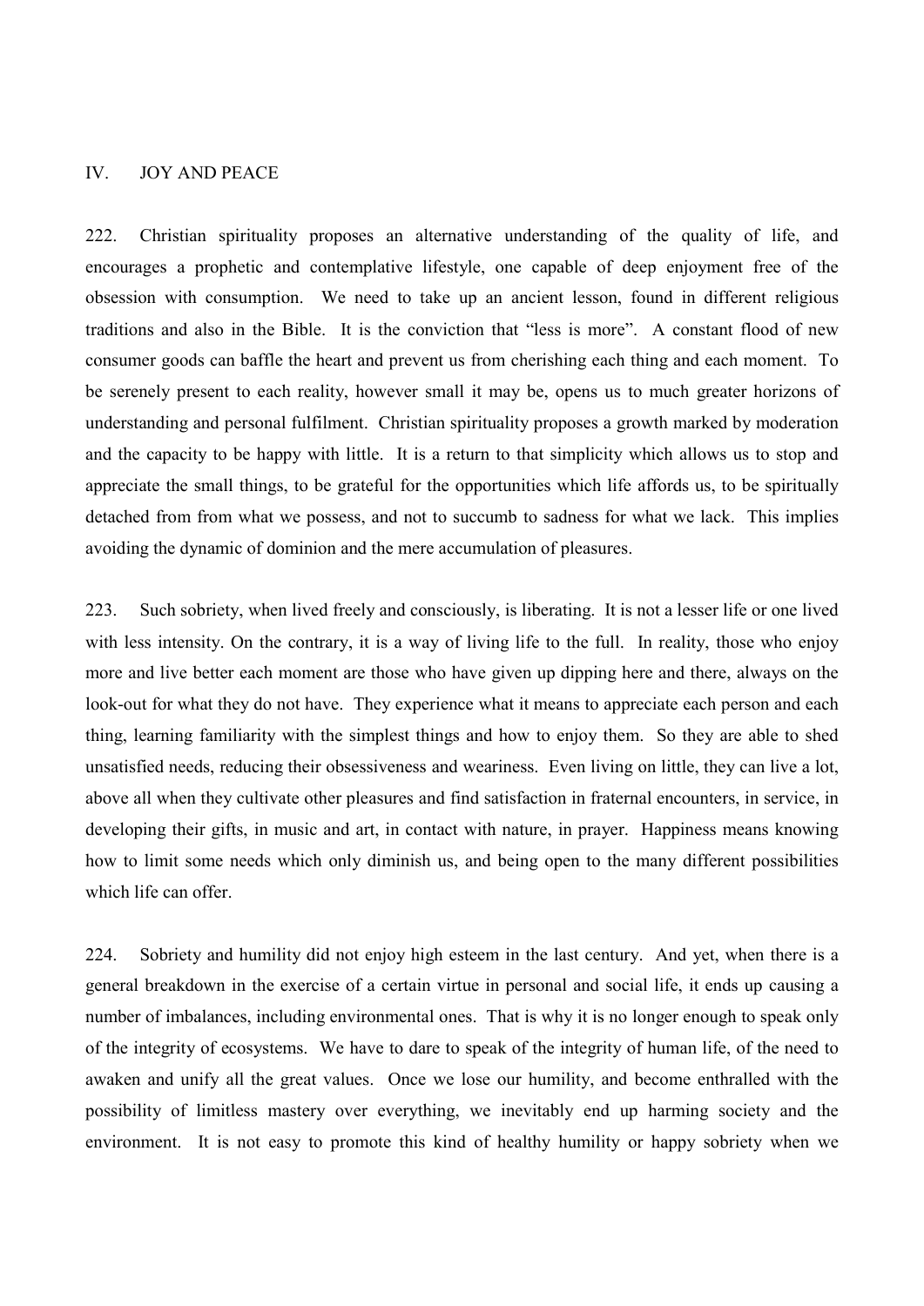## IV. JOY AND PEACE

222. Christian spirituality proposes an alternative understanding of the quality of life, and encourages a prophetic and contemplative lifestyle, one capable of deep enjoyment free of the obsession with consumption. We need to take up an ancient lesson, found in different religious traditions and also in the Bible. It is the conviction that "less is more". A constant flood of new consumer goods can baffle the heart and prevent us from cherishing each thing and each moment. To be serenely present to each reality, however small it may be, opens us to much greater horizons of understanding and personal fulfilment. Christian spirituality proposes a growth marked by moderation and the capacity to be happy with little. It is a return to that simplicity which allows us to stop and appreciate the small things, to be grateful for the opportunities which life affords us, to be spiritually detached from from what we possess, and not to succumb to sadness for what we lack. This implies avoiding the dynamic of dominion and the mere accumulation of pleasures.

223. Such sobriety, when lived freely and consciously, is liberating. It is not a lesser life or one lived with less intensity. On the contrary, it is a way of living life to the full. In reality, those who enjoy more and live better each moment are those who have given up dipping here and there, always on the look-out for what they do not have. They experience what it means to appreciate each person and each thing, learning familiarity with the simplest things and how to enjoy them. So they are able to shed unsatisfied needs, reducing their obsessiveness and weariness. Even living on little, they can live a lot, above all when they cultivate other pleasures and find satisfaction in fraternal encounters, in service, in developing their gifts, in music and art, in contact with nature, in prayer. Happiness means knowing how to limit some needs which only diminish us, and being open to the many different possibilities which life can offer.

224. Sobriety and humility did not enjoy high esteem in the last century. And yet, when there is a general breakdown in the exercise of a certain virtue in personal and social life, it ends up causing a number of imbalances, including environmental ones. That is why it is no longer enough to speak only of the integrity of ecosystems. We have to dare to speak of the integrity of human life, of the need to awaken and unify all the great values. Once we lose our humility, and become enthralled with the possibility of limitless mastery over everything, we inevitably end up harming society and the environment. It is not easy to promote this kind of healthy humility or happy sobriety when we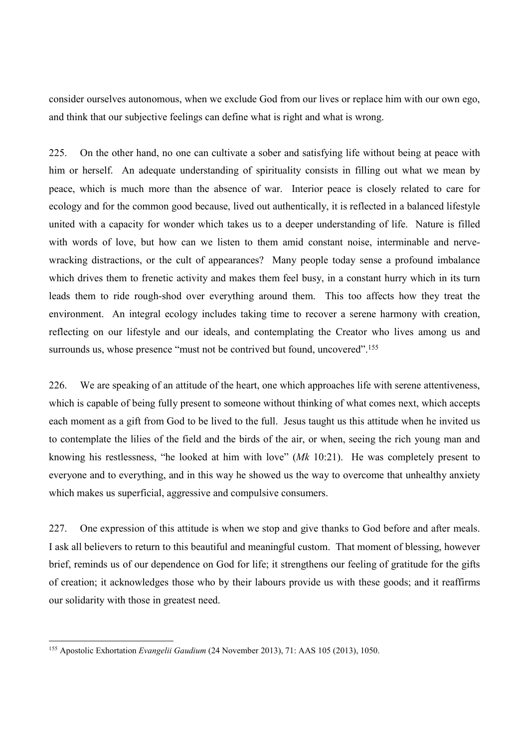consider ourselves autonomous, when we exclude God from our lives or replace him with our own ego, and think that our subjective feelings can define what is right and what is wrong.

225. On the other hand, no one can cultivate a sober and satisfying life without being at peace with him or herself. An adequate understanding of spirituality consists in filling out what we mean by peace, which is much more than the absence of war. Interior peace is closely related to care for ecology and for the common good because, lived out authentically, it is reflected in a balanced lifestyle united with a capacity for wonder which takes us to a deeper understanding of life. Nature is filled with words of love, but how can we listen to them amid constant noise, interminable and nerve-wracking distractions, or the cult of appearances? Many people today sense a profound imbalance which drives them to frenetic activity and makes them feel busy, in a constant hurry which in its turn leads them to ride rough-shod over everything around them. This too affects how they treat the environment. An integral ecology includes taking time to recover a serene harmony with creation, reflecting on our lifestyle and our ideals, and contemplating the Creator who lives among us and surrounds us, whose presence "must not be contrived but found, uncovered".[155]

226. We are speaking of an attitude of the heart, one which approaches life with serene attentiveness, which is capable of being fully present to someone without thinking of what comes next, which accepts each moment as a gift from God to be lived to the full. Jesus taught us this attitude when he invited us to contemplate the lilies of the field and the birds of the air, or when, seeing the rich young man and knowing his restlessness, "he looked at him with love" (*Mk* 10:21). He was completely present to everyone and to everything, and in this way he showed us the way to overcome that unhealthy anxiety which makes us superficial, aggressive and compulsive consumers.

227. One expression of this attitude is when we stop and give thanks to God before and after meals. I ask all believers to return to this beautiful and meaningful custom. That moment of blessing, however brief, reminds us of our dependence on God for life; it strengthens our feeling of gratitude for the gifts of creation; it acknowledges those who by their labours provide us with these goods; and it reaffirms our solidarity with those in greatest need.

---

[155] Apostolic Exhortation *Evangelii Gaudium* (24 November 2013), 71: AAS 105 (2013), 1050.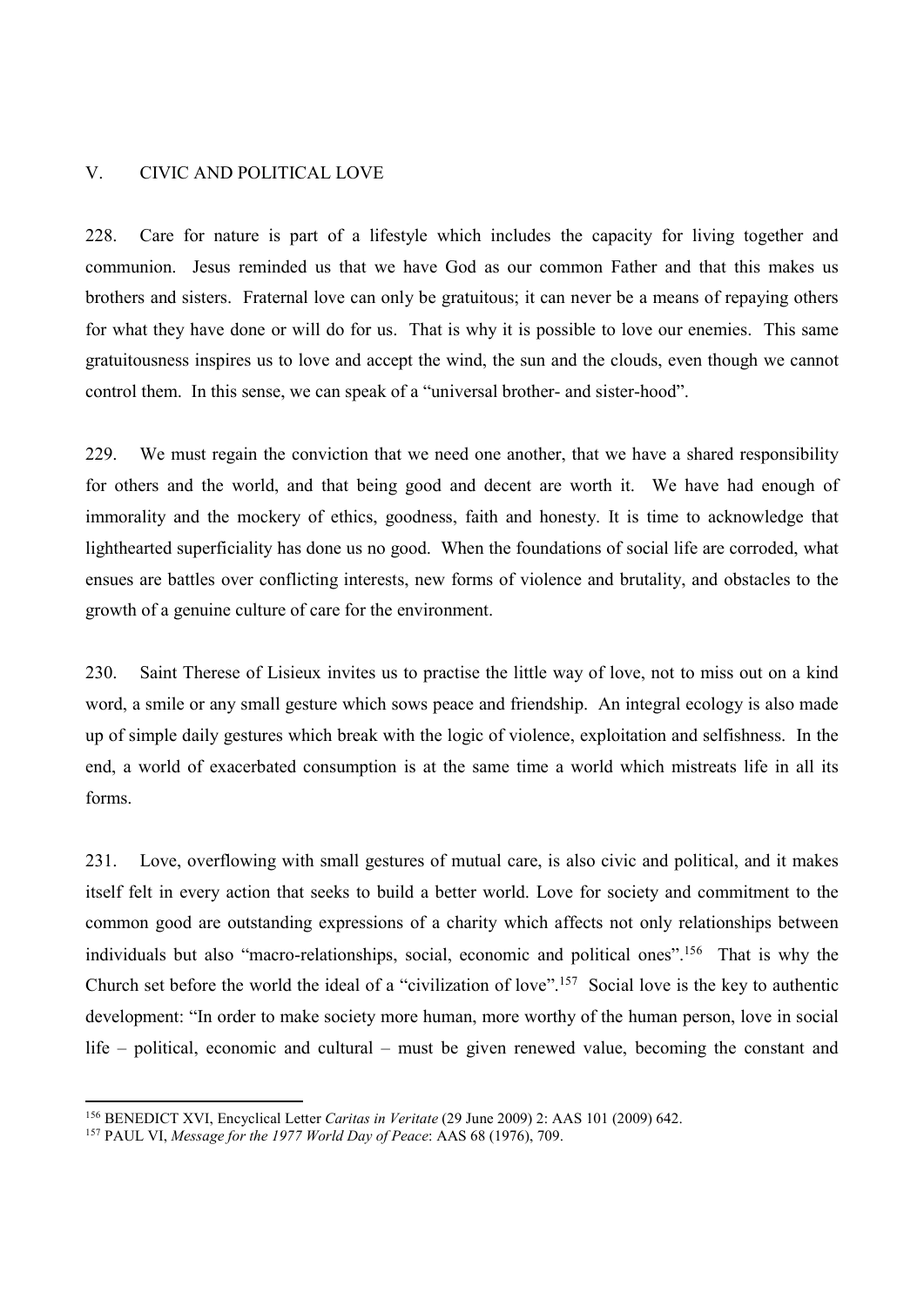## V. CIVIC AND POLITICAL LOVE

228. Care for nature is part of a lifestyle which includes the capacity for living together and communion. Jesus reminded us that we have God as our common Father and that this makes us brothers and sisters. Fraternal love can only be gratuitous; it can never be a means of repaying others for what they have done or will do for us. That is why it is possible to love our enemies. This same gratuitousness inspires us to love and accept the wind, the sun and the clouds, even though we cannot control them. In this sense, we can speak of a "universal brother- and sister-hood".

229. We must regain the conviction that we need one another, that we have a shared responsibility for others and the world, and that being good and decent are worth it. We have had enough of immorality and the mockery of ethics, goodness, faith and honesty. It is time to acknowledge that lighthearted superficiality has done us no good. When the foundations of social life are corroded, what ensues are battles over conflicting interests, new forms of violence and brutality, and obstacles to the growth of a genuine culture of care for the environment.

230. Saint Therese of Lisieux invites us to practise the little way of love, not to miss out on a kind word, a smile or any small gesture which sows peace and friendship. An integral ecology is also made up of simple daily gestures which break with the logic of violence, exploitation and selfishness. In the end, a world of exacerbated consumption is at the same time a world which mistreats life in all its forms.

231. Love, overflowing with small gestures of mutual care, is also civic and political, and it makes itself felt in every action that seeks to build a better world. Love for society and commitment to the common good are outstanding expressions of a charity which affects not only relationships between individuals but also "macro-relationships, social, economic and political ones".[156] That is why the Church set before the world the ideal of a "civilization of love".[157] Social love is the key to authentic development: "In order to make society more human, more worthy of the human person, love in social life – political, economic and cultural – must be given renewed value, becoming the constant and

---

[156] BENEDICT XVI, Encyclical Letter *Caritas in Veritate* (29 June 2009) 2: AAS 101 (2009) 642.

[157] PAUL VI, *Message for the 1977 World Day of Peace*: AAS 68 (1976), 709.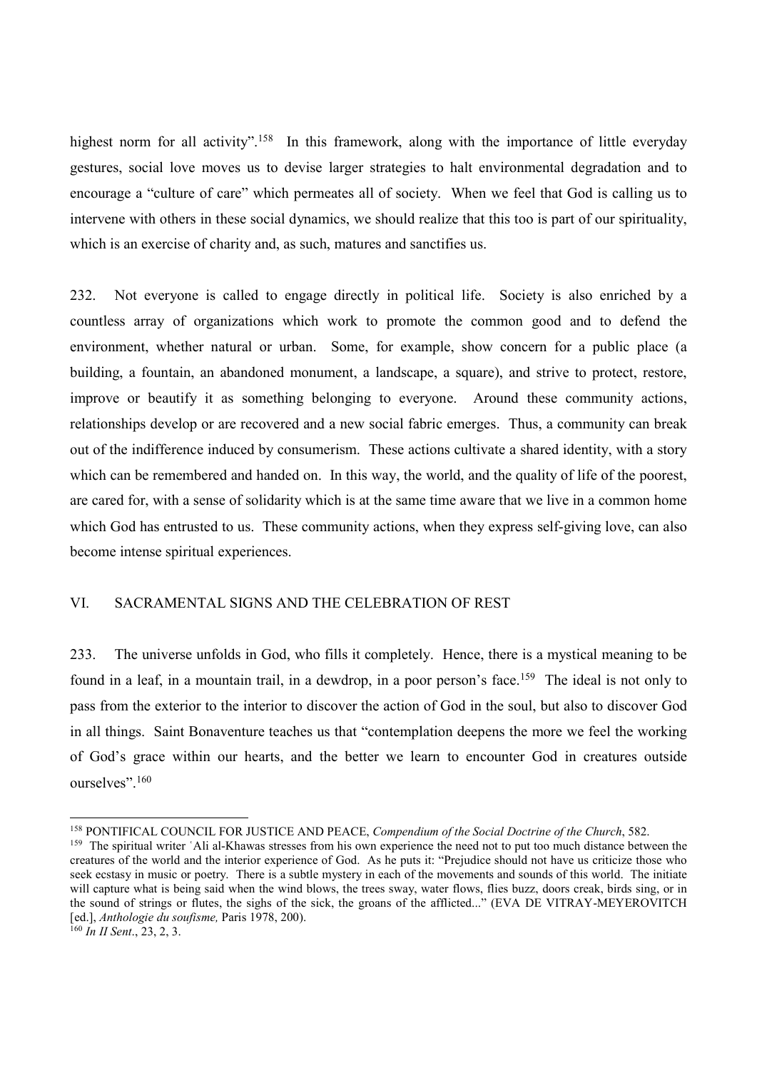highest norm for all activity".[158] In this framework, along with the importance of little everyday gestures, social love moves us to devise larger strategies to halt environmental degradation and to encourage a "culture of care" which permeates all of society. When we feel that God is calling us to intervene with others in these social dynamics, we should realize that this too is part of our spirituality, which is an exercise of charity and, as such, matures and sanctifies us.

232. Not everyone is called to engage directly in political life. Society is also enriched by a countless array of organizations which work to promote the common good and to defend the environment, whether natural or urban. Some, for example, show concern for a public place (a building, a fountain, an abandoned monument, a landscape, a square), and strive to protect, restore, improve or beautify it as something belonging to everyone. Around these community actions, relationships develop or are recovered and a new social fabric emerges. Thus, a community can break out of the indifference induced by consumerism. These actions cultivate a shared identity, with a story which can be remembered and handed on. In this way, the world, and the quality of life of the poorest, are cared for, with a sense of solidarity which is at the same time aware that we live in a common home which God has entrusted to us. These community actions, when they express self-giving love, can also become intense spiritual experiences.

## VI. SACRAMENTAL SIGNS AND THE CELEBRATION OF REST

233. The universe unfolds in God, who fills it completely. Hence, there is a mystical meaning to be found in a leaf, in a mountain trail, in a dewdrop, in a poor person's face.[159] The ideal is not only to pass from the exterior to the interior to discover the action of God in the soul, but also to discover God in all things. Saint Bonaventure teaches us that "contemplation deepens the more we feel the working of God's grace within our hearts, and the better we learn to encounter God in creatures outside ourselves".[160]

---

[158] PONTIFICAL COUNCIL FOR JUSTICE AND PEACE, *Compendium of the Social Doctrine of the Church*, 582.

[159] The spiritual writer ʿAli al-Khawas stresses from his own experience the need not to put too much distance between the creatures of the world and the interior experience of God. As he puts it: "Prejudice should not have us criticize those who seek ecstasy in music or poetry. There is a subtle mystery in each of the movements and sounds of this world. The initiate will capture what is being said when the wind blows, the trees sway, water flows, flies buzz, doors creak, birds sing, or in the sound of strings or flutes, the sighs of the sick, the groans of the afflicted..." (EVA DE VITRAY-MEYEROVITCH [ed.], *Anthologie du soufisme,* Paris 1978, 200).

[160] *In II Sent*., 23, 2, 3.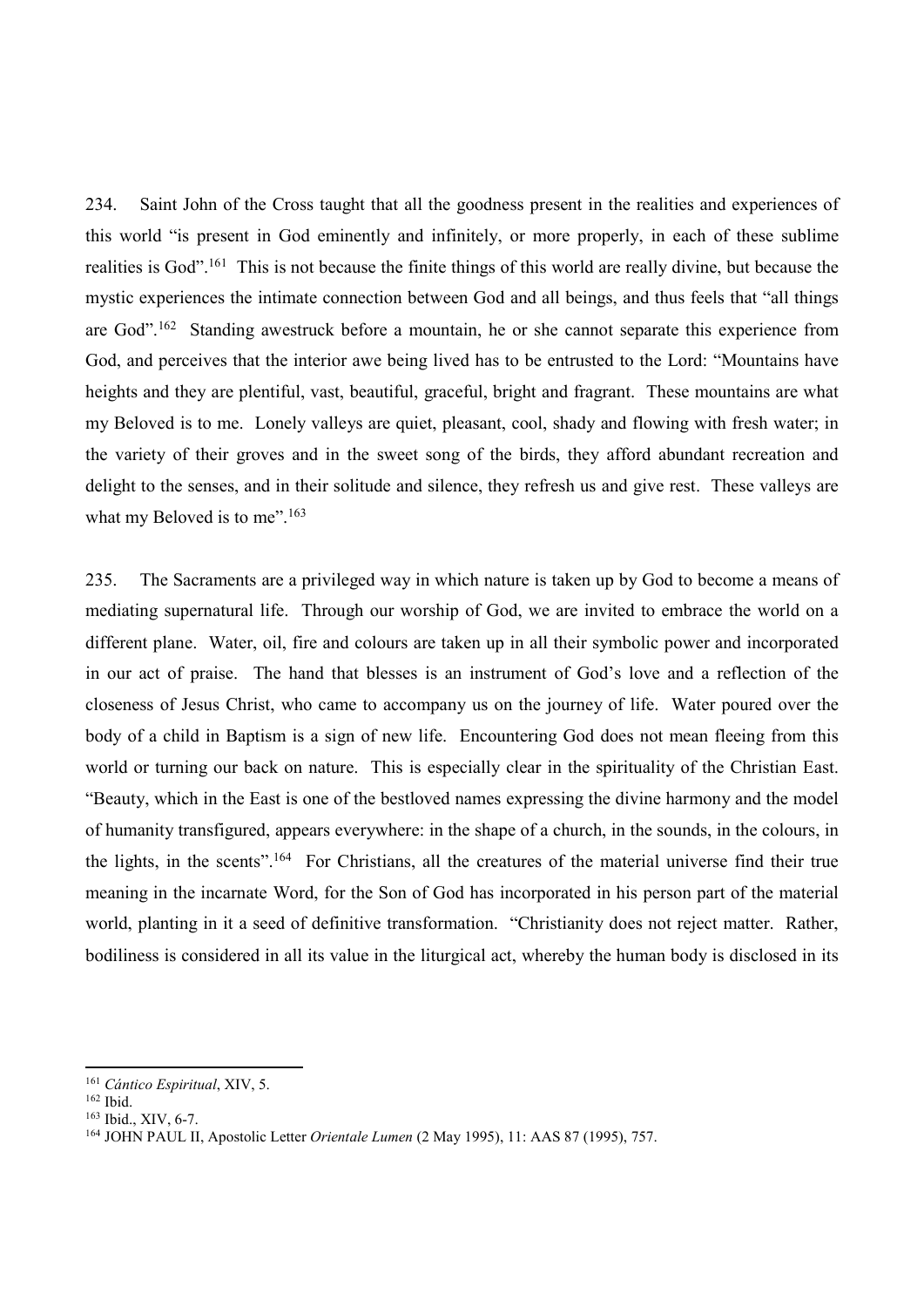234. Saint John of the Cross taught that all the goodness present in the realities and experiences of this world "is present in God eminently and infinitely, or more properly, in each of these sublime realities is God".[161] This is not because the finite things of this world are really divine, but because the mystic experiences the intimate connection between God and all beings, and thus feels that "all things are God".[162] Standing awestruck before a mountain, he or she cannot separate this experience from God, and perceives that the interior awe being lived has to be entrusted to the Lord: "Mountains have heights and they are plentiful, vast, beautiful, graceful, bright and fragrant. These mountains are what my Beloved is to me. Lonely valleys are quiet, pleasant, cool, shady and flowing with fresh water; in the variety of their groves and in the sweet song of the birds, they afford abundant recreation and delight to the senses, and in their solitude and silence, they refresh us and give rest. These valleys are what my Beloved is to me".[163]

235. The Sacraments are a privileged way in which nature is taken up by God to become a means of mediating supernatural life. Through our worship of God, we are invited to embrace the world on a different plane. Water, oil, fire and colours are taken up in all their symbolic power and incorporated in our act of praise. The hand that blesses is an instrument of God's love and a reflection of the closeness of Jesus Christ, who came to accompany us on the journey of life. Water poured over the body of a child in Baptism is a sign of new life. Encountering God does not mean fleeing from this world or turning our back on nature. This is especially clear in the spirituality of the Christian East. "Beauty, which in the East is one of the bestloved names expressing the divine harmony and the model of humanity transfigured, appears everywhere: in the shape of a church, in the sounds, in the colours, in the lights, in the scents".[164] For Christians, all the creatures of the material universe find their true meaning in the incarnate Word, for the Son of God has incorporated in his person part of the material world, planting in it a seed of definitive transformation. "Christianity does not reject matter. Rather, bodiliness is considered in all its value in the liturgical act, whereby the human body is disclosed in its

---

[161] *Cántico Espiritual*, XIV, 5.

[162] Ibid.

[163] Ibid., XIV, 6-7.

[164] JOHN PAUL II, Apostolic Letter *Orientale Lumen* (2 May 1995), 11: AAS 87 (1995), 757.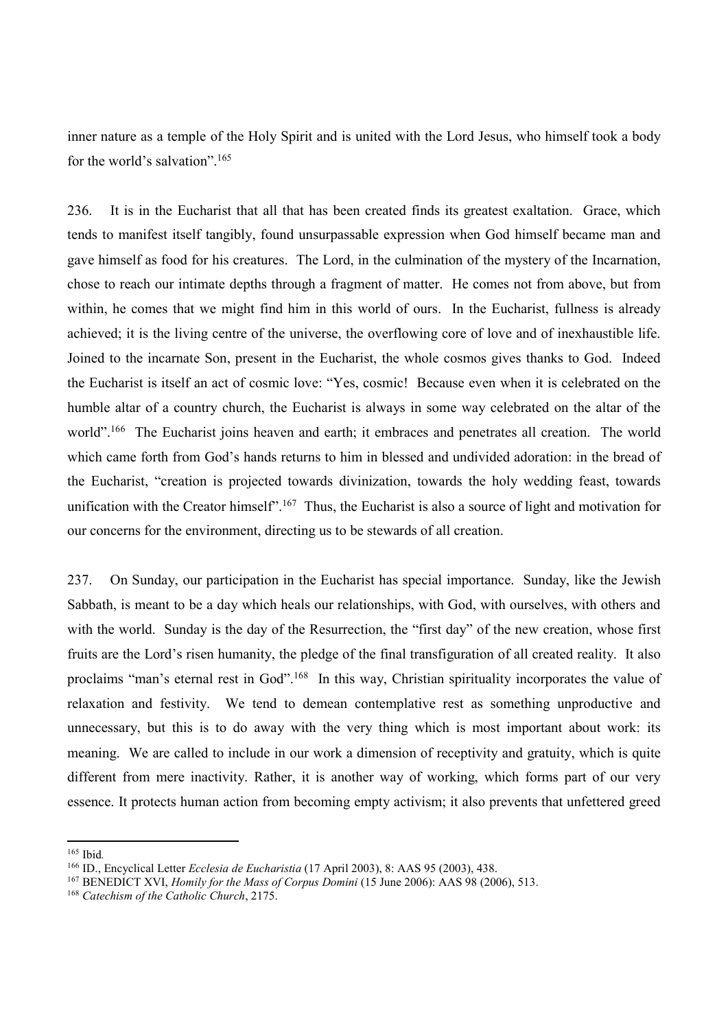inner nature as a temple of the Holy Spirit and is united with the Lord Jesus, who himself took a body for the world's salvation".[165]

236. It is in the Eucharist that all that has been created finds its greatest exaltation. Grace, which tends to manifest itself tangibly, found unsurpassable expression when God himself became man and gave himself as food for his creatures. The Lord, in the culmination of the mystery of the Incarnation, chose to reach our intimate depths through a fragment of matter. He comes not from above, but from within, he comes that we might find him in this world of ours. In the Eucharist, fullness is already achieved; it is the living centre of the universe, the overflowing core of love and of inexhaustible life. Joined to the incarnate Son, present in the Eucharist, the whole cosmos gives thanks to God. Indeed the Eucharist is itself an act of cosmic love: "Yes, cosmic! Because even when it is celebrated on the humble altar of a country church, the Eucharist is always in some way celebrated on the altar of the world".[166] The Eucharist joins heaven and earth; it embraces and penetrates all creation. The world which came forth from God's hands returns to him in blessed and undivided adoration: in the bread of the Eucharist, "creation is projected towards divinization, towards the holy wedding feast, towards unification with the Creator himself".[167] Thus, the Eucharist is also a source of light and motivation for our concerns for the environment, directing us to be stewards of all creation.

237. On Sunday, our participation in the Eucharist has special importance. Sunday, like the Jewish Sabbath, is meant to be a day which heals our relationships, with God, with ourselves, with others and with the world. Sunday is the day of the Resurrection, the "first day" of the new creation, whose first fruits are the Lord's risen humanity, the pledge of the final transfiguration of all created reality. It also proclaims "man's eternal rest in God".[168] In this way, Christian spirituality incorporates the value of relaxation and festivity. We tend to demean contemplative rest as something unproductive and unnecessary, but this is to do away with the very thing which is most important about work: its meaning. We are called to include in our work a dimension of receptivity and gratuity, which is quite different from mere inactivity. Rather, it is another way of working, which forms part of our very essence. It protects human action from becoming empty activism; it also prevents that unfettered greed

---

[165] Ibid.

[166] ID., Encyclical Letter *Ecclesia de Eucharistia* (17 April 2003), 8: AAS 95 (2003), 438.

[167] BENEDICT XVI, *Homily for the Mass of Corpus Domini* (15 June 2006): AAS 98 (2006), 513.

[168] *Catechism of the Catholic Church*, 2175.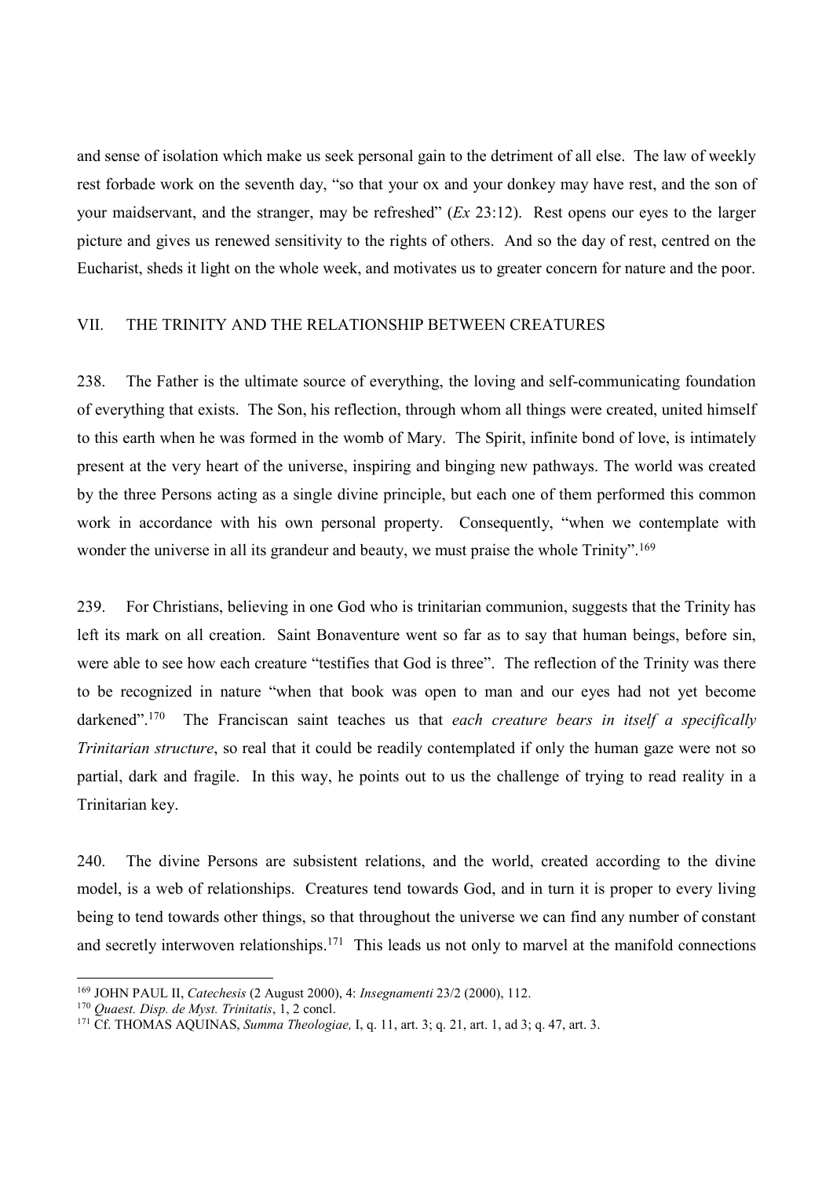and sense of isolation which make us seek personal gain to the detriment of all else. The law of weekly rest forbade work on the seventh day, "so that your ox and your donkey may have rest, and the son of your maidservant, and the stranger, may be refreshed" (*Ex* 23:12). Rest opens our eyes to the larger picture and gives us renewed sensitivity to the rights of others. And so the day of rest, centred on the Eucharist, sheds it light on the whole week, and motivates us to greater concern for nature and the poor.

## VII. THE TRINITY AND THE RELATIONSHIP BETWEEN CREATURES

238. The Father is the ultimate source of everything, the loving and self-communicating foundation of everything that exists. The Son, his reflection, through whom all things were created, united himself to this earth when he was formed in the womb of Mary. The Spirit, infinite bond of love, is intimately present at the very heart of the universe, inspiring and binging new pathways. The world was created by the three Persons acting as a single divine principle, but each one of them performed this common work in accordance with his own personal property. Consequently, "when we contemplate with wonder the universe in all its grandeur and beauty, we must praise the whole Trinity".[169]

239. For Christians, believing in one God who is trinitarian communion, suggests that the Trinity has left its mark on all creation. Saint Bonaventure went so far as to say that human beings, before sin, were able to see how each creature "testifies that God is three". The reflection of the Trinity was there to be recognized in nature "when that book was open to man and our eyes had not yet become darkened".[170] The Franciscan saint teaches us that *each creature bears in itself a specifically Trinitarian structure*, so real that it could be readily contemplated if only the human gaze were not so partial, dark and fragile. In this way, he points out to us the challenge of trying to read reality in a Trinitarian key.

240. The divine Persons are subsistent relations, and the world, created according to the divine model, is a web of relationships. Creatures tend towards God, and in turn it is proper to every living being to tend towards other things, so that throughout the universe we can find any number of constant and secretly interwoven relationships.[171] This leads us not only to marvel at the manifold connections

---

[169] JOHN PAUL II, *Catechesis* (2 August 2000), 4: *Insegnamenti* 23/2 (2000), 112.

[170] *Quaest. Disp. de Myst. Trinitatis*, 1, 2 concl.

[171] Cf. THOMAS AQUINAS, *Summa Theologiae,* I, q. 11, art. 3; q. 21, art. 1, ad 3; q. 47, art. 3.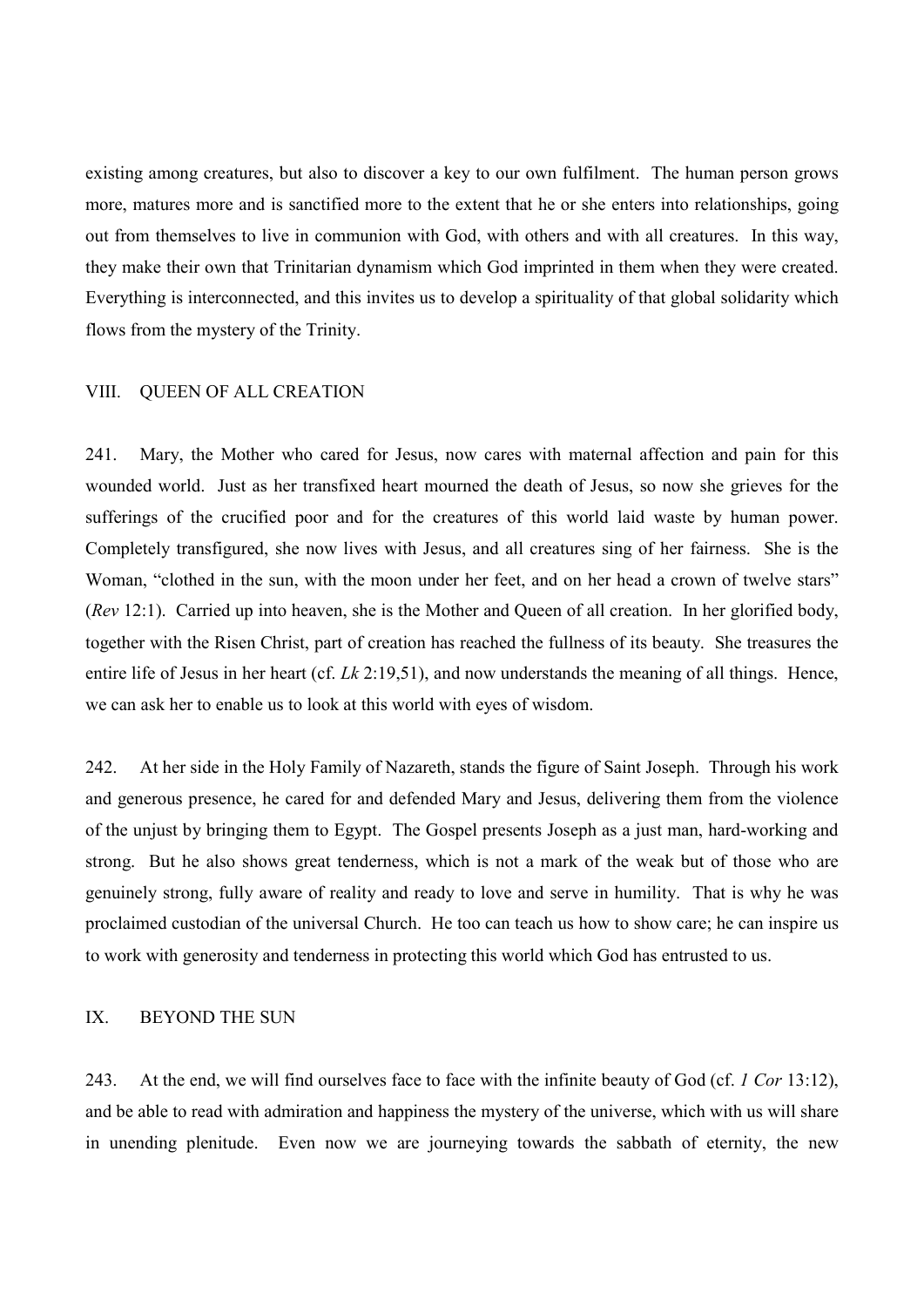existing among creatures, but also to discover a key to our own fulfilment. The human person grows more, matures more and is sanctified more to the extent that he or she enters into relationships, going out from themselves to live in communion with God, with others and with all creatures. In this way, they make their own that Trinitarian dynamism which God imprinted in them when they were created. Everything is interconnected, and this invites us to develop a spirituality of that global solidarity which flows from the mystery of the Trinity.

## VIII. QUEEN OF ALL CREATION

241. Mary, the Mother who cared for Jesus, now cares with maternal affection and pain for this wounded world. Just as her transfixed heart mourned the death of Jesus, so now she grieves for the sufferings of the crucified poor and for the creatures of this world laid waste by human power. Completely transfigured, she now lives with Jesus, and all creatures sing of her fairness. She is the Woman, "clothed in the sun, with the moon under her feet, and on her head a crown of twelve stars" (*Rev* 12:1). Carried up into heaven, she is the Mother and Queen of all creation. In her glorified body, together with the Risen Christ, part of creation has reached the fullness of its beauty. She treasures the entire life of Jesus in her heart (cf. *Lk* 2:19,51), and now understands the meaning of all things. Hence, we can ask her to enable us to look at this world with eyes of wisdom.

242. At her side in the Holy Family of Nazareth, stands the figure of Saint Joseph. Through his work and generous presence, he cared for and defended Mary and Jesus, delivering them from the violence of the unjust by bringing them to Egypt. The Gospel presents Joseph as a just man, hard-working and strong. But he also shows great tenderness, which is not a mark of the weak but of those who are genuinely strong, fully aware of reality and ready to love and serve in humility. That is why he was proclaimed custodian of the universal Church. He too can teach us how to show care; he can inspire us to work with generosity and tenderness in protecting this world which God has entrusted to us.

## IX. BEYOND THE SUN

243. At the end, we will find ourselves face to face with the infinite beauty of God (cf. *1 Cor* 13:12), and be able to read with admiration and happiness the mystery of the universe, which with us will share in unending plenitude. Even now we are journeying towards the sabbath of eternity, the new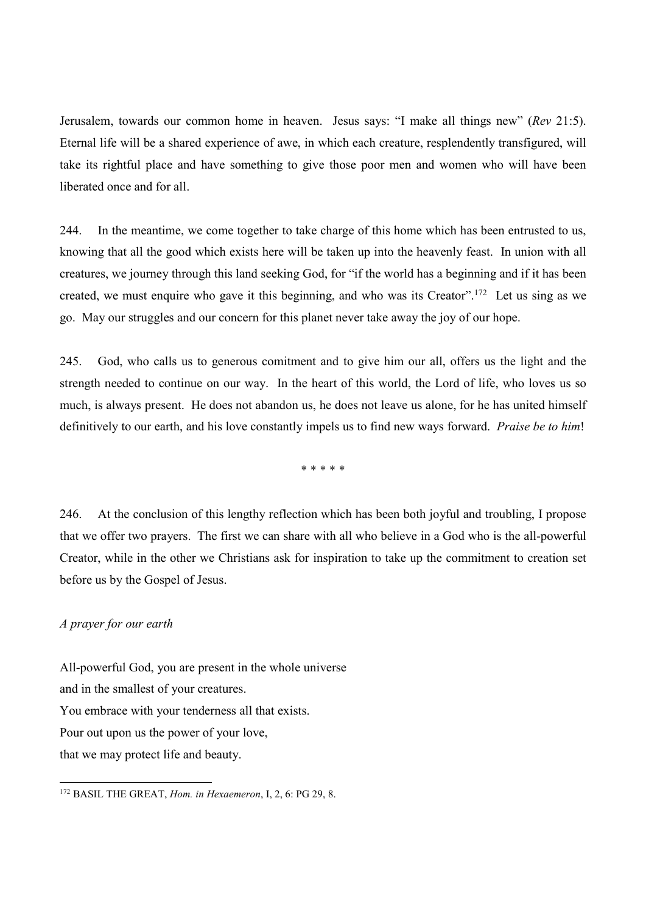Jerusalem, towards our common home in heaven. Jesus says: "I make all things new" (*Rev* 21:5). Eternal life will be a shared experience of awe, in which each creature, resplendently transfigured, will take its rightful place and have something to give those poor men and women who will have been liberated once and for all.

244. In the meantime, we come together to take charge of this home which has been entrusted to us, knowing that all the good which exists here will be taken up into the heavenly feast. In union with all creatures, we journey through this land seeking God, for "if the world has a beginning and if it has been created, we must enquire who gave it this beginning, and who was its Creator".[172] Let us sing as we go. May our struggles and our concern for this planet never take away the joy of our hope.

245. God, who calls us to generous comitment and to give him our all, offers us the light and the strength needed to continue on our way. In the heart of this world, the Lord of life, who loves us so much, is always present. He does not abandon us, he does not leave us alone, for he has united himself definitively to our earth, and his love constantly impels us to find new ways forward. *Praise be to him*!

* * * * *

246. At the conclusion of this lengthy reflection which has been both joyful and troubling, I propose that we offer two prayers. The first we can share with all who believe in a God who is the all-powerful Creator, while in the other we Christians ask for inspiration to take up the commitment to creation set before us by the Gospel of Jesus.

*A prayer for our earth*

All-powerful God, you are present in the whole universe  
and in the smallest of your creatures.  
You embrace with your tenderness all that exists.  
Pour out upon us the power of your love,  
that we may protect life and beauty.

---

[172] BASIL THE GREAT, *Hom. in Hexaemeron*, I, 2, 6: PG 29, 8.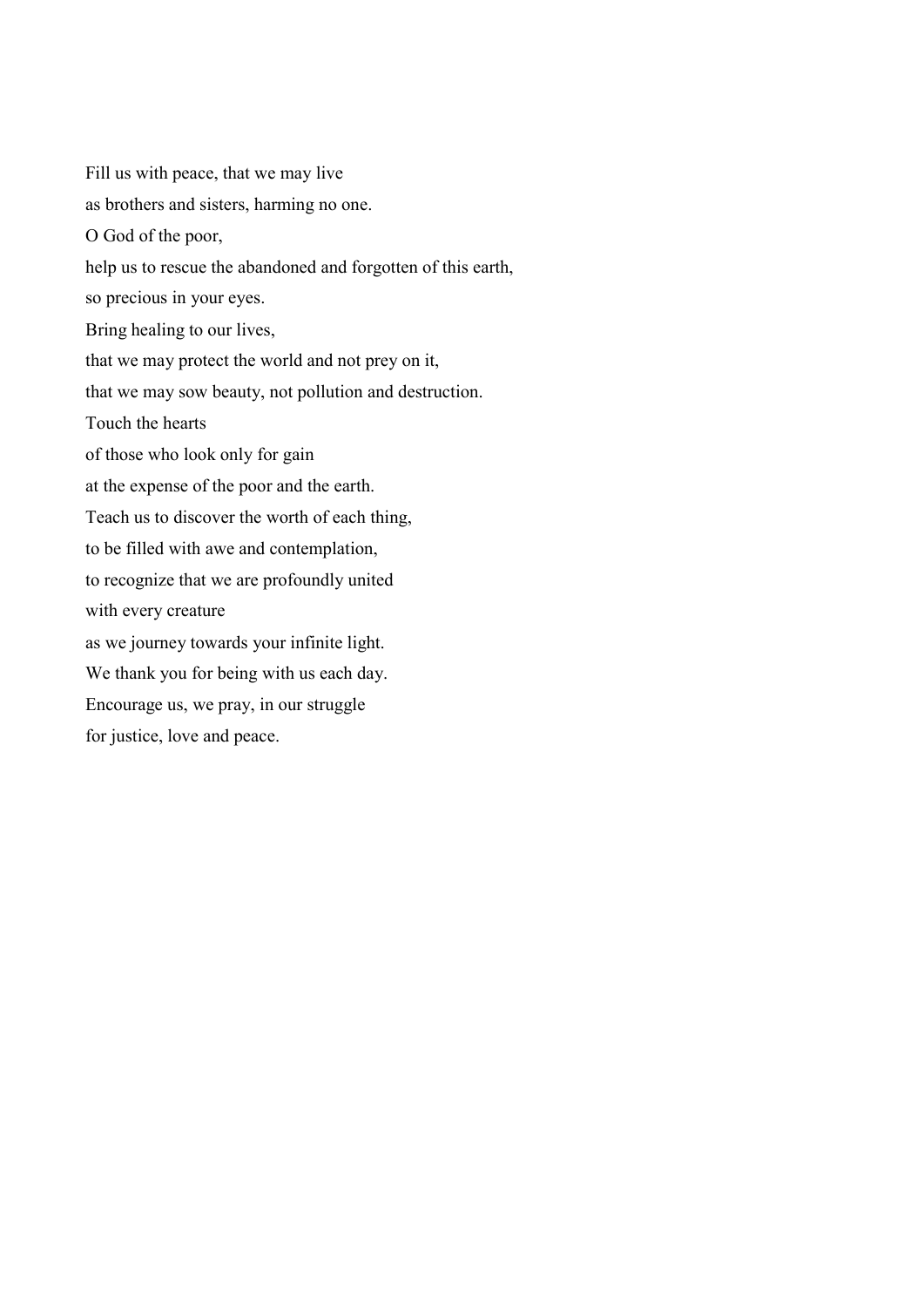Fill us with peace, that we may live  
as brothers and sisters, harming no one.  
O God of the poor,  
help us to rescue the abandoned and forgotten of this earth,  
so precious in your eyes.  
Bring healing to our lives,  
that we may protect the world and not prey on it,  
that we may sow beauty, not pollution and destruction.  
Touch the hearts  
of those who look only for gain  
at the expense of the poor and the earth.  
Teach us to discover the worth of each thing,  
to be filled with awe and contemplation,  
to recognize that we are profoundly united  
with every creature  
as we journey towards your infinite light.  
We thank you for being with us each day.  
Encourage us, we pray, in our struggle  
for justice, love and peace.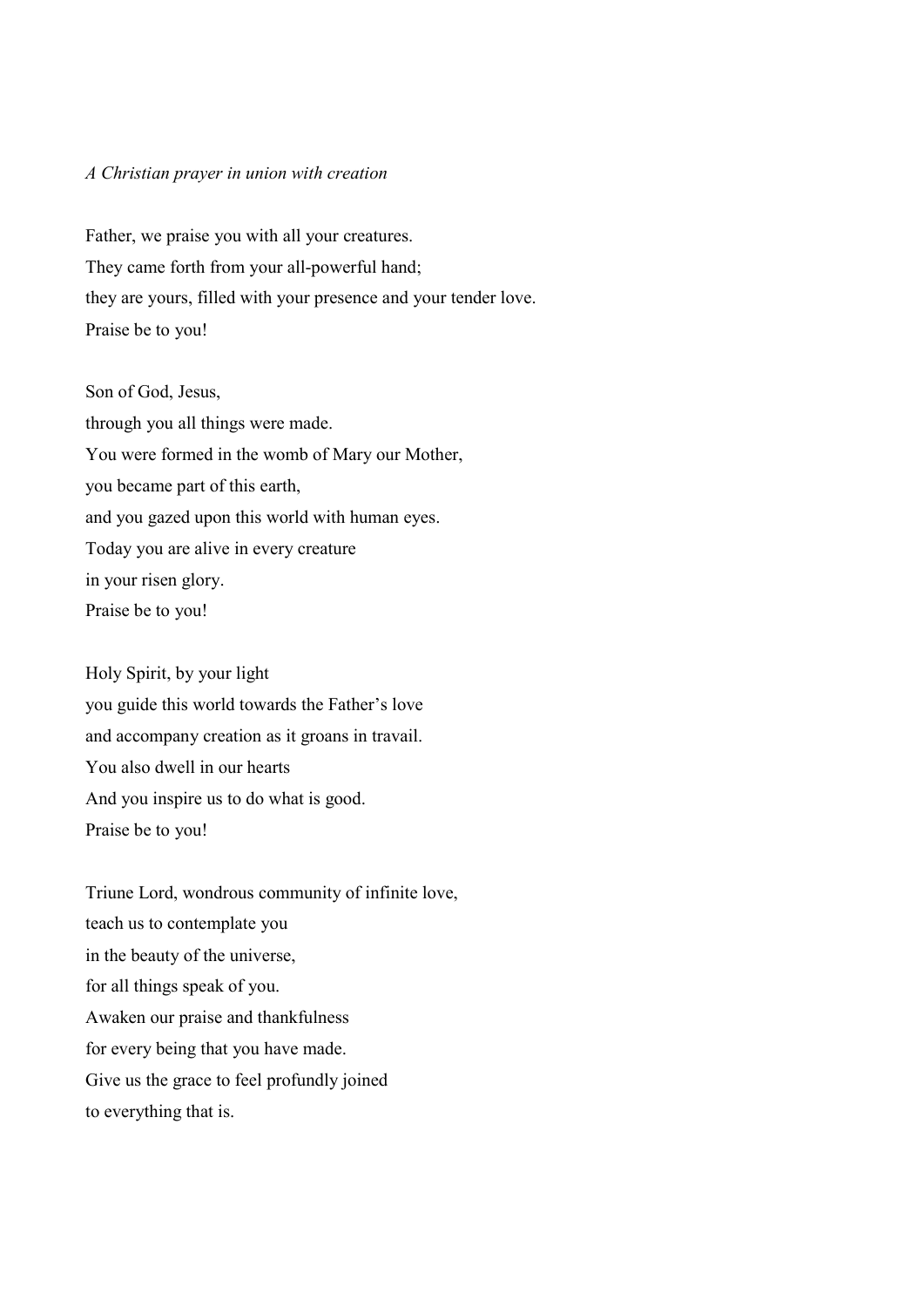*A Christian prayer in union with creation*

Father, we praise you with all your creatures.  
They came forth from your all-powerful hand;  
they are yours, filled with your presence and your tender love.  
Praise be to you!

Son of God, Jesus,  
through you all things were made.  
You were formed in the womb of Mary our Mother,  
you became part of this earth,  
and you gazed upon this world with human eyes.  
Today you are alive in every creature  
in your risen glory.  
Praise be to you!

Holy Spirit, by your light  
you guide this world towards the Father's love  
and accompany creation as it groans in travail.  
You also dwell in our hearts  
And you inspire us to do what is good.  
Praise be to you!

Triune Lord, wondrous community of infinite love,  
teach us to contemplate you  
in the beauty of the universe,  
for all things speak of you.  
Awaken our praise and thankfulness  
for every being that you have made.  
Give us the grace to feel profundly joined  
to everything that is.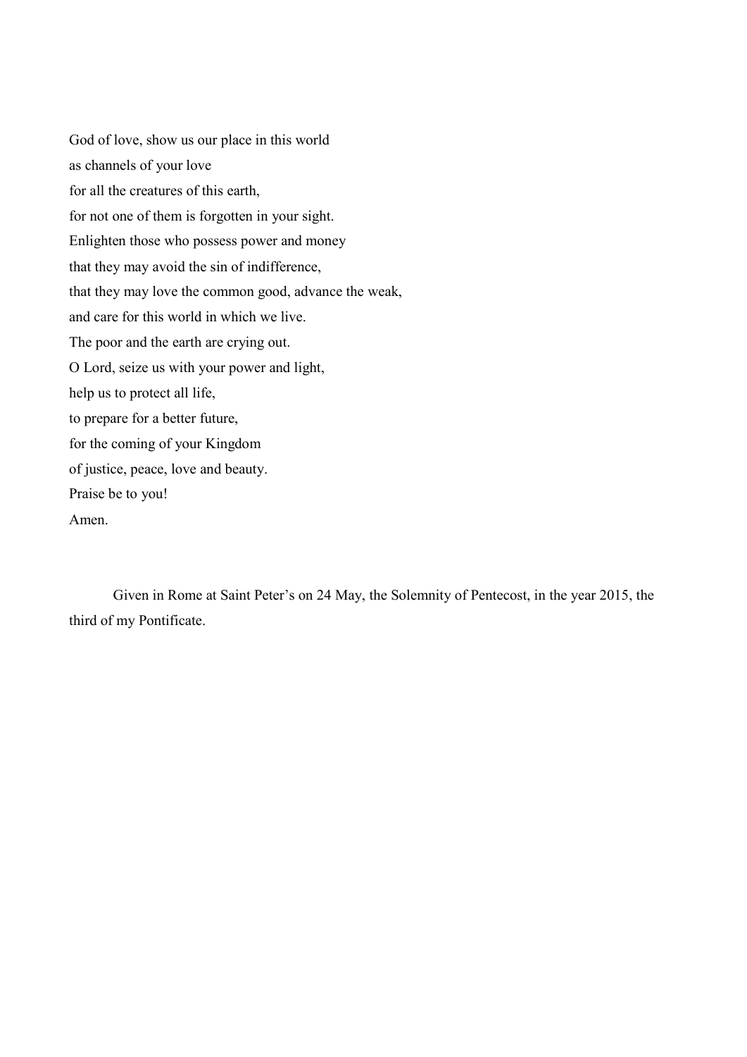God of love, show us our place in this world  
as channels of your love  
for all the creatures of this earth,  
for not one of them is forgotten in your sight.  
Enlighten those who possess power and money  
that they may avoid the sin of indifference,  
that they may love the common good, advance the weak,  
and care for this world in which we live.  
The poor and the earth are crying out.  
O Lord, seize us with your power and light,  
help us to protect all life,  
to prepare for a better future,  
for the coming of your Kingdom  
of justice, peace, love and beauty.  
Praise be to you!  
Amen.

Given in Rome at Saint Peter's on 24 May, the Solemnity of Pentecost, in the year 2015, the third of my Pontificate.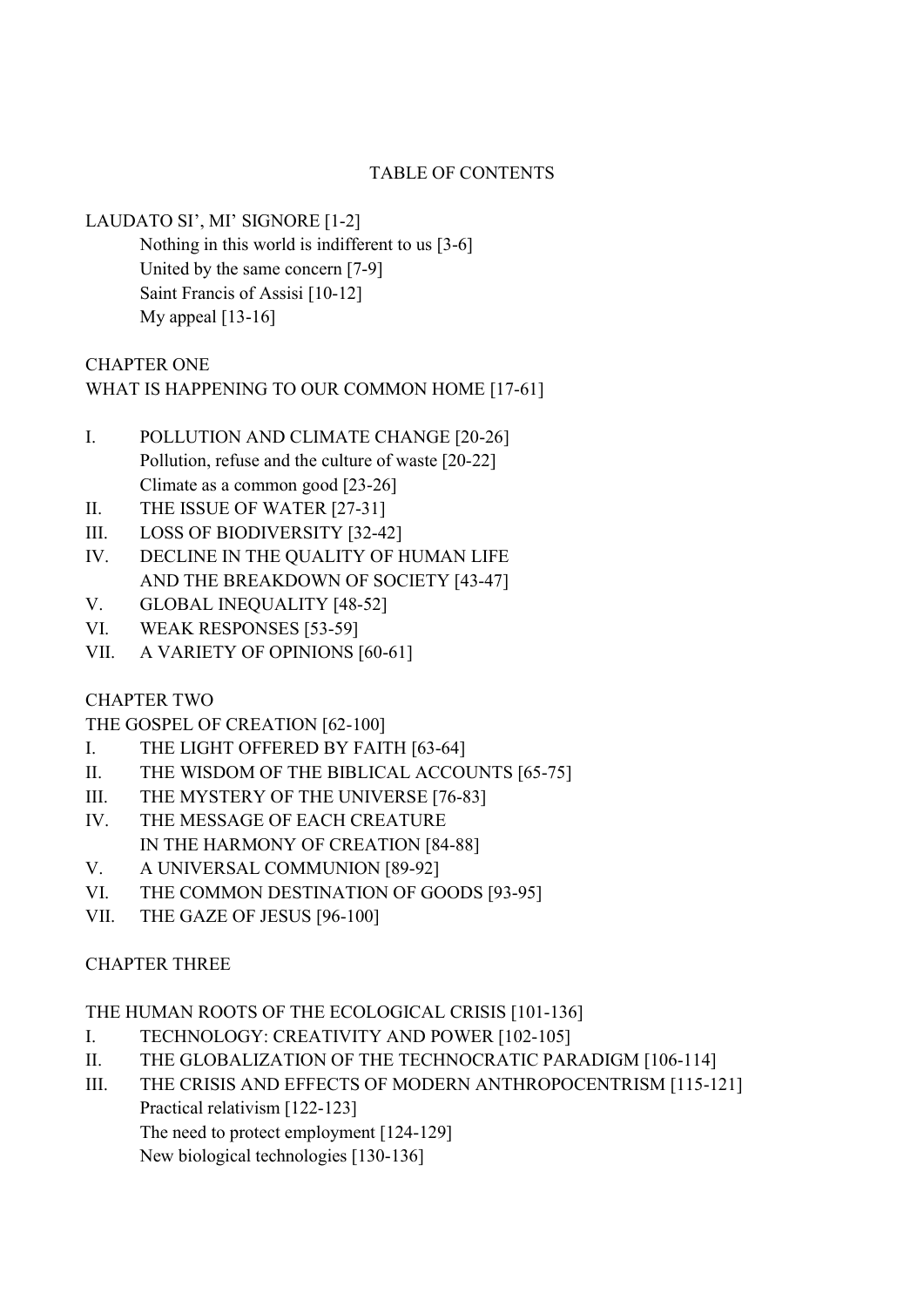# TABLE OF CONTENTS

LAUDATO SI', MI' SIGNORE [1-2]
- Nothing in this world is indifferent to us [3-6]
- United by the same concern [7-9]
- Saint Francis of Assisi [10-12]
- My appeal [13-16]

## CHAPTER ONE
## WHAT IS HAPPENING TO OUR COMMON HOME [17-61]

I. POLLUTION AND CLIMATE CHANGE [20-26]
- Pollution, refuse and the culture of waste [20-22]
- Climate as a common good [23-26]

II. THE ISSUE OF WATER [27-31]

III. LOSS OF BIODIVERSITY [32-42]

IV. DECLINE IN THE QUALITY OF HUMAN LIFE AND THE BREAKDOWN OF SOCIETY [43-47]

V. GLOBAL INEQUALITY [48-52]

VI. WEAK RESPONSES [53-59]

VII. A VARIETY OF OPINIONS [60-61]

## CHAPTER TWO
## THE GOSPEL OF CREATION [62-100]

I. THE LIGHT OFFERED BY FAITH [63-64]

II. THE WISDOM OF THE BIBLICAL ACCOUNTS [65-75]

III. THE MYSTERY OF THE UNIVERSE [76-83]

IV. THE MESSAGE OF EACH CREATURE IN THE HARMONY OF CREATION [84-88]

V. A UNIVERSAL COMMUNION [89-92]

VI. THE COMMON DESTINATION OF GOODS [93-95]

VII. THE GAZE OF JESUS [96-100]

## CHAPTER THREE

## THE HUMAN ROOTS OF THE ECOLOGICAL CRISIS [101-136]

I. TECHNOLOGY: CREATIVITY AND POWER [102-105]

II. THE GLOBALIZATION OF THE TECHNOCRATIC PARADIGM [106-114]

III. THE CRISIS AND EFFECTS OF MODERN ANTHROPOCENTRISM [115-121]
- Practical relativism [122-123]
- The need to protect employment [124-129]
- New biological technologies [130-136]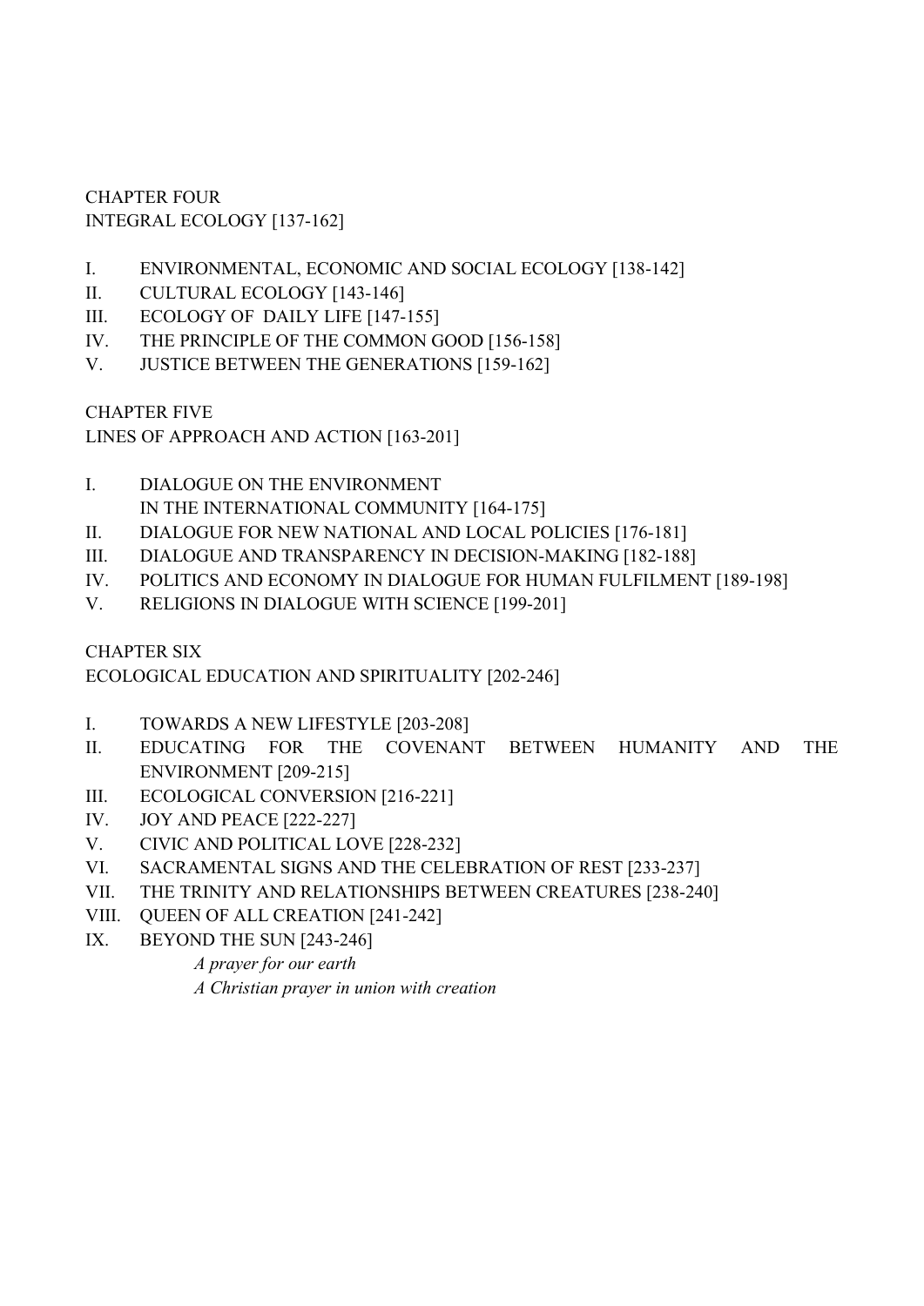CHAPTER FOUR
INTEGRAL ECOLOGY [137-162]

I. ENVIRONMENTAL, ECONOMIC AND SOCIAL ECOLOGY [138-142]
II. CULTURAL ECOLOGY [143-146]
III. ECOLOGY OF DAILY LIFE [147-155]
IV. THE PRINCIPLE OF THE COMMON GOOD [156-158]
V. JUSTICE BETWEEN THE GENERATIONS [159-162]

CHAPTER FIVE
LINES OF APPROACH AND ACTION [163-201]

I. DIALOGUE ON THE ENVIRONMENT IN THE INTERNATIONAL COMMUNITY [164-175]
II. DIALOGUE FOR NEW NATIONAL AND LOCAL POLICIES [176-181]
III. DIALOGUE AND TRANSPARENCY IN DECISION-MAKING [182-188]
IV. POLITICS AND ECONOMY IN DIALOGUE FOR HUMAN FULFILMENT [189-198]
V. RELIGIONS IN DIALOGUE WITH SCIENCE [199-201]

CHAPTER SIX
ECOLOGICAL EDUCATION AND SPIRITUALITY [202-246]

I. TOWARDS A NEW LIFESTYLE [203-208]
II. EDUCATING FOR THE COVENANT BETWEEN HUMANITY AND THE ENVIRONMENT [209-215]
III. ECOLOGICAL CONVERSION [216-221]
IV. JOY AND PEACE [222-227]
V. CIVIC AND POLITICAL LOVE [228-232]
VI. SACRAMENTAL SIGNS AND THE CELEBRATION OF REST [233-237]
VII. THE TRINITY AND RELATIONSHIPS BETWEEN CREATURES [238-240]
VIII. QUEEN OF ALL CREATION [241-242]
IX. BEYOND THE SUN [243-246]
   *A prayer for our earth*
   *A Christian prayer in union with creation*